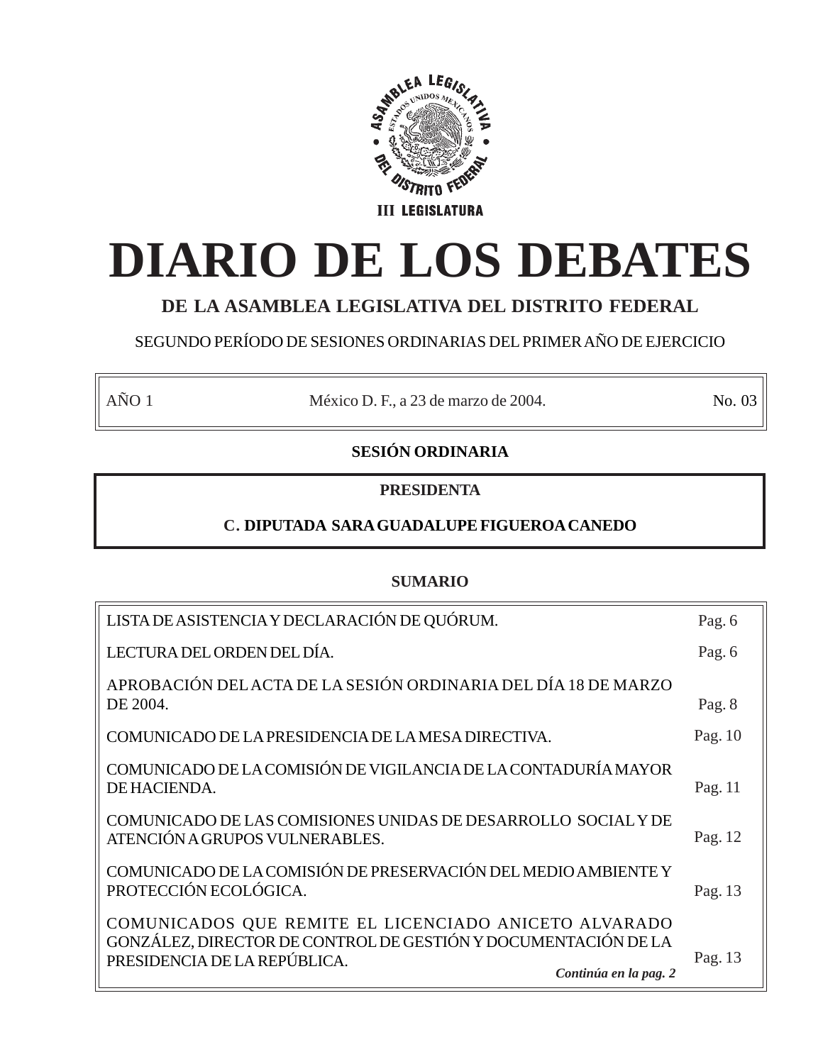ASAMBLEA LEGISLATIVA DEL DISTRITO FEDERAL

ESTADOS UNIDOS MEXICANOS

III LEGISLATURA

# DIARIO DE LOS DEBATES

## DE LA ASAMBLEA LEGISLATIVA DEL DISTRITO FEDERAL

SEGUNDO PERÍODO DE SESIONES ORDINARIAS DEL PRIMER AÑO DE EJERCICIO

| AÑO 1 | México D. F., a 23 de marzo de 2004. | No. 03 |
|---|---|---|

**SESIÓN ORDINARIA**

**PRESIDENTA**

**C. DIPUTADA SARA GUADALUPE FIGUEROA CANEDO**

**SUMARIO**

| | |
|---|---|
| LISTA DE ASISTENCIA Y DECLARACIÓN DE QUÓRUM. | Pag. 6 |
| LECTURA DEL ORDEN DEL DÍA. | Pag. 6 |
| APROBACIÓN DEL ACTA DE LA SESIÓN ORDINARIA DEL DÍA 18 DE MARZO DE 2004. | Pag. 8 |
| COMUNICADO DE LA PRESIDENCIA DE LA MESA DIRECTIVA. | Pag. 10 |
| COMUNICADO DE LA COMISIÓN DE VIGILANCIA DE LA CONTADURÍA MAYOR DE HACIENDA. | Pag. 11 |
| COMUNICADO DE LAS COMISIONES UNIDAS DE DESARROLLO SOCIAL Y DE ATENCIÓN A GRUPOS VULNERABLES. | Pag. 12 |
| COMUNICADO DE LA COMISIÓN DE PRESERVACIÓN DEL MEDIO AMBIENTE Y PROTECCIÓN ECOLÓGICA. | Pag. 13 |
| COMUNICADOS QUE REMITE EL LICENCIADO ANICETO ALVARADO GONZÁLEZ, DIRECTOR DE CONTROL DE GESTIÓN Y DOCUMENTACIÓN DE LA PRESIDENCIA DE LA REPÚBLICA. | Pag. 13 |

***Continúa en la pag. 2***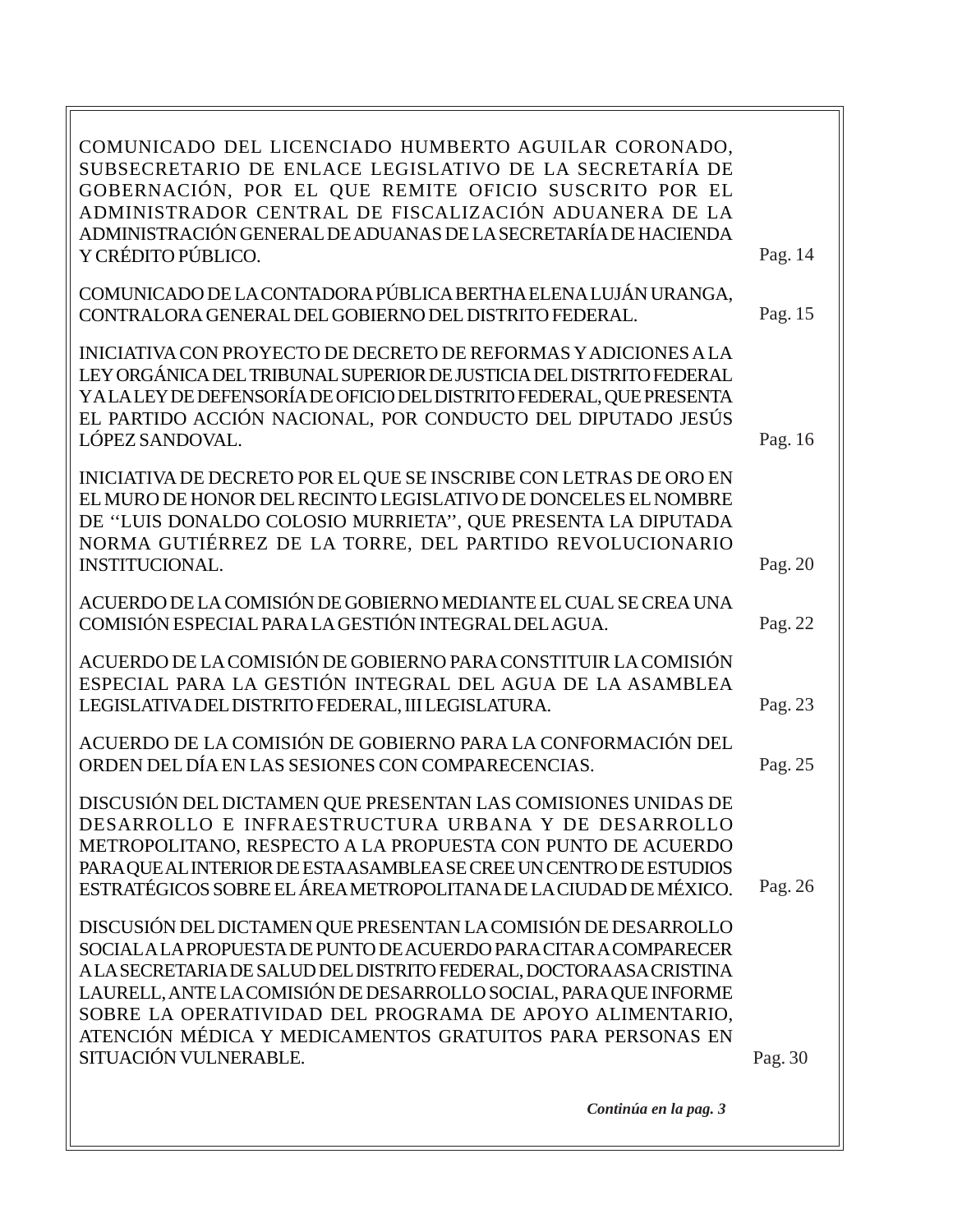COMUNICADO DEL LICENCIADO HUMBERTO AGUILAR CORONADO, SUBSECRETARIO DE ENLACE LEGISLATIVO DE LA SECRETARÍA DE GOBERNACIÓN, POR EL QUE REMITE OFICIO SUSCRITO POR EL ADMINISTRADOR CENTRAL DE FISCALIZACIÓN ADUANERA DE LA ADMINISTRACIÓN GENERAL DE ADUANAS DE LA SECRETARÍA DE HACIENDA Y CRÉDITO PÚBLICO. Pag. 14

COMUNICADO DE LA CONTADORA PÚBLICA BERTHA ELENA LUJÁN URANGA, CONTRALORA GENERAL DEL GOBIERNO DEL DISTRITO FEDERAL. Pag. 15

INICIATIVA CON PROYECTO DE DECRETO DE REFORMAS Y ADICIONES A LA LEY ORGÁNICA DEL TRIBUNAL SUPERIOR DE JUSTICIA DEL DISTRITO FEDERAL Y A LA LEY DE DEFENSORÍA DE OFICIO DEL DISTRITO FEDERAL, QUE PRESENTA EL PARTIDO ACCIÓN NACIONAL, POR CONDUCTO DEL DIPUTADO JESÚS LÓPEZ SANDOVAL. Pag. 16

INICIATIVA DE DECRETO POR EL QUE SE INSCRIBE CON LETRAS DE ORO EN EL MURO DE HONOR DEL RECINTO LEGISLATIVO DE DONCELES EL NOMBRE DE ''LUIS DONALDO COLOSIO MURRIETA'', QUE PRESENTA LA DIPUTADA NORMA GUTIÉRREZ DE LA TORRE, DEL PARTIDO REVOLUCIONARIO INSTITUCIONAL. Pag. 20

ACUERDO DE LA COMISIÓN DE GOBIERNO MEDIANTE EL CUAL SE CREA UNA COMISIÓN ESPECIAL PARA LA GESTIÓN INTEGRAL DEL AGUA. Pag. 22

ACUERDO DE LA COMISIÓN DE GOBIERNO PARA CONSTITUIR LA COMISIÓN ESPECIAL PARA LA GESTIÓN INTEGRAL DEL AGUA DE LA ASAMBLEA LEGISLATIVA DEL DISTRITO FEDERAL, III LEGISLATURA. Pag. 23

ACUERDO DE LA COMISIÓN DE GOBIERNO PARA LA CONFORMACIÓN DEL ORDEN DEL DÍA EN LAS SESIONES CON COMPARECENCIAS. Pag. 25

DISCUSIÓN DEL DICTAMEN QUE PRESENTAN LAS COMISIONES UNIDAS DE DESARROLLO E INFRAESTRUCTURA URBANA Y DE DESARROLLO METROPOLITANO, RESPECTO A LA PROPUESTA CON PUNTO DE ACUERDO PARA QUE AL INTERIOR DE ESTA ASAMBLEA SE CREE UN CENTRO DE ESTUDIOS ESTRATÉGICOS SOBRE EL ÁREA METROPOLITANA DE LA CIUDAD DE MÉXICO. Pag. 26

DISCUSIÓN DEL DICTAMEN QUE PRESENTAN LA COMISIÓN DE DESARROLLO SOCIAL A LA PROPUESTA DE PUNTO DE ACUERDO PARA CITAR A COMPARECER A LA SECRETARIA DE SALUD DEL DISTRITO FEDERAL, DOCTORA ASA CRISTINA LAURELL, ANTE LA COMISIÓN DE DESARROLLO SOCIAL, PARA QUE INFORME SOBRE LA OPERATIVIDAD DEL PROGRAMA DE APOYO ALIMENTARIO, ATENCIÓN MÉDICA Y MEDICAMENTOS GRATUITOS PARA PERSONAS EN SITUACIÓN VULNERABLE. Pag. 30

***Continúa en la pag. 3***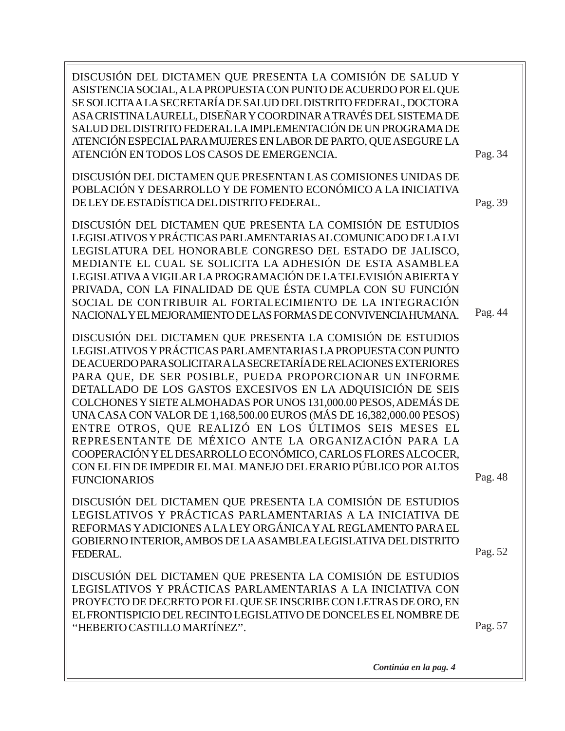DISCUSIÓN DEL DICTAMEN QUE PRESENTA LA COMISIÓN DE SALUD Y ASISTENCIA SOCIAL, A LA PROPUESTA CON PUNTO DE ACUERDO POR EL QUE SE SOLICITA A LA SECRETARÍA DE SALUD DEL DISTRITO FEDERAL, DOCTORA ASA CRISTINA LAURELL, DISEÑAR Y COORDINAR A TRAVÉS DEL SISTEMA DE SALUD DEL DISTRITO FEDERAL LA IMPLEMENTACIÓN DE UN PROGRAMA DE ATENCIÓN ESPECIAL PARA MUJERES EN LABOR DE PARTO, QUE ASEGURE LA ATENCIÓN EN TODOS LOS CASOS DE EMERGENCIA. Pag. 34

DISCUSIÓN DEL DICTAMEN QUE PRESENTAN LAS COMISIONES UNIDAS DE POBLACIÓN Y DESARROLLO Y DE FOMENTO ECONÓMICO A LA INICIATIVA DE LEY DE ESTADÍSTICA DEL DISTRITO FEDERAL. Pag. 39

DISCUSIÓN DEL DICTAMEN QUE PRESENTA LA COMISIÓN DE ESTUDIOS LEGISLATIVOS Y PRÁCTICAS PARLAMENTARIAS AL COMUNICADO DE LA LVI LEGISLATURA DEL HONORABLE CONGRESO DEL ESTADO DE JALISCO, MEDIANTE EL CUAL SE SOLICITA LA ADHESIÓN DE ESTA ASAMBLEA LEGISLATIVA A VIGILAR LA PROGRAMACIÓN DE LA TELEVISIÓN ABIERTA Y PRIVADA, CON LA FINALIDAD DE QUE ÉSTA CUMPLA CON SU FUNCIÓN SOCIAL DE CONTRIBUIR AL FORTALECIMIENTO DE LA INTEGRACIÓN NACIONAL Y EL MEJORAMIENTO DE LAS FORMAS DE CONVIVENCIA HUMANA. Pag. 44

DISCUSIÓN DEL DICTAMEN QUE PRESENTA LA COMISIÓN DE ESTUDIOS LEGISLATIVOS Y PRÁCTICAS PARLAMENTARIAS LA PROPUESTA CON PUNTO DE ACUERDO PARA SOLICITAR A LA SECRETARÍA DE RELACIONES EXTERIORES PARA QUE, DE SER POSIBLE, PUEDA PROPORCIONAR UN INFORME DETALLADO DE LOS GASTOS EXCESIVOS EN LA ADQUISICIÓN DE SEIS COLCHONES Y SIETE ALMOHADAS POR UNOS 131,000.00 PESOS, ADEMÁS DE UNA CASA CON VALOR DE 1,168,500.00 EUROS (MÁS DE 16,382,000.00 PESOS) ENTRE OTROS, QUE REALIZÓ EN LOS ÚLTIMOS SEIS MESES EL REPRESENTANTE DE MÉXICO ANTE LA ORGANIZACIÓN PARA LA COOPERACIÓN Y EL DESARROLLO ECONÓMICO, CARLOS FLORES ALCOCER, CON EL FIN DE IMPEDIR EL MAL MANEJO DEL ERARIO PÚBLICO POR ALTOS FUNCIONARIOS Pag. 48

DISCUSIÓN DEL DICTAMEN QUE PRESENTA LA COMISIÓN DE ESTUDIOS LEGISLATIVOS Y PRÁCTICAS PARLAMENTARIAS A LA INICIATIVA DE REFORMAS Y ADICIONES A LA LEY ORGÁNICA Y AL REGLAMENTO PARA EL GOBIERNO INTERIOR, AMBOS DE LA ASAMBLEA LEGISLATIVA DEL DISTRITO FEDERAL. Pag. 52

DISCUSIÓN DEL DICTAMEN QUE PRESENTA LA COMISIÓN DE ESTUDIOS LEGISLATIVOS Y PRÁCTICAS PARLAMENTARIAS A LA INICIATIVA CON PROYECTO DE DECRETO POR EL QUE SE INSCRIBE CON LETRAS DE ORO, EN EL FRONTISPICIO DEL RECINTO LEGISLATIVO DE DONCELES EL NOMBRE DE ''HEBERTO CASTILLO MARTÍNEZ''. Pag. 57

***Continúa en la pag. 4***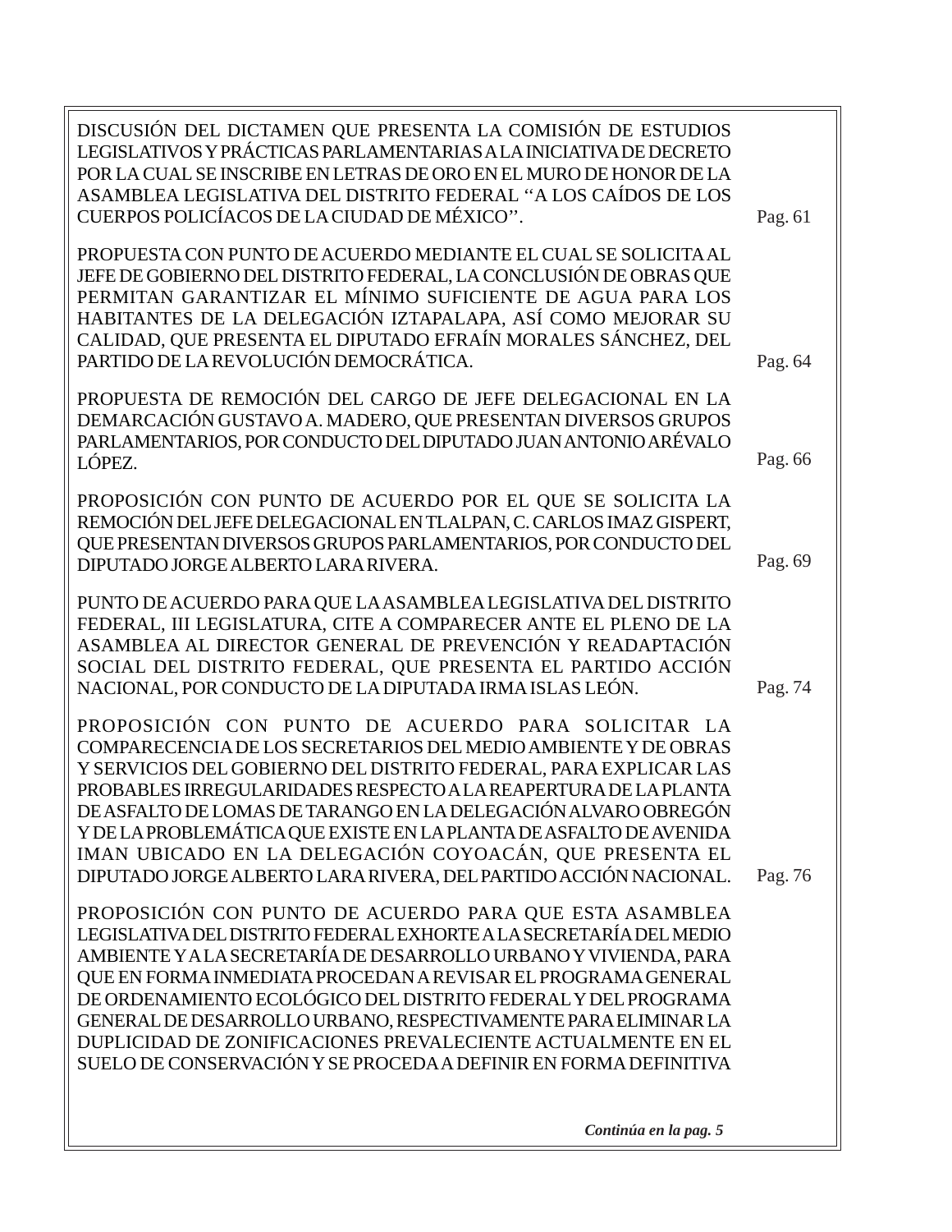DISCUSIÓN DEL DICTAMEN QUE PRESENTA LA COMISIÓN DE ESTUDIOS LEGISLATIVOS Y PRÁCTICAS PARLAMENTARIAS A LA INICIATIVA DE DECRETO POR LA CUAL SE INSCRIBE EN LETRAS DE ORO EN EL MURO DE HONOR DE LA ASAMBLEA LEGISLATIVA DEL DISTRITO FEDERAL ''A LOS CAÍDOS DE LOS CUERPOS POLICÍACOS DE LA CIUDAD DE MÉXICO''. Pag. 61

PROPUESTA CON PUNTO DE ACUERDO MEDIANTE EL CUAL SE SOLICITA AL JEFE DE GOBIERNO DEL DISTRITO FEDERAL, LA CONCLUSIÓN DE OBRAS QUE PERMITAN GARANTIZAR EL MÍNIMO SUFICIENTE DE AGUA PARA LOS HABITANTES DE LA DELEGACIÓN IZTAPALAPA, ASÍ COMO MEJORAR SU CALIDAD, QUE PRESENTA EL DIPUTADO EFRAÍN MORALES SÁNCHEZ, DEL PARTIDO DE LA REVOLUCIÓN DEMOCRÁTICA. Pag. 64

PROPUESTA DE REMOCIÓN DEL CARGO DE JEFE DELEGACIONAL EN LA DEMARCACIÓN GUSTAVO A. MADERO, QUE PRESENTAN DIVERSOS GRUPOS PARLAMENTARIOS, POR CONDUCTO DEL DIPUTADO JUAN ANTONIO ARÉVALO LÓPEZ. Pag. 66

PROPOSICIÓN CON PUNTO DE ACUERDO POR EL QUE SE SOLICITA LA REMOCIÓN DEL JEFE DELEGACIONAL EN TLALPAN, C. CARLOS IMAZ GISPERT, QUE PRESENTAN DIVERSOS GRUPOS PARLAMENTARIOS, POR CONDUCTO DEL DIPUTADO JORGE ALBERTO LARA RIVERA. Pag. 69

PUNTO DE ACUERDO PARA QUE LA ASAMBLEA LEGISLATIVA DEL DISTRITO FEDERAL, III LEGISLATURA, CITE A COMPARECER ANTE EL PLENO DE LA ASAMBLEA AL DIRECTOR GENERAL DE PREVENCIÓN Y READAPTACIÓN SOCIAL DEL DISTRITO FEDERAL, QUE PRESENTA EL PARTIDO ACCIÓN NACIONAL, POR CONDUCTO DE LA DIPUTADA IRMA ISLAS LEÓN. Pag. 74

PROPOSICIÓN CON PUNTO DE ACUERDO PARA SOLICITAR LA COMPARECENCIA DE LOS SECRETARIOS DEL MEDIO AMBIENTE Y DE OBRAS Y SERVICIOS DEL GOBIERNO DEL DISTRITO FEDERAL, PARA EXPLICAR LAS PROBABLES IRREGULARIDADES RESPECTO A LA REAPERTURA DE LA PLANTA DE ASFALTO DE LOMAS DE TARANGO EN LA DELEGACIÓN ALVARO OBREGÓN Y DE LA PROBLEMÁTICA QUE EXISTE EN LA PLANTA DE ASFALTO DE AVENIDA IMAN UBICADO EN LA DELEGACIÓN COYOACÁN, QUE PRESENTA EL DIPUTADO JORGE ALBERTO LARA RIVERA, DEL PARTIDO ACCIÓN NACIONAL. Pag. 76

PROPOSICIÓN CON PUNTO DE ACUERDO PARA QUE ESTA ASAMBLEA LEGISLATIVA DEL DISTRITO FEDERAL EXHORTE A LA SECRETARÍA DEL MEDIO AMBIENTE Y A LA SECRETARÍA DE DESARROLLO URBANO Y VIVIENDA, PARA QUE EN FORMA INMEDIATA PROCEDAN A REVISAR EL PROGRAMA GENERAL DE ORDENAMIENTO ECOLÓGICO DEL DISTRITO FEDERAL Y DEL PROGRAMA GENERAL DE DESARROLLO URBANO, RESPECTIVAMENTE PARA ELIMINAR LA DUPLICIDAD DE ZONIFICACIONES PREVALECIENTE ACTUALMENTE EN EL SUELO DE CONSERVACIÓN Y SE PROCEDA A DEFINIR EN FORMA DEFINITIVA

***Continúa en la pag. 5***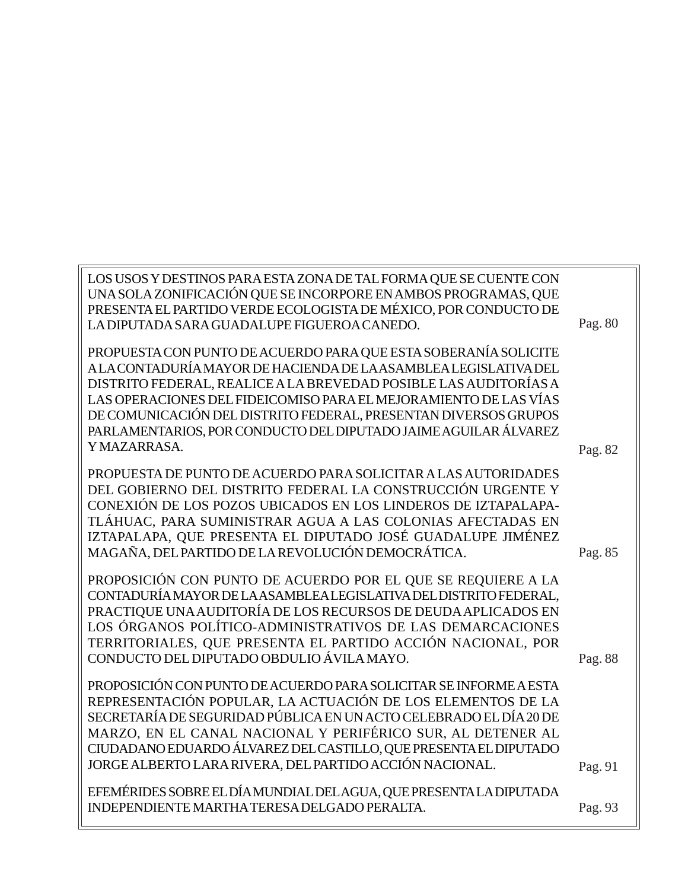| | |
|---|---|
| LOS USOS Y DESTINOS PARA ESTA ZONA DE TAL FORMA QUE SE CUENTE CON UNA SOLA ZONIFICACIÓN QUE SE INCORPORE EN AMBOS PROGRAMAS, QUE PRESENTA EL PARTIDO VERDE ECOLOGISTA DE MÉXICO, POR CONDUCTO DE LA DIPUTADA SARA GUADALUPE FIGUEROA CANEDO. | Pag. 80 |
| PROPUESTA CON PUNTO DE ACUERDO PARA QUE ESTA SOBERANÍA SOLICITE A LA CONTADURÍA MAYOR DE HACIENDA DE LA ASAMBLEA LEGISLATIVA DEL DISTRITO FEDERAL, REALICE A LA BREVEDAD POSIBLE LAS AUDITORÍAS A LAS OPERACIONES DEL FIDEICOMISO PARA EL MEJORAMIENTO DE LAS VÍAS DE COMUNICACIÓN DEL DISTRITO FEDERAL, PRESENTAN DIVERSOS GRUPOS PARLAMENTARIOS, POR CONDUCTO DEL DIPUTADO JAIME AGUILAR ÁLVAREZ Y MAZARRASA. | Pag. 82 |
| PROPUESTA DE PUNTO DE ACUERDO PARA SOLICITAR A LAS AUTORIDADES DEL GOBIERNO DEL DISTRITO FEDERAL LA CONSTRUCCIÓN URGENTE Y CONEXIÓN DE LOS POZOS UBICADOS EN LOS LINDEROS DE IZTAPALAPA-TLÁHUAC, PARA SUMINISTRAR AGUA A LAS COLONIAS AFECTADAS EN IZTAPALAPA, QUE PRESENTA EL DIPUTADO JOSÉ GUADALUPE JIMÉNEZ MAGAÑA, DEL PARTIDO DE LA REVOLUCIÓN DEMOCRÁTICA. | Pag. 85 |
| PROPOSICIÓN CON PUNTO DE ACUERDO POR EL QUE SE REQUIERE A LA CONTADURÍA MAYOR DE LA ASAMBLEA LEGISLATIVA DEL DISTRITO FEDERAL, PRACTIQUE UNA AUDITORÍA DE LOS RECURSOS DE DEUDA APLICADOS EN LOS ÓRGANOS POLÍTICO-ADMINISTRATIVOS DE LAS DEMARCACIONES TERRITORIALES, QUE PRESENTA EL PARTIDO ACCIÓN NACIONAL, POR CONDUCTO DEL DIPUTADO OBDULIO ÁVILA MAYO. | Pag. 88 |
| PROPOSICIÓN CON PUNTO DE ACUERDO PARA SOLICITAR SE INFORME A ESTA REPRESENTACIÓN POPULAR, LA ACTUACIÓN DE LOS ELEMENTOS DE LA SECRETARÍA DE SEGURIDAD PÚBLICA EN UN ACTO CELEBRADO EL DÍA 20 DE MARZO, EN EL CANAL NACIONAL Y PERIFÉRICO SUR, AL DETENER AL CIUDADANO EDUARDO ÁLVAREZ DEL CASTILLO, QUE PRESENTA EL DIPUTADO JORGE ALBERTO LARA RIVERA, DEL PARTIDO ACCIÓN NACIONAL. | Pag. 91 |
| EFEMÉRIDES SOBRE EL DÍA MUNDIAL DEL AGUA, QUE PRESENTA LA DIPUTADA INDEPENDIENTE MARTHA TERESA DELGADO PERALTA. | Pag. 93 |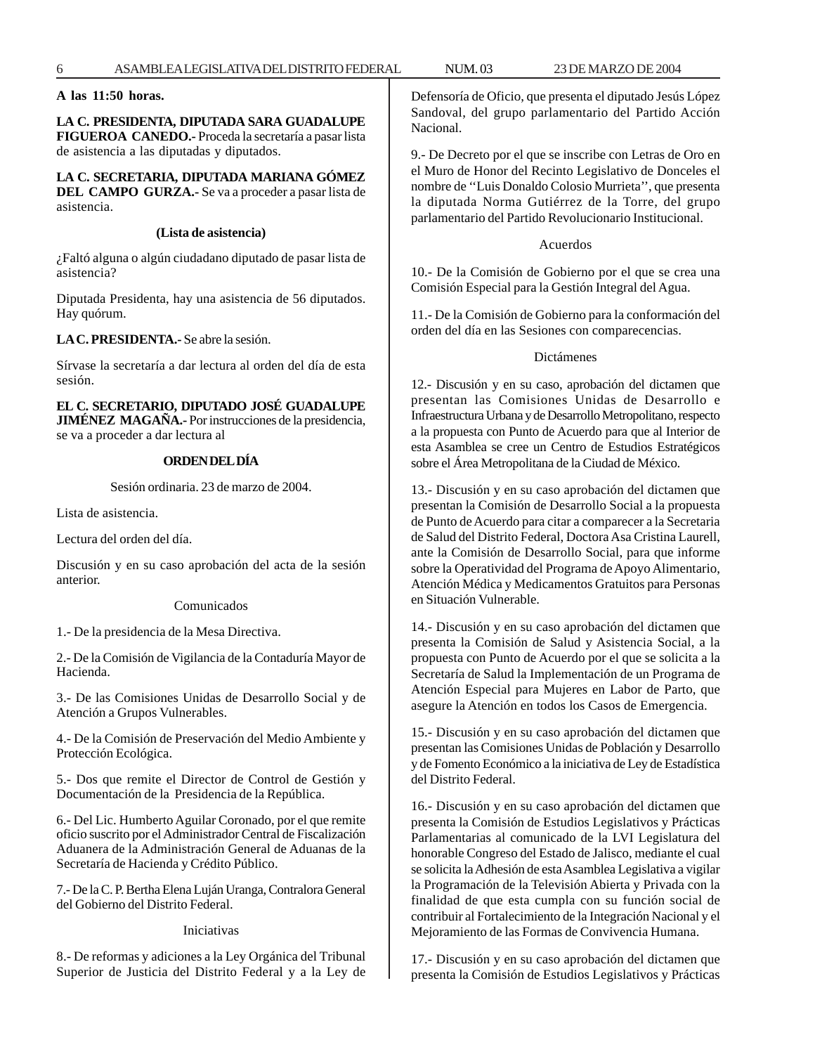**A las 11:50 horas.**

**LA C. PRESIDENTA, DIPUTADA SARA GUADALUPE FIGUEROA CANEDO.-** Proceda la secretaría a pasar lista de asistencia a las diputadas y diputados.

**LA C. SECRETARIA, DIPUTADA MARIANA GÓMEZ DEL CAMPO GURZA.-** Se va a proceder a pasar lista de asistencia.

**(Lista de asistencia)**

¿Faltó alguna o algún ciudadano diputado de pasar lista de asistencia?

Diputada Presidenta, hay una asistencia de 56 diputados. Hay quórum.

**LA C. PRESIDENTA.-** Se abre la sesión.

Sírvase la secretaría a dar lectura al orden del día de esta sesión.

**EL C. SECRETARIO, DIPUTADO JOSÉ GUADALUPE JIMÉNEZ MAGAÑA.-** Por instrucciones de la presidencia, se va a proceder a dar lectura al

**ORDEN DEL DÍA**

Sesión ordinaria. 23 de marzo de 2004.

Lista de asistencia.

Lectura del orden del día.

Discusión y en su caso aprobación del acta de la sesión anterior.

Comunicados

1.- De la presidencia de la Mesa Directiva.

2.- De la Comisión de Vigilancia de la Contaduría Mayor de Hacienda.

3.- De las Comisiones Unidas de Desarrollo Social y de Atención a Grupos Vulnerables.

4.- De la Comisión de Preservación del Medio Ambiente y Protección Ecológica.

5.- Dos que remite el Director de Control de Gestión y Documentación de la Presidencia de la República.

6.- Del Lic. Humberto Aguilar Coronado, por el que remite oficio suscrito por el Administrador Central de Fiscalización Aduanera de la Administración General de Aduanas de la Secretaría de Hacienda y Crédito Público.

7.- De la C. P. Bertha Elena Luján Uranga, Contralora General del Gobierno del Distrito Federal.

Iniciativas

8.- De reformas y adiciones a la Ley Orgánica del Tribunal Superior de Justicia del Distrito Federal y a la Ley de Defensoría de Oficio, que presenta el diputado Jesús López Sandoval, del grupo parlamentario del Partido Acción Nacional.

9.- De Decreto por el que se inscribe con Letras de Oro en el Muro de Honor del Recinto Legislativo de Donceles el nombre de ''Luis Donaldo Colosio Murrieta'', que presenta la diputada Norma Gutiérrez de la Torre, del grupo parlamentario del Partido Revolucionario Institucional.

Acuerdos

10.- De la Comisión de Gobierno por el que se crea una Comisión Especial para la Gestión Integral del Agua.

11.- De la Comisión de Gobierno para la conformación del orden del día en las Sesiones con comparecencias.

Dictámenes

12.- Discusión y en su caso, aprobación del dictamen que presentan las Comisiones Unidas de Desarrollo e Infraestructura Urbana y de Desarrollo Metropolitano, respecto a la propuesta con Punto de Acuerdo para que al Interior de esta Asamblea se cree un Centro de Estudios Estratégicos sobre el Área Metropolitana de la Ciudad de México.

13.- Discusión y en su caso aprobación del dictamen que presentan la Comisión de Desarrollo Social a la propuesta de Punto de Acuerdo para citar a comparecer a la Secretaria de Salud del Distrito Federal, Doctora Asa Cristina Laurell, ante la Comisión de Desarrollo Social, para que informe sobre la Operatividad del Programa de Apoyo Alimentario, Atención Médica y Medicamentos Gratuitos para Personas en Situación Vulnerable.

14.- Discusión y en su caso aprobación del dictamen que presenta la Comisión de Salud y Asistencia Social, a la propuesta con Punto de Acuerdo por el que se solicita a la Secretaría de Salud la Implementación de un Programa de Atención Especial para Mujeres en Labor de Parto, que asegure la Atención en todos los Casos de Emergencia.

15.- Discusión y en su caso aprobación del dictamen que presentan las Comisiones Unidas de Población y Desarrollo y de Fomento Económico a la iniciativa de Ley de Estadística del Distrito Federal.

16.- Discusión y en su caso aprobación del dictamen que presenta la Comisión de Estudios Legislativos y Prácticas Parlamentarias al comunicado de la LVI Legislatura del honorable Congreso del Estado de Jalisco, mediante el cual se solicita la Adhesión de esta Asamblea Legislativa a vigilar la Programación de la Televisión Abierta y Privada con la finalidad de que esta cumpla con su función social de contribuir al Fortalecimiento de la Integración Nacional y el Mejoramiento de las Formas de Convivencia Humana.

17.- Discusión y en su caso aprobación del dictamen que presenta la Comisión de Estudios Legislativos y Prácticas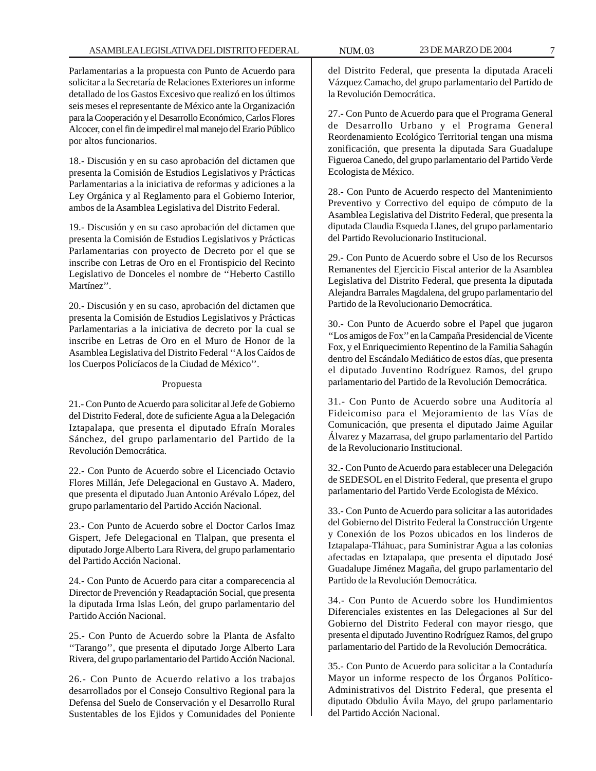Parlamentarias a la propuesta con Punto de Acuerdo para solicitar a la Secretaría de Relaciones Exteriores un informe detallado de los Gastos Excesivo que realizó en los últimos seis meses el representante de México ante la Organización para la Cooperación y el Desarrollo Económico, Carlos Flores Alcocer, con el fin de impedir el mal manejo del Erario Público por altos funcionarios.

18.- Discusión y en su caso aprobación del dictamen que presenta la Comisión de Estudios Legislativos y Prácticas Parlamentarias a la iniciativa de reformas y adiciones a la Ley Orgánica y al Reglamento para el Gobierno Interior, ambos de la Asamblea Legislativa del Distrito Federal.

19.- Discusión y en su caso aprobación del dictamen que presenta la Comisión de Estudios Legislativos y Prácticas Parlamentarias con proyecto de Decreto por el que se inscribe con Letras de Oro en el Frontispicio del Recinto Legislativo de Donceles el nombre de ''Heberto Castillo Martínez''.

20.- Discusión y en su caso, aprobación del dictamen que presenta la Comisión de Estudios Legislativos y Prácticas Parlamentarias a la iniciativa de decreto por la cual se inscribe en Letras de Oro en el Muro de Honor de la Asamblea Legislativa del Distrito Federal ''A los Caídos de los Cuerpos Policíacos de la Ciudad de México''.

Propuesta

21.- Con Punto de Acuerdo para solicitar al Jefe de Gobierno del Distrito Federal, dote de suficiente Agua a la Delegación Iztapalapa, que presenta el diputado Efraín Morales Sánchez, del grupo parlamentario del Partido de la Revolución Democrática.

22.- Con Punto de Acuerdo sobre el Licenciado Octavio Flores Millán, Jefe Delegacional en Gustavo A. Madero, que presenta el diputado Juan Antonio Arévalo López, del grupo parlamentario del Partido Acción Nacional.

23.- Con Punto de Acuerdo sobre el Doctor Carlos Imaz Gispert, Jefe Delegacional en Tlalpan, que presenta el diputado Jorge Alberto Lara Rivera, del grupo parlamentario del Partido Acción Nacional.

24.- Con Punto de Acuerdo para citar a comparecencia al Director de Prevención y Readaptación Social, que presenta la diputada Irma Islas León, del grupo parlamentario del Partido Acción Nacional.

25.- Con Punto de Acuerdo sobre la Planta de Asfalto ''Tarango'', que presenta el diputado Jorge Alberto Lara Rivera, del grupo parlamentario del Partido Acción Nacional.

26.- Con Punto de Acuerdo relativo a los trabajos desarrollados por el Consejo Consultivo Regional para la Defensa del Suelo de Conservación y el Desarrollo Rural Sustentables de los Ejidos y Comunidades del Poniente del Distrito Federal, que presenta la diputada Araceli Vázquez Camacho, del grupo parlamentario del Partido de la Revolución Democrática.

27.- Con Punto de Acuerdo para que el Programa General de Desarrollo Urbano y el Programa General Reordenamiento Ecológico Territorial tengan una misma zonificación, que presenta la diputada Sara Guadalupe Figueroa Canedo, del grupo parlamentario del Partido Verde Ecologista de México.

28.- Con Punto de Acuerdo respecto del Mantenimiento Preventivo y Correctivo del equipo de cómputo de la Asamblea Legislativa del Distrito Federal, que presenta la diputada Claudia Esqueda Llanes, del grupo parlamentario del Partido Revolucionario Institucional.

29.- Con Punto de Acuerdo sobre el Uso de los Recursos Remanentes del Ejercicio Fiscal anterior de la Asamblea Legislativa del Distrito Federal, que presenta la diputada Alejandra Barrales Magdalena, del grupo parlamentario del Partido de la Revolucionario Democrática.

30.- Con Punto de Acuerdo sobre el Papel que jugaron ''Los amigos de Fox'' en la Campaña Presidencial de Vicente Fox, y el Enriquecimiento Repentino de la Familia Sahagún dentro del Escándalo Mediático de estos días, que presenta el diputado Juventino Rodríguez Ramos, del grupo parlamentario del Partido de la Revolución Democrática.

31.- Con Punto de Acuerdo sobre una Auditoría al Fideicomiso para el Mejoramiento de las Vías de Comunicación, que presenta el diputado Jaime Aguilar Álvarez y Mazarrasa, del grupo parlamentario del Partido de la Revolucionario Institucional.

32.- Con Punto de Acuerdo para establecer una Delegación de SEDESOL en el Distrito Federal, que presenta el grupo parlamentario del Partido Verde Ecologista de México.

33.- Con Punto de Acuerdo para solicitar a las autoridades del Gobierno del Distrito Federal la Construcción Urgente y Conexión de los Pozos ubicados en los linderos de Iztapalapa-Tláhuac, para Suministrar Agua a las colonias afectadas en Iztapalapa, que presenta el diputado José Guadalupe Jiménez Magaña, del grupo parlamentario del Partido de la Revolución Democrática.

34.- Con Punto de Acuerdo sobre los Hundimientos Diferenciales existentes en las Delegaciones al Sur del Gobierno del Distrito Federal con mayor riesgo, que presenta el diputado Juventino Rodríguez Ramos, del grupo parlamentario del Partido de la Revolución Democrática.

35.- Con Punto de Acuerdo para solicitar a la Contaduría Mayor un informe respecto de los Órganos Político-Administrativos del Distrito Federal, que presenta el diputado Obdulio Ávila Mayo, del grupo parlamentario del Partido Acción Nacional.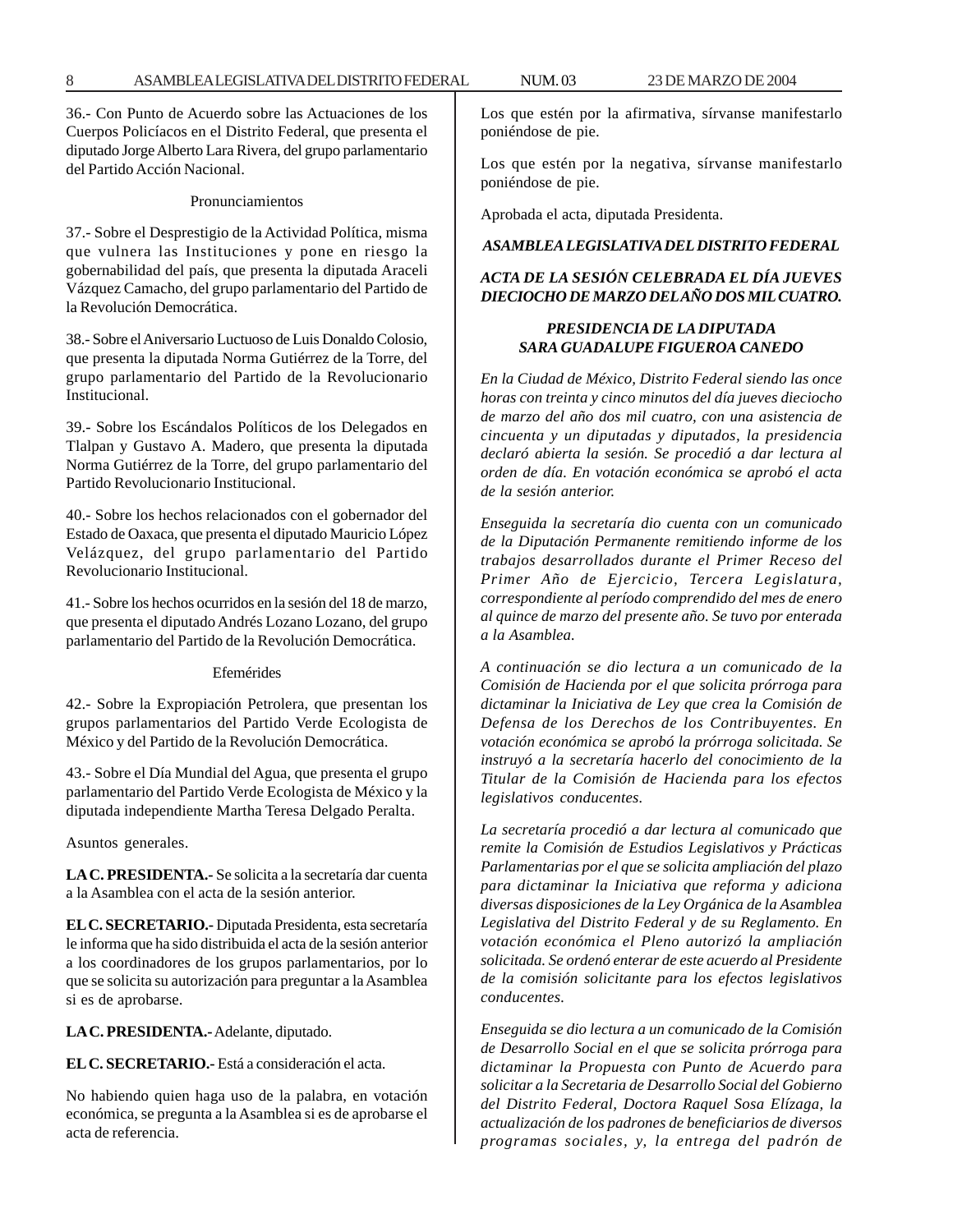36.- Con Punto de Acuerdo sobre las Actuaciones de los Cuerpos Policíacos en el Distrito Federal, que presenta el diputado Jorge Alberto Lara Rivera, del grupo parlamentario del Partido Acción Nacional.

Pronunciamientos

37.- Sobre el Desprestigio de la Actividad Política, misma que vulnera las Instituciones y pone en riesgo la gobernabilidad del país, que presenta la diputada Araceli Vázquez Camacho, del grupo parlamentario del Partido de la Revolución Democrática.

38.- Sobre el Aniversario Luctuoso de Luis Donaldo Colosio, que presenta la diputada Norma Gutiérrez de la Torre, del grupo parlamentario del Partido de la Revolucionario Institucional.

39.- Sobre los Escándalos Políticos de los Delegados en Tlalpan y Gustavo A. Madero, que presenta la diputada Norma Gutiérrez de la Torre, del grupo parlamentario del Partido Revolucionario Institucional.

40.- Sobre los hechos relacionados con el gobernador del Estado de Oaxaca, que presenta el diputado Mauricio López Velázquez, del grupo parlamentario del Partido Revolucionario Institucional.

41.- Sobre los hechos ocurridos en la sesión del 18 de marzo, que presenta el diputado Andrés Lozano Lozano, del grupo parlamentario del Partido de la Revolución Democrática.

Efemérides

42.- Sobre la Expropiación Petrolera, que presentan los grupos parlamentarios del Partido Verde Ecologista de México y del Partido de la Revolución Democrática.

43.- Sobre el Día Mundial del Agua, que presenta el grupo parlamentario del Partido Verde Ecologista de México y la diputada independiente Martha Teresa Delgado Peralta.

Asuntos generales.

**LA C. PRESIDENTA.-** Se solicita a la secretaría dar cuenta a la Asamblea con el acta de la sesión anterior.

**EL C. SECRETARIO.-** Diputada Presidenta, esta secretaría le informa que ha sido distribuida el acta de la sesión anterior a los coordinadores de los grupos parlamentarios, por lo que se solicita su autorización para preguntar a la Asamblea si es de aprobarse.

**LA C. PRESIDENTA.-** Adelante, diputado.

**EL C. SECRETARIO.-** Está a consideración el acta.

No habiendo quien haga uso de la palabra, en votación económica, se pregunta a la Asamblea si es de aprobarse el acta de referencia.

Los que estén por la afirmativa, sírvanse manifestarlo poniéndose de pie.

Los que estén por la negativa, sírvanse manifestarlo poniéndose de pie.

Aprobada el acta, diputada Presidenta.

***ASAMBLEA LEGISLATIVA DEL DISTRITO FEDERAL***

***ACTA DE LA SESIÓN CELEBRADA EL DÍA JUEVES DIECIOCHO DE MARZO DEL AÑO DOS MIL CUATRO.***

***PRESIDENCIA DE LA DIPUTADA SARA GUADALUPE FIGUEROA CANEDO***

*En la Ciudad de México, Distrito Federal siendo las once horas con treinta y cinco minutos del día jueves dieciocho de marzo del año dos mil cuatro, con una asistencia de cincuenta y un diputadas y diputados, la presidencia declaró abierta la sesión. Se procedió a dar lectura al orden de día. En votación económica se aprobó el acta de la sesión anterior.*

*Enseguida la secretaría dio cuenta con un comunicado de la Diputación Permanente remitiendo informe de los trabajos desarrollados durante el Primer Receso del Primer Año de Ejercicio, Tercera Legislatura, correspondiente al período comprendido del mes de enero al quince de marzo del presente año. Se tuvo por enterada a la Asamblea.*

*A continuación se dio lectura a un comunicado de la Comisión de Hacienda por el que solicita prórroga para dictaminar la Iniciativa de Ley que crea la Comisión de Defensa de los Derechos de los Contribuyentes. En votación económica se aprobó la prórroga solicitada. Se instruyó a la secretaría hacerlo del conocimiento de la Titular de la Comisión de Hacienda para los efectos legislativos conducentes.*

*La secretaría procedió a dar lectura al comunicado que remite la Comisión de Estudios Legislativos y Prácticas Parlamentarias por el que se solicita ampliación del plazo para dictaminar la Iniciativa que reforma y adiciona diversas disposiciones de la Ley Orgánica de la Asamblea Legislativa del Distrito Federal y de su Reglamento. En votación económica el Pleno autorizó la ampliación solicitada. Se ordenó enterar de este acuerdo al Presidente de la comisión solicitante para los efectos legislativos conducentes.*

*Enseguida se dio lectura a un comunicado de la Comisión de Desarrollo Social en el que se solicita prórroga para dictaminar la Propuesta con Punto de Acuerdo para solicitar a la Secretaria de Desarrollo Social del Gobierno del Distrito Federal, Doctora Raquel Sosa Elízaga, la actualización de los padrones de beneficiarios de diversos programas sociales, y, la entrega del padrón de*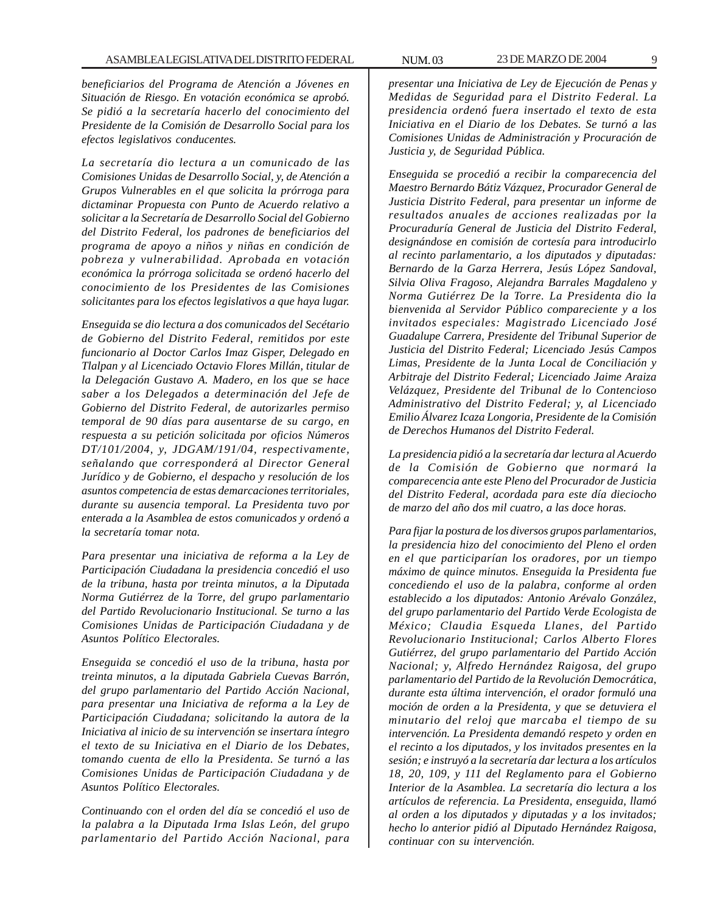*beneficiarios del Programa de Atención a Jóvenes en Situación de Riesgo. En votación económica se aprobó. Se pidió a la secretaría hacerlo del conocimiento del Presidente de la Comisión de Desarrollo Social para los efectos legislativos conducentes.*

*La secretaría dio lectura a un comunicado de las Comisiones Unidas de Desarrollo Social, y, de Atención a Grupos Vulnerables en el que solicita la prórroga para dictaminar Propuesta con Punto de Acuerdo relativo a solicitar a la Secretaría de Desarrollo Social del Gobierno del Distrito Federal, los padrones de beneficiarios del programa de apoyo a niños y niñas en condición de pobreza y vulnerabilidad. Aprobada en votación económica la prórroga solicitada se ordenó hacerlo del conocimiento de los Presidentes de las Comisiones solicitantes para los efectos legislativos a que haya lugar.*

*Enseguida se dio lectura a dos comunicados del Secétario de Gobierno del Distrito Federal, remitidos por este funcionario al Doctor Carlos Imaz Gisper, Delegado en Tlalpan y al Licenciado Octavio Flores Millán, titular de la Delegación Gustavo A. Madero, en los que se hace saber a los Delegados a determinación del Jefe de Gobierno del Distrito Federal, de autorizarles permiso temporal de 90 días para ausentarse de su cargo, en respuesta a su petición solicitada por oficios Números DT/101/2004, y, JDGAM/191/04, respectivamente, señalando que corresponderá al Director General Jurídico y de Gobierno, el despacho y resolución de los asuntos competencia de estas demarcaciones territoriales, durante su ausencia temporal. La Presidenta tuvo por enterada a la Asamblea de estos comunicados y ordenó a la secretaría tomar nota.*

*Para presentar una iniciativa de reforma a la Ley de Participación Ciudadana la presidencia concedió el uso de la tribuna, hasta por treinta minutos, a la Diputada Norma Gutiérrez de la Torre, del grupo parlamentario del Partido Revolucionario Institucional. Se turno a las Comisiones Unidas de Participación Ciudadana y de Asuntos Político Electorales.*

*Enseguida se concedió el uso de la tribuna, hasta por treinta minutos, a la diputada Gabriela Cuevas Barrón, del grupo parlamentario del Partido Acción Nacional, para presentar una Iniciativa de reforma a la Ley de Participación Ciudadana; solicitando la autora de la Iniciativa al inicio de su intervención se insertara íntegro el texto de su Iniciativa en el Diario de los Debates, tomando cuenta de ello la Presidenta. Se turnó a las Comisiones Unidas de Participación Ciudadana y de Asuntos Político Electorales.*

*Continuando con el orden del día se concedió el uso de la palabra a la Diputada Irma Islas León, del grupo parlamentario del Partido Acción Nacional, para presentar una Iniciativa de Ley de Ejecución de Penas y Medidas de Seguridad para el Distrito Federal. La presidencia ordenó fuera insertado el texto de esta Iniciativa en el Diario de los Debates. Se turnó a las Comisiones Unidas de Administración y Procuración de Justicia y, de Seguridad Pública.*

*Enseguida se procedió a recibir la comparecencia del Maestro Bernardo Bátiz Vázquez, Procurador General de Justicia Distrito Federal, para presentar un informe de resultados anuales de acciones realizadas por la Procuraduría General de Justicia del Distrito Federal, designándose en comisión de cortesía para introducirlo al recinto parlamentario, a los diputados y diputadas: Bernardo de la Garza Herrera, Jesús López Sandoval, Silvia Oliva Fragoso, Alejandra Barrales Magdaleno y Norma Gutiérrez De la Torre. La Presidenta dio la bienvenida al Servidor Público compareciente y a los invitados especiales: Magistrado Licenciado José Guadalupe Carrera, Presidente del Tribunal Superior de Justicia del Distrito Federal; Licenciado Jesús Campos Limas, Presidente de la Junta Local de Conciliación y Arbitraje del Distrito Federal; Licenciado Jaime Araiza Velázquez, Presidente del Tribunal de lo Contencioso Administrativo del Distrito Federal; y, al Licenciado Emilio Álvarez Icaza Longoria, Presidente de la Comisión de Derechos Humanos del Distrito Federal.*

*La presidencia pidió a la secretaría dar lectura al Acuerdo de la Comisión de Gobierno que normará la comparecencia ante este Pleno del Procurador de Justicia del Distrito Federal, acordada para este día dieciocho de marzo del año dos mil cuatro, a las doce horas.*

*Para fijar la postura de los diversos grupos parlamentarios, la presidencia hizo del conocimiento del Pleno el orden en el que participarían los oradores, por un tiempo máximo de quince minutos. Enseguida la Presidenta fue concediendo el uso de la palabra, conforme al orden establecido a los diputados: Antonio Arévalo González, del grupo parlamentario del Partido Verde Ecologista de México; Claudia Esqueda Llanes, del Partido Revolucionario Institucional; Carlos Alberto Flores Gutiérrez, del grupo parlamentario del Partido Acción Nacional; y, Alfredo Hernández Raigosa, del grupo parlamentario del Partido de la Revolución Democrática, durante esta última intervención, el orador formuló una moción de orden a la Presidenta, y que se detuviera el minutario del reloj que marcaba el tiempo de su intervención. La Presidenta demandó respeto y orden en el recinto a los diputados, y los invitados presentes en la sesión; e instruyó a la secretaría dar lectura a los artículos 18, 20, 109, y 111 del Reglamento para el Gobierno Interior de la Asamblea. La secretaría dio lectura a los artículos de referencia. La Presidenta, enseguida, llamó al orden a los diputados y diputadas y a los invitados; hecho lo anterior pidió al Diputado Hernández Raigosa, continuar con su intervención.*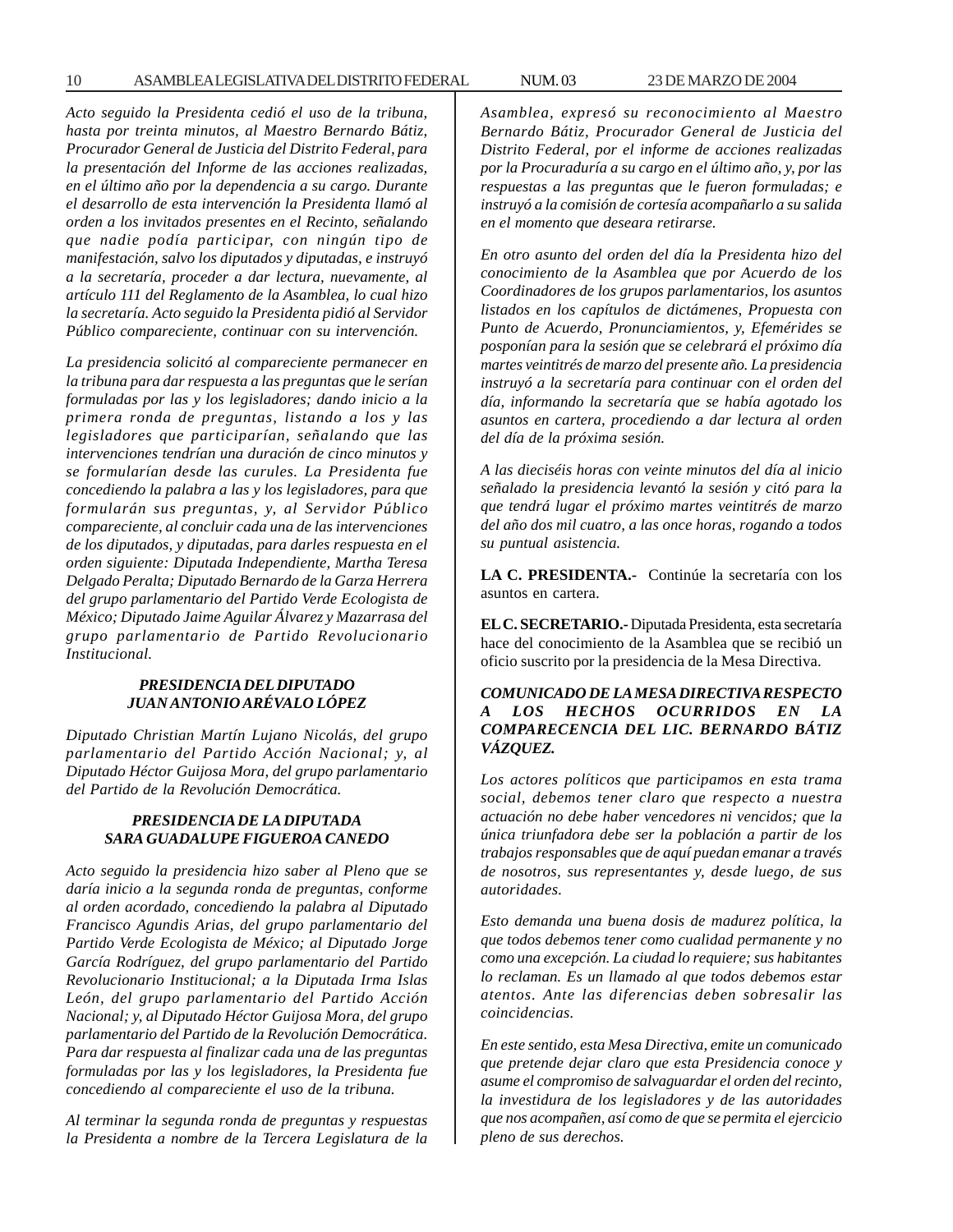*Acto seguido la Presidenta cedió el uso de la tribuna, hasta por treinta minutos, al Maestro Bernardo Bátiz, Procurador General de Justicia del Distrito Federal, para la presentación del Informe de las acciones realizadas, en el último año por la dependencia a su cargo. Durante el desarrollo de esta intervención la Presidenta llamó al orden a los invitados presentes en el Recinto, señalando que nadie podía participar, con ningún tipo de manifestación, salvo los diputados y diputadas, e instruyó a la secretaría, proceder a dar lectura, nuevamente, al artículo 111 del Reglamento de la Asamblea, lo cual hizo la secretaría. Acto seguido la Presidenta pidió al Servidor Público compareciente, continuar con su intervención.*

*La presidencia solicitó al compareciente permanecer en la tribuna para dar respuesta a las preguntas que le serían formuladas por las y los legisladores; dando inicio a la primera ronda de preguntas, listando a los y las legisladores que participarían, señalando que las intervenciones tendrían una duración de cinco minutos y se formularían desde las curules. La Presidenta fue concediendo la palabra a las y los legisladores, para que formularán sus preguntas, y, al Servidor Público compareciente, al concluir cada una de las intervenciones de los diputados, y diputadas, para darles respuesta en el orden siguiente: Diputada Independiente, Martha Teresa Delgado Peralta; Diputado Bernardo de la Garza Herrera del grupo parlamentario del Partido Verde Ecologista de México; Diputado Jaime Aguilar Álvarez y Mazarrasa del grupo parlamentario de Partido Revolucionario Institucional.*

***PRESIDENCIA DEL DIPUTADO JUAN ANTONIO ARÉVALO LÓPEZ***

*Diputado Christian Martín Lujano Nicolás, del grupo parlamentario del Partido Acción Nacional; y, al Diputado Héctor Guijosa Mora, del grupo parlamentario del Partido de la Revolución Democrática.*

***PRESIDENCIA DE LA DIPUTADA SARA GUADALUPE FIGUEROA CANEDO***

*Acto seguido la presidencia hizo saber al Pleno que se daría inicio a la segunda ronda de preguntas, conforme al orden acordado, concediendo la palabra al Diputado Francisco Agundis Arias, del grupo parlamentario del Partido Verde Ecologista de México; al Diputado Jorge García Rodríguez, del grupo parlamentario del Partido Revolucionario Institucional; a la Diputada Irma Islas León, del grupo parlamentario del Partido Acción Nacional; y, al Diputado Héctor Guijosa Mora, del grupo parlamentario del Partido de la Revolución Democrática. Para dar respuesta al finalizar cada una de las preguntas formuladas por las y los legisladores, la Presidenta fue concediendo al compareciente el uso de la tribuna.*

*Al terminar la segunda ronda de preguntas y respuestas la Presidenta a nombre de la Tercera Legislatura de la Asamblea, expresó su reconocimiento al Maestro Bernardo Bátiz, Procurador General de Justicia del Distrito Federal, por el informe de acciones realizadas por la Procuraduría a su cargo en el último año, y, por las respuestas a las preguntas que le fueron formuladas; e instruyó a la comisión de cortesía acompañarlo a su salida en el momento que deseara retirarse.*

*En otro asunto del orden del día la Presidenta hizo del conocimiento de la Asamblea que por Acuerdo de los Coordinadores de los grupos parlamentarios, los asuntos listados en los capítulos de dictámenes, Propuesta con Punto de Acuerdo, Pronunciamientos, y, Efemérides se posponían para la sesión que se celebrará el próximo día martes veintitrés de marzo del presente año. La presidencia instruyó a la secretaría para continuar con el orden del día, informando la secretaría que se había agotado los asuntos en cartera, procediendo a dar lectura al orden del día de la próxima sesión.*

*A las dieciséis horas con veinte minutos del día al inicio señalado la presidencia levantó la sesión y citó para la que tendrá lugar el próximo martes veintitrés de marzo del año dos mil cuatro, a las once horas, rogando a todos su puntual asistencia.*

**LA C. PRESIDENTA.-** Continúe la secretaría con los asuntos en cartera.

**EL C. SECRETARIO.-** Diputada Presidenta, esta secretaría hace del conocimiento de la Asamblea que se recibió un oficio suscrito por la presidencia de la Mesa Directiva.

***COMUNICADO DE LA MESA DIRECTIVA RESPECTO A LOS HECHOS OCURRIDOS EN LA COMPARECENCIA DEL LIC. BERNARDO BÁTIZ VÁZQUEZ.***

*Los actores políticos que participamos en esta trama social, debemos tener claro que respecto a nuestra actuación no debe haber vencedores ni vencidos; que la única triunfadora debe ser la población a partir de los trabajos responsables que de aquí puedan emanar a través de nosotros, sus representantes y, desde luego, de sus autoridades.*

*Esto demanda una buena dosis de madurez política, la que todos debemos tener como cualidad permanente y no como una excepción. La ciudad lo requiere; sus habitantes lo reclaman. Es un llamado al que todos debemos estar atentos. Ante las diferencias deben sobresalir las coincidencias.*

*En este sentido, esta Mesa Directiva, emite un comunicado que pretende dejar claro que esta Presidencia conoce y asume el compromiso de salvaguardar el orden del recinto, la investidura de los legisladores y de las autoridades que nos acompañen, así como de que se permita el ejercicio pleno de sus derechos.*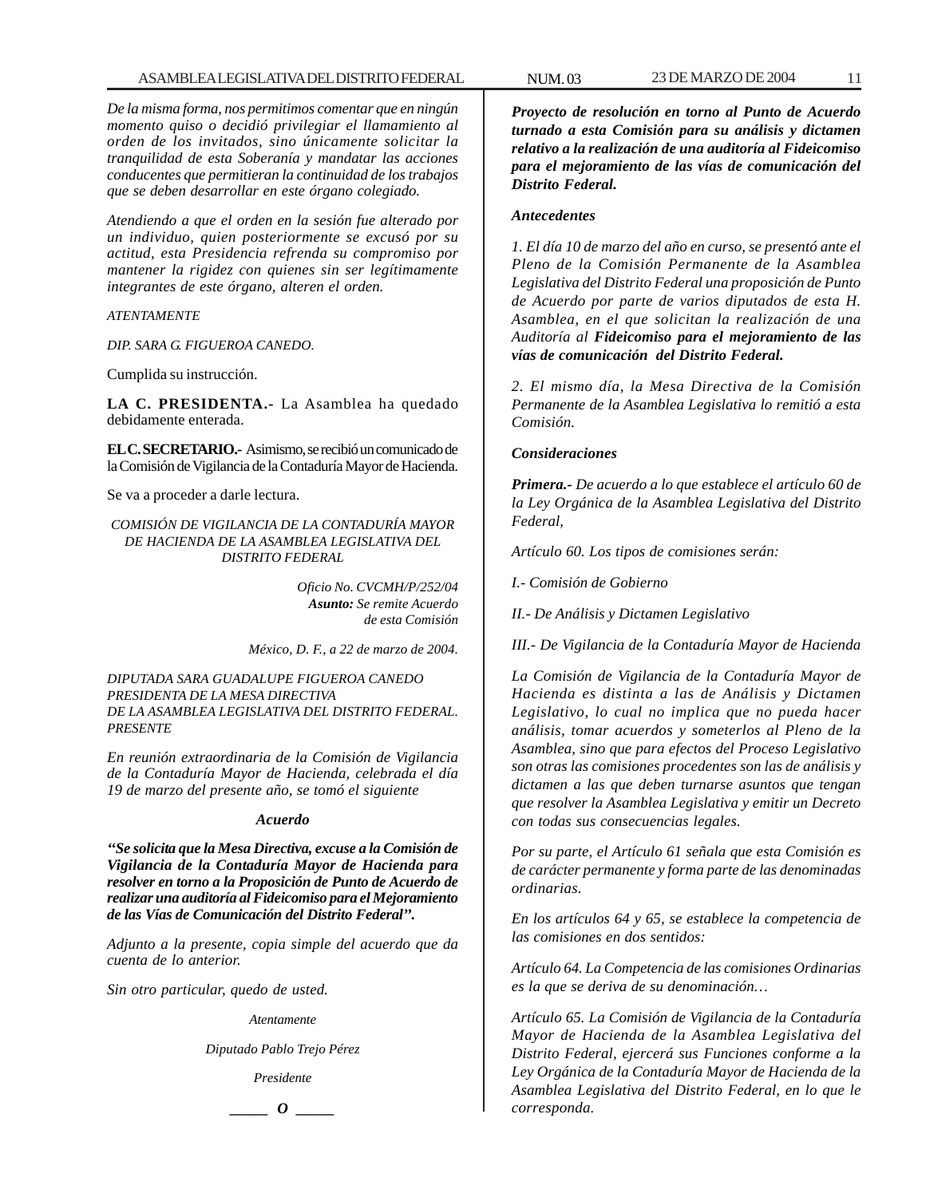*De la misma forma, nos permitimos comentar que en ningún momento quiso o decidió privilegiar el llamamiento al orden de los invitados, sino únicamente solicitar la tranquilidad de esta Soberanía y mandatar las acciones conducentes que permitieran la continuidad de los trabajos que se deben desarrollar en este órgano colegiado.*

*Atendiendo a que el orden en la sesión fue alterado por un individuo, quien posteriormente se excusó por su actitud, esta Presidencia refrenda su compromiso por mantener la rigidez con quienes sin ser legítimamente integrantes de este órgano, alteren el orden.*

*ATENTAMENTE*

*DIP. SARA G. FIGUEROA CANEDO.*

Cumplida su instrucción.

**LA C. PRESIDENTA.-** La Asamblea ha quedado debidamente enterada.

**EL C. SECRETARIO.-** Asimismo, se recibió un comunicado de la Comisión de Vigilancia de la Contaduría Mayor de Hacienda.

Se va a proceder a darle lectura.

*COMISIÓN DE VIGILANCIA DE LA CONTADURÍA MAYOR DE HACIENDA DE LA ASAMBLEA LEGISLATIVA DEL DISTRITO FEDERAL*

*Oficio No. CVCMH/P/252/04*
***Asunto:** Se remite Acuerdo de esta Comisión*

*México, D. F., a 22 de marzo de 2004.*

*DIPUTADA SARA GUADALUPE FIGUEROA CANEDO*
*PRESIDENTA DE LA MESA DIRECTIVA*
*DE LA ASAMBLEA LEGISLATIVA DEL DISTRITO FEDERAL.*
*PRESENTE*

*En reunión extraordinaria de la Comisión de Vigilancia de la Contaduría Mayor de Hacienda, celebrada el día 19 de marzo del presente año, se tomó el siguiente*

***Acuerdo***

***"Se solicita que la Mesa Directiva, excuse a la Comisión de Vigilancia de la Contaduría Mayor de Hacienda para resolver en torno a la Proposición de Punto de Acuerdo de realizar una auditoría al Fideicomiso para el Mejoramiento de las Vías de Comunicación del Distrito Federal".***

*Adjunto a la presente, copia simple del acuerdo que da cuenta de lo anterior.*

*Sin otro particular, quedo de usted.*

*Atentamente*

*Diputado Pablo Trejo Pérez*

*Presidente*

**_____ O _____**

***Proyecto de resolución en torno al Punto de Acuerdo turnado a esta Comisión para su análisis y dictamen relativo a la realización de una auditoría al Fideicomiso para el mejoramiento de las vías de comunicación del Distrito Federal.***

***Antecedentes***

*1. El día 10 de marzo del año en curso, se presentó ante el Pleno de la Comisión Permanente de la Asamblea Legislativa del Distrito Federal una proposición de Punto de Acuerdo por parte de varios diputados de esta H. Asamblea, en el que solicitan la realización de una Auditoría al* ***Fideicomiso para el mejoramiento de las vías de comunicación del Distrito Federal.***

*2. El mismo día, la Mesa Directiva de la Comisión Permanente de la Asamblea Legislativa lo remitió a esta Comisión.*

***Consideraciones***

***Primera.-*** *De acuerdo a lo que establece el artículo 60 de la Ley Orgánica de la Asamblea Legislativa del Distrito Federal,*

*Artículo 60. Los tipos de comisiones serán:*

*I.- Comisión de Gobierno*

*II.- De Análisis y Dictamen Legislativo*

*III.- De Vigilancia de la Contaduría Mayor de Hacienda*

*La Comisión de Vigilancia de la Contaduría Mayor de Hacienda es distinta a las de Análisis y Dictamen Legislativo, lo cual no implica que no pueda hacer análisis, tomar acuerdos y someterlos al Pleno de la Asamblea, sino que para efectos del Proceso Legislativo son otras las comisiones procedentes son las de análisis y dictamen a las que deben turnarse asuntos que tengan que resolver la Asamblea Legislativa y emitir un Decreto con todas sus consecuencias legales.*

*Por su parte, el Artículo 61 señala que esta Comisión es de carácter permanente y forma parte de las denominadas ordinarias.*

*En los artículos 64 y 65, se establece la competencia de las comisiones en dos sentidos:*

*Artículo 64. La Competencia de las comisiones Ordinarias es la que se deriva de su denominación…*

*Artículo 65. La Comisión de Vigilancia de la Contaduría Mayor de Hacienda de la Asamblea Legislativa del Distrito Federal, ejercerá sus Funciones conforme a la Ley Orgánica de la Contaduría Mayor de Hacienda de la Asamblea Legislativa del Distrito Federal, en lo que le corresponda.*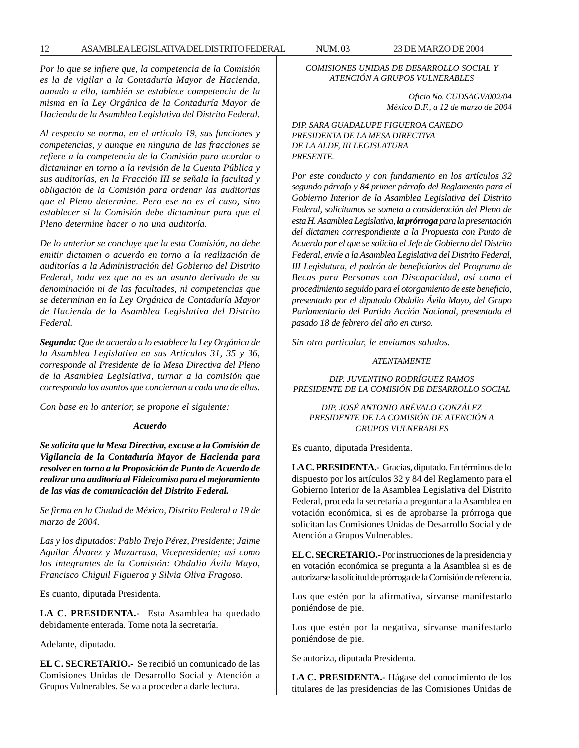*Por lo que se infiere que, la competencia de la Comisión es la de vigilar a la Contaduría Mayor de Hacienda, aunado a ello, también se establece competencia de la misma en la Ley Orgánica de la Contaduría Mayor de Hacienda de la Asamblea Legislativa del Distrito Federal.*

*Al respecto se norma, en el artículo 19, sus funciones y competencias, y aunque en ninguna de las fracciones se refiere a la competencia de la Comisión para acordar o dictaminar en torno a la revisión de la Cuenta Pública y sus auditorías, en la Fracción III se señala la facultad y obligación de la Comisión para ordenar las auditorias que el Pleno determine. Pero ese no es el caso, sino establecer si la Comisión debe dictaminar para que el Pleno determine hacer o no una auditoría.*

*De lo anterior se concluye que la esta Comisión, no debe emitir dictamen o acuerdo en torno a la realización de auditorías a la Administración del Gobierno del Distrito Federal, toda vez que no es un asunto derivado de su denominación ni de las facultades, ni competencias que se determinan en la Ley Orgánica de Contaduría Mayor de Hacienda de la Asamblea Legislativa del Distrito Federal.*

***Segunda:*** *Que de acuerdo a lo establece la Ley Orgánica de la Asamblea Legislativa en sus Artículos 31, 35 y 36, corresponde al Presidente de la Mesa Directiva del Pleno de la Asamblea Legislativa, turnar a la comisión que corresponda los asuntos que conciernan a cada una de ellas.*

*Con base en lo anterior, se propone el siguiente:*

***Acuerdo***

***Se solicita que la Mesa Directiva, excuse a la Comisión de Vigilancia de la Contaduría Mayor de Hacienda para resolver en torno a la Proposición de Punto de Acuerdo de realizar una auditoría al Fideicomiso para el mejoramiento de las vías de comunicación del Distrito Federal.***

*Se firma en la Ciudad de México, Distrito Federal a 19 de marzo de 2004.*

*Las y los diputados: Pablo Trejo Pérez, Presidente; Jaime Aguilar Álvarez y Mazarrasa, Vicepresidente; así como los integrantes de la Comisión: Obdulio Ávila Mayo, Francisco Chiguil Figueroa y Silvia Oliva Fragoso.*

Es cuanto, diputada Presidenta.

**LA C. PRESIDENTA.-** Esta Asamblea ha quedado debidamente enterada. Tome nota la secretaría.

Adelante, diputado.

**EL C. SECRETARIO.-** Se recibió un comunicado de las Comisiones Unidas de Desarrollo Social y Atención a Grupos Vulnerables. Se va a proceder a darle lectura.

*COMISIONES UNIDAS DE DESARROLLO SOCIAL Y ATENCIÓN A GRUPOS VULNERABLES*

*Oficio No. CUDSAGV/002/04*
*México D.F., a 12 de marzo de 2004*

*DIP. SARA GUADALUPE FIGUEROA CANEDO*
*PRESIDENTA DE LA MESA DIRECTIVA*
*DE LA ALDF, III LEGISLATURA*
*PRESENTE.*

*Por este conducto y con fundamento en los artículos 32 segundo párrafo y 84 primer párrafo del Reglamento para el Gobierno Interior de la Asamblea Legislativa del Distrito Federal, solicitamos se someta a consideración del Pleno de esta H. Asamblea Legislativa,* ***la prórroga*** *para la presentación del dictamen correspondiente a la Propuesta con Punto de Acuerdo por el que se solicita el Jefe de Gobierno del Distrito Federal, envíe a la Asamblea Legislativa del Distrito Federal, III Legislatura, el padrón de beneficiarios del Programa de Becas para Personas con Discapacidad, así como el procedimiento seguido para el otorgamiento de este beneficio, presentado por el diputado Obdulio Ávila Mayo, del Grupo Parlamentario del Partido Acción Nacional, presentada el pasado 18 de febrero del año en curso.*

*Sin otro particular, le enviamos saludos.*

*ATENTAMENTE*

*DIP. JUVENTINO RODRÍGUEZ RAMOS*
*PRESIDENTE DE LA COMISIÓN DE DESARROLLO SOCIAL*

*DIP. JOSÉ ANTONIO ARÉVALO GONZÁLEZ*
*PRESIDENTE DE LA COMISIÓN DE ATENCIÓN A GRUPOS VULNERABLES*

Es cuanto, diputada Presidenta.

**LA C. PRESIDENTA.-** Gracias, diputado. En términos de lo dispuesto por los artículos 32 y 84 del Reglamento para el Gobierno Interior de la Asamblea Legislativa del Distrito Federal, proceda la secretaría a preguntar a la Asamblea en votación económica, si es de aprobarse la prórroga que solicitan las Comisiones Unidas de Desarrollo Social y de Atención a Grupos Vulnerables.

**EL C. SECRETARIO.-** Por instrucciones de la presidencia y en votación económica se pregunta a la Asamblea si es de autorizarse la solicitud de prórroga de la Comisión de referencia.

Los que estén por la afirmativa, sírvanse manifestarlo poniéndose de pie.

Los que estén por la negativa, sírvanse manifestarlo poniéndose de pie.

Se autoriza, diputada Presidenta.

**LA C. PRESIDENTA.-** Hágase del conocimiento de los titulares de las presidencias de las Comisiones Unidas de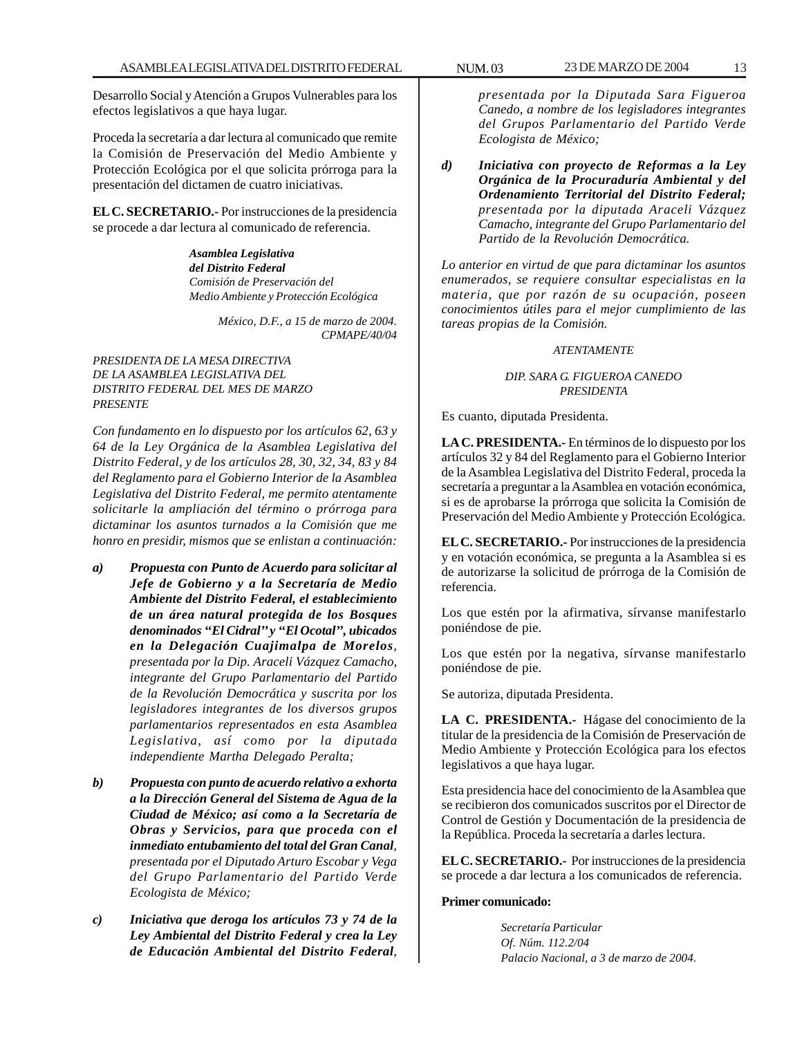Desarrollo Social y Atención a Grupos Vulnerables para los efectos legislativos a que haya lugar.

Proceda la secretaría a dar lectura al comunicado que remite la Comisión de Preservación del Medio Ambiente y Protección Ecológica por el que solicita prórroga para la presentación del dictamen de cuatro iniciativas.

**EL C. SECRETARIO.-** Por instrucciones de la presidencia se procede a dar lectura al comunicado de referencia.

***Asamblea Legislativa***
***del Distrito Federal***
*Comisión de Preservación del*
*Medio Ambiente y Protección Ecológica*

*México, D.F., a 15 de marzo de 2004.*
*CPMAPE/40/04*

*PRESIDENTA DE LA MESA DIRECTIVA*
*DE LA ASAMBLEA LEGISLATIVA DEL*
*DISTRITO FEDERAL DEL MES DE MARZO*
*PRESENTE*

*Con fundamento en lo dispuesto por los artículos 62, 63 y 64 de la Ley Orgánica de la Asamblea Legislativa del Distrito Federal, y de los artículos 28, 30, 32, 34, 83 y 84 del Reglamento para el Gobierno Interior de la Asamblea Legislativa del Distrito Federal, me permito atentamente solicitarle la ampliación del término o prórroga para dictaminar los asuntos turnados a la Comisión que me honro en presidir, mismos que se enlistan a continuación:*

***a)*** ***Propuesta con Punto de Acuerdo para solicitar al Jefe de Gobierno y a la Secretaría de Medio Ambiente del Distrito Federal, el establecimiento de un área natural protegida de los Bosques denominados "El Cidral" y "El Ocotal", ubicados en la Delegación Cuajimalpa de Morelos****, presentada por la Dip. Araceli Vázquez Camacho, integrante del Grupo Parlamentario del Partido de la Revolución Democrática y suscrita por los legisladores integrantes de los diversos grupos parlamentarios representados en esta Asamblea Legislativa, así como por la diputada independiente Martha Delegado Peralta;*

***b)*** ***Propuesta con punto de acuerdo relativo a exhorta a la Dirección General del Sistema de Agua de la Ciudad de México; así como a la Secretaría de Obras y Servicios, para que proceda con el inmediato entubamiento del total del Gran Canal****, presentada por el Diputado Arturo Escobar y Vega del Grupo Parlamentario del Partido Verde Ecologista de México;*

***c)*** ***Iniciativa que deroga los artículos 73 y 74 de la Ley Ambiental del Distrito Federal y crea la Ley de Educación Ambiental del Distrito Federal****, presentada por la Diputada Sara Figueroa Canedo, a nombre de los legisladores integrantes del Grupos Parlamentario del Partido Verde Ecologista de México;*

***d)*** ***Iniciativa con proyecto de Reformas a la Ley Orgánica de la Procuraduría Ambiental y del Ordenamiento Territorial del Distrito Federal;*** *presentada por la diputada Araceli Vázquez Camacho, integrante del Grupo Parlamentario del Partido de la Revolución Democrática.*

*Lo anterior en virtud de que para dictaminar los asuntos enumerados, se requiere consultar especialistas en la materia, que por razón de su ocupación, poseen conocimientos útiles para el mejor cumplimiento de las tareas propias de la Comisión.*

*ATENTAMENTE*

*DIP. SARA G. FIGUEROA CANEDO*
*PRESIDENTA*

Es cuanto, diputada Presidenta.

**LA C. PRESIDENTA.-** En términos de lo dispuesto por los artículos 32 y 84 del Reglamento para el Gobierno Interior de la Asamblea Legislativa del Distrito Federal, proceda la secretaría a preguntar a la Asamblea en votación económica, si es de aprobarse la prórroga que solicita la Comisión de Preservación del Medio Ambiente y Protección Ecológica.

**EL C. SECRETARIO.-** Por instrucciones de la presidencia y en votación económica, se pregunta a la Asamblea si es de autorizarse la solicitud de prórroga de la Comisión de referencia.

Los que estén por la afirmativa, sírvanse manifestarlo poniéndose de pie.

Los que estén por la negativa, sírvanse manifestarlo poniéndose de pie.

Se autoriza, diputada Presidenta.

**LA C. PRESIDENTA.-** Hágase del conocimiento de la titular de la presidencia de la Comisión de Preservación de Medio Ambiente y Protección Ecológica para los efectos legislativos a que haya lugar.

Esta presidencia hace del conocimiento de la Asamblea que se recibieron dos comunicados suscritos por el Director de Control de Gestión y Documentación de la presidencia de la República. Proceda la secretaría a darles lectura.

**EL C. SECRETARIO.-** Por instrucciones de la presidencia se procede a dar lectura a los comunicados de referencia.

**Primer comunicado:**

*Secretaría Particular*
*Of. Núm. 112.2/04*
*Palacio Nacional, a 3 de marzo de 2004.*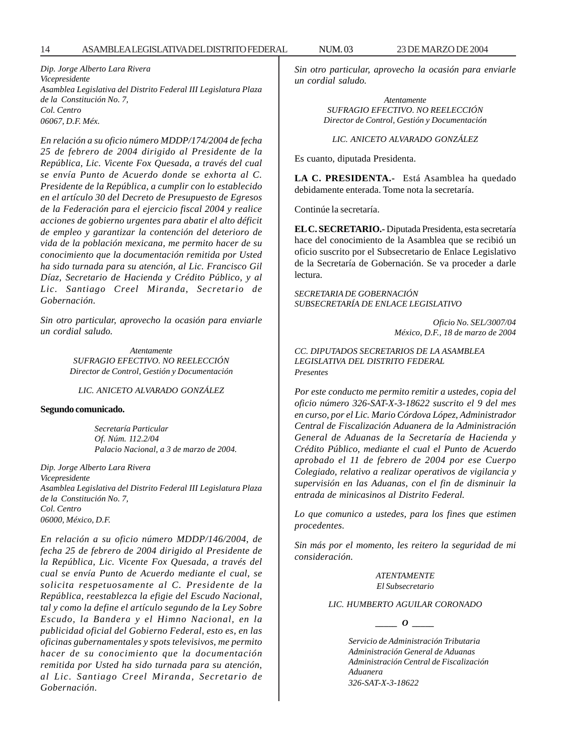*Dip. Jorge Alberto Lara Rivera*
*Vicepresidente*
*Asamblea Legislativa del Distrito Federal III Legislatura Plaza de la Constitución No. 7,*
*Col. Centro*
*06067, D.F. Méx.*

*En relación a su oficio número MDDP/174/2004 de fecha 25 de febrero de 2004 dirigido al Presidente de la República, Lic. Vicente Fox Quesada, a través del cual se envía Punto de Acuerdo donde se exhorta al C. Presidente de la República, a cumplir con lo establecido en el artículo 30 del Decreto de Presupuesto de Egresos de la Federación para el ejercicio fiscal 2004 y realice acciones de gobierno urgentes para abatir el alto déficit de empleo y garantizar la contención del deterioro de vida de la población mexicana, me permito hacer de su conocimiento que la documentación remitida por Usted ha sido turnada para su atención, al Lic. Francisco Gil Díaz, Secretario de Hacienda y Crédito Público, y al Lic. Santiago Creel Miranda, Secretario de Gobernación.*

*Sin otro particular, aprovecho la ocasión para enviarle un cordial saludo.*

*Atentamente*
*SUFRAGIO EFECTIVO. NO REELECCIÓN*
*Director de Control, Gestión y Documentación*

*LIC. ANICETO ALVARADO GONZÁLEZ*

**Segundo comunicado.**

*Secretaría Particular*
*Of. Núm. 112.2/04*
*Palacio Nacional, a 3 de marzo de 2004.*

*Dip. Jorge Alberto Lara Rivera*
*Vicepresidente*
*Asamblea Legislativa del Distrito Federal III Legislatura Plaza de la Constitución No. 7,*
*Col. Centro*
*06000, México, D.F.*

*En relación a su oficio número MDDP/146/2004, de fecha 25 de febrero de 2004 dirigido al Presidente de la República, Lic. Vicente Fox Quesada, a través del cual se envía Punto de Acuerdo mediante el cual, se solicita respetuosamente al C. Presidente de la República, reestablezca la efigie del Escudo Nacional, tal y como la define el artículo segundo de la Ley Sobre Escudo, la Bandera y el Himno Nacional, en la publicidad oficial del Gobierno Federal, esto es, en las oficinas gubernamentales y spots televisivos, me permito hacer de su conocimiento que la documentación remitida por Usted ha sido turnada para su atención, al Lic. Santiago Creel Miranda, Secretario de Gobernación.*

*Sin otro particular, aprovecho la ocasión para enviarle un cordial saludo.*

*Atentamente*
*SUFRAGIO EFECTIVO. NO REELECCIÓN*
*Director de Control, Gestión y Documentación*

*LIC. ANICETO ALVARADO GONZÁLEZ*

Es cuanto, diputada Presidenta.

**LA C. PRESIDENTA.-** Está Asamblea ha quedado debidamente enterada. Tome nota la secretaría.

Continúe la secretaría.

**EL C. SECRETARIO.-** Diputada Presidenta, esta secretaría hace del conocimiento de la Asamblea que se recibió un oficio suscrito por el Subsecretario de Enlace Legislativo de la Secretaría de Gobernación. Se va proceder a darle lectura.

*SECRETARIA DE GOBERNACIÓN*
*SUBSECRETARÍA DE ENLACE LEGISLATIVO*

*Oficio No. SEL/3007/04*
*México, D.F., 18 de marzo de 2004*

*CC. DIPUTADOS SECRETARIOS DE LA ASAMBLEA LEGISLATIVA DEL DISTRITO FEDERAL*
*Presentes*

*Por este conducto me permito remitir a ustedes, copia del oficio número 326-SAT-X-3-18622 suscrito el 9 del mes en curso, por el Lic. Mario Córdova López, Administrador Central de Fiscalización Aduanera de la Administración General de Aduanas de la Secretaría de Hacienda y Crédito Público, mediante el cual el Punto de Acuerdo aprobado el 11 de febrero de 2004 por ese Cuerpo Colegiado, relativo a realizar operativos de vigilancia y supervisión en las Aduanas, con el fin de disminuir la entrada de minicasinos al Distrito Federal.*

*Lo que comunico a ustedes, para los fines que estimen procedentes.*

*Sin más por el momento, les reitero la seguridad de mi consideración.*

*ATENTAMENTE*
*El Subsecretario*

*LIC. HUMBERTO AGUILAR CORONADO*

*\_\_\_\_\_ O \_\_\_\_\_*

*Servicio de Administración Tributaria*
*Administración General de Aduanas*
*Administración Central de Fiscalización Aduanera*
*326-SAT-X-3-18622*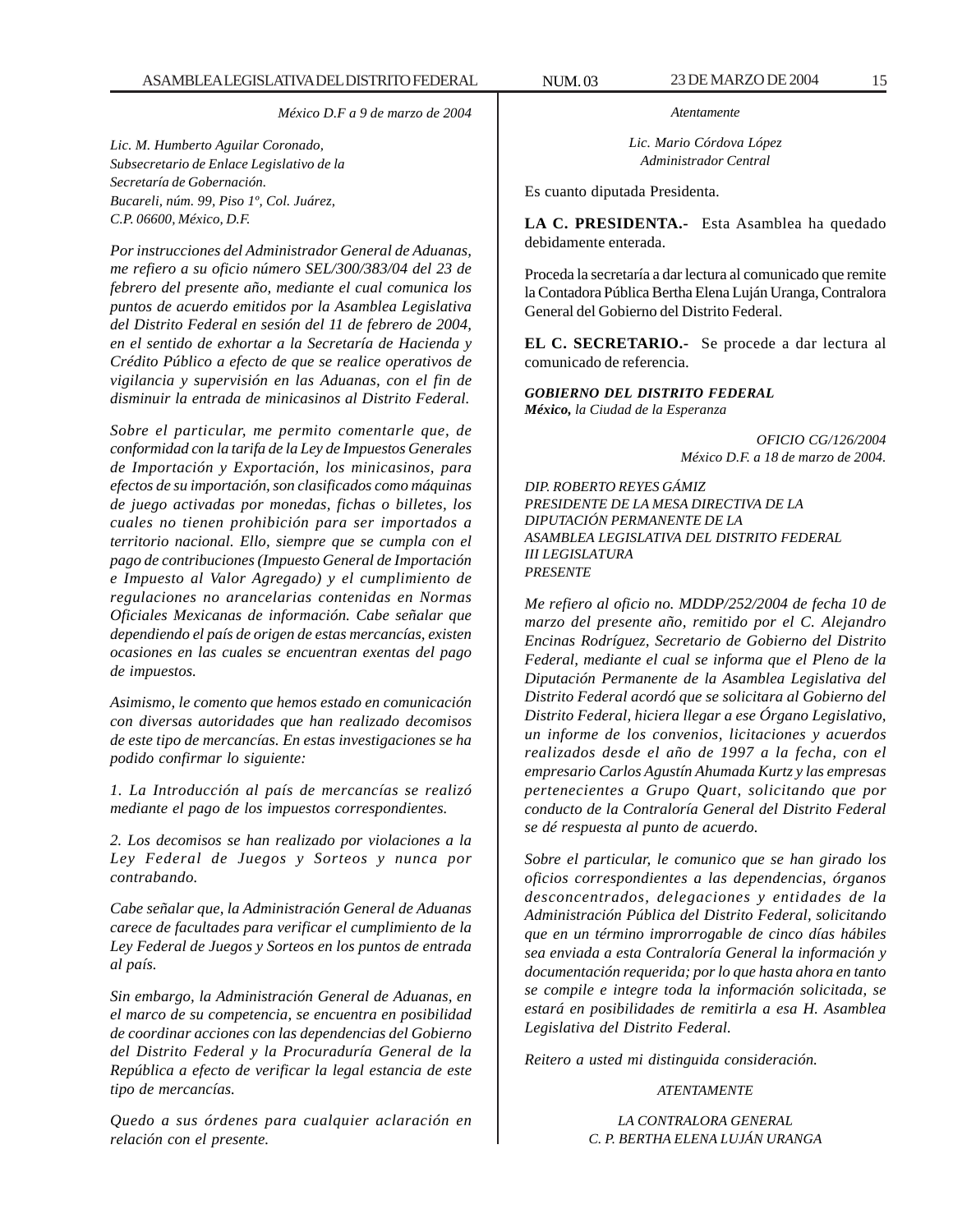*México D.F a 9 de marzo de 2004*

*Lic. M. Humberto Aguilar Coronado,*
*Subsecretario de Enlace Legislativo de la*
*Secretaría de Gobernación.*
*Bucareli, núm. 99, Piso 1º, Col. Juárez,*
*C.P. 06600, México, D.F.*

*Por instrucciones del Administrador General de Aduanas, me refiero a su oficio número SEL/300/383/04 del 23 de febrero del presente año, mediante el cual comunica los puntos de acuerdo emitidos por la Asamblea Legislativa del Distrito Federal en sesión del 11 de febrero de 2004, en el sentido de exhortar a la Secretaría de Hacienda y Crédito Público a efecto de que se realice operativos de vigilancia y supervisión en las Aduanas, con el fin de disminuir la entrada de minicasinos al Distrito Federal.*

*Sobre el particular, me permito comentarle que, de conformidad con la tarifa de la Ley de Impuestos Generales de Importación y Exportación, los minicasinos, para efectos de su importación, son clasificados como máquinas de juego activadas por monedas, fichas o billetes, los cuales no tienen prohibición para ser importados a territorio nacional. Ello, siempre que se cumpla con el pago de contribuciones (Impuesto General de Importación e Impuesto al Valor Agregado) y el cumplimiento de regulaciones no arancelarias contenidas en Normas Oficiales Mexicanas de información. Cabe señalar que dependiendo el país de origen de estas mercancías, existen ocasiones en las cuales se encuentran exentas del pago de impuestos.*

*Asimismo, le comento que hemos estado en comunicación con diversas autoridades que han realizado decomisos de este tipo de mercancías. En estas investigaciones se ha podido confirmar lo siguiente:*

*1. La Introducción al país de mercancías se realizó mediante el pago de los impuestos correspondientes.*

*2. Los decomisos se han realizado por violaciones a la Ley Federal de Juegos y Sorteos y nunca por contrabando.*

*Cabe señalar que, la Administración General de Aduanas carece de facultades para verificar el cumplimiento de la Ley Federal de Juegos y Sorteos en los puntos de entrada al país.*

*Sin embargo, la Administración General de Aduanas, en el marco de su competencia, se encuentra en posibilidad de coordinar acciones con las dependencias del Gobierno del Distrito Federal y la Procuraduría General de la República a efecto de verificar la legal estancia de este tipo de mercancías.*

*Quedo a sus órdenes para cualquier aclaración en relación con el presente.*

*Atentamente*

*Lic. Mario Córdova López*
*Administrador Central*

Es cuanto diputada Presidenta.

**LA C. PRESIDENTA.-** Esta Asamblea ha quedado debidamente enterada.

Proceda la secretaría a dar lectura al comunicado que remite la Contadora Pública Bertha Elena Luján Uranga, Contralora General del Gobierno del Distrito Federal.

**EL C. SECRETARIO.-** Se procede a dar lectura al comunicado de referencia.

***GOBIERNO DEL DISTRITO FEDERAL***
***México,** la Ciudad de la Esperanza*

*OFICIO CG/126/2004*
*México D.F. a 18 de marzo de 2004.*

*DIP. ROBERTO REYES GÁMIZ*
*PRESIDENTE DE LA MESA DIRECTIVA DE LA*
*DIPUTACIÓN PERMANENTE DE LA*
*ASAMBLEA LEGISLATIVA DEL DISTRITO FEDERAL*
*III LEGISLATURA*
*PRESENTE*

*Me refiero al oficio no. MDDP/252/2004 de fecha 10 de marzo del presente año, remitido por el C. Alejandro Encinas Rodríguez, Secretario de Gobierno del Distrito Federal, mediante el cual se informa que el Pleno de la Diputación Permanente de la Asamblea Legislativa del Distrito Federal acordó que se solicitara al Gobierno del Distrito Federal, hiciera llegar a ese Órgano Legislativo, un informe de los convenios, licitaciones y acuerdos realizados desde el año de 1997 a la fecha, con el empresario Carlos Agustín Ahumada Kurtz y las empresas pertenecientes a Grupo Quart, solicitando que por conducto de la Contraloría General del Distrito Federal se dé respuesta al punto de acuerdo.*

*Sobre el particular, le comunico que se han girado los oficios correspondientes a las dependencias, órganos desconcentrados, delegaciones y entidades de la Administración Pública del Distrito Federal, solicitando que en un término improrrogable de cinco días hábiles sea enviada a esta Contraloría General la información y documentación requerida; por lo que hasta ahora en tanto se compile e integre toda la información solicitada, se estará en posibilidades de remitirla a esa H. Asamblea Legislativa del Distrito Federal.*

*Reitero a usted mi distinguida consideración.*

*ATENTAMENTE*

*LA CONTRALORA GENERAL*
*C. P. BERTHA ELENA LUJÁN URANGA*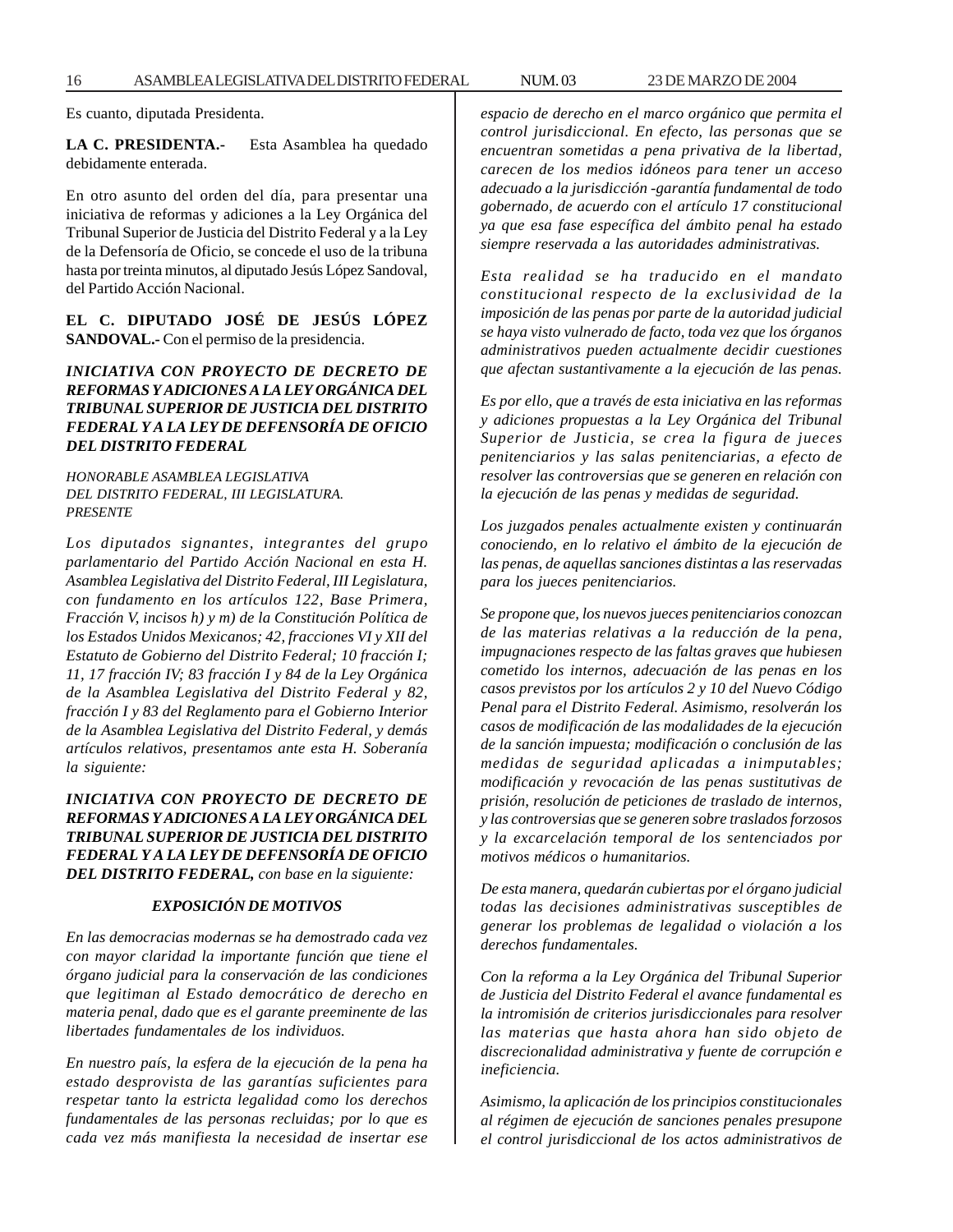Es cuanto, diputada Presidenta.

**LA C. PRESIDENTA.-** Esta Asamblea ha quedado debidamente enterada.

En otro asunto del orden del día, para presentar una iniciativa de reformas y adiciones a la Ley Orgánica del Tribunal Superior de Justicia del Distrito Federal y a la Ley de la Defensoría de Oficio, se concede el uso de la tribuna hasta por treinta minutos, al diputado Jesús López Sandoval, del Partido Acción Nacional.

**EL C. DIPUTADO JOSÉ DE JESÚS LÓPEZ SANDOVAL.-** Con el permiso de la presidencia.

***INICIATIVA CON PROYECTO DE DECRETO DE REFORMAS Y ADICIONES A LA LEY ORGÁNICA DEL TRIBUNAL SUPERIOR DE JUSTICIA DEL DISTRITO FEDERAL Y A LA LEY DE DEFENSORÍA DE OFICIO DEL DISTRITO FEDERAL***

*HONORABLE ASAMBLEA LEGISLATIVA*
*DEL DISTRITO FEDERAL, III LEGISLATURA.*
*PRESENTE*

*Los diputados signantes, integrantes del grupo parlamentario del Partido Acción Nacional en esta H. Asamblea Legislativa del Distrito Federal, III Legislatura, con fundamento en los artículos 122, Base Primera, Fracción V, incisos h) y m) de la Constitución Política de los Estados Unidos Mexicanos; 42, fracciones VI y XII del Estatuto de Gobierno del Distrito Federal; 10 fracción I; 11, 17 fracción IV; 83 fracción I y 84 de la Ley Orgánica de la Asamblea Legislativa del Distrito Federal y 82, fracción I y 83 del Reglamento para el Gobierno Interior de la Asamblea Legislativa del Distrito Federal, y demás artículos relativos, presentamos ante esta H. Soberanía la siguiente:*

***INICIATIVA CON PROYECTO DE DECRETO DE REFORMAS Y ADICIONES A LA LEY ORGÁNICA DEL TRIBUNAL SUPERIOR DE JUSTICIA DEL DISTRITO FEDERAL Y A LA LEY DE DEFENSORÍA DE OFICIO DEL DISTRITO FEDERAL,*** *con base en la siguiente:*

***EXPOSICIÓN DE MOTIVOS***

*En las democracias modernas se ha demostrado cada vez con mayor claridad la importante función que tiene el órgano judicial para la conservación de las condiciones que legitiman al Estado democrático de derecho en materia penal, dado que es el garante preeminente de las libertades fundamentales de los individuos.*

*En nuestro país, la esfera de la ejecución de la pena ha estado desprovista de las garantías suficientes para respetar tanto la estricta legalidad como los derechos fundamentales de las personas recluidas; por lo que es cada vez más manifiesta la necesidad de insertar ese espacio de derecho en el marco orgánico que permita el control jurisdiccional. En efecto, las personas que se encuentran sometidas a pena privativa de la libertad, carecen de los medios idóneos para tener un acceso adecuado a la jurisdicción -garantía fundamental de todo gobernado, de acuerdo con el artículo 17 constitucional ya que esa fase específica del ámbito penal ha estado siempre reservada a las autoridades administrativas.*

*Esta realidad se ha traducido en el mandato constitucional respecto de la exclusividad de la imposición de las penas por parte de la autoridad judicial se haya visto vulnerado de facto, toda vez que los órganos administrativos pueden actualmente decidir cuestiones que afectan sustantivamente a la ejecución de las penas.*

*Es por ello, que a través de esta iniciativa en las reformas y adiciones propuestas a la Ley Orgánica del Tribunal Superior de Justicia, se crea la figura de jueces penitenciarios y las salas penitenciarias, a efecto de resolver las controversias que se generen en relación con la ejecución de las penas y medidas de seguridad.*

*Los juzgados penales actualmente existen y continuarán conociendo, en lo relativo el ámbito de la ejecución de las penas, de aquellas sanciones distintas a las reservadas para los jueces penitenciarios.*

*Se propone que, los nuevos jueces penitenciarios conozcan de las materias relativas a la reducción de la pena, impugnaciones respecto de las faltas graves que hubiesen cometido los internos, adecuación de las penas en los casos previstos por los artículos 2 y 10 del Nuevo Código Penal para el Distrito Federal. Asimismo, resolverán los casos de modificación de las modalidades de la ejecución de la sanción impuesta; modificación o conclusión de las medidas de seguridad aplicadas a inimputables; modificación y revocación de las penas sustitutivas de prisión, resolución de peticiones de traslado de internos, y las controversias que se generen sobre traslados forzosos y la excarcelación temporal de los sentenciados por motivos médicos o humanitarios.*

*De esta manera, quedarán cubiertas por el órgano judicial todas las decisiones administrativas susceptibles de generar los problemas de legalidad o violación a los derechos fundamentales.*

*Con la reforma a la Ley Orgánica del Tribunal Superior de Justicia del Distrito Federal el avance fundamental es la intromisión de criterios jurisdiccionales para resolver las materias que hasta ahora han sido objeto de discrecionalidad administrativa y fuente de corrupción e ineficiencia.*

*Asimismo, la aplicación de los principios constitucionales al régimen de ejecución de sanciones penales presupone el control jurisdiccional de los actos administrativos de*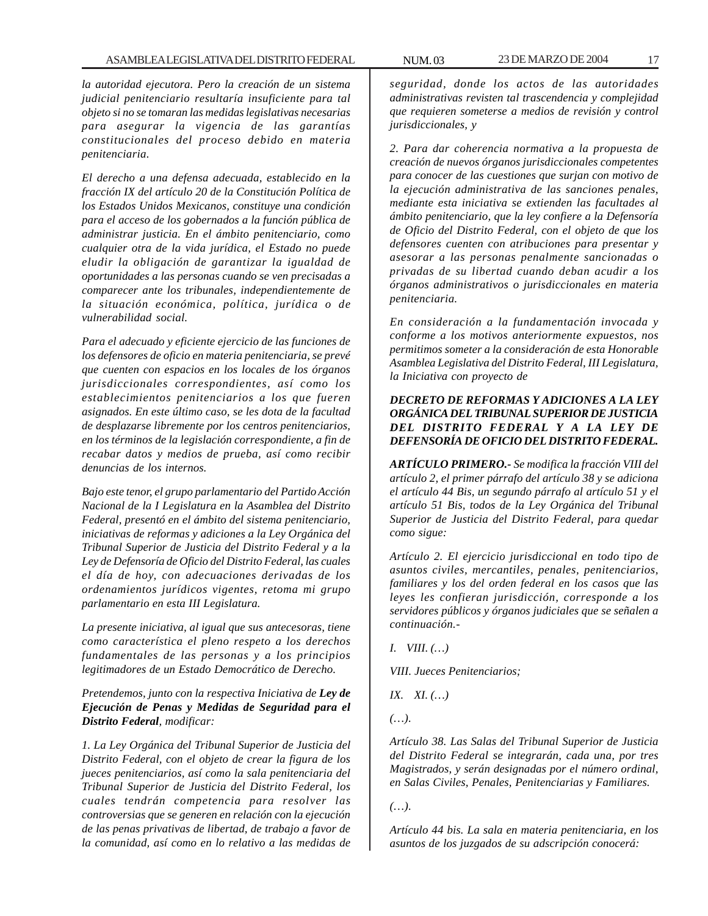*la autoridad ejecutora. Pero la creación de un sistema judicial penitenciario resultaría insuficiente para tal objeto si no se tomaran las medidas legislativas necesarias para asegurar la vigencia de las garantías constitucionales del proceso debido en materia penitenciaria.*

*El derecho a una defensa adecuada, establecido en la fracción IX del artículo 20 de la Constitución Política de los Estados Unidos Mexicanos, constituye una condición para el acceso de los gobernados a la función pública de administrar justicia. En el ámbito penitenciario, como cualquier otra de la vida jurídica, el Estado no puede eludir la obligación de garantizar la igualdad de oportunidades a las personas cuando se ven precisadas a comparecer ante los tribunales, independientemente de la situación económica, política, jurídica o de vulnerabilidad social.*

*Para el adecuado y eficiente ejercicio de las funciones de los defensores de oficio en materia penitenciaria, se prevé que cuenten con espacios en los locales de los órganos jurisdiccionales correspondientes, así como los establecimientos penitenciarios a los que fueren asignados. En este último caso, se les dota de la facultad de desplazarse libremente por los centros penitenciarios, en los términos de la legislación correspondiente, a fin de recabar datos y medios de prueba, así como recibir denuncias de los internos.*

*Bajo este tenor, el grupo parlamentario del Partido Acción Nacional de la I Legislatura en la Asamblea del Distrito Federal, presentó en el ámbito del sistema penitenciario, iniciativas de reformas y adiciones a la Ley Orgánica del Tribunal Superior de Justicia del Distrito Federal y a la Ley de Defensoría de Oficio del Distrito Federal, las cuales el día de hoy, con adecuaciones derivadas de los ordenamientos jurídicos vigentes, retoma mi grupo parlamentario en esta III Legislatura.*

*La presente iniciativa, al igual que sus antecesoras, tiene como característica el pleno respeto a los derechos fundamentales de las personas y a los principios legitimadores de un Estado Democrático de Derecho.*

*Pretendemos, junto con la respectiva Iniciativa de **Ley de Ejecución de Penas y Medidas de Seguridad para el Distrito Federal**, modificar:*

*1. La Ley Orgánica del Tribunal Superior de Justicia del Distrito Federal, con el objeto de crear la figura de los jueces penitenciarios, así como la sala penitenciaria del Tribunal Superior de Justicia del Distrito Federal, los cuales tendrán competencia para resolver las controversias que se generen en relación con la ejecución de las penas privativas de libertad, de trabajo a favor de la comunidad, así como en lo relativo a las medidas de seguridad, donde los actos de las autoridades administrativas revisten tal trascendencia y complejidad que requieren someterse a medios de revisión y control jurisdiccionales, y*

*2. Para dar coherencia normativa a la propuesta de creación de nuevos órganos jurisdiccionales competentes para conocer de las cuestiones que surjan con motivo de la ejecución administrativa de las sanciones penales, mediante esta iniciativa se extienden las facultades al ámbito penitenciario, que la ley confiere a la Defensoría de Oficio del Distrito Federal, con el objeto de que los defensores cuenten con atribuciones para presentar y asesorar a las personas penalmente sancionadas o privadas de su libertad cuando deban acudir a los órganos administrativos o jurisdiccionales en materia penitenciaria.*

*En consideración a la fundamentación invocada y conforme a los motivos anteriormente expuestos, nos permitimos someter a la consideración de esta Honorable Asamblea Legislativa del Distrito Federal, III Legislatura, la Iniciativa con proyecto de*

***DECRETO DE REFORMAS Y ADICIONES A LA LEY ORGÁNICA DEL TRIBUNAL SUPERIOR DE JUSTICIA DEL DISTRITO FEDERAL Y A LA LEY DE DEFENSORÍA DE OFICIO DEL DISTRITO FEDERAL.***

***ARTÍCULO PRIMERO.-** Se modifica la fracción VIII del artículo 2, el primer párrafo del artículo 38 y se adiciona el artículo 44 Bis, un segundo párrafo al artículo 51 y el artículo 51 Bis, todos de la Ley Orgánica del Tribunal Superior de Justicia del Distrito Federal, para quedar como sigue:*

*Artículo 2. El ejercicio jurisdiccional en todo tipo de asuntos civiles, mercantiles, penales, penitenciarios, familiares y los del orden federal en los casos que las leyes les confieran jurisdicción, corresponde a los servidores públicos y órganos judiciales que se señalen a continuación.-*

*I. VIII. (…)*

*VIII. Jueces Penitenciarios;*

*IX. XI. (…)*

*(…).*

*Artículo 38. Las Salas del Tribunal Superior de Justicia del Distrito Federal se integrarán, cada una, por tres Magistrados, y serán designadas por el número ordinal, en Salas Civiles, Penales, Penitenciarias y Familiares.*

*(…).*

*Artículo 44 bis. La sala en materia penitenciaria, en los asuntos de los juzgados de su adscripción conocerá:*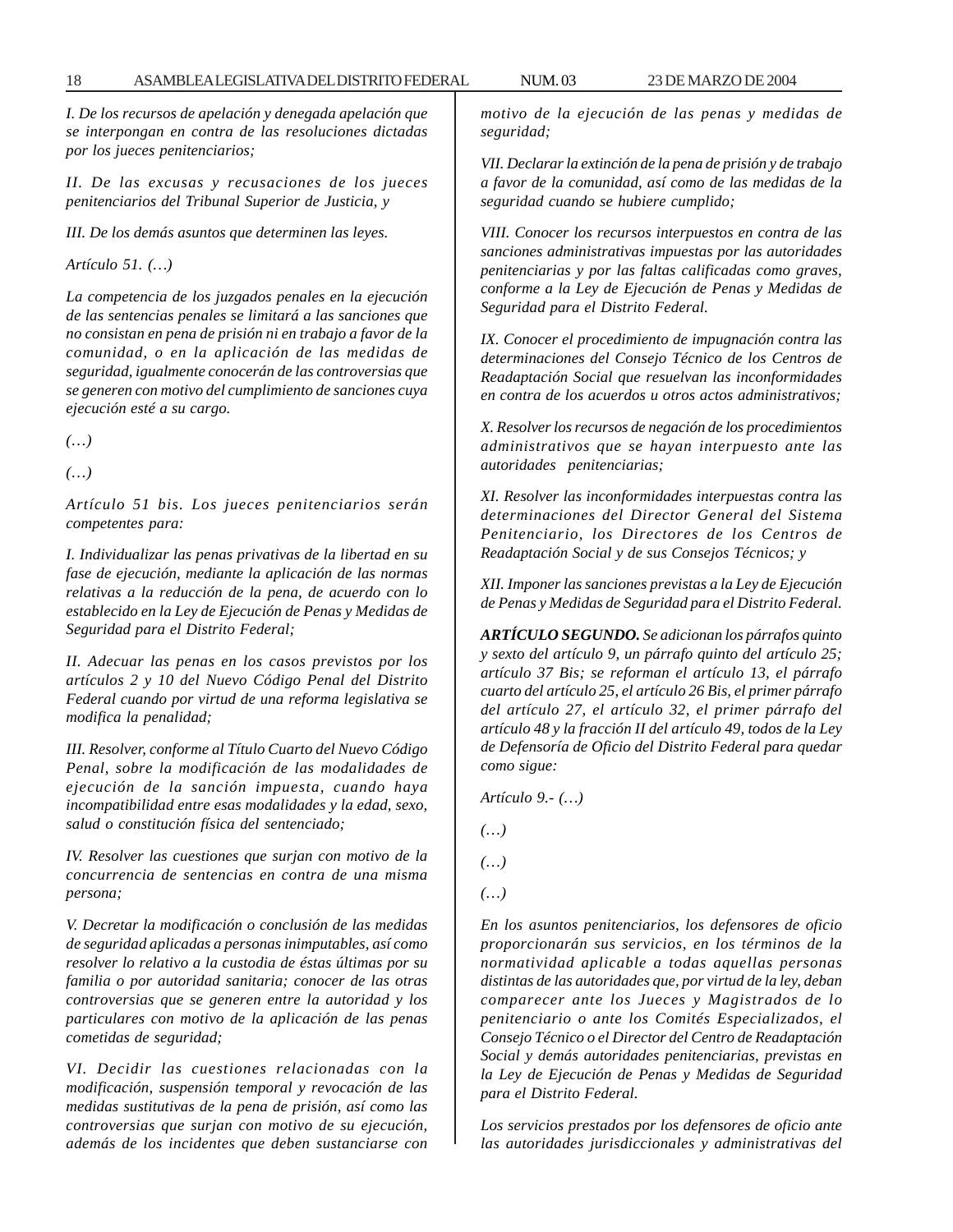*I. De los recursos de apelación y denegada apelación que se interpongan en contra de las resoluciones dictadas por los jueces penitenciarios;*

*II. De las excusas y recusaciones de los jueces penitenciarios del Tribunal Superior de Justicia, y*

*III. De los demás asuntos que determinen las leyes.*

*Artículo 51. (…)*

*La competencia de los juzgados penales en la ejecución de las sentencias penales se limitará a las sanciones que no consistan en pena de prisión ni en trabajo a favor de la comunidad, o en la aplicación de las medidas de seguridad, igualmente conocerán de las controversias que se generen con motivo del cumplimiento de sanciones cuya ejecución esté a su cargo.*

*(…)*

*(…)*

*Artículo 51 bis. Los jueces penitenciarios serán competentes para:*

*I. Individualizar las penas privativas de la libertad en su fase de ejecución, mediante la aplicación de las normas relativas a la reducción de la pena, de acuerdo con lo establecido en la Ley de Ejecución de Penas y Medidas de Seguridad para el Distrito Federal;*

*II. Adecuar las penas en los casos previstos por los artículos 2 y 10 del Nuevo Código Penal del Distrito Federal cuando por virtud de una reforma legislativa se modifica la penalidad;*

*III. Resolver, conforme al Título Cuarto del Nuevo Código Penal, sobre la modificación de las modalidades de ejecución de la sanción impuesta, cuando haya incompatibilidad entre esas modalidades y la edad, sexo, salud o constitución física del sentenciado;*

*IV. Resolver las cuestiones que surjan con motivo de la concurrencia de sentencias en contra de una misma persona;*

*V. Decretar la modificación o conclusión de las medidas de seguridad aplicadas a personas inimputables, así como resolver lo relativo a la custodia de éstas últimas por su familia o por autoridad sanitaria; conocer de las otras controversias que se generen entre la autoridad y los particulares con motivo de la aplicación de las penas cometidas de seguridad;*

*VI. Decidir las cuestiones relacionadas con la modificación, suspensión temporal y revocación de las medidas sustitutivas de la pena de prisión, así como las controversias que surjan con motivo de su ejecución, además de los incidentes que deben sustanciarse con motivo de la ejecución de las penas y medidas de seguridad;*

*VII. Declarar la extinción de la pena de prisión y de trabajo a favor de la comunidad, así como de las medidas de la seguridad cuando se hubiere cumplido;*

*VIII. Conocer los recursos interpuestos en contra de las sanciones administrativas impuestas por las autoridades penitenciarias y por las faltas calificadas como graves, conforme a la Ley de Ejecución de Penas y Medidas de Seguridad para el Distrito Federal.*

*IX. Conocer el procedimiento de impugnación contra las determinaciones del Consejo Técnico de los Centros de Readaptación Social que resuelvan las inconformidades en contra de los acuerdos u otros actos administrativos;*

*X. Resolver los recursos de negación de los procedimientos administrativos que se hayan interpuesto ante las autoridades penitenciarias;*

*XI. Resolver las inconformidades interpuestas contra las determinaciones del Director General del Sistema Penitenciario, los Directores de los Centros de Readaptación Social y de sus Consejos Técnicos; y*

*XII. Imponer las sanciones previstas a la Ley de Ejecución de Penas y Medidas de Seguridad para el Distrito Federal.*

***ARTÍCULO SEGUNDO.*** *Se adicionan los párrafos quinto y sexto del artículo 9, un párrafo quinto del artículo 25; artículo 37 Bis; se reforman el artículo 13, el párrafo cuarto del artículo 25, el artículo 26 Bis, el primer párrafo del artículo 27, el artículo 32, el primer párrafo del artículo 48 y la fracción II del artículo 49, todos de la Ley de Defensoría de Oficio del Distrito Federal para quedar como sigue:*

*Artículo 9.- (…)*

*(…)*

*(…)*

*(…)*

*En los asuntos penitenciarios, los defensores de oficio proporcionarán sus servicios, en los términos de la normatividad aplicable a todas aquellas personas distintas de las autoridades que, por virtud de la ley, deban comparecer ante los Jueces y Magistrados de lo penitenciario o ante los Comités Especializados, el Consejo Técnico o el Director del Centro de Readaptación Social y demás autoridades penitenciarias, previstas en la Ley de Ejecución de Penas y Medidas de Seguridad para el Distrito Federal.*

*Los servicios prestados por los defensores de oficio ante las autoridades jurisdiccionales y administrativas del*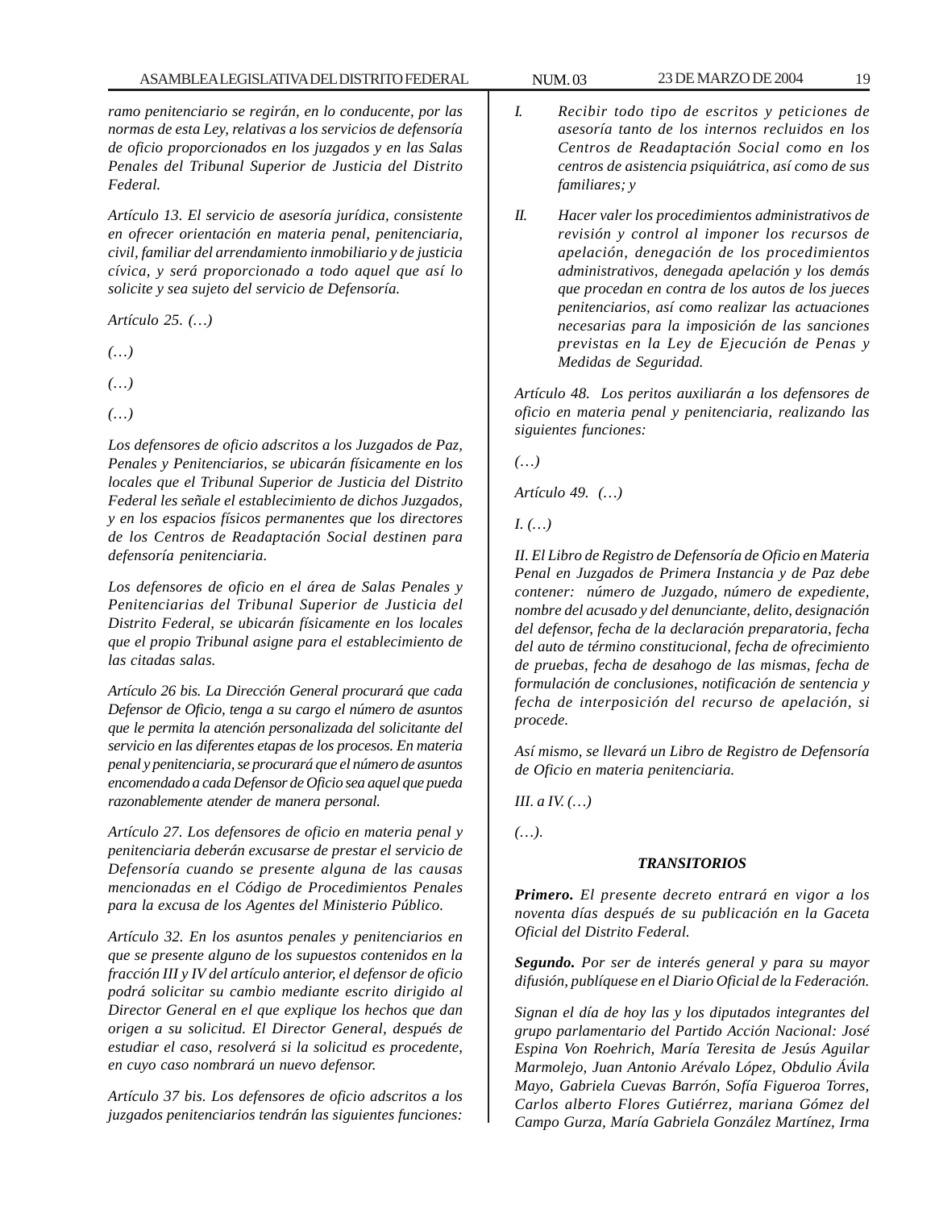*ramo penitenciario se regirán, en lo conducente, por las normas de esta Ley, relativas a los servicios de defensoría de oficio proporcionados en los juzgados y en las Salas Penales del Tribunal Superior de Justicia del Distrito Federal.*

*Artículo 13. El servicio de asesoría jurídica, consistente en ofrecer orientación en materia penal, penitenciaria, civil, familiar del arrendamiento inmobiliario y de justicia cívica, y será proporcionado a todo aquel que así lo solicite y sea sujeto del servicio de Defensoría.*

*Artículo 25. (…)*

*(…)*

*(…)*

*(…)*

*Los defensores de oficio adscritos a los Juzgados de Paz, Penales y Penitenciarios, se ubicarán físicamente en los locales que el Tribunal Superior de Justicia del Distrito Federal les señale el establecimiento de dichos Juzgados, y en los espacios físicos permanentes que los directores de los Centros de Readaptación Social destinen para defensoría penitenciaria.*

*Los defensores de oficio en el área de Salas Penales y Penitenciarias del Tribunal Superior de Justicia del Distrito Federal, se ubicarán físicamente en los locales que el propio Tribunal asigne para el establecimiento de las citadas salas.*

*Artículo 26 bis. La Dirección General procurará que cada Defensor de Oficio, tenga a su cargo el número de asuntos que le permita la atención personalizada del solicitante del servicio en las diferentes etapas de los procesos. En materia penal y penitenciaria, se procurará que el número de asuntos encomendado a cada Defensor de Oficio sea aquel que pueda razonablemente atender de manera personal.*

*Artículo 27. Los defensores de oficio en materia penal y penitenciaria deberán excusarse de prestar el servicio de Defensoría cuando se presente alguna de las causas mencionadas en el Código de Procedimientos Penales para la excusa de los Agentes del Ministerio Público.*

*Artículo 32. En los asuntos penales y penitenciarios en que se presente alguno de los supuestos contenidos en la fracción III y IV del artículo anterior, el defensor de oficio podrá solicitar su cambio mediante escrito dirigido al Director General en el que explique los hechos que dan origen a su solicitud. El Director General, después de estudiar el caso, resolverá si la solicitud es procedente, en cuyo caso nombrará un nuevo defensor.*

*Artículo 37 bis. Los defensores de oficio adscritos a los juzgados penitenciarios tendrán las siguientes funciones:*

*I. Recibir todo tipo de escritos y peticiones de asesoría tanto de los internos recluidos en los Centros de Readaptación Social como en los centros de asistencia psiquiátrica, así como de sus familiares; y*

*II. Hacer valer los procedimientos administrativos de revisión y control al imponer los recursos de apelación, denegación de los procedimientos administrativos, denegada apelación y los demás que procedan en contra de los autos de los jueces penitenciarios, así como realizar las actuaciones necesarias para la imposición de las sanciones previstas en la Ley de Ejecución de Penas y Medidas de Seguridad.*

*Artículo 48. Los peritos auxiliarán a los defensores de oficio en materia penal y penitenciaria, realizando las siguientes funciones:*

*(…)*

*Artículo 49. (…)*

*I. (…)*

*II. El Libro de Registro de Defensoría de Oficio en Materia Penal en Juzgados de Primera Instancia y de Paz debe contener: número de Juzgado, número de expediente, nombre del acusado y del denunciante, delito, designación del defensor, fecha de la declaración preparatoria, fecha del auto de término constitucional, fecha de ofrecimiento de pruebas, fecha de desahogo de las mismas, fecha de formulación de conclusiones, notificación de sentencia y fecha de interposición del recurso de apelación, si procede.*

*Así mismo, se llevará un Libro de Registro de Defensoría de Oficio en materia penitenciaria.*

*III. a IV. (…)*

*(…).*

***TRANSITORIOS***

***Primero.*** *El presente decreto entrará en vigor a los noventa días después de su publicación en la Gaceta Oficial del Distrito Federal.*

***Segundo.*** *Por ser de interés general y para su mayor difusión, publíquese en el Diario Oficial de la Federación.*

*Signan el día de hoy las y los diputados integrantes del grupo parlamentario del Partido Acción Nacional: José Espina Von Roehrich, María Teresita de Jesús Aguilar Marmolejo, Juan Antonio Arévalo López, Obdulio Ávila Mayo, Gabriela Cuevas Barrón, Sofía Figueroa Torres, Carlos alberto Flores Gutiérrez, mariana Gómez del Campo Gurza, María Gabriela González Martínez, Irma*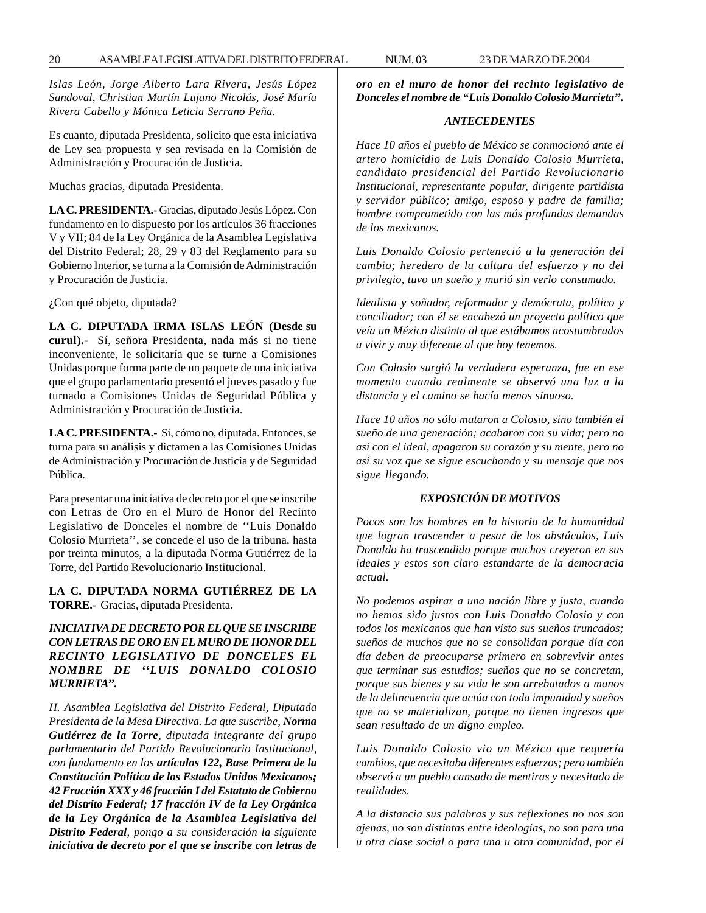*Islas León, Jorge Alberto Lara Rivera, Jesús López Sandoval, Christian Martín Lujano Nicolás, José María Rivera Cabello y Mónica Leticia Serrano Peña.*

Es cuanto, diputada Presidenta, solicito que esta iniciativa de Ley sea propuesta y sea revisada en la Comisión de Administración y Procuración de Justicia.

Muchas gracias, diputada Presidenta.

**LA C. PRESIDENTA.-** Gracias, diputado Jesús López. Con fundamento en lo dispuesto por los artículos 36 fracciones V y VII; 84 de la Ley Orgánica de la Asamblea Legislativa del Distrito Federal; 28, 29 y 83 del Reglamento para su Gobierno Interior, se turna a la Comisión de Administración y Procuración de Justicia.

¿Con qué objeto, diputada?

**LA C. DIPUTADA IRMA ISLAS LEÓN (Desde su curul).-** Sí, señora Presidenta, nada más si no tiene inconveniente, le solicitaría que se turne a Comisiones Unidas porque forma parte de un paquete de una iniciativa que el grupo parlamentario presentó el jueves pasado y fue turnado a Comisiones Unidas de Seguridad Pública y Administración y Procuración de Justicia.

**LA C. PRESIDENTA.-** Sí, cómo no, diputada. Entonces, se turna para su análisis y dictamen a las Comisiones Unidas de Administración y Procuración de Justicia y de Seguridad Pública.

Para presentar una iniciativa de decreto por el que se inscribe con Letras de Oro en el Muro de Honor del Recinto Legislativo de Donceles el nombre de ''Luis Donaldo Colosio Murrieta'', se concede el uso de la tribuna, hasta por treinta minutos, a la diputada Norma Gutiérrez de la Torre, del Partido Revolucionario Institucional.

**LA C. DIPUTADA NORMA GUTIÉRREZ DE LA TORRE.-** Gracias, diputada Presidenta.

***INICIATIVA DE DECRETO POR EL QUE SE INSCRIBE CON LETRAS DE ORO EN EL MURO DE HONOR DEL RECINTO LEGISLATIVO DE DONCELES EL NOMBRE DE ''LUIS DONALDO COLOSIO MURRIETA''.***

*H. Asamblea Legislativa del Distrito Federal, Diputada Presidenta de la Mesa Directiva. La que suscribe, **Norma Gutiérrez de la Torre**, diputada integrante del grupo parlamentario del Partido Revolucionario Institucional, con fundamento en los **artículos 122, Base Primera de la Constitución Política de los Estados Unidos Mexicanos; 42 Fracción XXX y 46 fracción I del Estatuto de Gobierno del Distrito Federal; 17 fracción IV de la Ley Orgánica de la Ley Orgánica de la Asamblea Legislativa del Distrito Federal**, pongo a su consideración la siguiente **iniciativa de decreto por el que se inscribe con letras de oro en el muro de honor del recinto legislativo de Donceles el nombre de "Luis Donaldo Colosio Murrieta".***

***ANTECEDENTES***

*Hace 10 años el pueblo de México se conmocionó ante el artero homicidio de Luis Donaldo Colosio Murrieta, candidato presidencial del Partido Revolucionario Institucional, representante popular, dirigente partidista y servidor público; amigo, esposo y padre de familia; hombre comprometido con las más profundas demandas de los mexicanos.*

*Luis Donaldo Colosio perteneció a la generación del cambio; heredero de la cultura del esfuerzo y no del privilegio, tuvo un sueño y murió sin verlo consumado.*

*Idealista y soñador, reformador y demócrata, político y conciliador; con él se encabezó un proyecto político que veía un México distinto al que estábamos acostumbrados a vivir y muy diferente al que hoy tenemos.*

*Con Colosio surgió la verdadera esperanza, fue en ese momento cuando realmente se observó una luz a la distancia y el camino se hacía menos sinuoso.*

*Hace 10 años no sólo mataron a Colosio, sino también el sueño de una generación; acabaron con su vida; pero no así con el ideal, apagaron su corazón y su mente, pero no así su voz que se sigue escuchando y su mensaje que nos sigue llegando.*

***EXPOSICIÓN DE MOTIVOS***

*Pocos son los hombres en la historia de la humanidad que logran trascender a pesar de los obstáculos, Luis Donaldo ha trascendido porque muchos creyeron en sus ideales y estos son claro estandarte de la democracia actual.*

*No podemos aspirar a una nación libre y justa, cuando no hemos sido justos con Luis Donaldo Colosio y con todos los mexicanos que han visto sus sueños truncados; sueños de muchos que no se consolidan porque día con día deben de preocuparse primero en sobrevivir antes que terminar sus estudios; sueños que no se concretan, porque sus bienes y su vida le son arrebatados a manos de la delincuencia que actúa con toda impunidad y sueños que no se materializan, porque no tienen ingresos que sean resultado de un digno empleo.*

*Luis Donaldo Colosio vio un México que requería cambios, que necesitaba diferentes esfuerzos; pero también observó a un pueblo cansado de mentiras y necesitado de realidades.*

*A la distancia sus palabras y sus reflexiones no nos son ajenas, no son distintas entre ideologías, no son para una u otra clase social o para una u otra comunidad, por el*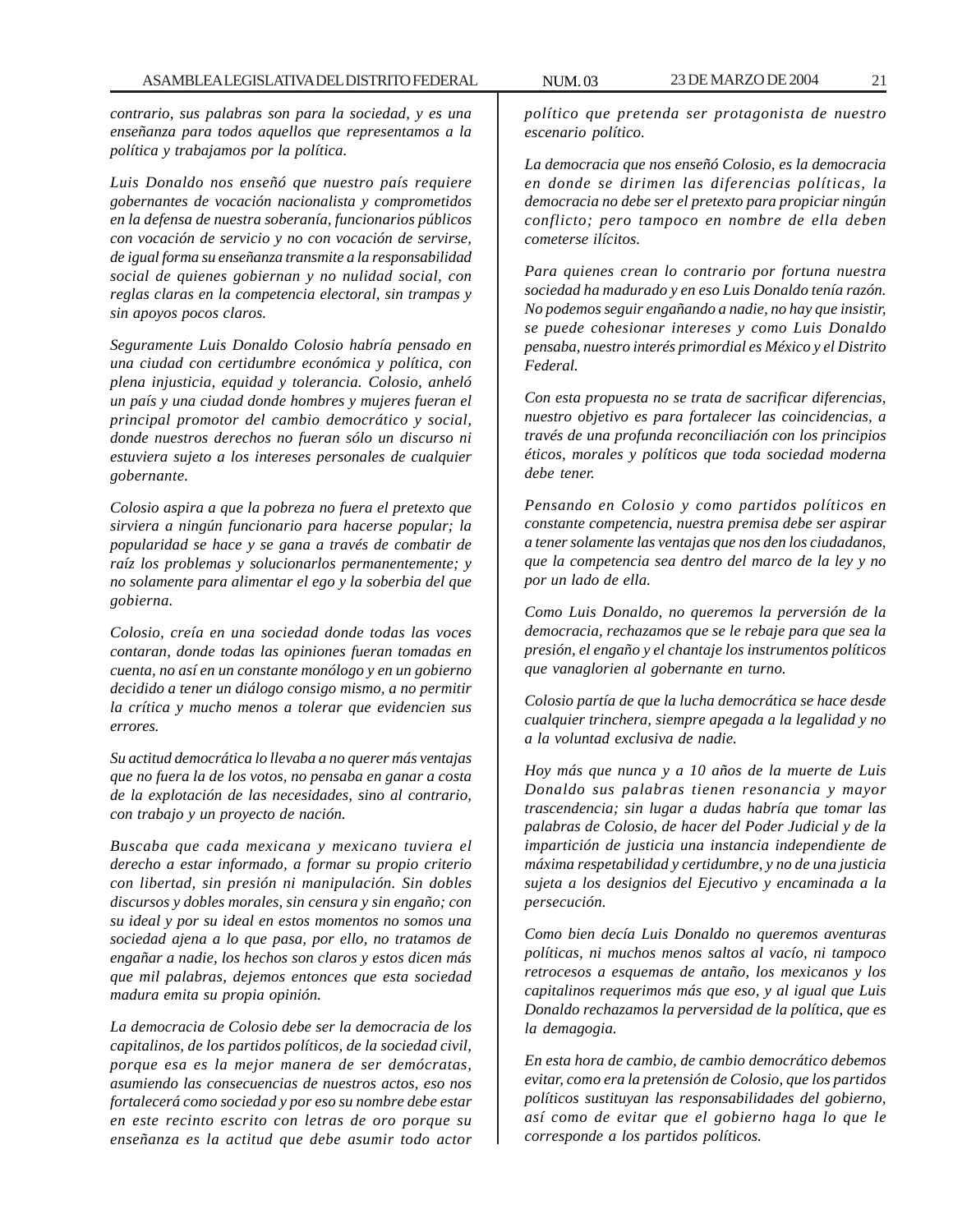*contrario, sus palabras son para la sociedad, y es una enseñanza para todos aquellos que representamos a la política y trabajamos por la política.*

*Luis Donaldo nos enseñó que nuestro país requiere gobernantes de vocación nacionalista y comprometidos en la defensa de nuestra soberanía, funcionarios públicos con vocación de servicio y no con vocación de servirse, de igual forma su enseñanza transmite a la responsabilidad social de quienes gobiernan y no nulidad social, con reglas claras en la competencia electoral, sin trampas y sin apoyos pocos claros.*

*Seguramente Luis Donaldo Colosio habría pensado en una ciudad con certidumbre económica y política, con plena injusticia, equidad y tolerancia. Colosio, anheló un país y una ciudad donde hombres y mujeres fueran el principal promotor del cambio democrático y social, donde nuestros derechos no fueran sólo un discurso ni estuviera sujeto a los intereses personales de cualquier gobernante.*

*Colosio aspira a que la pobreza no fuera el pretexto que sirviera a ningún funcionario para hacerse popular; la popularidad se hace y se gana a través de combatir de raíz los problemas y solucionarlos permanentemente; y no solamente para alimentar el ego y la soberbia del que gobierna.*

*Colosio, creía en una sociedad donde todas las voces contaran, donde todas las opiniones fueran tomadas en cuenta, no así en un constante monólogo y en un gobierno decidido a tener un diálogo consigo mismo, a no permitir la crítica y mucho menos a tolerar que evidencien sus errores.*

*Su actitud democrática lo llevaba a no querer más ventajas que no fuera la de los votos, no pensaba en ganar a costa de la explotación de las necesidades, sino al contrario, con trabajo y un proyecto de nación.*

*Buscaba que cada mexicana y mexicano tuviera el derecho a estar informado, a formar su propio criterio con libertad, sin presión ni manipulación. Sin dobles discursos y dobles morales, sin censura y sin engaño; con su ideal y por su ideal en estos momentos no somos una sociedad ajena a lo que pasa, por ello, no tratamos de engañar a nadie, los hechos son claros y estos dicen más que mil palabras, dejemos entonces que esta sociedad madura emita su propia opinión.*

*La democracia de Colosio debe ser la democracia de los capitalinos, de los partidos políticos, de la sociedad civil, porque esa es la mejor manera de ser demócratas, asumiendo las consecuencias de nuestros actos, eso nos fortalecerá como sociedad y por eso su nombre debe estar en este recinto escrito con letras de oro porque su enseñanza es la actitud que debe asumir todo actor político que pretenda ser protagonista de nuestro escenario político.*

*La democracia que nos enseñó Colosio, es la democracia en donde se dirimen las diferencias políticas, la democracia no debe ser el pretexto para propiciar ningún conflicto; pero tampoco en nombre de ella deben cometerse ilícitos.*

*Para quienes crean lo contrario por fortuna nuestra sociedad ha madurado y en eso Luis Donaldo tenía razón. No podemos seguir engañando a nadie, no hay que insistir, se puede cohesionar intereses y como Luis Donaldo pensaba, nuestro interés primordial es México y el Distrito Federal.*

*Con esta propuesta no se trata de sacrificar diferencias, nuestro objetivo es para fortalecer las coincidencias, a través de una profunda reconciliación con los principios éticos, morales y políticos que toda sociedad moderna debe tener.*

*Pensando en Colosio y como partidos políticos en constante competencia, nuestra premisa debe ser aspirar a tener solamente las ventajas que nos den los ciudadanos, que la competencia sea dentro del marco de la ley y no por un lado de ella.*

*Como Luis Donaldo, no queremos la perversión de la democracia, rechazamos que se le rebaje para que sea la presión, el engaño y el chantaje los instrumentos políticos que vanaglorien al gobernante en turno.*

*Colosio partía de que la lucha democrática se hace desde cualquier trinchera, siempre apegada a la legalidad y no a la voluntad exclusiva de nadie.*

*Hoy más que nunca y a 10 años de la muerte de Luis Donaldo sus palabras tienen resonancia y mayor trascendencia; sin lugar a dudas habría que tomar las palabras de Colosio, de hacer del Poder Judicial y de la impartición de justicia una instancia independiente de máxima respetabilidad y certidumbre, y no de una justicia sujeta a los designios del Ejecutivo y encaminada a la persecución.*

*Como bien decía Luis Donaldo no queremos aventuras políticas, ni muchos menos saltos al vacío, ni tampoco retrocesos a esquemas de antaño, los mexicanos y los capitalinos requerimos más que eso, y al igual que Luis Donaldo rechazamos la perversidad de la política, que es la demagogia.*

*En esta hora de cambio, de cambio democrático debemos evitar, como era la pretensión de Colosio, que los partidos políticos sustituyan las responsabilidades del gobierno, así como de evitar que el gobierno haga lo que le corresponde a los partidos políticos.*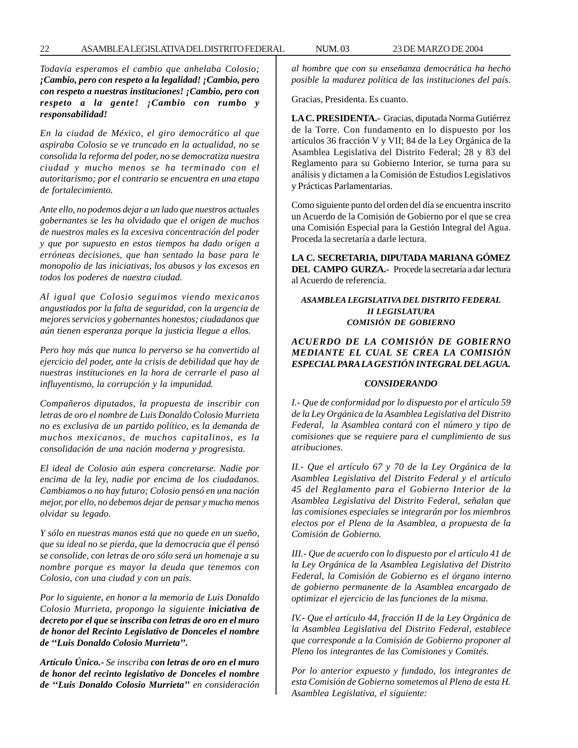*Todavía esperamos el cambio que anhelaba Colosio;* ***¡Cambio, pero con respeto a la legalidad! ¡Cambio, pero con respeto a nuestras instituciones! ¡Cambio, pero con respeto a la gente! ¡Cambio con rumbo y responsabilidad!***

*En la ciudad de México, el giro democrático al que aspiraba Colosio se ve truncado en la actualidad, no se consolida la reforma del poder, no se democratiza nuestra ciudad y mucho menos se ha terminado con el autoritarismo; por el contrario se encuentra en una etapa de fortalecimiento.*

*Ante ello, no podemos dejar a un lado que nuestros actuales gobernantes se les ha olvidado que el origen de muchos de nuestros males es la excesiva concentración del poder y que por supuesto en estos tiempos ha dado origen a erróneas decisiones, que han sentado la base para le monopolio de las iniciativas, los abusos y los excesos en todos los poderes de nuestra ciudad.*

*Al igual que Colosio seguimos viendo mexicanos angustiados por la falta de seguridad, con la urgencia de mejores servicios y gobernantes honestos; ciudadanos que aún tienen esperanza porque la justicia llegue a ellos.*

*Pero hoy más que nunca lo perverso se ha convertido al ejercicio del poder, ante la crisis de debilidad que hay de nuestras instituciones en la hora de cerrarle el paso al influyentismo, la corrupción y la impunidad.*

*Compañeros diputados, la propuesta de inscribir con letras de oro el nombre de Luis Donaldo Colosio Murrieta no es exclusiva de un partido político, es la demanda de muchos mexicanos, de muchos capitalinos, es la consolidación de una nación moderna y progresista.*

*El ideal de Colosio aún espera concretarse. Nadie por encima de la ley, nadie por encima de los ciudadanos. Cambiamos o no hay futuro; Colosio pensó en una nación mejor, por ello, no debemos dejar de pensar y mucho menos olvidar su legado.*

*Y sólo en nuestras manos está que no quede en un sueño, que su ideal no se pierda, que la democracia que él pensó se consolide, con letras de oro sólo será un homenaje a su nombre porque es mayor la deuda que tenemos con Colosio, con una ciudad y con un país.*

*Por lo siguiente, en honor a la memoria de Luis Donaldo Colosio Murrieta, propongo la siguiente* ***iniciativa de decreto por el que se inscriba con letras de oro en el muro de honor del Recinto Legislativo de Donceles el nombre de ''Luis Donaldo Colosio Murrieta''.***

***Artículo Único.-*** *Se inscriba* ***con letras de oro en el muro de honor del recinto legislativo de Donceles el nombre de ''Luis Donaldo Colosio Murrieta''*** *en consideración al hombre que con su enseñanza democrática ha hecho posible la madurez política de las instituciones del país.*

Gracias, Presidenta. Es cuanto.

**LA C. PRESIDENTA.-** Gracias, diputada Norma Gutiérrez de la Torre. Con fundamento en lo dispuesto por los artículos 36 fracción V y VII; 84 de la Ley Orgánica de la Asamblea Legislativa del Distrito Federal; 28 y 83 del Reglamento para su Gobierno Interior, se turna para su análisis y dictamen a la Comisión de Estudios Legislativos y Prácticas Parlamentarias.

Como siguiente punto del orden del día se encuentra inscrito un Acuerdo de la Comisión de Gobierno por el que se crea una Comisión Especial para la Gestión Integral del Agua. Proceda la secretaría a darle lectura.

**LA C. SECRETARIA, DIPUTADA MARIANA GÓMEZ DEL CAMPO GURZA.-** Procede la secretaría a dar lectura al Acuerdo de referencia.

***ASAMBLEA LEGISLATIVA DEL DISTRITO FEDERAL***
***II LEGISLATURA***
***COMISIÓN DE GOBIERNO***

***ACUERDO DE LA COMISIÓN DE GOBIERNO MEDIANTE EL CUAL SE CREA LA COMISIÓN ESPECIAL PARA LA GESTIÓN INTEGRAL DEL AGUA.***

***CONSIDERANDO***

*I.- Que de conformidad por lo dispuesto por el artículo 59 de la Ley Orgánica de la Asamblea Legislativa del Distrito Federal, la Asamblea contará con el número y tipo de comisiones que se requiere para el cumplimiento de sus atribuciones.*

*II.- Que el artículo 67 y 70 de la Ley Orgánica de la Asamblea Legislativa del Distrito Federal y el artículo 45 del Reglamento para el Gobierno Interior de la Asamblea Legislativa del Distrito Federal, señalan que las comisiones especiales se integrarán por los miembros electos por el Pleno de la Asamblea, a propuesta de la Comisión de Gobierno.*

*III.- Que de acuerdo con lo dispuesto por el artículo 41 de la Ley Orgánica de la Asamblea Legislativa del Distrito Federal, la Comisión de Gobierno es el órgano interno de gobierno permanente de la Asamblea encargado de optimizar el ejercicio de las funciones de la misma.*

*IV.- Que el artículo 44, fracción II de la Ley Orgánica de la Asamblea Legislativa del Distrito Federal, establece que corresponde a la Comisión de Gobierno proponer al Pleno los integrantes de las Comisiones y Comités.*

*Por lo anterior expuesto y fundado, los integrantes de esta Comisión de Gobierno sometemos al Pleno de esta H. Asamblea Legislativa, el siguiente:*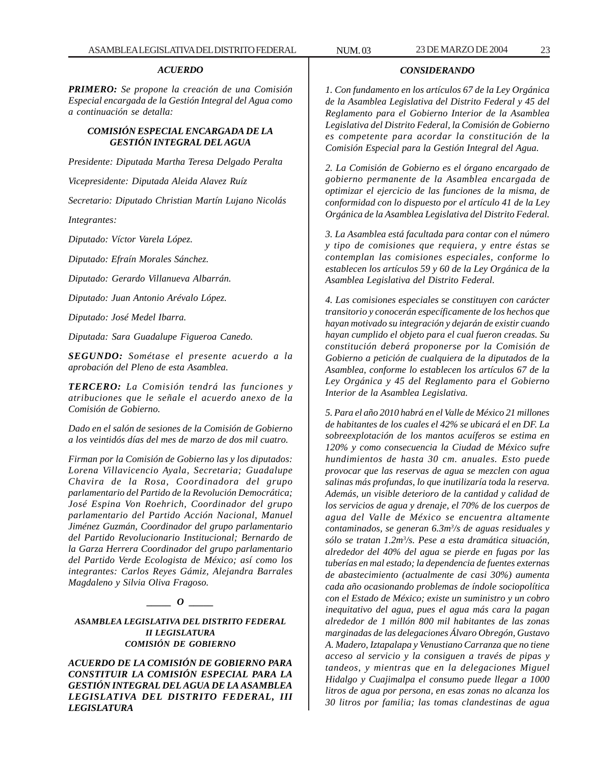***ACUERDO***

***PRIMERO:*** *Se propone la creación de una Comisión Especial encargada de la Gestión Integral del Agua como a continuación se detalla:*

***COMISIÓN ESPECIAL ENCARGADA DE LA GESTIÓN INTEGRAL DEL AGUA***

*Presidente: Diputada Martha Teresa Delgado Peralta*

*Vicepresidente: Diputada Aleida Alavez Ruíz*

*Secretario: Diputado Christian Martín Lujano Nicolás*

*Integrantes:*

*Diputado: Víctor Varela López.*

*Diputado: Efraín Morales Sánchez.*

*Diputado: Gerardo Villanueva Albarrán.*

*Diputado: Juan Antonio Arévalo López.*

*Diputado: José Medel Ibarra.*

*Diputada: Sara Guadalupe Figueroa Canedo.*

***SEGUNDO:*** *Sométase el presente acuerdo a la aprobación del Pleno de esta Asamblea.*

***TERCERO:*** *La Comisión tendrá las funciones y atribuciones que le señale el acuerdo anexo de la Comisión de Gobierno.*

*Dado en el salón de sesiones de la Comisión de Gobierno a los veintidós días del mes de marzo de dos mil cuatro.*

*Firman por la Comisión de Gobierno las y los diputados: Lorena Villavicencio Ayala, Secretaria; Guadalupe Chavira de la Rosa, Coordinadora del grupo parlamentario del Partido de la Revolución Democrática; José Espina Von Roehrich, Coordinador del grupo parlamentario del Partido Acción Nacional, Manuel Jiménez Guzmán, Coordinador del grupo parlamentario del Partido Revolucionario Institucional; Bernardo de la Garza Herrera Coordinador del grupo parlamentario del Partido Verde Ecologista de México; así como los integrantes: Carlos Reyes Gámiz, Alejandra Barrales Magdaleno y Silvia Oliva Fragoso.*

***\_\_\_\_\_ O \_\_\_\_\_***

***ASAMBLEA LEGISLATIVA DEL DISTRITO FEDERAL***
***II LEGISLATURA***
***COMISIÓN DE GOBIERNO***

***ACUERDO DE LA COMISIÓN DE GOBIERNO PARA CONSTITUIR LA COMISIÓN ESPECIAL PARA LA GESTIÓN INTEGRAL DEL AGUA DE LA ASAMBLEA LEGISLATIVA DEL DISTRITO FEDERAL, III LEGISLATURA***

***CONSIDERANDO***

*1. Con fundamento en los artículos 67 de la Ley Orgánica de la Asamblea Legislativa del Distrito Federal y 45 del Reglamento para el Gobierno Interior de la Asamblea Legislativa del Distrito Federal, la Comisión de Gobierno es competente para acordar la constitución de la Comisión Especial para la Gestión Integral del Agua.*

*2. La Comisión de Gobierno es el órgano encargado de gobierno permanente de la Asamblea encargada de optimizar el ejercicio de las funciones de la misma, de conformidad con lo dispuesto por el artículo 41 de la Ley Orgánica de la Asamblea Legislativa del Distrito Federal.*

*3. La Asamblea está facultada para contar con el número y tipo de comisiones que requiera, y entre éstas se contemplan las comisiones especiales, conforme lo establecen los artículos 59 y 60 de la Ley Orgánica de la Asamblea Legislativa del Distrito Federal.*

*4. Las comisiones especiales se constituyen con carácter transitorio y conocerán específicamente de los hechos que hayan motivado su integración y dejarán de existir cuando hayan cumplido el objeto para el cual fueron creadas. Su constitución deberá proponerse por la Comisión de Gobierno a petición de cualquiera de la diputados de la Asamblea, conforme lo establecen los artículos 67 de la Ley Orgánica y 45 del Reglamento para el Gobierno Interior de la Asamblea Legislativa.*

*5. Para el año 2010 habrá en el Valle de México 21 millones de habitantes de los cuales el 42% se ubicará el en DF. La sobreexplotación de los mantos acuíferos se estima en 120% y como consecuencia la Ciudad de México sufre hundimientos de hasta 30 cm. anuales. Esto puede provocar que las reservas de agua se mezclen con agua salinas más profundas, lo que inutilizaría toda la reserva. Además, un visible deterioro de la cantidad y calidad de los servicios de agua y drenaje, el 70% de los cuerpos de agua del Valle de México se encuentra altamente contaminados, se generan 6.3m$^3$/s de aguas residuales y sólo se tratan 1.2m$^3$/s. Pese a esta dramática situación, alrededor del 40% del agua se pierde en fugas por las tuberías en mal estado; la dependencia de fuentes externas de abastecimiento (actualmente de casi 30%) aumenta cada año ocasionando problemas de índole sociopolítica con el Estado de México; existe un suministro y un cobro inequitativo del agua, pues el agua más cara la pagan alrededor de 1 millón 800 mil habitantes de las zonas marginadas de las delegaciones Álvaro Obregón, Gustavo A. Madero, Iztapalapa y Venustiano Carranza que no tiene acceso al servicio y la consiguen a través de pipas y tandeos, y mientras que en la delegaciones Miguel Hidalgo y Cuajimalpa el consumo puede llegar a 1000 litros de agua por persona, en esas zonas no alcanza los 30 litros por familia; las tomas clandestinas de agua*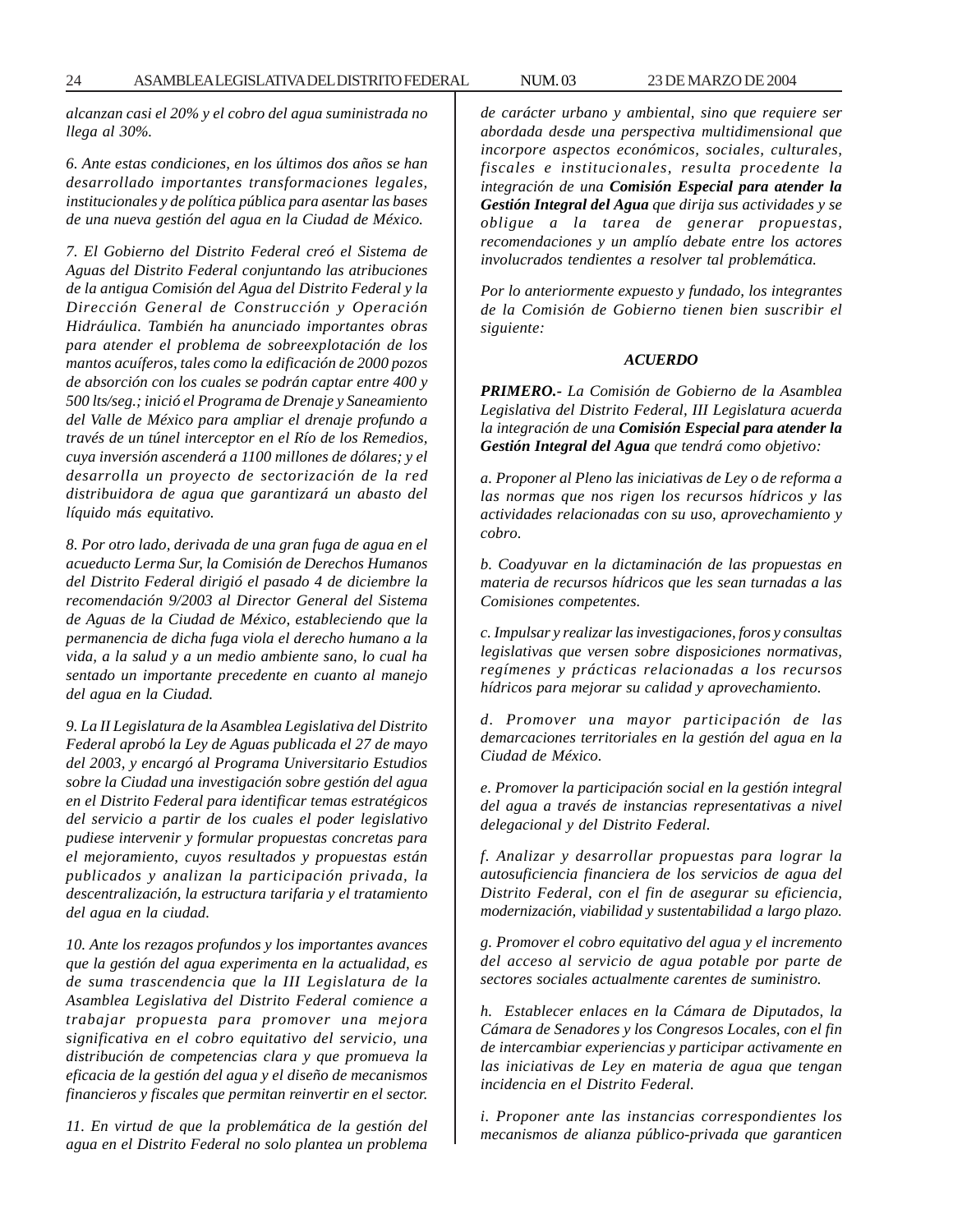*alcanzan casi el 20% y el cobro del agua suministrada no llega al 30%.*

*6. Ante estas condiciones, en los últimos dos años se han desarrollado importantes transformaciones legales, institucionales y de política pública para asentar las bases de una nueva gestión del agua en la Ciudad de México.*

*7. El Gobierno del Distrito Federal creó el Sistema de Aguas del Distrito Federal conjuntando las atribuciones de la antigua Comisión del Agua del Distrito Federal y la Dirección General de Construcción y Operación Hidráulica. También ha anunciado importantes obras para atender el problema de sobreexplotación de los mantos acuíferos, tales como la edificación de 2000 pozos de absorción con los cuales se podrán captar entre 400 y 500 lts/seg.; inició el Programa de Drenaje y Saneamiento del Valle de México para ampliar el drenaje profundo a través de un túnel interceptor en el Río de los Remedios, cuya inversión ascenderá a 1100 millones de dólares; y el desarrolla un proyecto de sectorización de la red distribuidora de agua que garantizará un abasto del líquido más equitativo.*

*8. Por otro lado, derivada de una gran fuga de agua en el acueducto Lerma Sur, la Comisión de Derechos Humanos del Distrito Federal dirigió el pasado 4 de diciembre la recomendación 9/2003 al Director General del Sistema de Aguas de la Ciudad de México, estableciendo que la permanencia de dicha fuga viola el derecho humano a la vida, a la salud y a un medio ambiente sano, lo cual ha sentado un importante precedente en cuanto al manejo del agua en la Ciudad.*

*9. La II Legislatura de la Asamblea Legislativa del Distrito Federal aprobó la Ley de Aguas publicada el 27 de mayo del 2003, y encargó al Programa Universitario Estudios sobre la Ciudad una investigación sobre gestión del agua en el Distrito Federal para identificar temas estratégicos del servicio a partir de los cuales el poder legislativo pudiese intervenir y formular propuestas concretas para el mejoramiento, cuyos resultados y propuestas están publicados y analizan la participación privada, la descentralización, la estructura tarifaria y el tratamiento del agua en la ciudad.*

*10. Ante los rezagos profundos y los importantes avances que la gestión del agua experimenta en la actualidad, es de suma trascendencia que la III Legislatura de la Asamblea Legislativa del Distrito Federal comience a trabajar propuesta para promover una mejora significativa en el cobro equitativo del servicio, una distribución de competencias clara y que promueva la eficacia de la gestión del agua y el diseño de mecanismos financieros y fiscales que permitan reinvertir en el sector.*

*11. En virtud de que la problemática de la gestión del agua en el Distrito Federal no solo plantea un problema de carácter urbano y ambiental, sino que requiere ser abordada desde una perspectiva multidimensional que incorpore aspectos económicos, sociales, culturales, fiscales e institucionales, resulta procedente la integración de una* ***Comisión Especial para atender la Gestión Integral del Agua*** *que dirija sus actividades y se obligue a la tarea de generar propuestas, recomendaciones y un amplío debate entre los actores involucrados tendientes a resolver tal problemática.*

*Por lo anteriormente expuesto y fundado, los integrantes de la Comisión de Gobierno tienen bien suscribir el siguiente:*

***ACUERDO***

***PRIMERO.-*** *La Comisión de Gobierno de la Asamblea Legislativa del Distrito Federal, III Legislatura acuerda la integración de una* ***Comisión Especial para atender la Gestión Integral del Agua*** *que tendrá como objetivo:*

*a. Proponer al Pleno las iniciativas de Ley o de reforma a las normas que nos rigen los recursos hídricos y las actividades relacionadas con su uso, aprovechamiento y cobro.*

*b. Coadyuvar en la dictaminación de las propuestas en materia de recursos hídricos que les sean turnadas a las Comisiones competentes.*

*c. Impulsar y realizar las investigaciones, foros y consultas legislativas que versen sobre disposiciones normativas, regímenes y prácticas relacionadas a los recursos hídricos para mejorar su calidad y aprovechamiento.*

*d. Promover una mayor participación de las demarcaciones territoriales en la gestión del agua en la Ciudad de México.*

*e. Promover la participación social en la gestión integral del agua a través de instancias representativas a nivel delegacional y del Distrito Federal.*

*f. Analizar y desarrollar propuestas para lograr la autosuficiencia financiera de los servicios de agua del Distrito Federal, con el fin de asegurar su eficiencia, modernización, viabilidad y sustentabilidad a largo plazo.*

*g. Promover el cobro equitativo del agua y el incremento del acceso al servicio de agua potable por parte de sectores sociales actualmente carentes de suministro.*

*h. Establecer enlaces en la Cámara de Diputados, la Cámara de Senadores y los Congresos Locales, con el fin de intercambiar experiencias y participar activamente en las iniciativas de Ley en materia de agua que tengan incidencia en el Distrito Federal.*

*i. Proponer ante las instancias correspondientes los mecanismos de alianza público-privada que garanticen*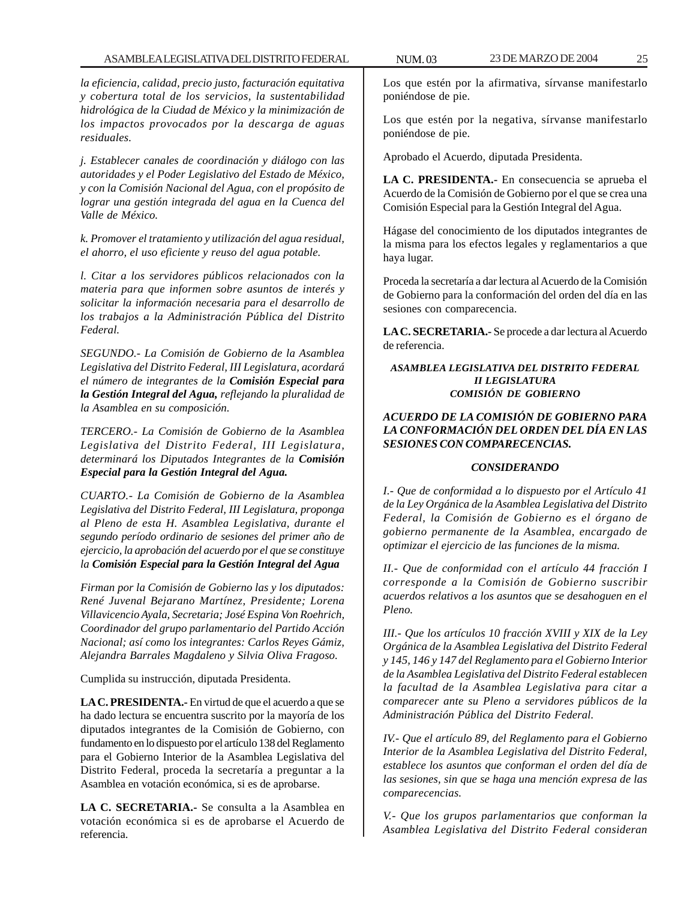*la eficiencia, calidad, precio justo, facturación equitativa y cobertura total de los servicios, la sustentabilidad hidrológica de la Ciudad de México y la minimización de los impactos provocados por la descarga de aguas residuales.*

*j. Establecer canales de coordinación y diálogo con las autoridades y el Poder Legislativo del Estado de México, y con la Comisión Nacional del Agua, con el propósito de lograr una gestión integrada del agua en la Cuenca del Valle de México.*

*k. Promover el tratamiento y utilización del agua residual, el ahorro, el uso eficiente y reuso del agua potable.*

*l. Citar a los servidores públicos relacionados con la materia para que informen sobre asuntos de interés y solicitar la información necesaria para el desarrollo de los trabajos a la Administración Pública del Distrito Federal.*

*SEGUNDO.- La Comisión de Gobierno de la Asamblea Legislativa del Distrito Federal, III Legislatura, acordará el número de integrantes de la* ***Comisión Especial para la Gestión Integral del Agua,*** *reflejando la pluralidad de la Asamblea en su composición.*

*TERCERO.- La Comisión de Gobierno de la Asamblea Legislativa del Distrito Federal, III Legislatura, determinará los Diputados Integrantes de la* ***Comisión Especial para la Gestión Integral del Agua.***

*CUARTO.- La Comisión de Gobierno de la Asamblea Legislativa del Distrito Federal, III Legislatura, proponga al Pleno de esta H. Asamblea Legislativa, durante el segundo período ordinario de sesiones del primer año de ejercicio, la aprobación del acuerdo por el que se constituye la* ***Comisión Especial para la Gestión Integral del Agua***

*Firman por la Comisión de Gobierno las y los diputados: René Juvenal Bejarano Martínez, Presidente; Lorena Villavicencio Ayala, Secretaria; José Espina Von Roehrich, Coordinador del grupo parlamentario del Partido Acción Nacional; así como los integrantes: Carlos Reyes Gámiz, Alejandra Barrales Magdaleno y Silvia Oliva Fragoso.*

Cumplida su instrucción, diputada Presidenta.

**LA C. PRESIDENTA.-** En virtud de que el acuerdo a que se ha dado lectura se encuentra suscrito por la mayoría de los diputados integrantes de la Comisión de Gobierno, con fundamento en lo dispuesto por el artículo 138 del Reglamento para el Gobierno Interior de la Asamblea Legislativa del Distrito Federal, proceda la secretaría a preguntar a la Asamblea en votación económica, si es de aprobarse.

**LA C. SECRETARIA.-** Se consulta a la Asamblea en votación económica si es de aprobarse el Acuerdo de referencia.

Los que estén por la afirmativa, sírvanse manifestarlo poniéndose de pie.

Los que estén por la negativa, sírvanse manifestarlo poniéndose de pie.

Aprobado el Acuerdo, diputada Presidenta.

**LA C. PRESIDENTA.-** En consecuencia se aprueba el Acuerdo de la Comisión de Gobierno por el que se crea una Comisión Especial para la Gestión Integral del Agua.

Hágase del conocimiento de los diputados integrantes de la misma para los efectos legales y reglamentarios a que haya lugar.

Proceda la secretaría a dar lectura al Acuerdo de la Comisión de Gobierno para la conformación del orden del día en las sesiones con comparecencia.

**LA C. SECRETARIA.-** Se procede a dar lectura al Acuerdo de referencia.

***ASAMBLEA LEGISLATIVA DEL DISTRITO FEDERAL***
***II LEGISLATURA***
***COMISIÓN DE GOBIERNO***

***ACUERDO DE LA COMISIÓN DE GOBIERNO PARA LA CONFORMACIÓN DEL ORDEN DEL DÍA EN LAS SESIONES CON COMPARECENCIAS.***

***CONSIDERANDO***

*I.- Que de conformidad a lo dispuesto por el Artículo 41 de la Ley Orgánica de la Asamblea Legislativa del Distrito Federal, la Comisión de Gobierno es el órgano de gobierno permanente de la Asamblea, encargado de optimizar el ejercicio de las funciones de la misma.*

*II.- Que de conformidad con el artículo 44 fracción I corresponde a la Comisión de Gobierno suscribir acuerdos relativos a los asuntos que se desahoguen en el Pleno.*

*III.- Que los artículos 10 fracción XVIII y XIX de la Ley Orgánica de la Asamblea Legislativa del Distrito Federal y 145, 146 y 147 del Reglamento para el Gobierno Interior de la Asamblea Legislativa del Distrito Federal establecen la facultad de la Asamblea Legislativa para citar a comparecer ante su Pleno a servidores públicos de la Administración Pública del Distrito Federal.*

*IV.- Que el artículo 89, del Reglamento para el Gobierno Interior de la Asamblea Legislativa del Distrito Federal, establece los asuntos que conforman el orden del día de las sesiones, sin que se haga una mención expresa de las comparecencias.*

*V.- Que los grupos parlamentarios que conforman la Asamblea Legislativa del Distrito Federal consideran*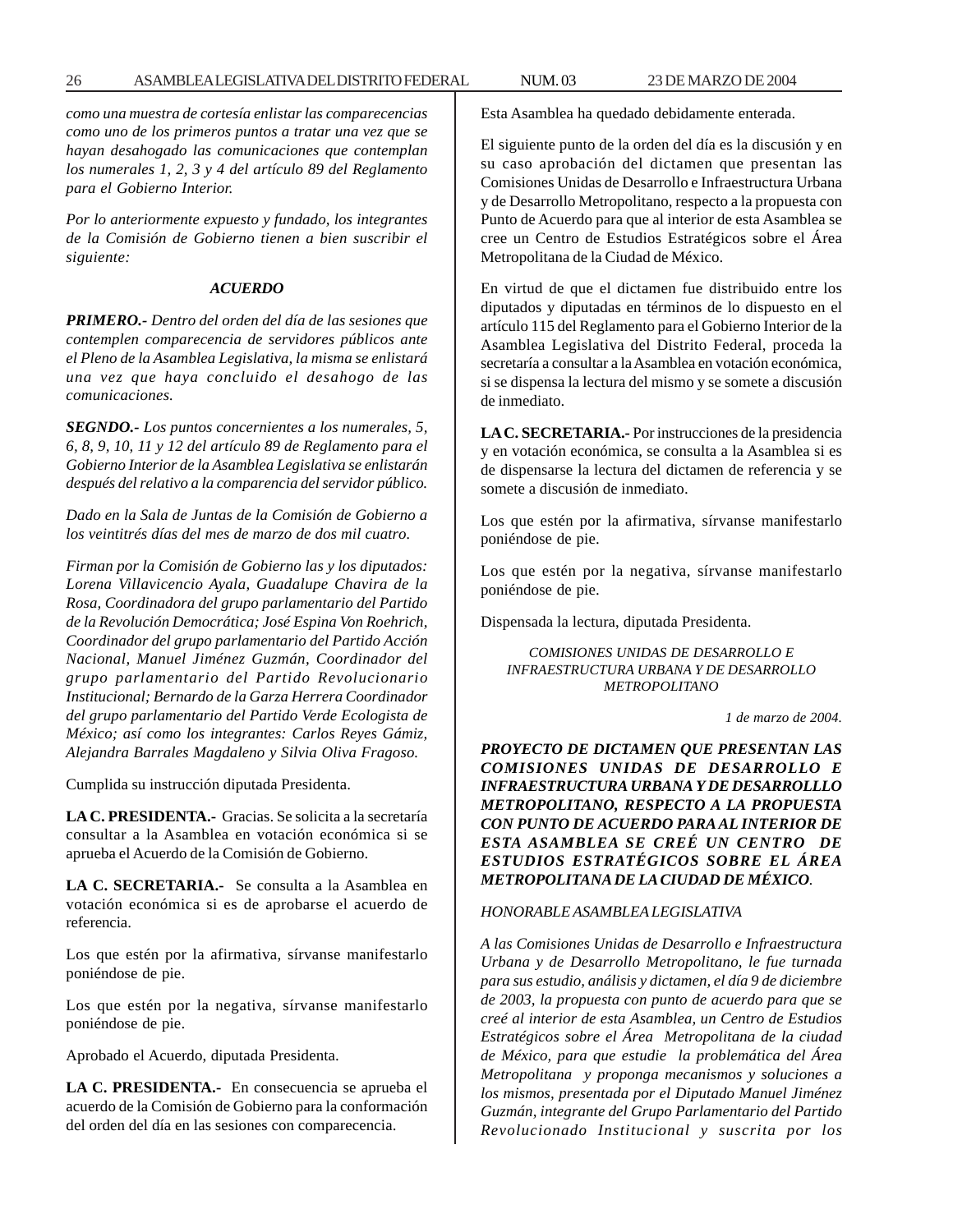*como una muestra de cortesía enlistar las comparecencias como uno de los primeros puntos a tratar una vez que se hayan desahogado las comunicaciones que contemplan los numerales 1, 2, 3 y 4 del artículo 89 del Reglamento para el Gobierno Interior.*

*Por lo anteriormente expuesto y fundado, los integrantes de la Comisión de Gobierno tienen a bien suscribir el siguiente:*

***ACUERDO***

***PRIMERO.-*** *Dentro del orden del día de las sesiones que contemplen comparecencia de servidores públicos ante el Pleno de la Asamblea Legislativa, la misma se enlistará una vez que haya concluido el desahogo de las comunicaciones.*

***SEGNDO.-*** *Los puntos concernientes a los numerales, 5, 6, 8, 9, 10, 11 y 12 del artículo 89 de Reglamento para el Gobierno Interior de la Asamblea Legislativa se enlistarán después del relativo a la comparencia del servidor público.*

*Dado en la Sala de Juntas de la Comisión de Gobierno a los veintitrés días del mes de marzo de dos mil cuatro.*

*Firman por la Comisión de Gobierno las y los diputados: Lorena Villavicencio Ayala, Guadalupe Chavira de la Rosa, Coordinadora del grupo parlamentario del Partido de la Revolución Democrática; José Espina Von Roehrich, Coordinador del grupo parlamentario del Partido Acción Nacional, Manuel Jiménez Guzmán, Coordinador del grupo parlamentario del Partido Revolucionario Institucional; Bernardo de la Garza Herrera Coordinador del grupo parlamentario del Partido Verde Ecologista de México; así como los integrantes: Carlos Reyes Gámiz, Alejandra Barrales Magdaleno y Silvia Oliva Fragoso.*

Cumplida su instrucción diputada Presidenta.

**LA C. PRESIDENTA.-** Gracias. Se solicita a la secretaría consultar a la Asamblea en votación económica si se aprueba el Acuerdo de la Comisión de Gobierno.

**LA C. SECRETARIA.-** Se consulta a la Asamblea en votación económica si es de aprobarse el acuerdo de referencia.

Los que estén por la afirmativa, sírvanse manifestarlo poniéndose de pie.

Los que estén por la negativa, sírvanse manifestarlo poniéndose de pie.

Aprobado el Acuerdo, diputada Presidenta.

**LA C. PRESIDENTA.-** En consecuencia se aprueba el acuerdo de la Comisión de Gobierno para la conformación del orden del día en las sesiones con comparecencia.

Esta Asamblea ha quedado debidamente enterada.

El siguiente punto de la orden del día es la discusión y en su caso aprobación del dictamen que presentan las Comisiones Unidas de Desarrollo e Infraestructura Urbana y de Desarrollo Metropolitano, respecto a la propuesta con Punto de Acuerdo para que al interior de esta Asamblea se cree un Centro de Estudios Estratégicos sobre el Área Metropolitana de la Ciudad de México.

En virtud de que el dictamen fue distribuido entre los diputados y diputadas en términos de lo dispuesto en el artículo 115 del Reglamento para el Gobierno Interior de la Asamblea Legislativa del Distrito Federal, proceda la secretaría a consultar a la Asamblea en votación económica, si se dispensa la lectura del mismo y se somete a discusión de inmediato.

**LA C. SECRETARIA.-** Por instrucciones de la presidencia y en votación económica, se consulta a la Asamblea si es de dispensarse la lectura del dictamen de referencia y se somete a discusión de inmediato.

Los que estén por la afirmativa, sírvanse manifestarlo poniéndose de pie.

Los que estén por la negativa, sírvanse manifestarlo poniéndose de pie.

Dispensada la lectura, diputada Presidenta.

*COMISIONES UNIDAS DE DESARROLLO E INFRAESTRUCTURA URBANA Y DE DESARROLLO METROPOLITANO*

*1 de marzo de 2004.*

***PROYECTO DE DICTAMEN QUE PRESENTAN LAS COMISIONES UNIDAS DE DESARROLLO E INFRAESTRUCTURA URBANA Y DE DESARROLLLO METROPOLITANO, RESPECTO A LA PROPUESTA CON PUNTO DE ACUERDO PARA AL INTERIOR DE ESTA ASAMBLEA SE CREÉ UN CENTRO DE ESTUDIOS ESTRATÉGICOS SOBRE EL ÁREA METROPOLITANA DE LA CIUDAD DE MÉXICO***.

*HONORABLE ASAMBLEA LEGISLATIVA*

*A las Comisiones Unidas de Desarrollo e Infraestructura Urbana y de Desarrollo Metropolitano, le fue turnada para sus estudio, análisis y dictamen, el día 9 de diciembre de 2003, la propuesta con punto de acuerdo para que se creé al interior de esta Asamblea, un Centro de Estudios Estratégicos sobre el Área Metropolitana de la ciudad de México, para que estudie la problemática del Área Metropolitana y proponga mecanismos y soluciones a los mismos, presentada por el Diputado Manuel Jiménez Guzmán, integrante del Grupo Parlamentario del Partido Revolucionado Institucional y suscrita por los*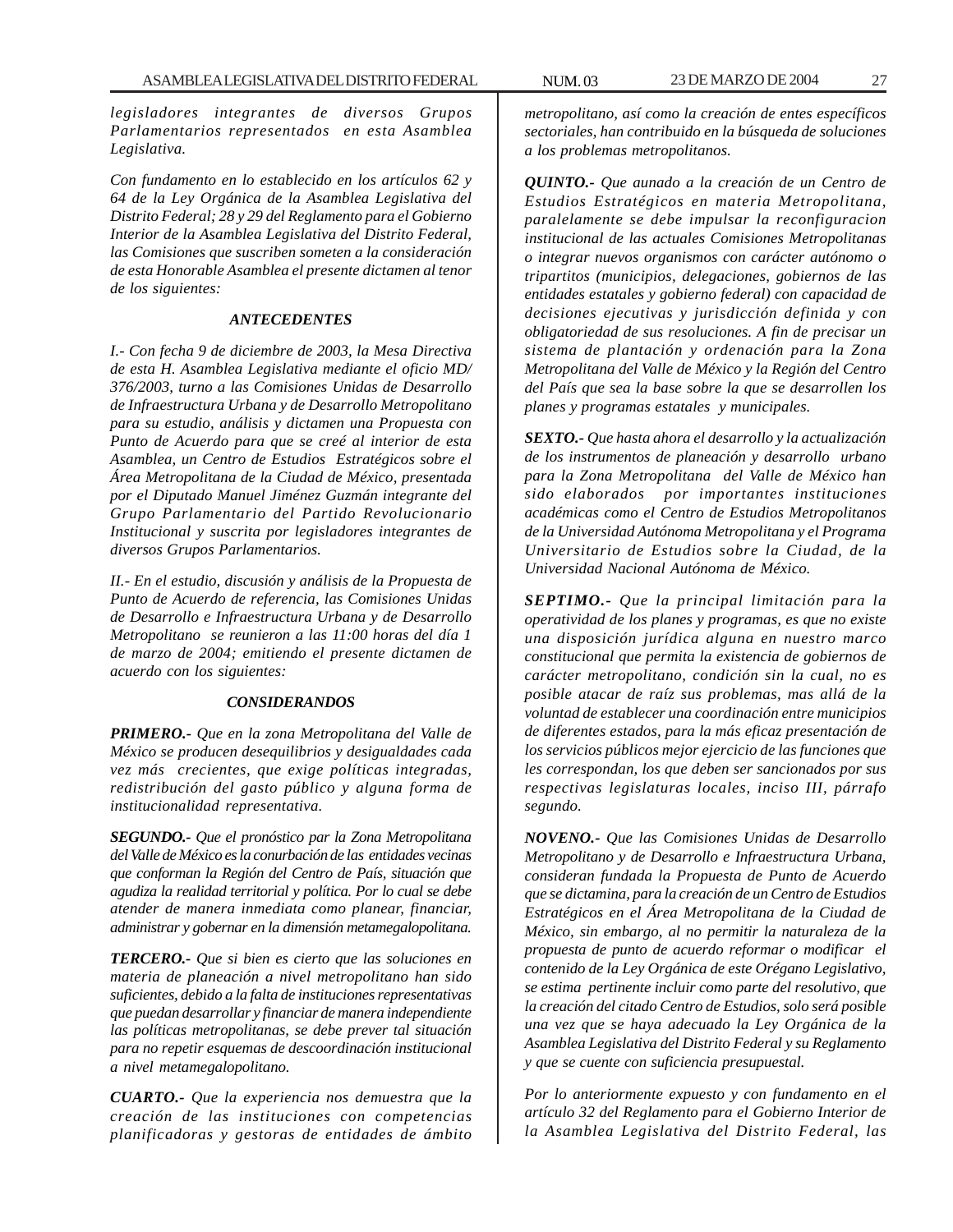*legisladores integrantes de diversos Grupos Parlamentarios representados en esta Asamblea Legislativa.*

*Con fundamento en lo establecido en los artículos 62 y 64 de la Ley Orgánica de la Asamblea Legislativa del Distrito Federal; 28 y 29 del Reglamento para el Gobierno Interior de la Asamblea Legislativa del Distrito Federal, las Comisiones que suscriben someten a la consideración de esta Honorable Asamblea el presente dictamen al tenor de los siguientes:*

***ANTECEDENTES***

*I.- Con fecha 9 de diciembre de 2003, la Mesa Directiva de esta H. Asamblea Legislativa mediante el oficio MD/ 376/2003, turno a las Comisiones Unidas de Desarrollo de Infraestructura Urbana y de Desarrollo Metropolitano para su estudio, análisis y dictamen una Propuesta con Punto de Acuerdo para que se creé al interior de esta Asamblea, un Centro de Estudios Estratégicos sobre el Área Metropolitana de la Ciudad de México, presentada por el Diputado Manuel Jiménez Guzmán integrante del Grupo Parlamentario del Partido Revolucionario Institucional y suscrita por legisladores integrantes de diversos Grupos Parlamentarios.*

*II.- En el estudio, discusión y análisis de la Propuesta de Punto de Acuerdo de referencia, las Comisiones Unidas de Desarrollo e Infraestructura Urbana y de Desarrollo Metropolitano se reunieron a las 11:00 horas del día 1 de marzo de 2004; emitiendo el presente dictamen de acuerdo con los siguientes:*

***CONSIDERANDOS***

***PRIMERO.-*** *Que en la zona Metropolitana del Valle de México se producen desequilibrios y desigualdades cada vez más crecientes, que exige políticas integradas, redistribución del gasto público y alguna forma de institucionalidad representativa.*

***SEGUNDO.-*** *Que el pronóstico par la Zona Metropolitana del Valle de México es la conurbación de las entidades vecinas que conforman la Región del Centro de País, situación que agudiza la realidad territorial y política. Por lo cual se debe atender de manera inmediata como planear, financiar, administrar y gobernar en la dimensión metamegalopolitana.*

***TERCERO.-*** *Que si bien es cierto que las soluciones en materia de planeación a nivel metropolitano han sido suficientes, debido a la falta de instituciones representativas que puedan desarrollar y financiar de manera independiente las políticas metropolitanas, se debe prever tal situación para no repetir esquemas de descoordinación institucional a nivel metamegalopolitano.*

***CUARTO.-*** *Que la experiencia nos demuestra que la creación de las instituciones con competencias planificadoras y gestoras de entidades de ámbito metropolitano, así como la creación de entes específicos sectoriales, han contribuido en la búsqueda de soluciones a los problemas metropolitanos.*

***QUINTO.-*** *Que aunado a la creación de un Centro de Estudios Estratégicos en materia Metropolitana, paralelamente se debe impulsar la reconfiguracion institucional de las actuales Comisiones Metropolitanas o integrar nuevos organismos con carácter autónomo o tripartitos (municipios, delegaciones, gobiernos de las entidades estatales y gobierno federal) con capacidad de decisiones ejecutivas y jurisdicción definida y con obligatoriedad de sus resoluciones. A fin de precisar un sistema de plantación y ordenación para la Zona Metropolitana del Valle de México y la Región del Centro del País que sea la base sobre la que se desarrollen los planes y programas estatales y municipales.*

***SEXTO.-*** *Que hasta ahora el desarrollo y la actualización de los instrumentos de planeación y desarrollo urbano para la Zona Metropolitana del Valle de México han sido elaborados por importantes instituciones académicas como el Centro de Estudios Metropolitanos de la Universidad Autónoma Metropolitana y el Programa Universitario de Estudios sobre la Ciudad, de la Universidad Nacional Autónoma de México.*

***SEPTIMO.-*** *Que la principal limitación para la operatividad de los planes y programas, es que no existe una disposición jurídica alguna en nuestro marco constitucional que permita la existencia de gobiernos de carácter metropolitano, condición sin la cual, no es posible atacar de raíz sus problemas, mas allá de la voluntad de establecer una coordinación entre municipios de diferentes estados, para la más eficaz presentación de los servicios públicos mejor ejercicio de las funciones que les correspondan, los que deben ser sancionados por sus respectivas legislaturas locales, inciso III, párrafo segundo.*

***NOVENO.-*** *Que las Comisiones Unidas de Desarrollo Metropolitano y de Desarrollo e Infraestructura Urbana, consideran fundada la Propuesta de Punto de Acuerdo que se dictamina, para la creación de un Centro de Estudios Estratégicos en el Área Metropolitana de la Ciudad de México, sin embargo, al no permitir la naturaleza de la propuesta de punto de acuerdo reformar o modificar el contenido de la Ley Orgánica de este Orégano Legislativo, se estima pertinente incluir como parte del resolutivo, que la creación del citado Centro de Estudios, solo será posible una vez que se haya adecuado la Ley Orgánica de la Asamblea Legislativa del Distrito Federal y su Reglamento y que se cuente con suficiencia presupuestal.*

*Por lo anteriormente expuesto y con fundamento en el artículo 32 del Reglamento para el Gobierno Interior de la Asamblea Legislativa del Distrito Federal, las*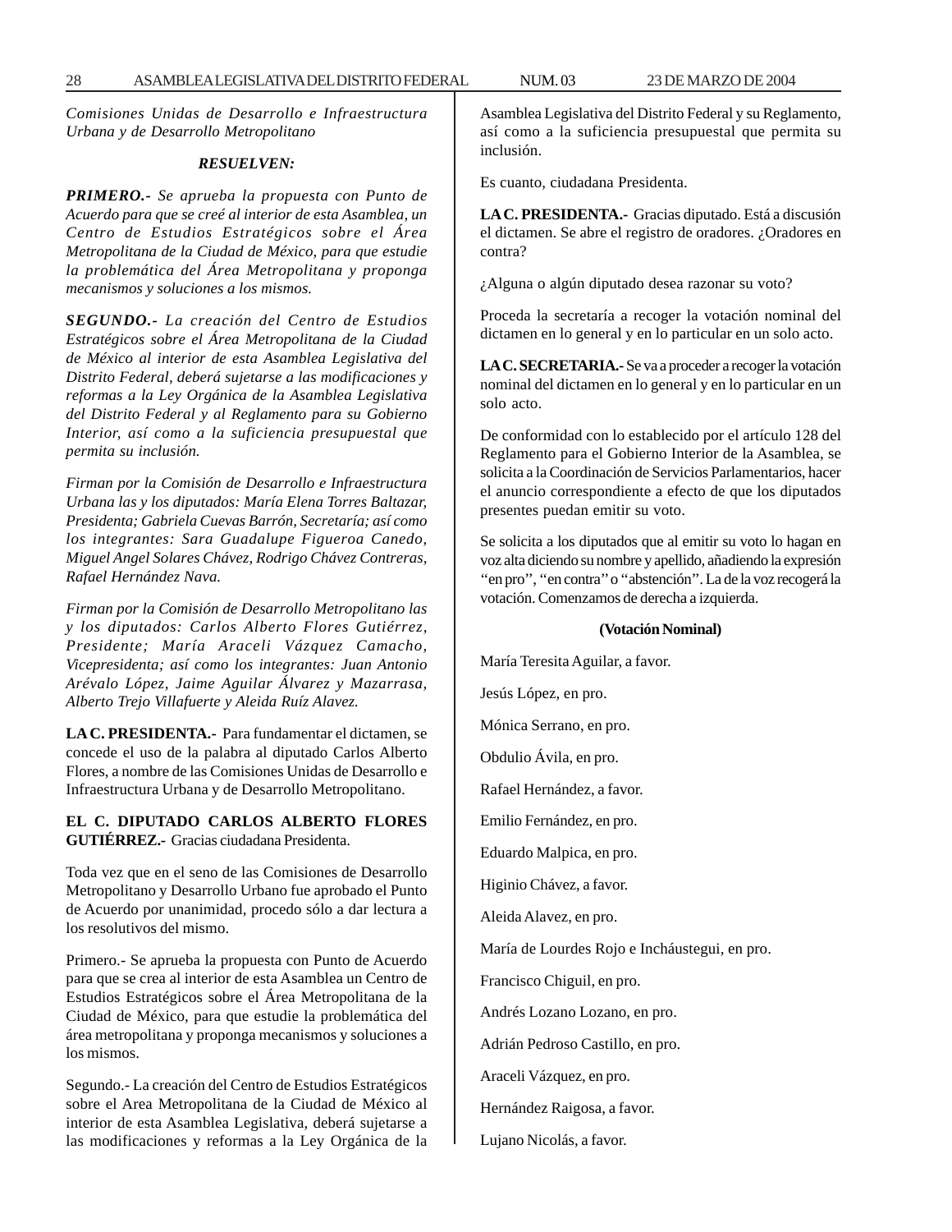*Comisiones Unidas de Desarrollo e Infraestructura Urbana y de Desarrollo Metropolitano*

***RESUELVEN:***

***PRIMERO.-*** *Se aprueba la propuesta con Punto de Acuerdo para que se creé al interior de esta Asamblea, un Centro de Estudios Estratégicos sobre el Área Metropolitana de la Ciudad de México, para que estudie la problemática del Área Metropolitana y proponga mecanismos y soluciones a los mismos.*

***SEGUNDO.-*** *La creación del Centro de Estudios Estratégicos sobre el Área Metropolitana de la Ciudad de México al interior de esta Asamblea Legislativa del Distrito Federal, deberá sujetarse a las modificaciones y reformas a la Ley Orgánica de la Asamblea Legislativa del Distrito Federal y al Reglamento para su Gobierno Interior, así como a la suficiencia presupuestal que permita su inclusión.*

*Firman por la Comisión de Desarrollo e Infraestructura Urbana las y los diputados: María Elena Torres Baltazar, Presidenta; Gabriela Cuevas Barrón, Secretaría; así como los integrantes: Sara Guadalupe Figueroa Canedo, Miguel Angel Solares Chávez, Rodrigo Chávez Contreras, Rafael Hernández Nava.*

*Firman por la Comisión de Desarrollo Metropolitano las y los diputados: Carlos Alberto Flores Gutiérrez, Presidente; María Araceli Vázquez Camacho, Vicepresidenta; así como los integrantes: Juan Antonio Arévalo López, Jaime Aguilar Álvarez y Mazarrasa, Alberto Trejo Villafuerte y Aleida Ruíz Alavez.*

**LA C. PRESIDENTA.-** Para fundamentar el dictamen, se concede el uso de la palabra al diputado Carlos Alberto Flores, a nombre de las Comisiones Unidas de Desarrollo e Infraestructura Urbana y de Desarrollo Metropolitano.

**EL C. DIPUTADO CARLOS ALBERTO FLORES GUTIÉRREZ.-** Gracias ciudadana Presidenta.

Toda vez que en el seno de las Comisiones de Desarrollo Metropolitano y Desarrollo Urbano fue aprobado el Punto de Acuerdo por unanimidad, procedo sólo a dar lectura a los resolutivos del mismo.

Primero.- Se aprueba la propuesta con Punto de Acuerdo para que se crea al interior de esta Asamblea un Centro de Estudios Estratégicos sobre el Área Metropolitana de la Ciudad de México, para que estudie la problemática del área metropolitana y proponga mecanismos y soluciones a los mismos.

Segundo.- La creación del Centro de Estudios Estratégicos sobre el Area Metropolitana de la Ciudad de México al interior de esta Asamblea Legislativa, deberá sujetarse a las modificaciones y reformas a la Ley Orgánica de la Asamblea Legislativa del Distrito Federal y su Reglamento, así como a la suficiencia presupuestal que permita su inclusión.

Es cuanto, ciudadana Presidenta.

**LA C. PRESIDENTA.-** Gracias diputado. Está a discusión el dictamen. Se abre el registro de oradores. ¿Oradores en contra?

¿Alguna o algún diputado desea razonar su voto?

Proceda la secretaría a recoger la votación nominal del dictamen en lo general y en lo particular en un solo acto.

**LA C. SECRETARIA.-** Se va a proceder a recoger la votación nominal del dictamen en lo general y en lo particular en un solo acto.

De conformidad con lo establecido por el artículo 128 del Reglamento para el Gobierno Interior de la Asamblea, se solicita a la Coordinación de Servicios Parlamentarios, hacer el anuncio correspondiente a efecto de que los diputados presentes puedan emitir su voto.

Se solicita a los diputados que al emitir su voto lo hagan en voz alta diciendo su nombre y apellido, añadiendo la expresión "en pro", "en contra" o "abstención". La de la voz recogerá la votación. Comenzamos de derecha a izquierda.

**(Votación Nominal)**

María Teresita Aguilar, a favor.

Jesús López, en pro.

Mónica Serrano, en pro.

Obdulio Ávila, en pro.

Rafael Hernández, a favor.

Emilio Fernández, en pro.

Eduardo Malpica, en pro.

Higinio Chávez, a favor.

Aleida Alavez, en pro.

María de Lourdes Rojo e Incháustegui, en pro.

Francisco Chiguil, en pro.

Andrés Lozano Lozano, en pro.

Adrián Pedroso Castillo, en pro.

Araceli Vázquez, en pro.

Hernández Raigosa, a favor.

Lujano Nicolás, a favor.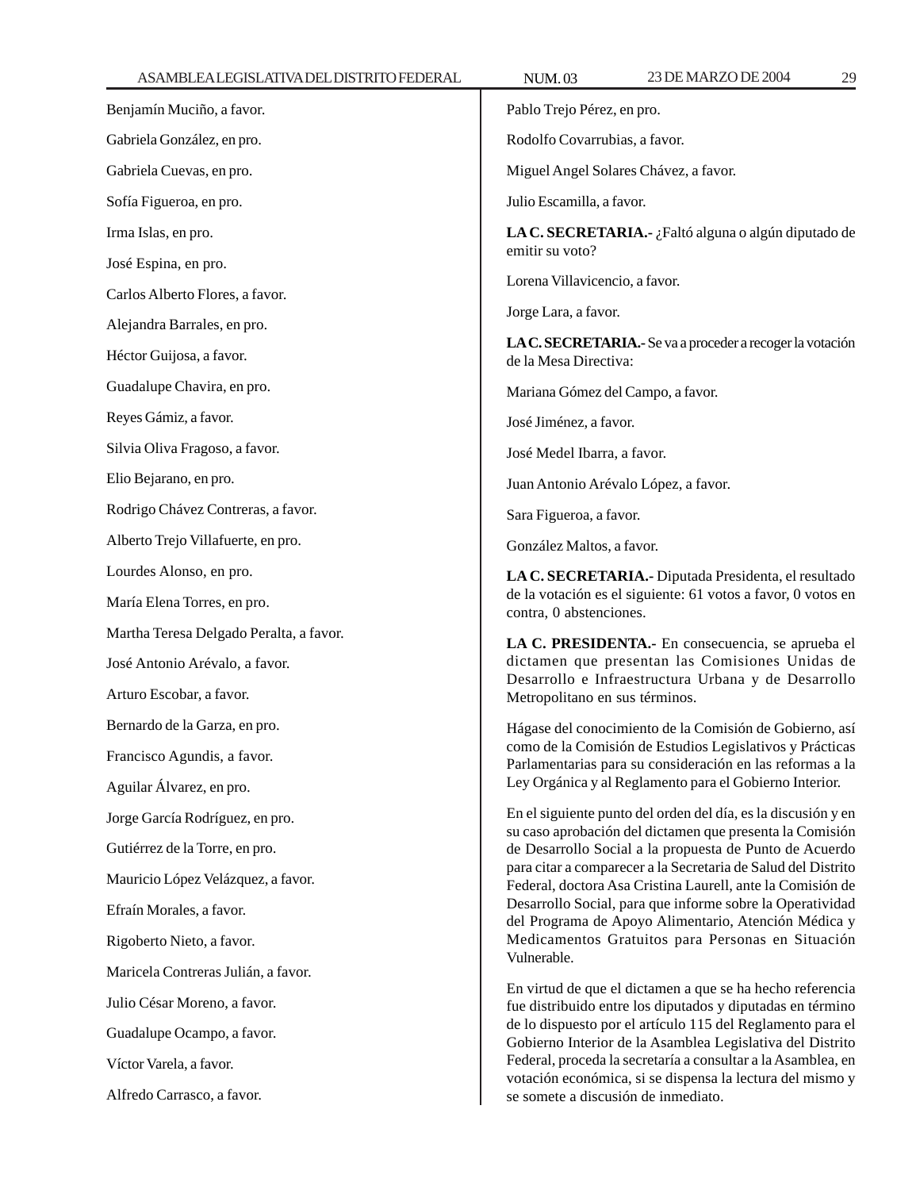Benjamín Muciño, a favor.

Gabriela González, en pro.

Gabriela Cuevas, en pro.

Sofía Figueroa, en pro.

Irma Islas, en pro.

José Espina, en pro.

Carlos Alberto Flores, a favor.

Alejandra Barrales, en pro.

Héctor Guijosa, a favor.

Guadalupe Chavira, en pro.

Reyes Gámiz, a favor.

Silvia Oliva Fragoso, a favor.

Elio Bejarano, en pro.

Rodrigo Chávez Contreras, a favor.

Alberto Trejo Villafuerte, en pro.

Lourdes Alonso, en pro.

María Elena Torres, en pro.

Martha Teresa Delgado Peralta, a favor.

José Antonio Arévalo, a favor.

Arturo Escobar, a favor.

Bernardo de la Garza, en pro.

Francisco Agundis, a favor.

Aguilar Álvarez, en pro.

Jorge García Rodríguez, en pro.

Gutiérrez de la Torre, en pro.

Mauricio López Velázquez, a favor.

Efraín Morales, a favor.

Rigoberto Nieto, a favor.

Maricela Contreras Julián, a favor.

Julio César Moreno, a favor.

Guadalupe Ocampo, a favor.

Víctor Varela, a favor.

Alfredo Carrasco, a favor.

Pablo Trejo Pérez, en pro.

Rodolfo Covarrubias, a favor.

Miguel Angel Solares Chávez, a favor.

Julio Escamilla, a favor.

**LA C. SECRETARIA.-** ¿Faltó alguna o algún diputado de emitir su voto?

Lorena Villavicencio, a favor.

Jorge Lara, a favor.

**LA C. SECRETARIA.-** Se va a proceder a recoger la votación de la Mesa Directiva:

Mariana Gómez del Campo, a favor.

José Jiménez, a favor.

José Medel Ibarra, a favor.

Juan Antonio Arévalo López, a favor.

Sara Figueroa, a favor.

González Maltos, a favor.

**LA C. SECRETARIA.-** Diputada Presidenta, el resultado de la votación es el siguiente: 61 votos a favor, 0 votos en contra, 0 abstenciones.

**LA C. PRESIDENTA.-** En consecuencia, se aprueba el dictamen que presentan las Comisiones Unidas de Desarrollo e Infraestructura Urbana y de Desarrollo Metropolitano en sus términos.

Hágase del conocimiento de la Comisión de Gobierno, así como de la Comisión de Estudios Legislativos y Prácticas Parlamentarias para su consideración en las reformas a la Ley Orgánica y al Reglamento para el Gobierno Interior.

En el siguiente punto del orden del día, es la discusión y en su caso aprobación del dictamen que presenta la Comisión de Desarrollo Social a la propuesta de Punto de Acuerdo para citar a comparecer a la Secretaria de Salud del Distrito Federal, doctora Asa Cristina Laurell, ante la Comisión de Desarrollo Social, para que informe sobre la Operatividad del Programa de Apoyo Alimentario, Atención Médica y Medicamentos Gratuitos para Personas en Situación Vulnerable.

En virtud de que el dictamen a que se ha hecho referencia fue distribuido entre los diputados y diputadas en término de lo dispuesto por el artículo 115 del Reglamento para el Gobierno Interior de la Asamblea Legislativa del Distrito Federal, proceda la secretaría a consultar a la Asamblea, en votación económica, si se dispensa la lectura del mismo y se somete a discusión de inmediato.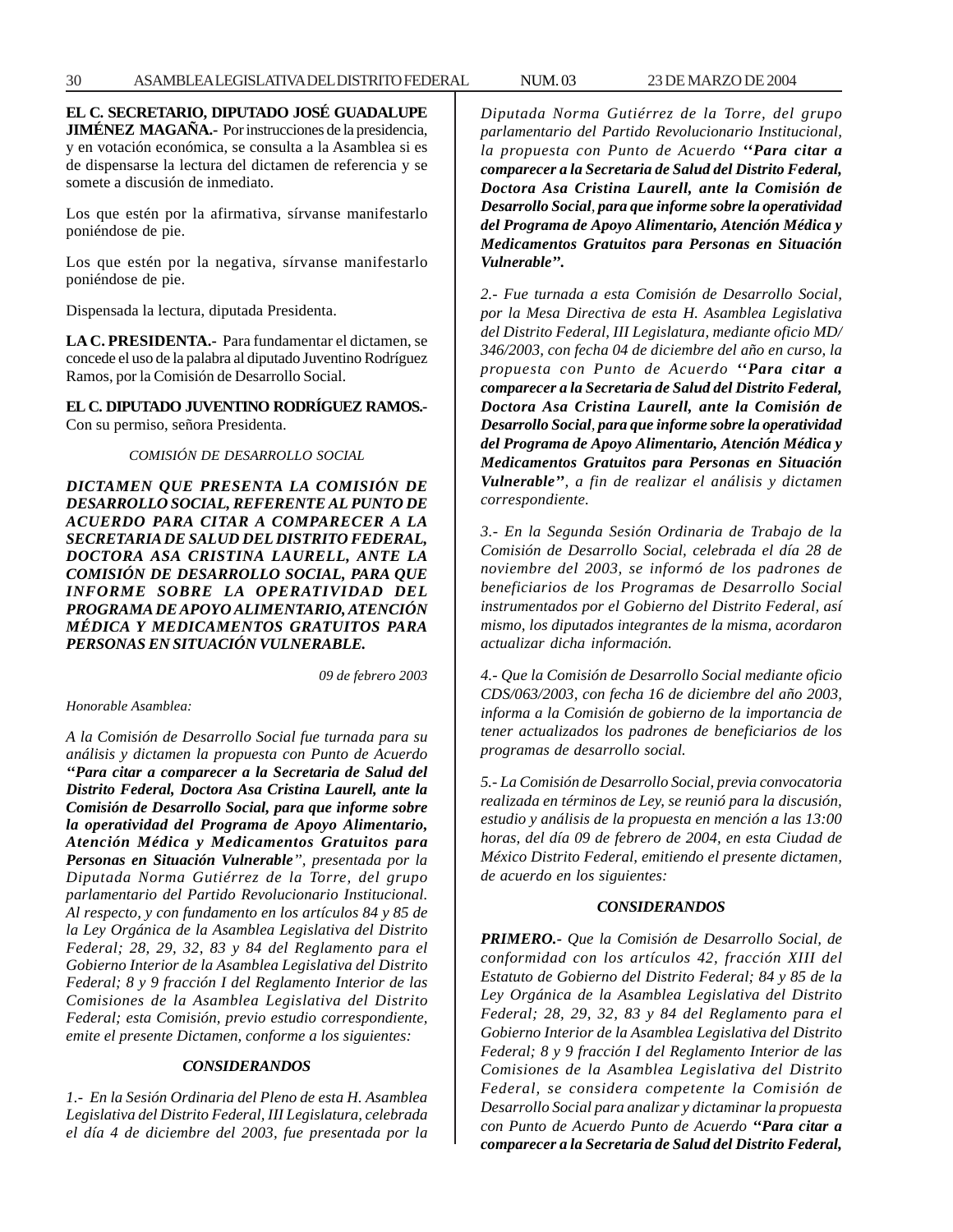**EL C. SECRETARIO, DIPUTADO JOSÉ GUADALUPE JIMÉNEZ MAGAÑA.-** Por instrucciones de la presidencia, y en votación económica, se consulta a la Asamblea si es de dispensarse la lectura del dictamen de referencia y se somete a discusión de inmediato.

Los que estén por la afirmativa, sírvanse manifestarlo poniéndose de pie.

Los que estén por la negativa, sírvanse manifestarlo poniéndose de pie.

Dispensada la lectura, diputada Presidenta.

**LA C. PRESIDENTA.-** Para fundamentar el dictamen, se concede el uso de la palabra al diputado Juventino Rodríguez Ramos, por la Comisión de Desarrollo Social.

**EL C. DIPUTADO JUVENTINO RODRÍGUEZ RAMOS.-** Con su permiso, señora Presidenta.

*COMISIÓN DE DESARROLLO SOCIAL*

***DICTAMEN QUE PRESENTA LA COMISIÓN DE DESARROLLO SOCIAL, REFERENTE AL PUNTO DE ACUERDO PARA CITAR A COMPARECER A LA SECRETARIA DE SALUD DEL DISTRITO FEDERAL, DOCTORA ASA CRISTINA LAURELL, ANTE LA COMISIÓN DE DESARROLLO SOCIAL, PARA QUE INFORME SOBRE LA OPERATIVIDAD DEL PROGRAMA DE APOYO ALIMENTARIO, ATENCIÓN MÉDICA Y MEDICAMENTOS GRATUITOS PARA PERSONAS EN SITUACIÓN VULNERABLE.***

*09 de febrero 2003*

*Honorable Asamblea:*

*A la Comisión de Desarrollo Social fue turnada para su análisis y dictamen la propuesta con Punto de Acuerdo **"Para citar a comparecer a la Secretaria de Salud del Distrito Federal, Doctora Asa Cristina Laurell, ante la Comisión de Desarrollo Social, para que informe sobre la operatividad del Programa de Apoyo Alimentario, Atención Médica y Medicamentos Gratuitos para Personas en Situación Vulnerable**", presentada por la Diputada Norma Gutiérrez de la Torre, del grupo parlamentario del Partido Revolucionario Institucional. Al respecto, y con fundamento en los artículos 84 y 85 de la Ley Orgánica de la Asamblea Legislativa del Distrito Federal; 28, 29, 32, 83 y 84 del Reglamento para el Gobierno Interior de la Asamblea Legislativa del Distrito Federal; 8 y 9 fracción I del Reglamento Interior de las Comisiones de la Asamblea Legislativa del Distrito Federal; esta Comisión, previo estudio correspondiente, emite el presente Dictamen, conforme a los siguientes:*

***CONSIDERANDOS***

*1.- En la Sesión Ordinaria del Pleno de esta H. Asamblea Legislativa del Distrito Federal, III Legislatura, celebrada el día 4 de diciembre del 2003, fue presentada por la Diputada Norma Gutiérrez de la Torre, del grupo parlamentario del Partido Revolucionario Institucional, la propuesta con Punto de Acuerdo **"Para citar a comparecer a la Secretaria de Salud del Distrito Federal, Doctora Asa Cristina Laurell, ante la Comisión de Desarrollo Social, para que informe sobre la operatividad del Programa de Apoyo Alimentario, Atención Médica y Medicamentos Gratuitos para Personas en Situación Vulnerable".***

*2.- Fue turnada a esta Comisión de Desarrollo Social, por la Mesa Directiva de esta H. Asamblea Legislativa del Distrito Federal, III Legislatura, mediante oficio MD/346/2003, con fecha 04 de diciembre del año en curso, la propuesta con Punto de Acuerdo **"Para citar a comparecer a la Secretaria de Salud del Distrito Federal, Doctora Asa Cristina Laurell, ante la Comisión de Desarrollo Social, para que informe sobre la operatividad del Programa de Apoyo Alimentario, Atención Médica y Medicamentos Gratuitos para Personas en Situación Vulnerable"**, a fin de realizar el análisis y dictamen correspondiente.*

*3.- En la Segunda Sesión Ordinaria de Trabajo de la Comisión de Desarrollo Social, celebrada el día 28 de noviembre del 2003, se informó de los padrones de beneficiarios de los Programas de Desarrollo Social instrumentados por el Gobierno del Distrito Federal, así mismo, los diputados integrantes de la misma, acordaron actualizar dicha información.*

*4.- Que la Comisión de Desarrollo Social mediante oficio CDS/063/2003, con fecha 16 de diciembre del año 2003, informa a la Comisión de gobierno de la importancia de tener actualizados los padrones de beneficiarios de los programas de desarrollo social.*

*5.- La Comisión de Desarrollo Social, previa convocatoria realizada en términos de Ley, se reunió para la discusión, estudio y análisis de la propuesta en mención a las 13:00 horas, del día 09 de febrero de 2004, en esta Ciudad de México Distrito Federal, emitiendo el presente dictamen, de acuerdo en los siguientes:*

***CONSIDERANDOS***

***PRIMERO.-** Que la Comisión de Desarrollo Social, de conformidad con los artículos 42, fracción XIII del Estatuto de Gobierno del Distrito Federal; 84 y 85 de la Ley Orgánica de la Asamblea Legislativa del Distrito Federal; 28, 29, 32, 83 y 84 del Reglamento para el Gobierno Interior de la Asamblea Legislativa del Distrito Federal; 8 y 9 fracción I del Reglamento Interior de las Comisiones de la Asamblea Legislativa del Distrito Federal, se considera competente la Comisión de Desarrollo Social para analizar y dictaminar la propuesta con Punto de Acuerdo Punto de Acuerdo **"Para citar a comparecer a la Secretaria de Salud del Distrito Federal,***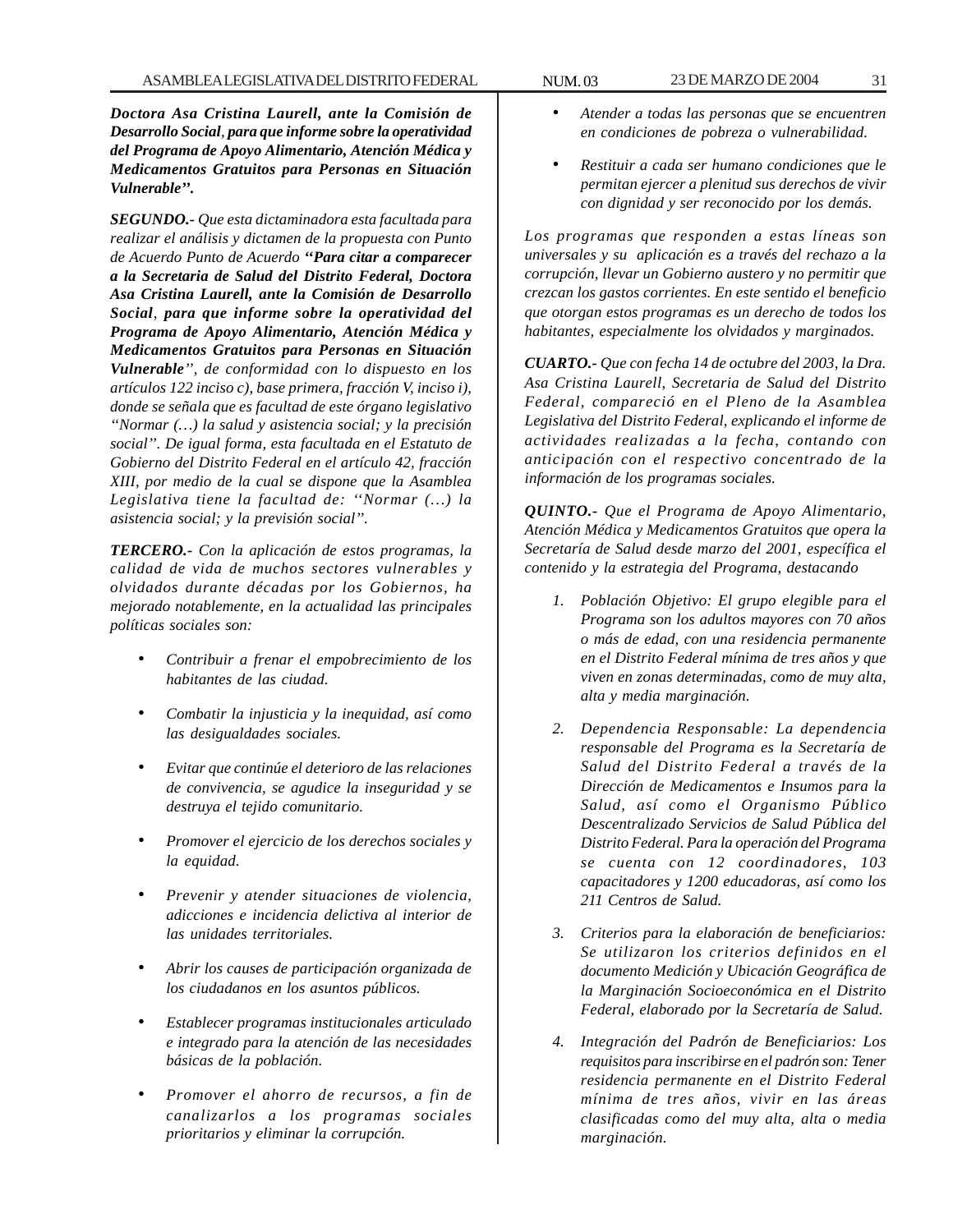***Doctora Asa Cristina Laurell, ante la Comisión de Desarrollo Social, para que informe sobre la operatividad del Programa de Apoyo Alimentario, Atención Médica y Medicamentos Gratuitos para Personas en Situación Vulnerable".***

***SEGUNDO.-*** *Que esta dictaminadora esta facultada para realizar el análisis y dictamen de la propuesta con Punto de Acuerdo Punto de Acuerdo* ***"Para citar a comparecer a la Secretaria de Salud del Distrito Federal, Doctora Asa Cristina Laurell, ante la Comisión de Desarrollo Social, para que informe sobre la operatividad del Programa de Apoyo Alimentario, Atención Médica y Medicamentos Gratuitos para Personas en Situación Vulnerable****", de conformidad con lo dispuesto en los artículos 122 inciso c), base primera, fracción V, inciso i), donde se señala que es facultad de este órgano legislativo "Normar (…) la salud y asistencia social; y la precisión social". De igual forma, esta facultada en el Estatuto de Gobierno del Distrito Federal en el artículo 42, fracción XIII, por medio de la cual se dispone que la Asamblea Legislativa tiene la facultad de: "Normar (…) la asistencia social; y la previsión social".*

***TERCERO.-*** *Con la aplicación de estos programas, la calidad de vida de muchos sectores vulnerables y olvidados durante décadas por los Gobiernos, ha mejorado notablemente, en la actualidad las principales políticas sociales son:*

- *Contribuir a frenar el empobrecimiento de los habitantes de las ciudad.*
- *Combatir la injusticia y la inequidad, así como las desigualdades sociales.*
- *Evitar que continúe el deterioro de las relaciones de convivencia, se agudice la inseguridad y se destruya el tejido comunitario.*
- *Promover el ejercicio de los derechos sociales y la equidad.*
- *Prevenir y atender situaciones de violencia, adicciones e incidencia delictiva al interior de las unidades territoriales.*
- *Abrir los causes de participación organizada de los ciudadanos en los asuntos públicos.*
- *Establecer programas institucionales articulado e integrado para la atención de las necesidades básicas de la población.*
- *Promover el ahorro de recursos, a fin de canalizarlos a los programas sociales prioritarios y eliminar la corrupción.*
- *Atender a todas las personas que se encuentren en condiciones de pobreza o vulnerabilidad.*
- *Restituir a cada ser humano condiciones que le permitan ejercer a plenitud sus derechos de vivir con dignidad y ser reconocido por los demás.*

*Los programas que responden a estas líneas son universales y su aplicación es a través del rechazo a la corrupción, llevar un Gobierno austero y no permitir que crezcan los gastos corrientes. En este sentido el beneficio que otorgan estos programas es un derecho de todos los habitantes, especialmente los olvidados y marginados.*

***CUARTO.-*** *Que con fecha 14 de octubre del 2003, la Dra. Asa Cristina Laurell, Secretaria de Salud del Distrito Federal, compareció en el Pleno de la Asamblea Legislativa del Distrito Federal, explicando el informe de actividades realizadas a la fecha, contando con anticipación con el respectivo concentrado de la información de los programas sociales.*

***QUINTO.-*** *Que el Programa de Apoyo Alimentario, Atención Médica y Medicamentos Gratuitos que opera la Secretaría de Salud desde marzo del 2001, específica el contenido y la estrategia del Programa, destacando*

1. *Población Objetivo: El grupo elegible para el Programa son los adultos mayores con 70 años o más de edad, con una residencia permanente en el Distrito Federal mínima de tres años y que viven en zonas determinadas, como de muy alta, alta y media marginación.*
2. *Dependencia Responsable: La dependencia responsable del Programa es la Secretaría de Salud del Distrito Federal a través de la Dirección de Medicamentos e Insumos para la Salud, así como el Organismo Público Descentralizado Servicios de Salud Pública del Distrito Federal. Para la operación del Programa se cuenta con 12 coordinadores, 103 capacitadores y 1200 educadoras, así como los 211 Centros de Salud.*
3. *Criterios para la elaboración de beneficiarios: Se utilizaron los criterios definidos en el documento Medición y Ubicación Geográfica de la Marginación Socioeconómica en el Distrito Federal, elaborado por la Secretaría de Salud.*
4. *Integración del Padrón de Beneficiarios: Los requisitos para inscribirse en el padrón son: Tener residencia permanente en el Distrito Federal mínima de tres años, vivir en las áreas clasificadas como del muy alta, alta o media marginación.*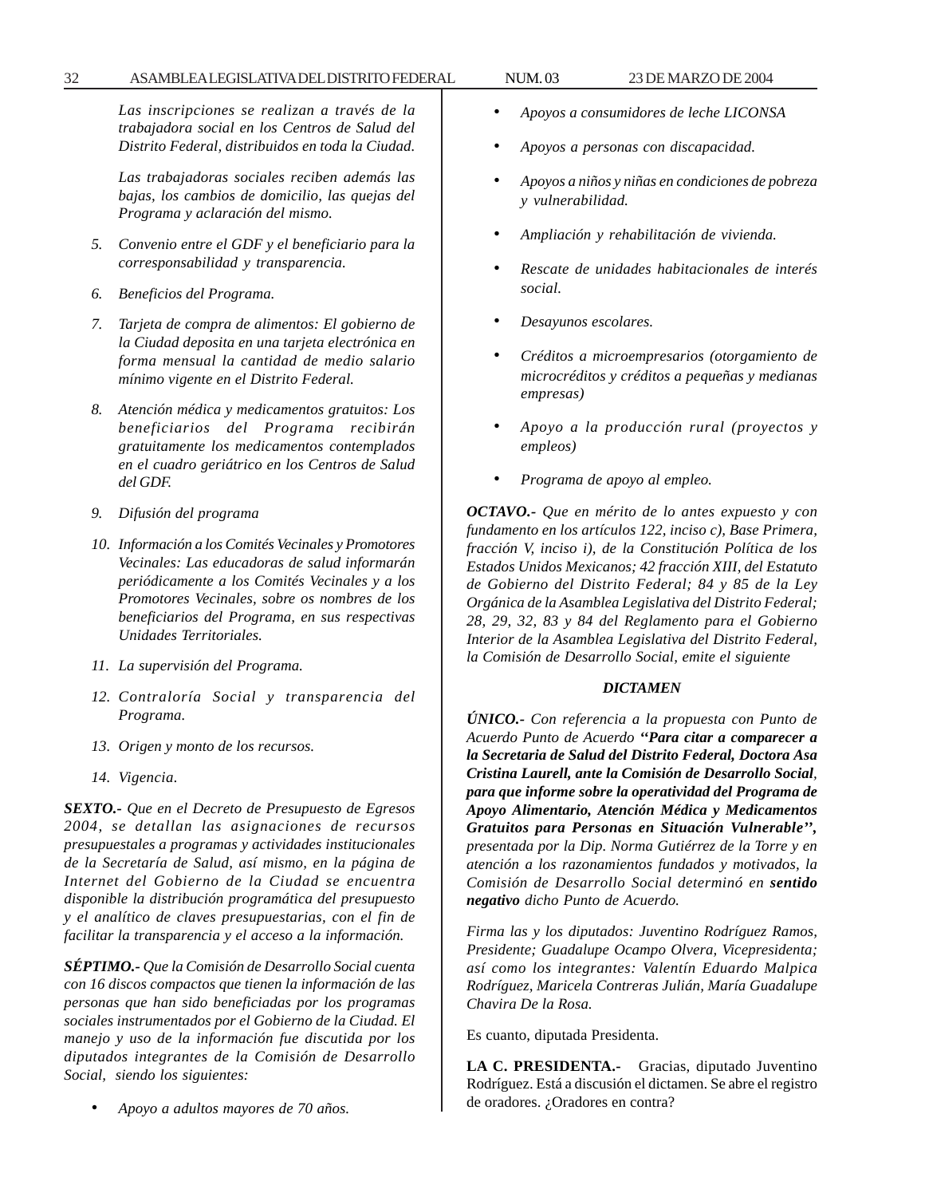*Las inscripciones se realizan a través de la trabajadora social en los Centros de Salud del Distrito Federal, distribuidos en toda la Ciudad.*

*Las trabajadoras sociales reciben además las bajas, los cambios de domicilio, las quejas del Programa y aclaración del mismo.*

5. *Convenio entre el GDF y el beneficiario para la corresponsabilidad y transparencia.*

6. *Beneficios del Programa.*

7. *Tarjeta de compra de alimentos: El gobierno de la Ciudad deposita en una tarjeta electrónica en forma mensual la cantidad de medio salario mínimo vigente en el Distrito Federal.*

8. *Atención médica y medicamentos gratuitos: Los beneficiarios del Programa recibirán gratuitamente los medicamentos contemplados en el cuadro geriátrico en los Centros de Salud del GDF.*

9. *Difusión del programa*

10. *Información a los Comités Vecinales y Promotores Vecinales: Las educadoras de salud informarán periódicamente a los Comités Vecinales y a los Promotores Vecinales, sobre os nombres de los beneficiarios del Programa, en sus respectivas Unidades Territoriales.*

11. *La supervisión del Programa.*

12. *Contraloría Social y transparencia del Programa.*

13. *Origen y monto de los recursos.*

14. *Vigencia.*

***SEXTO.-*** *Que en el Decreto de Presupuesto de Egresos 2004, se detallan las asignaciones de recursos presupuestales a programas y actividades institucionales de la Secretaría de Salud, así mismo, en la página de Internet del Gobierno de la Ciudad se encuentra disponible la distribución programática del presupuesto y el analítico de claves presupuestarias, con el fin de facilitar la transparencia y el acceso a la información.*

***SÉPTIMO.-*** *Que la Comisión de Desarrollo Social cuenta con 16 discos compactos que tienen la información de las personas que han sido beneficiadas por los programas sociales instrumentados por el Gobierno de la Ciudad. El manejo y uso de la información fue discutida por los diputados integrantes de la Comisión de Desarrollo Social, siendo los siguientes:*

- *Apoyo a adultos mayores de 70 años.*
- *Apoyos a consumidores de leche LICONSA*
- *Apoyos a personas con discapacidad.*
- *Apoyos a niños y niñas en condiciones de pobreza y vulnerabilidad.*
- *Ampliación y rehabilitación de vivienda.*
- *Rescate de unidades habitacionales de interés social.*
- *Desayunos escolares.*
- *Créditos a microempresarios (otorgamiento de microcréditos y créditos a pequeñas y medianas empresas)*
- *Apoyo a la producción rural (proyectos y empleos)*
- *Programa de apoyo al empleo.*

***OCTAVO.-*** *Que en mérito de lo antes expuesto y con fundamento en los artículos 122, inciso c), Base Primera, fracción V, inciso i), de la Constitución Política de los Estados Unidos Mexicanos; 42 fracción XIII, del Estatuto de Gobierno del Distrito Federal; 84 y 85 de la Ley Orgánica de la Asamblea Legislativa del Distrito Federal; 28, 29, 32, 83 y 84 del Reglamento para el Gobierno Interior de la Asamblea Legislativa del Distrito Federal, la Comisión de Desarrollo Social, emite el siguiente*

***DICTAMEN***

***ÚNICO.-*** *Con referencia a la propuesta con Punto de Acuerdo Punto de Acuerdo* ***''Para citar a comparecer a la Secretaria de Salud del Distrito Federal, Doctora Asa Cristina Laurell, ante la Comisión de Desarrollo Social, para que informe sobre la operatividad del Programa de Apoyo Alimentario, Atención Médica y Medicamentos Gratuitos para Personas en Situación Vulnerable'',*** *presentada por la Dip. Norma Gutiérrez de la Torre y en atención a los razonamientos fundados y motivados, la Comisión de Desarrollo Social determinó en* ***sentido negativo*** *dicho Punto de Acuerdo.*

*Firma las y los diputados: Juventino Rodríguez Ramos, Presidente; Guadalupe Ocampo Olvera, Vicepresidenta; así como los integrantes: Valentín Eduardo Malpica Rodríguez, Maricela Contreras Julián, María Guadalupe Chavira De la Rosa.*

Es cuanto, diputada Presidenta.

**LA C. PRESIDENTA.-** Gracias, diputado Juventino Rodríguez. Está a discusión el dictamen. Se abre el registro de oradores. ¿Oradores en contra?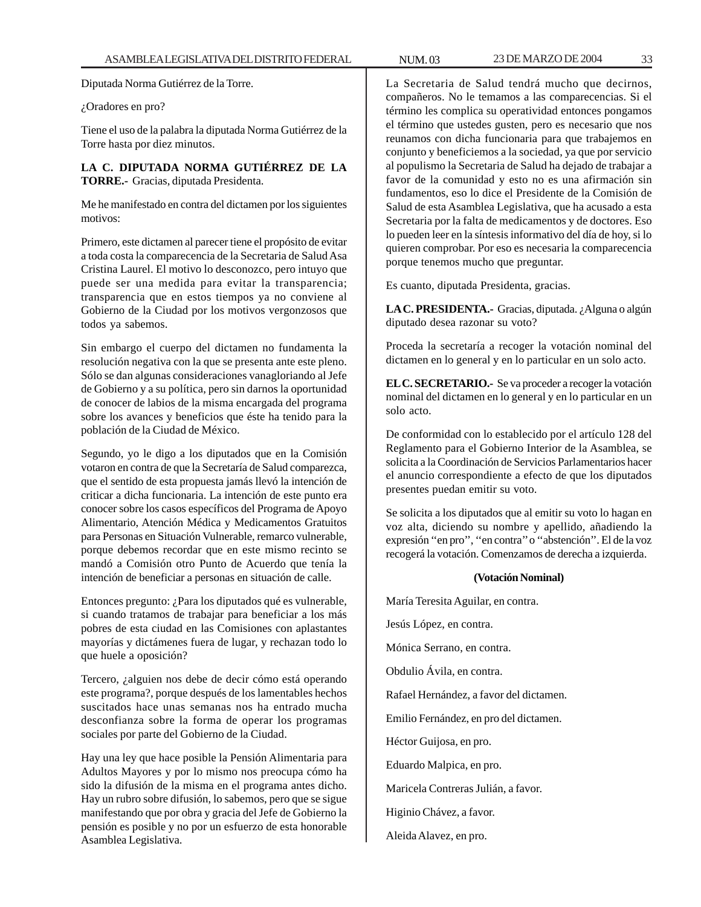Diputada Norma Gutiérrez de la Torre.

¿Oradores en pro?

Tiene el uso de la palabra la diputada Norma Gutiérrez de la Torre hasta por diez minutos.

**LA C. DIPUTADA NORMA GUTIÉRREZ DE LA TORRE.-** Gracias, diputada Presidenta.

Me he manifestado en contra del dictamen por los siguientes motivos:

Primero, este dictamen al parecer tiene el propósito de evitar a toda costa la comparecencia de la Secretaria de Salud Asa Cristina Laurel. El motivo lo desconozco, pero intuyo que puede ser una medida para evitar la transparencia; transparencia que en estos tiempos ya no conviene al Gobierno de la Ciudad por los motivos vergonzosos que todos ya sabemos.

Sin embargo el cuerpo del dictamen no fundamenta la resolución negativa con la que se presenta ante este pleno. Sólo se dan algunas consideraciones vanagloriando al Jefe de Gobierno y a su política, pero sin darnos la oportunidad de conocer de labios de la misma encargada del programa sobre los avances y beneficios que éste ha tenido para la población de la Ciudad de México.

Segundo, yo le digo a los diputados que en la Comisión votaron en contra de que la Secretaría de Salud comparezca, que el sentido de esta propuesta jamás llevó la intención de criticar a dicha funcionaria. La intención de este punto era conocer sobre los casos específicos del Programa de Apoyo Alimentario, Atención Médica y Medicamentos Gratuitos para Personas en Situación Vulnerable, remarco vulnerable, porque debemos recordar que en este mismo recinto se mandó a Comisión otro Punto de Acuerdo que tenía la intención de beneficiar a personas en situación de calle.

Entonces pregunto: ¿Para los diputados qué es vulnerable, si cuando tratamos de trabajar para beneficiar a los más pobres de esta ciudad en las Comisiones con aplastantes mayorías y dictámenes fuera de lugar, y rechazan todo lo que huele a oposición?

Tercero, ¿alguien nos debe de decir cómo está operando este programa?, porque después de los lamentables hechos suscitados hace unas semanas nos ha entrado mucha desconfianza sobre la forma de operar los programas sociales por parte del Gobierno de la Ciudad.

Hay una ley que hace posible la Pensión Alimentaria para Adultos Mayores y por lo mismo nos preocupa cómo ha sido la difusión de la misma en el programa antes dicho. Hay un rubro sobre difusión, lo sabemos, pero que se sigue manifestando que por obra y gracia del Jefe de Gobierno la pensión es posible y no por un esfuerzo de esta honorable Asamblea Legislativa.

La Secretaria de Salud tendrá mucho que decirnos, compañeros. No le temamos a las comparecencias. Si el término les complica su operatividad entonces pongamos el término que ustedes gusten, pero es necesario que nos reunamos con dicha funcionaria para que trabajemos en conjunto y beneficiemos a la sociedad, ya que por servicio al populismo la Secretaria de Salud ha dejado de trabajar a favor de la comunidad y esto no es una afirmación sin fundamentos, eso lo dice el Presidente de la Comisión de Salud de esta Asamblea Legislativa, que ha acusado a esta Secretaria por la falta de medicamentos y de doctores. Eso lo pueden leer en la síntesis informativo del día de hoy, si lo quieren comprobar. Por eso es necesaria la comparecencia porque tenemos mucho que preguntar.

Es cuanto, diputada Presidenta, gracias.

**LA C. PRESIDENTA.-** Gracias, diputada. ¿Alguna o algún diputado desea razonar su voto?

Proceda la secretaría a recoger la votación nominal del dictamen en lo general y en lo particular en un solo acto.

**EL C. SECRETARIO.-** Se va proceder a recoger la votación nominal del dictamen en lo general y en lo particular en un solo acto.

De conformidad con lo establecido por el artículo 128 del Reglamento para el Gobierno Interior de la Asamblea, se solicita a la Coordinación de Servicios Parlamentarios hacer el anuncio correspondiente a efecto de que los diputados presentes puedan emitir su voto.

Se solicita a los diputados que al emitir su voto lo hagan en voz alta, diciendo su nombre y apellido, añadiendo la expresión ''en pro'', ''en contra'' o ''abstención''. El de la voz recogerá la votación. Comenzamos de derecha a izquierda.

**(Votación Nominal)**

María Teresita Aguilar, en contra.

Jesús López, en contra.

Mónica Serrano, en contra.

Obdulio Ávila, en contra.

Rafael Hernández, a favor del dictamen.

Emilio Fernández, en pro del dictamen.

Héctor Guijosa, en pro.

Eduardo Malpica, en pro.

Maricela Contreras Julián, a favor.

Higinio Chávez, a favor.

Aleida Alavez, en pro.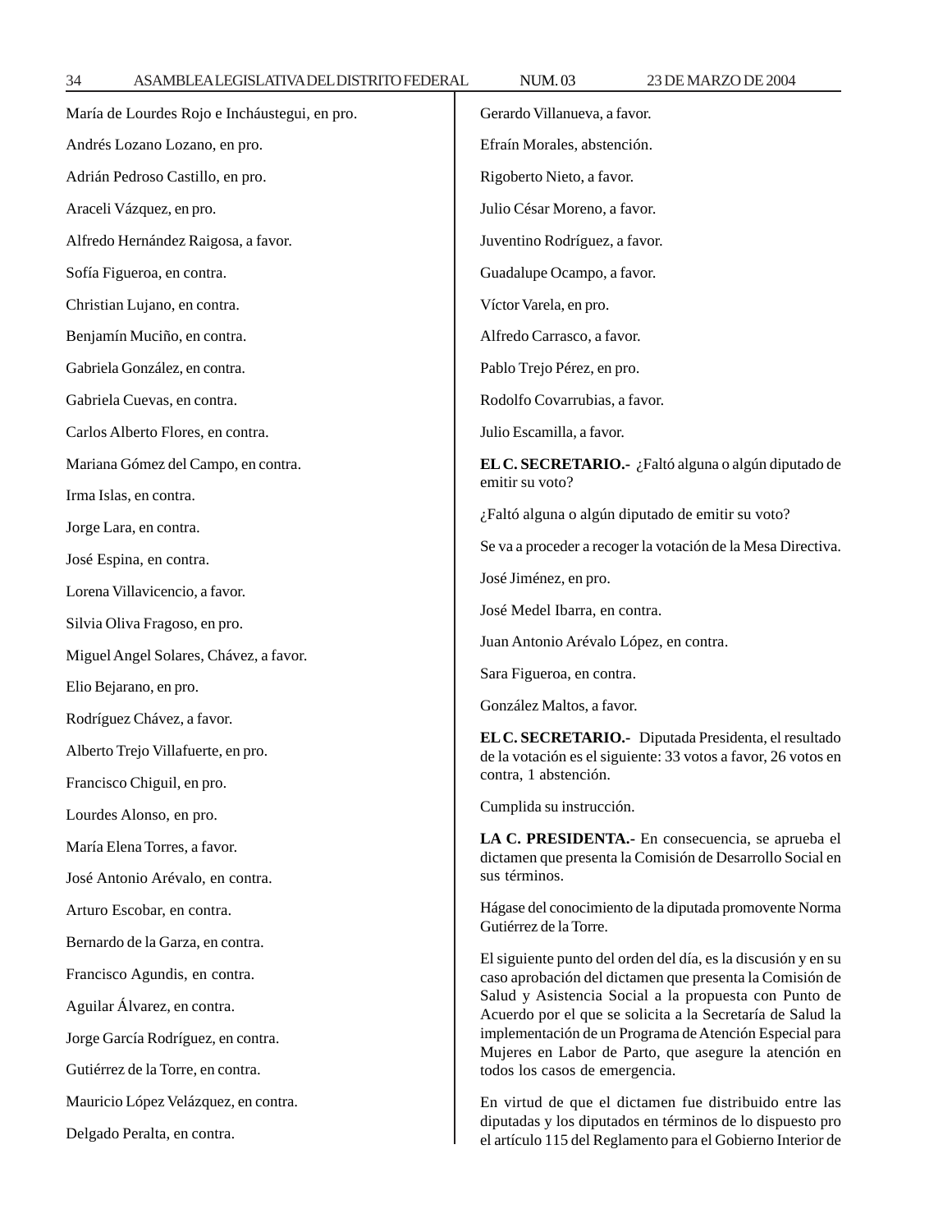María de Lourdes Rojo e Incháustegui, en pro.

Andrés Lozano Lozano, en pro.

Adrián Pedroso Castillo, en pro.

Araceli Vázquez, en pro.

Alfredo Hernández Raigosa, a favor.

Sofía Figueroa, en contra.

Christian Lujano, en contra.

Benjamín Muciño, en contra.

Gabriela González, en contra.

Gabriela Cuevas, en contra.

Carlos Alberto Flores, en contra.

Mariana Gómez del Campo, en contra.

Irma Islas, en contra.

Jorge Lara, en contra.

José Espina, en contra.

Lorena Villavicencio, a favor.

Silvia Oliva Fragoso, en pro.

Miguel Angel Solares, Chávez, a favor.

Elio Bejarano, en pro.

Rodríguez Chávez, a favor.

Alberto Trejo Villafuerte, en pro.

Francisco Chiguil, en pro.

Lourdes Alonso, en pro.

María Elena Torres, a favor.

José Antonio Arévalo, en contra.

Arturo Escobar, en contra.

Bernardo de la Garza, en contra.

Francisco Agundis, en contra.

Aguilar Álvarez, en contra.

Jorge García Rodríguez, en contra.

Gutiérrez de la Torre, en contra.

Mauricio López Velázquez, en contra.

Delgado Peralta, en contra.

Gerardo Villanueva, a favor.

Efraín Morales, abstención.

Rigoberto Nieto, a favor.

Julio César Moreno, a favor.

Juventino Rodríguez, a favor.

Guadalupe Ocampo, a favor.

Víctor Varela, en pro.

Alfredo Carrasco, a favor.

Pablo Trejo Pérez, en pro.

Rodolfo Covarrubias, a favor.

Julio Escamilla, a favor.

**EL C. SECRETARIO.-** ¿Faltó alguna o algún diputado de emitir su voto?

¿Faltó alguna o algún diputado de emitir su voto?

Se va a proceder a recoger la votación de la Mesa Directiva.

José Jiménez, en pro.

José Medel Ibarra, en contra.

Juan Antonio Arévalo López, en contra.

Sara Figueroa, en contra.

González Maltos, a favor.

**EL C. SECRETARIO.-** Diputada Presidenta, el resultado de la votación es el siguiente: 33 votos a favor, 26 votos en contra, 1 abstención.

Cumplida su instrucción.

**LA C. PRESIDENTA.-** En consecuencia, se aprueba el dictamen que presenta la Comisión de Desarrollo Social en sus términos.

Hágase del conocimiento de la diputada promovente Norma Gutiérrez de la Torre.

El siguiente punto del orden del día, es la discusión y en su caso aprobación del dictamen que presenta la Comisión de Salud y Asistencia Social a la propuesta con Punto de Acuerdo por el que se solicita a la Secretaría de Salud la implementación de un Programa de Atención Especial para Mujeres en Labor de Parto, que asegure la atención en todos los casos de emergencia.

En virtud de que el dictamen fue distribuido entre las diputadas y los diputados en términos de lo dispuesto pro el artículo 115 del Reglamento para el Gobierno Interior de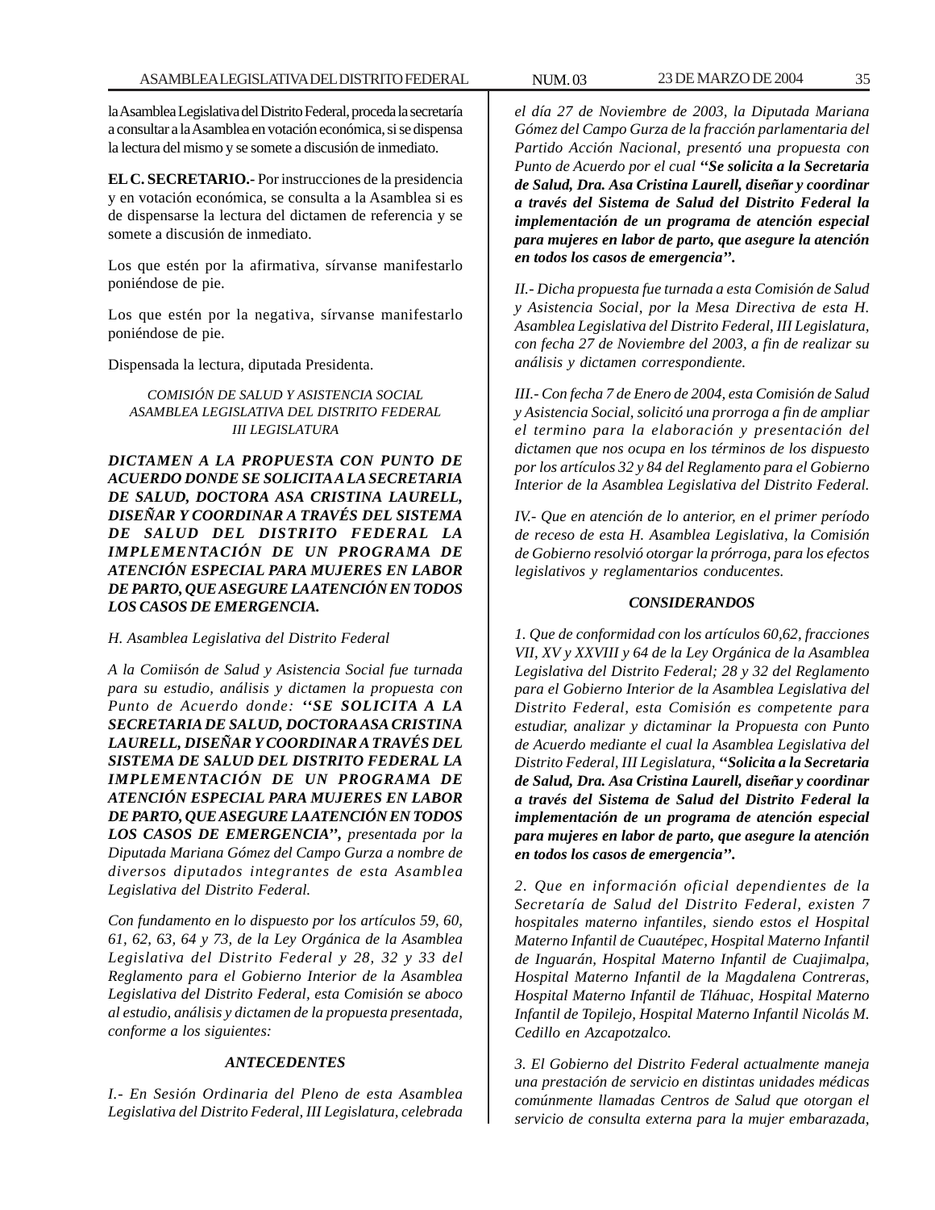la Asamblea Legislativa del Distrito Federal, proceda la secretaría a consultar a la Asamblea en votación económica, si se dispensa la lectura del mismo y se somete a discusión de inmediato.

**EL C. SECRETARIO.-** Por instrucciones de la presidencia y en votación económica, se consulta a la Asamblea si es de dispensarse la lectura del dictamen de referencia y se somete a discusión de inmediato.

Los que estén por la afirmativa, sírvanse manifestarlo poniéndose de pie.

Los que estén por la negativa, sírvanse manifestarlo poniéndose de pie.

Dispensada la lectura, diputada Presidenta.

*COMISIÓN DE SALUD Y ASISTENCIA SOCIAL*
*ASAMBLEA LEGISLATIVA DEL DISTRITO FEDERAL*
*III LEGISLATURA*

***DICTAMEN A LA PROPUESTA CON PUNTO DE ACUERDO DONDE SE SOLICITA A LA SECRETARIA DE SALUD, DOCTORA ASA CRISTINA LAURELL, DISEÑAR Y COORDINAR A TRAVÉS DEL SISTEMA DE SALUD DEL DISTRITO FEDERAL LA IMPLEMENTACIÓN DE UN PROGRAMA DE ATENCIÓN ESPECIAL PARA MUJERES EN LABOR DE PARTO, QUE ASEGURE LA ATENCIÓN EN TODOS LOS CASOS DE EMERGENCIA.***

*H. Asamblea Legislativa del Distrito Federal*

*A la Comiisón de Salud y Asistencia Social fue turnada para su estudio, análisis y dictamen la propuesta con Punto de Acuerdo donde:* ***''SE SOLICITA A LA SECRETARIA DE SALUD, DOCTORA ASA CRISTINA LAURELL, DISEÑAR Y COORDINAR A TRAVÉS DEL SISTEMA DE SALUD DEL DISTRITO FEDERAL LA IMPLEMENTACIÓN DE UN PROGRAMA DE ATENCIÓN ESPECIAL PARA MUJERES EN LABOR DE PARTO, QUE ASEGURE LA ATENCIÓN EN TODOS LOS CASOS DE EMERGENCIA'',*** *presentada por la Diputada Mariana Gómez del Campo Gurza a nombre de diversos diputados integrantes de esta Asamblea Legislativa del Distrito Federal.*

*Con fundamento en lo dispuesto por los artículos 59, 60, 61, 62, 63, 64 y 73, de la Ley Orgánica de la Asamblea Legislativa del Distrito Federal y 28, 32 y 33 del Reglamento para el Gobierno Interior de la Asamblea Legislativa del Distrito Federal, esta Comisión se aboco al estudio, análisis y dictamen de la propuesta presentada, conforme a los siguientes:*

***ANTECEDENTES***

*I.- En Sesión Ordinaria del Pleno de esta Asamblea Legislativa del Distrito Federal, III Legislatura, celebrada el día 27 de Noviembre de 2003, la Diputada Mariana Gómez del Campo Gurza de la fracción parlamentaria del Partido Acción Nacional, presentó una propuesta con Punto de Acuerdo por el cual* ***''Se solicita a la Secretaria de Salud, Dra. Asa Cristina Laurell, diseñar y coordinar a través del Sistema de Salud del Distrito Federal la implementación de un programa de atención especial para mujeres en labor de parto, que asegure la atención en todos los casos de emergencia''.***

*II.- Dicha propuesta fue turnada a esta Comisión de Salud y Asistencia Social, por la Mesa Directiva de esta H. Asamblea Legislativa del Distrito Federal, III Legislatura, con fecha 27 de Noviembre del 2003, a fin de realizar su análisis y dictamen correspondiente.*

*III.- Con fecha 7 de Enero de 2004, esta Comisión de Salud y Asistencia Social, solicitó una prorroga a fin de ampliar el termino para la elaboración y presentación del dictamen que nos ocupa en los términos de los dispuesto por los artículos 32 y 84 del Reglamento para el Gobierno Interior de la Asamblea Legislativa del Distrito Federal.*

*IV.- Que en atención de lo anterior, en el primer período de receso de esta H. Asamblea Legislativa, la Comisión de Gobierno resolvió otorgar la prórroga, para los efectos legislativos y reglamentarios conducentes.*

***CONSIDERANDOS***

*1. Que de conformidad con los artículos 60,62, fracciones VII, XV y XXVIII y 64 de la Ley Orgánica de la Asamblea Legislativa del Distrito Federal; 28 y 32 del Reglamento para el Gobierno Interior de la Asamblea Legislativa del Distrito Federal, esta Comisión es competente para estudiar, analizar y dictaminar la Propuesta con Punto de Acuerdo mediante el cual la Asamblea Legislativa del Distrito Federal, III Legislatura,* ***''Solicita a la Secretaria de Salud, Dra. Asa Cristina Laurell, diseñar y coordinar a través del Sistema de Salud del Distrito Federal la implementación de un programa de atención especial para mujeres en labor de parto, que asegure la atención en todos los casos de emergencia''.***

*2. Que en información oficial dependientes de la Secretaría de Salud del Distrito Federal, existen 7 hospitales materno infantiles, siendo estos el Hospital Materno Infantil de Cuautépec, Hospital Materno Infantil de Inguarán, Hospital Materno Infantil de Cuajimalpa, Hospital Materno Infantil de la Magdalena Contreras, Hospital Materno Infantil de Tláhuac, Hospital Materno Infantil de Topilejo, Hospital Materno Infantil Nicolás M. Cedillo en Azcapotzalco.*

*3. El Gobierno del Distrito Federal actualmente maneja una prestación de servicio en distintas unidades médicas comúnmente llamadas Centros de Salud que otorgan el servicio de consulta externa para la mujer embarazada,*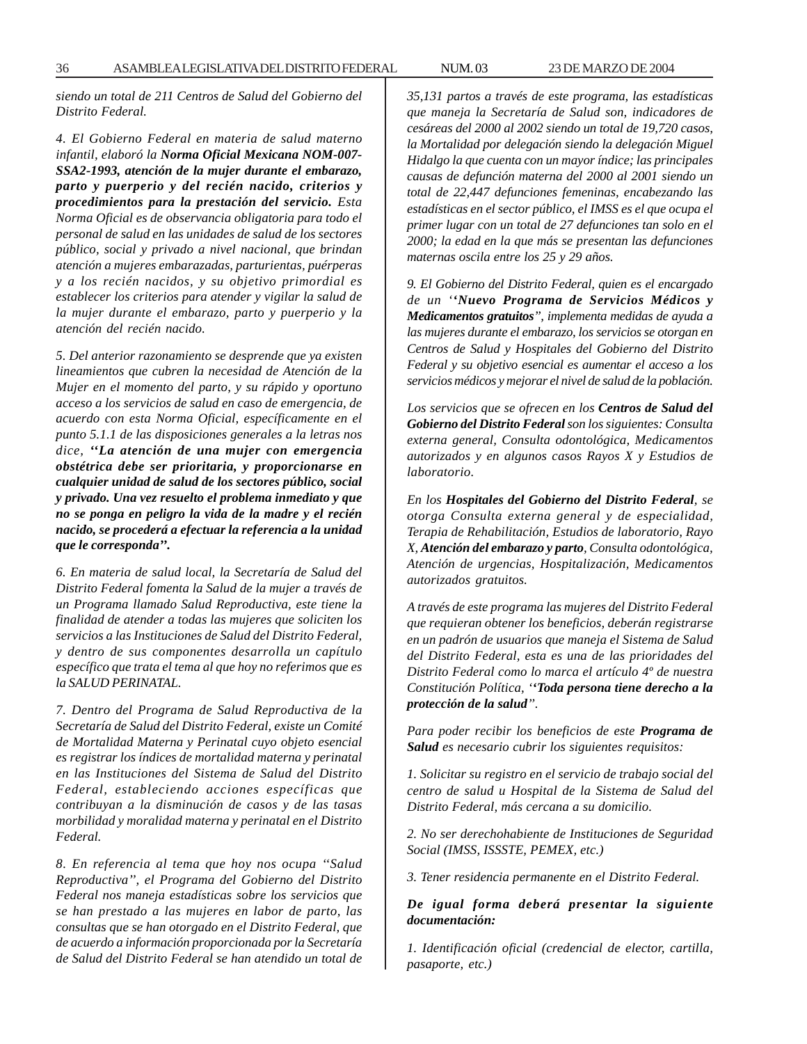*siendo un total de 211 Centros de Salud del Gobierno del Distrito Federal.*

*4. El Gobierno Federal en materia de salud materno infantil, elaboró la* ***Norma Oficial Mexicana NOM-007-SSA2-1993, atención de la mujer durante el embarazo, parto y puerperio y del recién nacido, criterios y procedimientos para la prestación del servicio.*** *Esta Norma Oficial es de observancia obligatoria para todo el personal de salud en las unidades de salud de los sectores público, social y privado a nivel nacional, que brindan atención a mujeres embarazadas, parturientas, puérperas y a los recién nacidos, y su objetivo primordial es establecer los criterios para atender y vigilar la salud de la mujer durante el embarazo, parto y puerperio y la atención del recién nacido.*

*5. Del anterior razonamiento se desprende que ya existen lineamientos que cubren la necesidad de Atención de la Mujer en el momento del parto, y su rápido y oportuno acceso a los servicios de salud en caso de emergencia, de acuerdo con esta Norma Oficial, específicamente en el punto 5.1.1 de las disposiciones generales a la letras nos dice,* ***''La atención de una mujer con emergencia obstétrica debe ser prioritaria, y proporcionarse en cualquier unidad de salud de los sectores público, social y privado. Una vez resuelto el problema inmediato y que no se ponga en peligro la vida de la madre y el recién nacido, se procederá a efectuar la referencia a la unidad que le corresponda''.***

*6. En materia de salud local, la Secretaría de Salud del Distrito Federal fomenta la Salud de la mujer a través de un Programa llamado Salud Reproductiva, este tiene la finalidad de atender a todas las mujeres que soliciten los servicios a las Instituciones de Salud del Distrito Federal, y dentro de sus componentes desarrolla un capítulo específico que trata el tema al que hoy no referimos que es la SALUD PERINATAL.*

*7. Dentro del Programa de Salud Reproductiva de la Secretaría de Salud del Distrito Federal, existe un Comité de Mortalidad Materna y Perinatal cuyo objeto esencial es registrar los índices de mortalidad materna y perinatal en las Instituciones del Sistema de Salud del Distrito Federal, estableciendo acciones específicas que contribuyan a la disminución de casos y de las tasas morbilidad y moralidad materna y perinatal en el Distrito Federal.*

*8. En referencia al tema que hoy nos ocupa ''Salud Reproductiva'', el Programa del Gobierno del Distrito Federal nos maneja estadísticas sobre los servicios que se han prestado a las mujeres en labor de parto, las consultas que se han otorgado en el Distrito Federal, que de acuerdo a información proporcionada por la Secretaría de Salud del Distrito Federal se han atendido un total de 35,131 partos a través de este programa, las estadísticas que maneja la Secretaría de Salud son, indicadores de cesáreas del 2000 al 2002 siendo un total de 19,720 casos, la Mortalidad por delegación siendo la delegación Miguel Hidalgo la que cuenta con un mayor índice; las principales causas de defunción materna del 2000 al 2001 siendo un total de 22,447 defunciones femeninas, encabezando las estadísticas en el sector público, el IMSS es el que ocupa el primer lugar con un total de 27 defunciones tan solo en el 2000; la edad en la que más se presentan las defunciones maternas oscila entre los 25 y 29 años.*

*9. El Gobierno del Distrito Federal, quien es el encargado de un* ***''Nuevo Programa de Servicios Médicos y Medicamentos gratuitos''****, implementa medidas de ayuda a las mujeres durante el embarazo, los servicios se otorgan en Centros de Salud y Hospitales del Gobierno del Distrito Federal y su objetivo esencial es aumentar el acceso a los servicios médicos y mejorar el nivel de salud de la población.*

*Los servicios que se ofrecen en los* ***Centros de Salud del Gobierno del Distrito Federal*** *son los siguientes: Consulta externa general, Consulta odontológica, Medicamentos autorizados y en algunos casos Rayos X y Estudios de laboratorio.*

*En los* ***Hospitales del Gobierno del Distrito Federal****, se otorga Consulta externa general y de especialidad, Terapia de Rehabilitación, Estudios de laboratorio, Rayo X,* ***Atención del embarazo y parto****, Consulta odontológica, Atención de urgencias, Hospitalización, Medicamentos autorizados gratuitos.*

*A través de este programa las mujeres del Distrito Federal que requieran obtener los beneficios, deberán registrarse en un padrón de usuarios que maneja el Sistema de Salud del Distrito Federal, esta es una de las prioridades del Distrito Federal como lo marca el artículo 4º de nuestra Constitución Política,* ***''Toda persona tiene derecho a la protección de la salud''****.*

*Para poder recibir los beneficios de este* ***Programa de Salud*** *es necesario cubrir los siguientes requisitos:*

*1. Solicitar su registro en el servicio de trabajo social del centro de salud u Hospital de la Sistema de Salud del Distrito Federal, más cercana a su domicilio.*

*2. No ser derechohabiente de Instituciones de Seguridad Social (IMSS, ISSSTE, PEMEX, etc.)*

*3. Tener residencia permanente en el Distrito Federal.*

***De igual forma deberá presentar la siguiente documentación:***

*1. Identificación oficial (credencial de elector, cartilla, pasaporte, etc.)*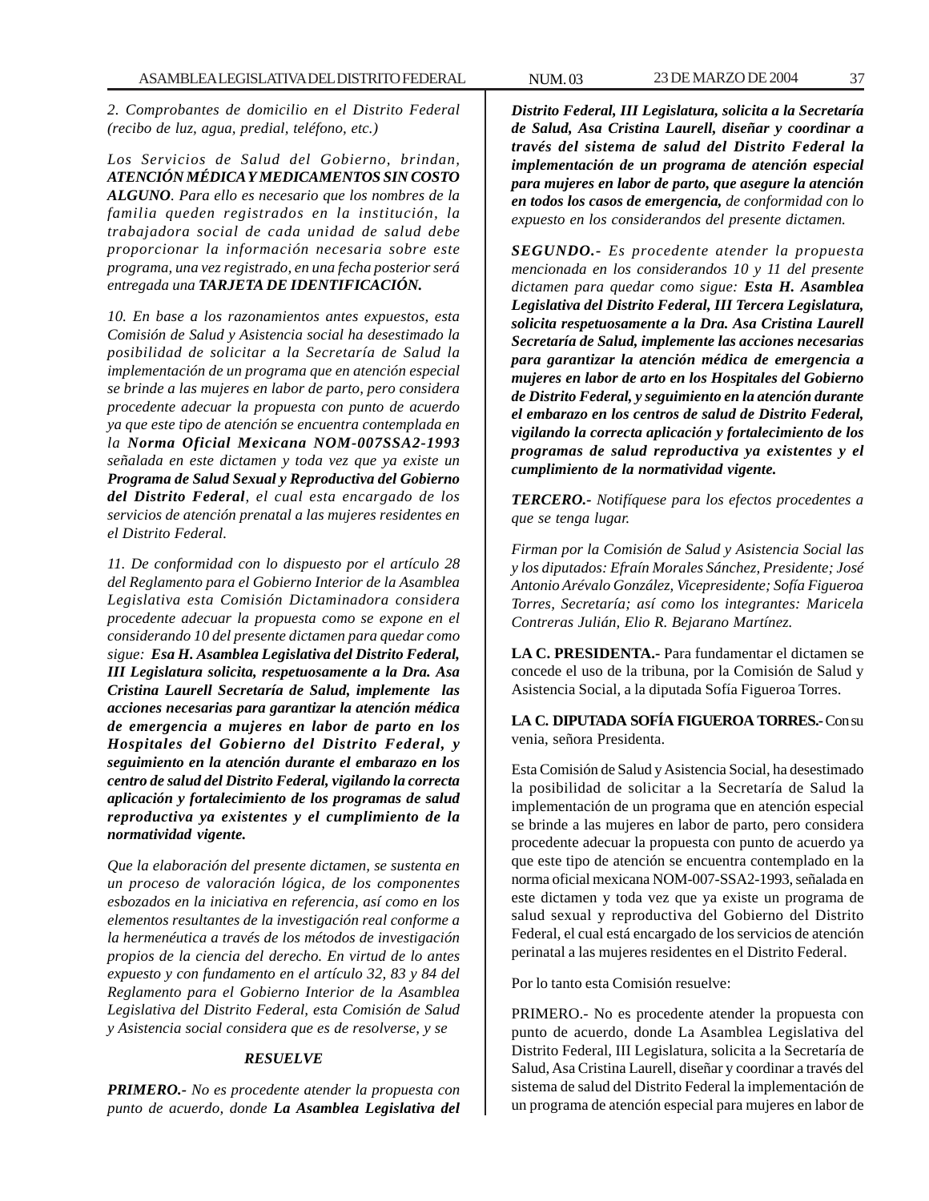*2. Comprobantes de domicilio en el Distrito Federal (recibo de luz, agua, predial, teléfono, etc.)*

*Los Servicios de Salud del Gobierno, brindan,* ***ATENCIÓN MÉDICA Y MEDICAMENTOS SIN COSTO ALGUNO****. Para ello es necesario que los nombres de la familia queden registrados en la institución, la trabajadora social de cada unidad de salud debe proporcionar la información necesaria sobre este programa, una vez registrado, en una fecha posterior será entregada una* ***TARJETA DE IDENTIFICACIÓN.***

*10. En base a los razonamientos antes expuestos, esta Comisión de Salud y Asistencia social ha desestimado la posibilidad de solicitar a la Secretaría de Salud la implementación de un programa que en atención especial se brinde a las mujeres en labor de parto, pero considera procedente adecuar la propuesta con punto de acuerdo ya que este tipo de atención se encuentra contemplada en la* ***Norma Oficial Mexicana NOM-007SSA2-1993*** *señalada en este dictamen y toda vez que ya existe un* ***Programa de Salud Sexual y Reproductiva del Gobierno del Distrito Federal****, el cual esta encargado de los servicios de atención prenatal a las mujeres residentes en el Distrito Federal.*

*11. De conformidad con lo dispuesto por el artículo 28 del Reglamento para el Gobierno Interior de la Asamblea Legislativa esta Comisión Dictaminadora considera procedente adecuar la propuesta como se expone en el considerando 10 del presente dictamen para quedar como sigue:* ***Esa H. Asamblea Legislativa del Distrito Federal, III Legislatura solicita, respetuosamente a la Dra. Asa Cristina Laurell Secretaría de Salud, implemente las acciones necesarias para garantizar la atención médica de emergencia a mujeres en labor de parto en los Hospitales del Gobierno del Distrito Federal, y seguimiento en la atención durante el embarazo en los centro de salud del Distrito Federal, vigilando la correcta aplicación y fortalecimiento de los programas de salud reproductiva ya existentes y el cumplimiento de la normatividad vigente.***

*Que la elaboración del presente dictamen, se sustenta en un proceso de valoración lógica, de los componentes esbozados en la iniciativa en referencia, así como en los elementos resultantes de la investigación real conforme a la hermenéutica a través de los métodos de investigación propios de la ciencia del derecho. En virtud de lo antes expuesto y con fundamento en el artículo 32, 83 y 84 del Reglamento para el Gobierno Interior de la Asamblea Legislativa del Distrito Federal, esta Comisión de Salud y Asistencia social considera que es de resolverse, y se*

***RESUELVE***

***PRIMERO.-*** *No es procedente atender la propuesta con punto de acuerdo, donde* ***La Asamblea Legislativa del Distrito Federal, III Legislatura, solicita a la Secretaría de Salud, Asa Cristina Laurell, diseñar y coordinar a través del sistema de salud del Distrito Federal la implementación de un programa de atención especial para mujeres en labor de parto, que asegure la atención en todos los casos de emergencia,*** *de conformidad con lo expuesto en los considerandos del presente dictamen.*

***SEGUNDO.-*** *Es procedente atender la propuesta mencionada en los considerandos 10 y 11 del presente dictamen para quedar como sigue:* ***Esta H. Asamblea Legislativa del Distrito Federal, III Tercera Legislatura, solicita respetuosamente a la Dra. Asa Cristina Laurell Secretaría de Salud, implemente las acciones necesarias para garantizar la atención médica de emergencia a mujeres en labor de arto en los Hospitales del Gobierno de Distrito Federal, y seguimiento en la atención durante el embarazo en los centros de salud de Distrito Federal, vigilando la correcta aplicación y fortalecimiento de los programas de salud reproductiva ya existentes y el cumplimiento de la normatividad vigente.***

***TERCERO.-*** *Notifíquese para los efectos procedentes a que se tenga lugar.*

*Firman por la Comisión de Salud y Asistencia Social las y los diputados: Efraín Morales Sánchez, Presidente; José Antonio Arévalo González, Vicepresidente; Sofía Figueroa Torres, Secretaría; así como los integrantes: Maricela Contreras Julián, Elio R. Bejarano Martínez.*

**LA C. PRESIDENTA.-** Para fundamentar el dictamen se concede el uso de la tribuna, por la Comisión de Salud y Asistencia Social, a la diputada Sofía Figueroa Torres.

**LA C. DIPUTADA SOFÍA FIGUEROA TORRES.-** Con su venia, señora Presidenta.

Esta Comisión de Salud y Asistencia Social, ha desestimado la posibilidad de solicitar a la Secretaría de Salud la implementación de un programa que en atención especial se brinde a las mujeres en labor de parto, pero considera procedente adecuar la propuesta con punto de acuerdo ya que este tipo de atención se encuentra contemplado en la norma oficial mexicana NOM-007-SSA2-1993, señalada en este dictamen y toda vez que ya existe un programa de salud sexual y reproductiva del Gobierno del Distrito Federal, el cual está encargado de los servicios de atención perinatal a las mujeres residentes en el Distrito Federal.

Por lo tanto esta Comisión resuelve:

PRIMERO.- No es procedente atender la propuesta con punto de acuerdo, donde La Asamblea Legislativa del Distrito Federal, III Legislatura, solicita a la Secretaría de Salud, Asa Cristina Laurell, diseñar y coordinar a través del sistema de salud del Distrito Federal la implementación de un programa de atención especial para mujeres en labor de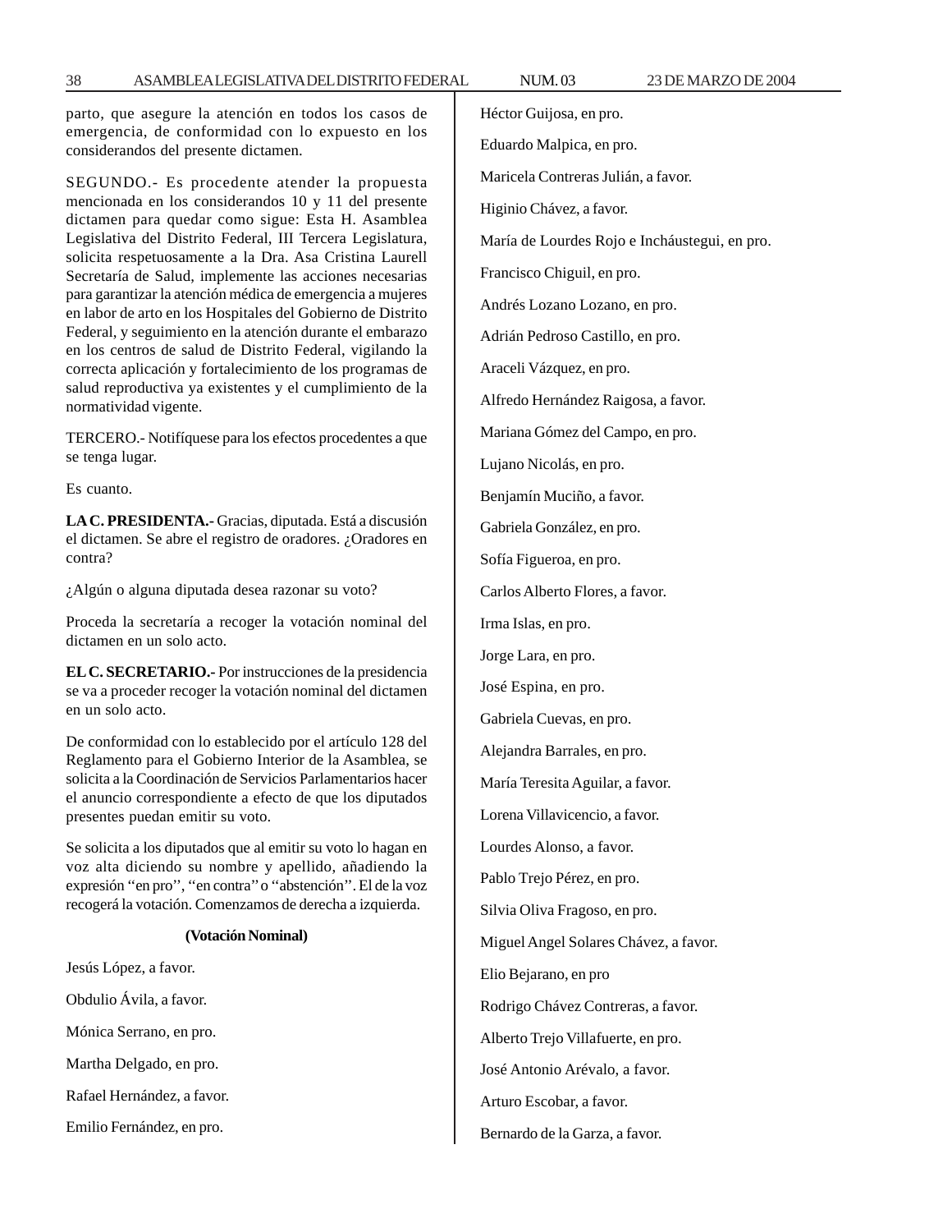parto, que asegure la atención en todos los casos de emergencia, de conformidad con lo expuesto en los considerandos del presente dictamen.

SEGUNDO.- Es procedente atender la propuesta mencionada en los considerandos 10 y 11 del presente dictamen para quedar como sigue: Esta H. Asamblea Legislativa del Distrito Federal, III Tercera Legislatura, solicita respetuosamente a la Dra. Asa Cristina Laurell Secretaría de Salud, implemente las acciones necesarias para garantizar la atención médica de emergencia a mujeres en labor de arto en los Hospitales del Gobierno de Distrito Federal, y seguimiento en la atención durante el embarazo en los centros de salud de Distrito Federal, vigilando la correcta aplicación y fortalecimiento de los programas de salud reproductiva ya existentes y el cumplimiento de la normatividad vigente.

TERCERO.- Notifíquese para los efectos procedentes a que se tenga lugar.

Es cuanto.

**LA C. PRESIDENTA.-** Gracias, diputada. Está a discusión el dictamen. Se abre el registro de oradores. ¿Oradores en contra?

¿Algún o alguna diputada desea razonar su voto?

Proceda la secretaría a recoger la votación nominal del dictamen en un solo acto.

**EL C. SECRETARIO.-** Por instrucciones de la presidencia se va a proceder recoger la votación nominal del dictamen en un solo acto.

De conformidad con lo establecido por el artículo 128 del Reglamento para el Gobierno Interior de la Asamblea, se solicita a la Coordinación de Servicios Parlamentarios hacer el anuncio correspondiente a efecto de que los diputados presentes puedan emitir su voto.

Se solicita a los diputados que al emitir su voto lo hagan en voz alta diciendo su nombre y apellido, añadiendo la expresión ''en pro'', ''en contra'' o ''abstención''. El de la voz recogerá la votación. Comenzamos de derecha a izquierda.

**(Votación Nominal)**

Jesús López, a favor.

Obdulio Ávila, a favor.

Mónica Serrano, en pro.

Martha Delgado, en pro.

Rafael Hernández, a favor.

Emilio Fernández, en pro.

Héctor Guijosa, en pro.

Eduardo Malpica, en pro.

Maricela Contreras Julián, a favor.

Higinio Chávez, a favor.

María de Lourdes Rojo e Incháustegui, en pro.

Francisco Chiguil, en pro.

Andrés Lozano Lozano, en pro.

Adrián Pedroso Castillo, en pro.

Araceli Vázquez, en pro.

Alfredo Hernández Raigosa, a favor.

Mariana Gómez del Campo, en pro.

Lujano Nicolás, en pro.

Benjamín Muciño, a favor.

Gabriela González, en pro.

Sofía Figueroa, en pro.

Carlos Alberto Flores, a favor.

Irma Islas, en pro.

Jorge Lara, en pro.

José Espina, en pro.

Gabriela Cuevas, en pro.

Alejandra Barrales, en pro.

María Teresita Aguilar, a favor.

Lorena Villavicencio, a favor.

Lourdes Alonso, a favor.

Pablo Trejo Pérez, en pro.

Silvia Oliva Fragoso, en pro.

Miguel Angel Solares Chávez, a favor.

Elio Bejarano, en pro

Rodrigo Chávez Contreras, a favor.

Alberto Trejo Villafuerte, en pro.

José Antonio Arévalo, a favor.

Arturo Escobar, a favor.

Bernardo de la Garza, a favor.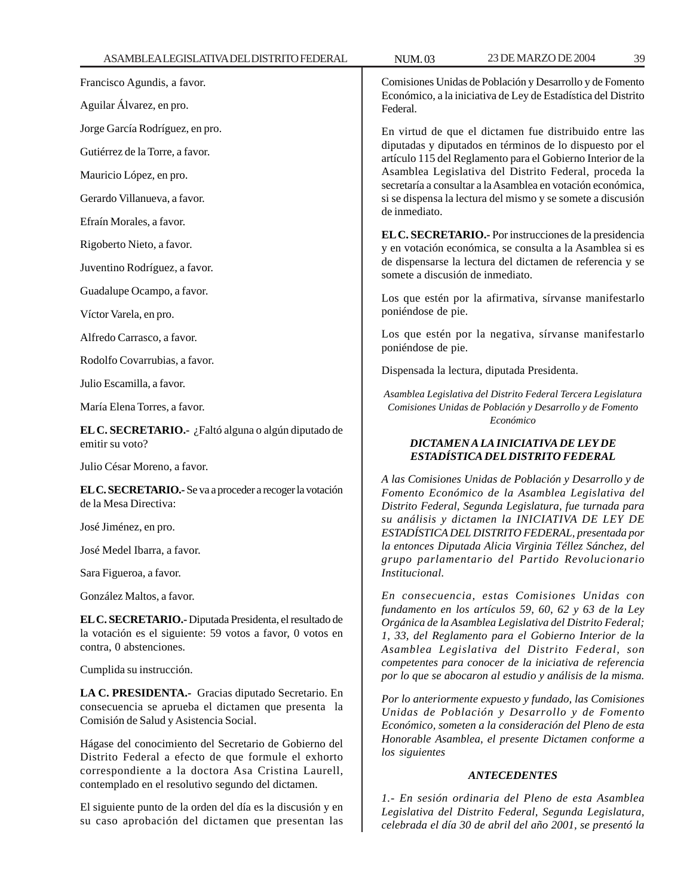Francisco Agundis, a favor.

Aguilar Álvarez, en pro.

Jorge García Rodríguez, en pro.

Gutiérrez de la Torre, a favor.

Mauricio López, en pro.

Gerardo Villanueva, a favor.

Efraín Morales, a favor.

Rigoberto Nieto, a favor.

Juventino Rodríguez, a favor.

Guadalupe Ocampo, a favor.

Víctor Varela, en pro.

Alfredo Carrasco, a favor.

Rodolfo Covarrubias, a favor.

Julio Escamilla, a favor.

María Elena Torres, a favor.

**EL C. SECRETARIO.-** ¿Faltó alguna o algún diputado de emitir su voto?

Julio César Moreno, a favor.

**EL C. SECRETARIO.-** Se va a proceder a recoger la votación de la Mesa Directiva:

José Jiménez, en pro.

José Medel Ibarra, a favor.

Sara Figueroa, a favor.

González Maltos, a favor.

**EL C. SECRETARIO.-** Diputada Presidenta, el resultado de la votación es el siguiente: 59 votos a favor, 0 votos en contra, 0 abstenciones.

Cumplida su instrucción.

**LA C. PRESIDENTA.-** Gracias diputado Secretario. En consecuencia se aprueba el dictamen que presenta la Comisión de Salud y Asistencia Social.

Hágase del conocimiento del Secretario de Gobierno del Distrito Federal a efecto de que formule el exhorto correspondiente a la doctora Asa Cristina Laurell, contemplado en el resolutivo segundo del dictamen.

El siguiente punto de la orden del día es la discusión y en su caso aprobación del dictamen que presentan las Comisiones Unidas de Población y Desarrollo y de Fomento Económico, a la iniciativa de Ley de Estadística del Distrito Federal.

En virtud de que el dictamen fue distribuido entre las diputadas y diputados en términos de lo dispuesto por el artículo 115 del Reglamento para el Gobierno Interior de la Asamblea Legislativa del Distrito Federal, proceda la secretaría a consultar a la Asamblea en votación económica, si se dispensa la lectura del mismo y se somete a discusión de inmediato.

**EL C. SECRETARIO.-** Por instrucciones de la presidencia y en votación económica, se consulta a la Asamblea si es de dispensarse la lectura del dictamen de referencia y se somete a discusión de inmediato.

Los que estén por la afirmativa, sírvanse manifestarlo poniéndose de pie.

Los que estén por la negativa, sírvanse manifestarlo poniéndose de pie.

Dispensada la lectura, diputada Presidenta.

*Asamblea Legislativa del Distrito Federal Tercera Legislatura Comisiones Unidas de Población y Desarrollo y de Fomento Económico*

***DICTAMEN A LA INICIATIVA DE LEY DE ESTADÍSTICA DEL DISTRITO FEDERAL***

*A las Comisiones Unidas de Población y Desarrollo y de Fomento Económico de la Asamblea Legislativa del Distrito Federal, Segunda Legislatura, fue turnada para su análisis y dictamen la INICIATIVA DE LEY DE ESTADÍSTICA DEL DISTRITO FEDERAL, presentada por la entonces Diputada Alicia Virginia Téllez Sánchez, del grupo parlamentario del Partido Revolucionario Institucional.*

*En consecuencia, estas Comisiones Unidas con fundamento en los artículos 59, 60, 62 y 63 de la Ley Orgánica de la Asamblea Legislativa del Distrito Federal; 1, 33, del Reglamento para el Gobierno Interior de la Asamblea Legislativa del Distrito Federal, son competentes para conocer de la iniciativa de referencia por lo que se abocaron al estudio y análisis de la misma.*

*Por lo anteriormente expuesto y fundado, las Comisiones Unidas de Población y Desarrollo y de Fomento Económico, someten a la consideración del Pleno de esta Honorable Asamblea, el presente Dictamen conforme a los siguientes*

***ANTECEDENTES***

*1.- En sesión ordinaria del Pleno de esta Asamblea Legislativa del Distrito Federal, Segunda Legislatura, celebrada el día 30 de abril del año 2001, se presentó la*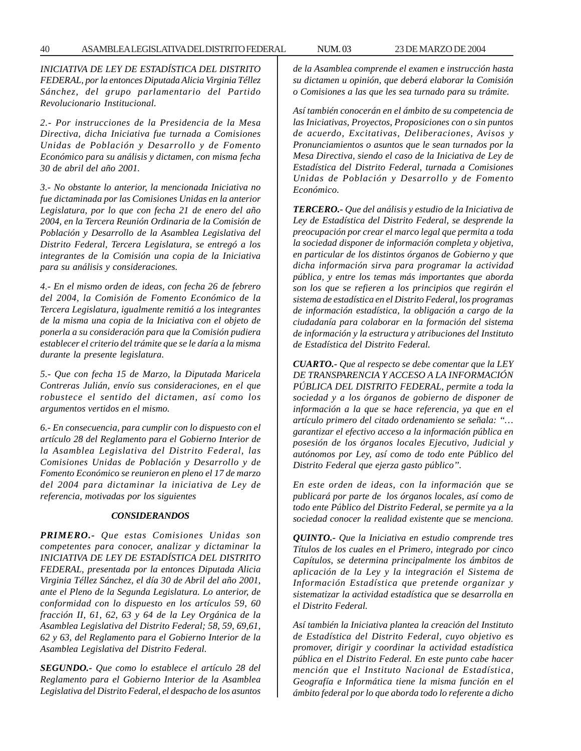*INICIATIVA DE LEY DE ESTADÍSTICA DEL DISTRITO FEDERAL, por la entonces Diputada Alicia Virginia Téllez Sánchez, del grupo parlamentario del Partido Revolucionario Institucional.*

*2.- Por instrucciones de la Presidencia de la Mesa Directiva, dicha Iniciativa fue turnada a Comisiones Unidas de Población y Desarrollo y de Fomento Económico para su análisis y dictamen, con misma fecha 30 de abril del año 2001.*

*3.- No obstante lo anterior, la mencionada Iniciativa no fue dictaminada por las Comisiones Unidas en la anterior Legislatura, por lo que con fecha 21 de enero del año 2004, en la Tercera Reunión Ordinaria de la Comisión de Población y Desarrollo de la Asamblea Legislativa del Distrito Federal, Tercera Legislatura, se entregó a los integrantes de la Comisión una copia de la Iniciativa para su análisis y consideraciones.*

*4.- En el mismo orden de ideas, con fecha 26 de febrero del 2004, la Comisión de Fomento Económico de la Tercera Legislatura, igualmente remitió a los integrantes de la misma una copia de la Iniciativa con el objeto de ponerla a su consideración para que la Comisión pudiera establecer el criterio del trámite que se le daría a la misma durante la presente legislatura.*

*5.- Que con fecha 15 de Marzo, la Diputada Maricela Contreras Julián, envío sus consideraciones, en el que robustece el sentido del dictamen, así como los argumentos vertidos en el mismo.*

*6.- En consecuencia, para cumplir con lo dispuesto con el artículo 28 del Reglamento para el Gobierno Interior de la Asamblea Legislativa del Distrito Federal, las Comisiones Unidas de Población y Desarrollo y de Fomento Económico se reunieron en pleno el 17 de marzo del 2004 para dictaminar la iniciativa de Ley de referencia, motivadas por los siguientes*

***CONSIDERANDOS***

***PRIMERO.-*** *Que estas Comisiones Unidas son competentes para conocer, analizar y dictaminar la INICIATIVA DE LEY DE ESTADÍSTICA DEL DISTRITO FEDERAL, presentada por la entonces Diputada Alicia Virginia Téllez Sánchez, el día 30 de Abril del año 2001, ante el Pleno de la Segunda Legislatura. Lo anterior, de conformidad con lo dispuesto en los artículos 59, 60 fracción II, 61, 62, 63 y 64 de la Ley Orgánica de la Asamblea Legislativa del Distrito Federal; 58, 59, 69,61, 62 y 63, del Reglamento para el Gobierno Interior de la Asamblea Legislativa del Distrito Federal.*

***SEGUNDO.-*** *Que como lo establece el artículo 28 del Reglamento para el Gobierno Interior de la Asamblea Legislativa del Distrito Federal, el despacho de los asuntos de la Asamblea comprende el examen e instrucción hasta su dictamen u opinión, que deberá elaborar la Comisión o Comisiones a las que les sea turnado para su trámite.*

*Así también conocerán en el ámbito de su competencia de las Iniciativas, Proyectos, Proposiciones con o sin puntos de acuerdo, Excitativas, Deliberaciones, Avisos y Pronunciamientos o asuntos que le sean turnados por la Mesa Directiva, siendo el caso de la Iniciativa de Ley de Estadística del Distrito Federal, turnada a Comisiones Unidas de Población y Desarrollo y de Fomento Económico.*

***TERCERO.-*** *Que del análisis y estudio de la Iniciativa de Ley de Estadística del Distrito Federal, se desprende la preocupación por crear el marco legal que permita a toda la sociedad disponer de información completa y objetiva, en particular de los distintos órganos de Gobierno y que dicha información sirva para programar la actividad pública, y entre los temas más importantes que aborda son los que se refieren a los principios que regirán el sistema de estadística en el Distrito Federal, los programas de información estadística, la obligación a cargo de la ciudadanía para colaborar en la formación del sistema de información y la estructura y atribuciones del Instituto de Estadística del Distrito Federal.*

***CUARTO.-*** *Que al respecto se debe comentar que la LEY DE TRANSPARENCIA Y ACCESO A LA INFORMACIÓN PÚBLICA DEL DISTRITO FEDERAL, permite a toda la sociedad y a los órganos de gobierno de disponer de información a la que se hace referencia, ya que en el artículo primero del citado ordenamiento se señala: "…garantizar el efectivo acceso a la información pública en posesión de los órganos locales Ejecutivo, Judicial y autónomos por Ley, así como de todo ente Público del Distrito Federal que ejerza gasto público".*

*En este orden de ideas, con la información que se publicará por parte de los órganos locales, así como de todo ente Público del Distrito Federal, se permite ya a la sociedad conocer la realidad existente que se menciona.*

***QUINTO.-*** *Que la Iniciativa en estudio comprende tres Títulos de los cuales en el Primero, integrado por cinco Capítulos, se determina principalmente los ámbitos de aplicación de la Ley y la integración el Sistema de Información Estadística que pretende organizar y sistematizar la actividad estadística que se desarrolla en el Distrito Federal.*

*Así también la Iniciativa plantea la creación del Instituto de Estadística del Distrito Federal, cuyo objetivo es promover, dirigir y coordinar la actividad estadística pública en el Distrito Federal. En este punto cabe hacer mención que el Instituto Nacional de Estadística, Geografía e Informática tiene la misma función en el ámbito federal por lo que aborda todo lo referente a dicho*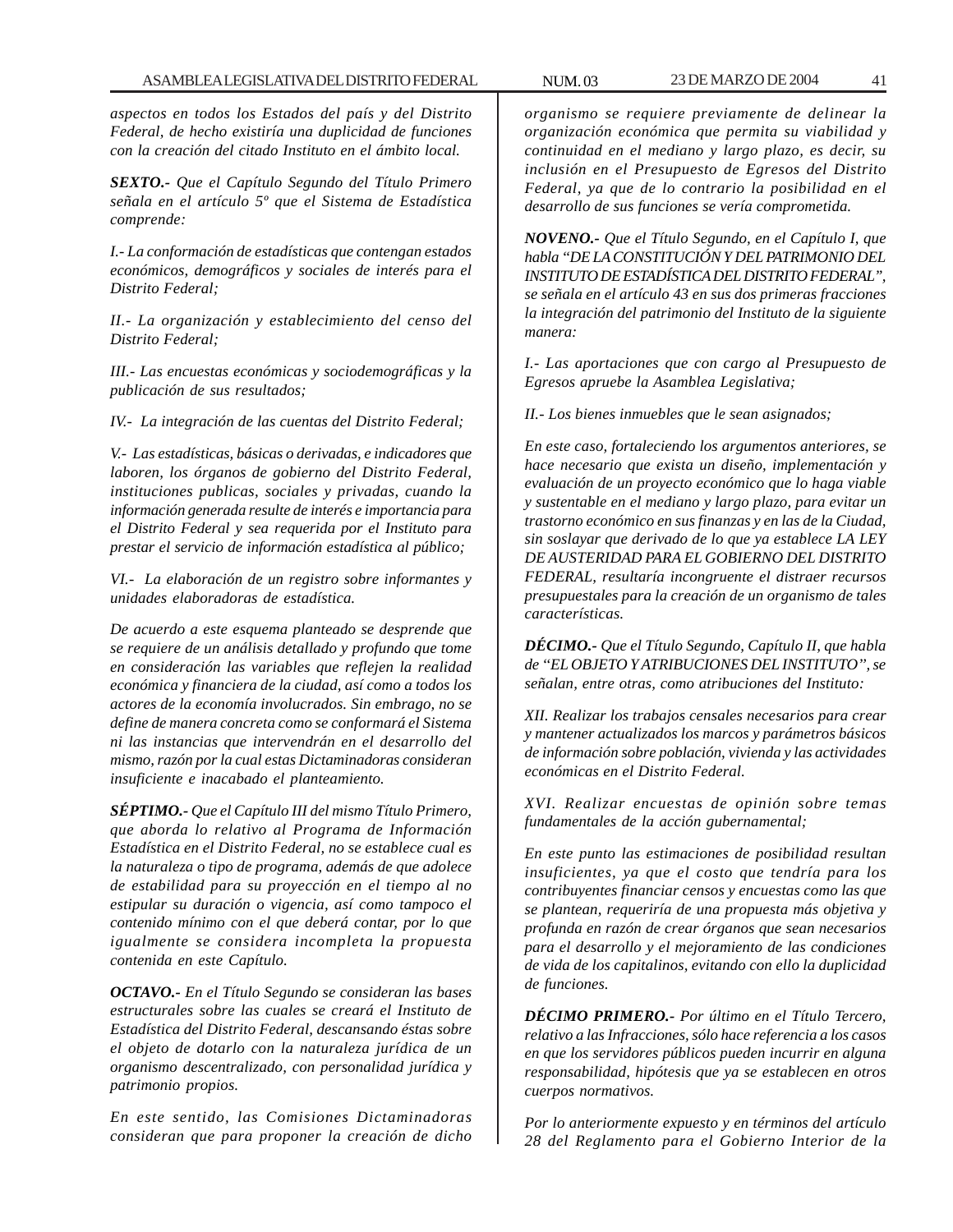*aspectos en todos los Estados del país y del Distrito Federal, de hecho existiría una duplicidad de funciones con la creación del citado Instituto en el ámbito local.*

***SEXTO.-*** *Que el Capítulo Segundo del Título Primero señala en el artículo 5º que el Sistema de Estadística comprende:*

*I.- La conformación de estadísticas que contengan estados económicos, demográficos y sociales de interés para el Distrito Federal;*

*II.- La organización y establecimiento del censo del Distrito Federal;*

*III.- Las encuestas económicas y sociodemográficas y la publicación de sus resultados;*

*IV.- La integración de las cuentas del Distrito Federal;*

*V.- Las estadísticas, básicas o derivadas, e indicadores que laboren, los órganos de gobierno del Distrito Federal, instituciones publicas, sociales y privadas, cuando la información generada resulte de interés e importancia para el Distrito Federal y sea requerida por el Instituto para prestar el servicio de información estadística al público;*

*VI.- La elaboración de un registro sobre informantes y unidades elaboradoras de estadística.*

*De acuerdo a este esquema planteado se desprende que se requiere de un análisis detallado y profundo que tome en consideración las variables que reflejen la realidad económica y financiera de la ciudad, así como a todos los actores de la economía involucrados. Sin embrago, no se define de manera concreta como se conformará el Sistema ni las instancias que intervendrán en el desarrollo del mismo, razón por la cual estas Dictaminadoras consideran insuficiente e inacabado el planteamiento.*

***SÉPTIMO.-*** *Que el Capítulo III del mismo Título Primero, que aborda lo relativo al Programa de Información Estadística en el Distrito Federal, no se establece cual es la naturaleza o tipo de programa, además de que adolece de estabilidad para su proyección en el tiempo al no estipular su duración o vigencia, así como tampoco el contenido mínimo con el que deberá contar, por lo que igualmente se considera incompleta la propuesta contenida en este Capítulo.*

***OCTAVO.-*** *En el Título Segundo se consideran las bases estructurales sobre las cuales se creará el Instituto de Estadística del Distrito Federal, descansando éstas sobre el objeto de dotarlo con la naturaleza jurídica de un organismo descentralizado, con personalidad jurídica y patrimonio propios.*

*En este sentido, las Comisiones Dictaminadoras consideran que para proponer la creación de dicho organismo se requiere previamente de delinear la organización económica que permita su viabilidad y continuidad en el mediano y largo plazo, es decir, su inclusión en el Presupuesto de Egresos del Distrito Federal, ya que de lo contrario la posibilidad en el desarrollo de sus funciones se vería comprometida.*

***NOVENO.-*** *Que el Título Segundo, en el Capítulo I, que habla "DE LA CONSTITUCIÓN Y DEL PATRIMONIO DEL INSTITUTO DE ESTADÍSTICA DEL DISTRITO FEDERAL", se señala en el artículo 43 en sus dos primeras fracciones la integración del patrimonio del Instituto de la siguiente manera:*

*I.- Las aportaciones que con cargo al Presupuesto de Egresos apruebe la Asamblea Legislativa;*

*II.- Los bienes inmuebles que le sean asignados;*

*En este caso, fortaleciendo los argumentos anteriores, se hace necesario que exista un diseño, implementación y evaluación de un proyecto económico que lo haga viable y sustentable en el mediano y largo plazo, para evitar un trastorno económico en sus finanzas y en las de la Ciudad, sin soslayar que derivado de lo que ya establece LA LEY DE AUSTERIDAD PARA EL GOBIERNO DEL DISTRITO FEDERAL, resultaría incongruente el distraer recursos presupuestales para la creación de un organismo de tales características.*

***DÉCIMO.-*** *Que el Título Segundo, Capítulo II, que habla de "EL OBJETO Y ATRIBUCIONES DEL INSTITUTO", se señalan, entre otras, como atribuciones del Instituto:*

*XII. Realizar los trabajos censales necesarios para crear y mantener actualizados los marcos y parámetros básicos de información sobre población, vivienda y las actividades económicas en el Distrito Federal.*

*XVI. Realizar encuestas de opinión sobre temas fundamentales de la acción gubernamental;*

*En este punto las estimaciones de posibilidad resultan insuficientes, ya que el costo que tendría para los contribuyentes financiar censos y encuestas como las que se plantean, requeriría de una propuesta más objetiva y profunda en razón de crear órganos que sean necesarios para el desarrollo y el mejoramiento de las condiciones de vida de los capitalinos, evitando con ello la duplicidad de funciones.*

***DÉCIMO PRIMERO.-*** *Por último en el Título Tercero, relativo a las Infracciones, sólo hace referencia a los casos en que los servidores públicos pueden incurrir en alguna responsabilidad, hipótesis que ya se establecen en otros cuerpos normativos.*

*Por lo anteriormente expuesto y en términos del artículo 28 del Reglamento para el Gobierno Interior de la*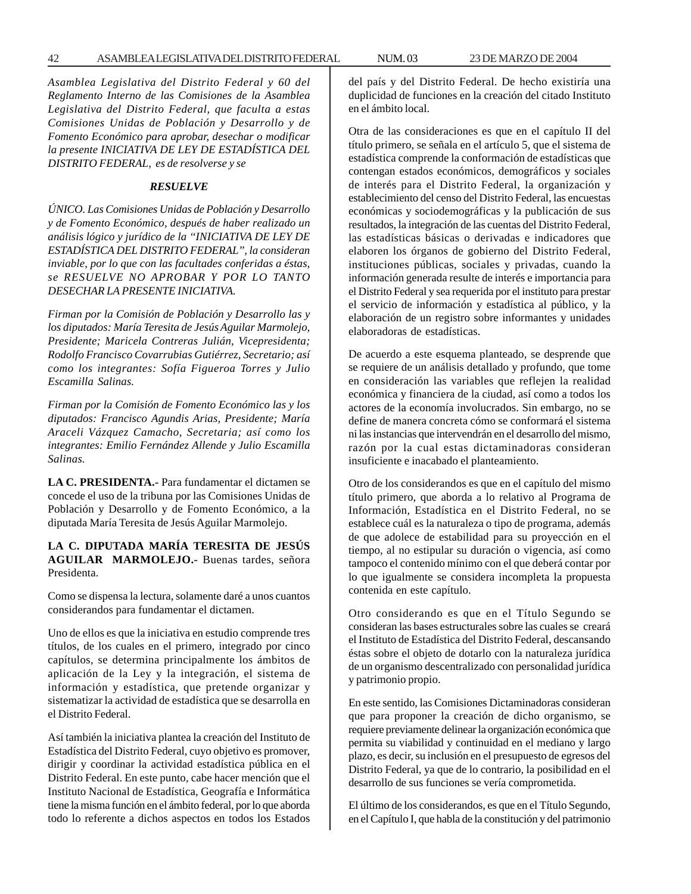*Asamblea Legislativa del Distrito Federal y 60 del Reglamento Interno de las Comisiones de la Asamblea Legislativa del Distrito Federal, que faculta a estas Comisiones Unidas de Población y Desarrollo y de Fomento Económico para aprobar, desechar o modificar la presente INICIATIVA DE LEY DE ESTADÍSTICA DEL DISTRITO FEDERAL, es de resolverse y se*

***RESUELVE***

*ÚNICO. Las Comisiones Unidas de Población y Desarrollo y de Fomento Económico, después de haber realizado un análisis lógico y jurídico de la "INICIATIVA DE LEY DE ESTADÍSTICA DEL DISTRITO FEDERAL", la consideran inviable, por lo que con las facultades conferidas a éstas, se RESUELVE NO APROBAR Y POR LO TANTO DESECHAR LA PRESENTE INICIATIVA.*

*Firman por la Comisión de Población y Desarrollo las y los diputados: María Teresita de Jesús Aguilar Marmolejo, Presidente; Maricela Contreras Julián, Vicepresidenta; Rodolfo Francisco Covarrubias Gutiérrez, Secretario; así como los integrantes: Sofía Figueroa Torres y Julio Escamilla Salinas.*

*Firman por la Comisión de Fomento Económico las y los diputados: Francisco Agundis Arias, Presidente; María Araceli Vázquez Camacho, Secretaria; así como los integrantes: Emilio Fernández Allende y Julio Escamilla Salinas.*

**LA C. PRESIDENTA.-** Para fundamentar el dictamen se concede el uso de la tribuna por las Comisiones Unidas de Población y Desarrollo y de Fomento Económico, a la diputada María Teresita de Jesús Aguilar Marmolejo.

**LA C. DIPUTADA MARÍA TERESITA DE JESÚS AGUILAR MARMOLEJO.-** Buenas tardes, señora Presidenta.

Como se dispensa la lectura, solamente daré a unos cuantos considerandos para fundamentar el dictamen.

Uno de ellos es que la iniciativa en estudio comprende tres títulos, de los cuales en el primero, integrado por cinco capítulos, se determina principalmente los ámbitos de aplicación de la Ley y la integración, el sistema de información y estadística, que pretende organizar y sistematizar la actividad de estadística que se desarrolla en el Distrito Federal.

Así también la iniciativa plantea la creación del Instituto de Estadística del Distrito Federal, cuyo objetivo es promover, dirigir y coordinar la actividad estadística pública en el Distrito Federal. En este punto, cabe hacer mención que el Instituto Nacional de Estadística, Geografía e Informática tiene la misma función en el ámbito federal, por lo que aborda todo lo referente a dichos aspectos en todos los Estados del país y del Distrito Federal. De hecho existiría una duplicidad de funciones en la creación del citado Instituto en el ámbito local.

Otra de las consideraciones es que en el capítulo II del título primero, se señala en el artículo 5, que el sistema de estadística comprende la conformación de estadísticas que contengan estados económicos, demográficos y sociales de interés para el Distrito Federal, la organización y establecimiento del censo del Distrito Federal, las encuestas económicas y sociodemográficas y la publicación de sus resultados, la integración de las cuentas del Distrito Federal, las estadísticas básicas o derivadas e indicadores que elaboren los órganos de gobierno del Distrito Federal, instituciones públicas, sociales y privadas, cuando la información generada resulte de interés e importancia para el Distrito Federal y sea requerida por el instituto para prestar el servicio de información y estadística al público, y la elaboración de un registro sobre informantes y unidades elaboradoras de estadísticas.

De acuerdo a este esquema planteado, se desprende que se requiere de un análisis detallado y profundo, que tome en consideración las variables que reflejen la realidad económica y financiera de la ciudad, así como a todos los actores de la economía involucrados. Sin embargo, no se define de manera concreta cómo se conformará el sistema ni las instancias que intervendrán en el desarrollo del mismo, razón por la cual estas dictaminadoras consideran insuficiente e inacabado el planteamiento.

Otro de los considerandos es que en el capítulo del mismo título primero, que aborda a lo relativo al Programa de Información, Estadística en el Distrito Federal, no se establece cuál es la naturaleza o tipo de programa, además de que adolece de estabilidad para su proyección en el tiempo, al no estipular su duración o vigencia, así como tampoco el contenido mínimo con el que deberá contar por lo que igualmente se considera incompleta la propuesta contenida en este capítulo.

Otro considerando es que en el Título Segundo se consideran las bases estructurales sobre las cuales se creará el Instituto de Estadística del Distrito Federal, descansando éstas sobre el objeto de dotarlo con la naturaleza jurídica de un organismo descentralizado con personalidad jurídica y patrimonio propio.

En este sentido, las Comisiones Dictaminadoras consideran que para proponer la creación de dicho organismo, se requiere previamente delinear la organización económica que permita su viabilidad y continuidad en el mediano y largo plazo, es decir, su inclusión en el presupuesto de egresos del Distrito Federal, ya que de lo contrario, la posibilidad en el desarrollo de sus funciones se vería comprometida.

El último de los considerandos, es que en el Título Segundo, en el Capítulo I, que habla de la constitución y del patrimonio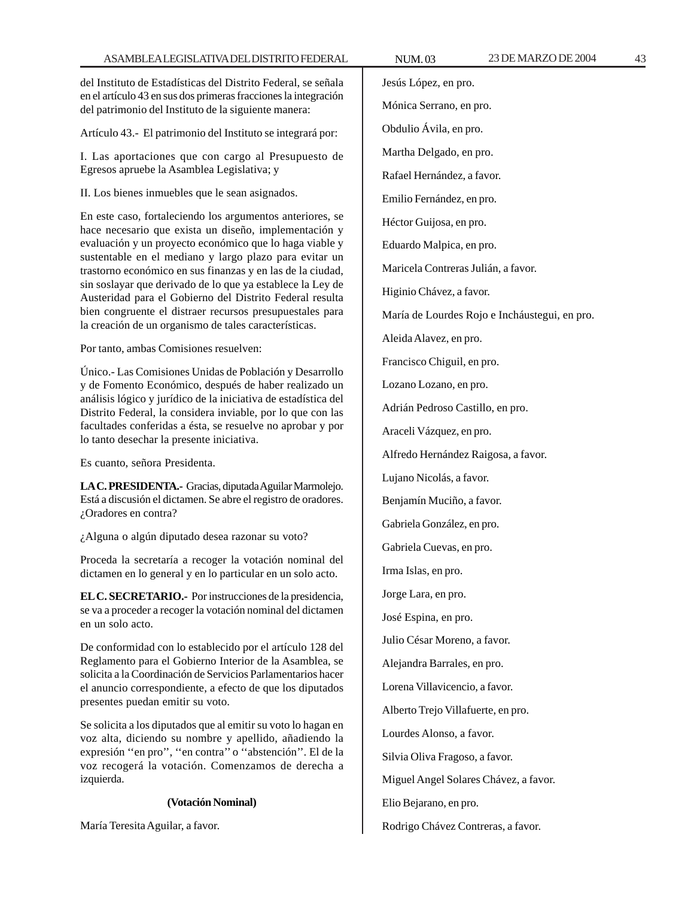del Instituto de Estadísticas del Distrito Federal, se señala en el artículo 43 en sus dos primeras fracciones la integración del patrimonio del Instituto de la siguiente manera:

Artículo 43.- El patrimonio del Instituto se integrará por:

I. Las aportaciones que con cargo al Presupuesto de Egresos apruebe la Asamblea Legislativa; y

II. Los bienes inmuebles que le sean asignados.

En este caso, fortaleciendo los argumentos anteriores, se hace necesario que exista un diseño, implementación y evaluación y un proyecto económico que lo haga viable y sustentable en el mediano y largo plazo para evitar un trastorno económico en sus finanzas y en las de la ciudad, sin soslayar que derivado de lo que ya establece la Ley de Austeridad para el Gobierno del Distrito Federal resulta bien congruente el distraer recursos presupuestales para la creación de un organismo de tales características.

Por tanto, ambas Comisiones resuelven:

Único.- Las Comisiones Unidas de Población y Desarrollo y de Fomento Económico, después de haber realizado un análisis lógico y jurídico de la iniciativa de estadística del Distrito Federal, la considera inviable, por lo que con las facultades conferidas a ésta, se resuelve no aprobar y por lo tanto desechar la presente iniciativa.

Es cuanto, señora Presidenta.

**LA C. PRESIDENTA.-** Gracias, diputada Aguilar Marmolejo. Está a discusión el dictamen. Se abre el registro de oradores. ¿Oradores en contra?

¿Alguna o algún diputado desea razonar su voto?

Proceda la secretaría a recoger la votación nominal del dictamen en lo general y en lo particular en un solo acto.

**EL C. SECRETARIO.-** Por instrucciones de la presidencia, se va a proceder a recoger la votación nominal del dictamen en un solo acto.

De conformidad con lo establecido por el artículo 128 del Reglamento para el Gobierno Interior de la Asamblea, se solicita a la Coordinación de Servicios Parlamentarios hacer el anuncio correspondiente, a efecto de que los diputados presentes puedan emitir su voto.

Se solicita a los diputados que al emitir su voto lo hagan en voz alta, diciendo su nombre y apellido, añadiendo la expresión ''en pro'', ''en contra'' o ''abstención''. El de la voz recogerá la votación. Comenzamos de derecha a izquierda.

**(Votación Nominal)**

María Teresita Aguilar, a favor.

Jesús López, en pro.

Mónica Serrano, en pro.

Obdulio Ávila, en pro.

Martha Delgado, en pro.

Rafael Hernández, a favor.

Emilio Fernández, en pro.

Héctor Guijosa, en pro.

Eduardo Malpica, en pro.

Maricela Contreras Julián, a favor.

Higinio Chávez, a favor.

María de Lourdes Rojo e Incháustegui, en pro.

Aleida Alavez, en pro.

Francisco Chiguil, en pro.

Lozano Lozano, en pro.

Adrián Pedroso Castillo, en pro.

Araceli Vázquez, en pro.

Alfredo Hernández Raigosa, a favor.

Lujano Nicolás, a favor.

Benjamín Muciño, a favor.

Gabriela González, en pro.

Gabriela Cuevas, en pro.

Irma Islas, en pro.

Jorge Lara, en pro.

José Espina, en pro.

Julio César Moreno, a favor.

Alejandra Barrales, en pro.

Lorena Villavicencio, a favor.

Alberto Trejo Villafuerte, en pro.

Lourdes Alonso, a favor.

Silvia Oliva Fragoso, a favor.

Miguel Angel Solares Chávez, a favor.

Elio Bejarano, en pro.

Rodrigo Chávez Contreras, a favor.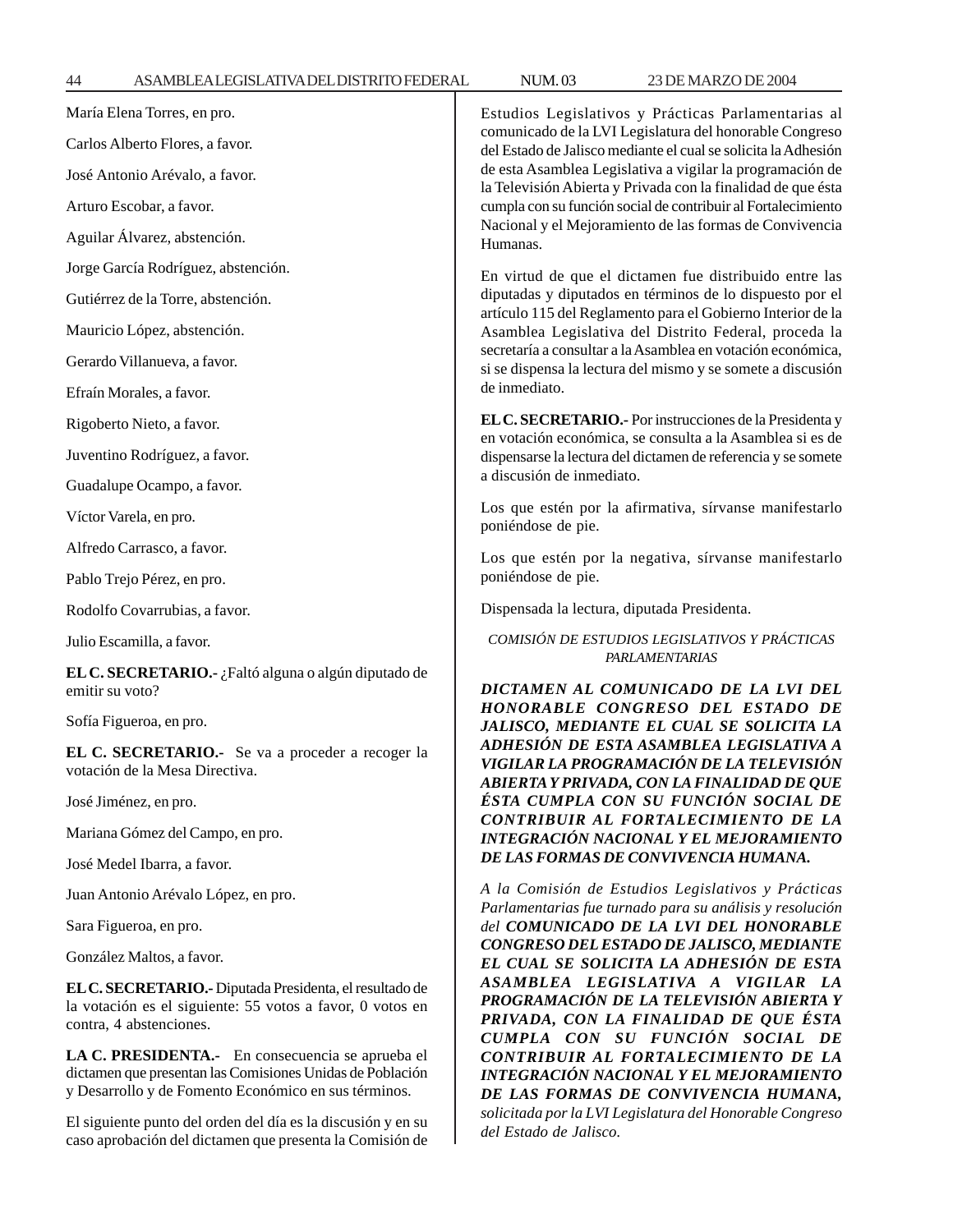María Elena Torres, en pro.

Carlos Alberto Flores, a favor.

José Antonio Arévalo, a favor.

Arturo Escobar, a favor.

Aguilar Álvarez, abstención.

Jorge García Rodríguez, abstención.

Gutiérrez de la Torre, abstención.

Mauricio López, abstención.

Gerardo Villanueva, a favor.

Efraín Morales, a favor.

Rigoberto Nieto, a favor.

Juventino Rodríguez, a favor.

Guadalupe Ocampo, a favor.

Víctor Varela, en pro.

Alfredo Carrasco, a favor.

Pablo Trejo Pérez, en pro.

Rodolfo Covarrubias, a favor.

Julio Escamilla, a favor.

**EL C. SECRETARIO.-** ¿Faltó alguna o algún diputado de emitir su voto?

Sofía Figueroa, en pro.

**EL C. SECRETARIO.-** Se va a proceder a recoger la votación de la Mesa Directiva.

José Jiménez, en pro.

Mariana Gómez del Campo, en pro.

José Medel Ibarra, a favor.

Juan Antonio Arévalo López, en pro.

Sara Figueroa, en pro.

González Maltos, a favor.

**EL C. SECRETARIO.-** Diputada Presidenta, el resultado de la votación es el siguiente: 55 votos a favor, 0 votos en contra, 4 abstenciones.

**LA C. PRESIDENTA.-** En consecuencia se aprueba el dictamen que presentan las Comisiones Unidas de Población y Desarrollo y de Fomento Económico en sus términos.

El siguiente punto del orden del día es la discusión y en su caso aprobación del dictamen que presenta la Comisión de Estudios Legislativos y Prácticas Parlamentarias al comunicado de la LVI Legislatura del honorable Congreso del Estado de Jalisco mediante el cual se solicita la Adhesión de esta Asamblea Legislativa a vigilar la programación de la Televisión Abierta y Privada con la finalidad de que ésta cumpla con su función social de contribuir al Fortalecimiento Nacional y el Mejoramiento de las formas de Convivencia Humanas.

En virtud de que el dictamen fue distribuido entre las diputadas y diputados en términos de lo dispuesto por el artículo 115 del Reglamento para el Gobierno Interior de la Asamblea Legislativa del Distrito Federal, proceda la secretaría a consultar a la Asamblea en votación económica, si se dispensa la lectura del mismo y se somete a discusión de inmediato.

**EL C. SECRETARIO.-** Por instrucciones de la Presidenta y en votación económica, se consulta a la Asamblea si es de dispensarse la lectura del dictamen de referencia y se somete a discusión de inmediato.

Los que estén por la afirmativa, sírvanse manifestarlo poniéndose de pie.

Los que estén por la negativa, sírvanse manifestarlo poniéndose de pie.

Dispensada la lectura, diputada Presidenta.

*COMISIÓN DE ESTUDIOS LEGISLATIVOS Y PRÁCTICAS PARLAMENTARIAS*

***DICTAMEN AL COMUNICADO DE LA LVI DEL HONORABLE CONGRESO DEL ESTADO DE JALISCO, MEDIANTE EL CUAL SE SOLICITA LA ADHESIÓN DE ESTA ASAMBLEA LEGISLATIVA A VIGILAR LA PROGRAMACIÓN DE LA TELEVISIÓN ABIERTA Y PRIVADA, CON LA FINALIDAD DE QUE ÉSTA CUMPLA CON SU FUNCIÓN SOCIAL DE CONTRIBUIR AL FORTALECIMIENTO DE LA INTEGRACIÓN NACIONAL Y EL MEJORAMIENTO DE LAS FORMAS DE CONVIVENCIA HUMANA.***

*A la Comisión de Estudios Legislativos y Prácticas Parlamentarias fue turnado para su análisis y resolución del* ***COMUNICADO DE LA LVI DEL HONORABLE CONGRESO DEL ESTADO DE JALISCO, MEDIANTE EL CUAL SE SOLICITA LA ADHESIÓN DE ESTA ASAMBLEA LEGISLATIVA A VIGILAR LA PROGRAMACIÓN DE LA TELEVISIÓN ABIERTA Y PRIVADA, CON LA FINALIDAD DE QUE ÉSTA CUMPLA CON SU FUNCIÓN SOCIAL DE CONTRIBUIR AL FORTALECIMIENTO DE LA INTEGRACIÓN NACIONAL Y EL MEJORAMIENTO DE LAS FORMAS DE CONVIVENCIA HUMANA,*** *solicitada por la LVI Legislatura del Honorable Congreso del Estado de Jalisco.*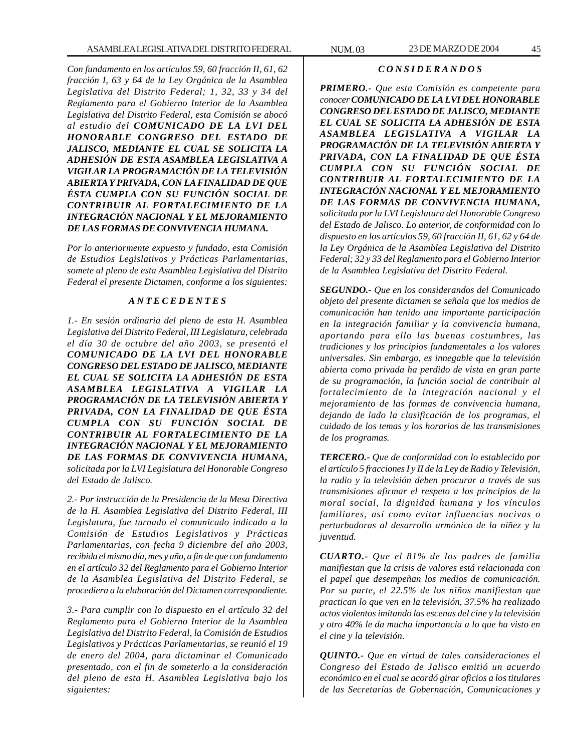*Con fundamento en los artículos 59, 60 fracción II, 61, 62 fracción I, 63 y 64 de la Ley Orgánica de la Asamblea Legislativa del Distrito Federal; 1, 32, 33 y 34 del Reglamento para el Gobierno Interior de la Asamblea Legislativa del Distrito Federal, esta Comisión se abocó al estudio del* ***COMUNICADO DE LA LVI DEL HONORABLE CONGRESO DEL ESTADO DE JALISCO, MEDIANTE EL CUAL SE SOLICITA LA ADHESIÓN DE ESTA ASAMBLEA LEGISLATIVA A VIGILAR LA PROGRAMACIÓN DE LA TELEVISIÓN ABIERTA Y PRIVADA, CON LA FINALIDAD DE QUE ÉSTA CUMPLA CON SU FUNCIÓN SOCIAL DE CONTRIBUIR AL FORTALECIMIENTO DE LA INTEGRACIÓN NACIONAL Y EL MEJORAMIENTO DE LAS FORMAS DE CONVIVENCIA HUMANA.***

*Por lo anteriormente expuesto y fundado, esta Comisión de Estudios Legislativos y Prácticas Parlamentarias, somete al pleno de esta Asamblea Legislativa del Distrito Federal el presente Dictamen, conforme a los siguientes:*

### *A N T E C E D E N T E S*

*1.- En sesión ordinaria del pleno de esta H. Asamblea Legislativa del Distrito Federal, III Legislatura, celebrada el día 30 de octubre del año 2003, se presentó el* ***COMUNICADO DE LA LVI DEL HONORABLE CONGRESO DEL ESTADO DE JALISCO, MEDIANTE EL CUAL SE SOLICITA LA ADHESIÓN DE ESTA ASAMBLEA LEGISLATIVA A VIGILAR LA PROGRAMACIÓN DE LA TELEVISIÓN ABIERTA Y PRIVADA, CON LA FINALIDAD DE QUE ÉSTA CUMPLA CON SU FUNCIÓN SOCIAL DE CONTRIBUIR AL FORTALECIMIENTO DE LA INTEGRACIÓN NACIONAL Y EL MEJORAMIENTO DE LAS FORMAS DE CONVIVENCIA HUMANA,*** *solicitada por la LVI Legislatura del Honorable Congreso del Estado de Jalisco.*

*2.- Por instrucción de la Presidencia de la Mesa Directiva de la H. Asamblea Legislativa del Distrito Federal, III Legislatura, fue turnado el comunicado indicado a la Comisión de Estudios Legislativos y Prácticas Parlamentarias, con fecha 9 diciembre del año 2003, recibida el mismo día, mes y año, a fin de que con fundamento en el artículo 32 del Reglamento para el Gobierno Interior de la Asamblea Legislativa del Distrito Federal, se procediera a la elaboración del Dictamen correspondiente.*

*3.- Para cumplir con lo dispuesto en el artículo 32 del Reglamento para el Gobierno Interior de la Asamblea Legislativa del Distrito Federal, la Comisión de Estudios Legislativos y Prácticas Parlamentarias, se reunió el 19 de enero del 2004, para dictaminar el Comunicado presentado, con el fin de someterlo a la consideración del pleno de esta H. Asamblea Legislativa bajo los siguientes:*

### *C O N S I D E R A N D O S*

***PRIMERO.-*** *Que esta Comisión es competente para conocer* ***COMUNICADO DE LA LVI DEL HONORABLE CONGRESO DEL ESTADO DE JALISCO, MEDIANTE EL CUAL SE SOLICITA LA ADHESIÓN DE ESTA ASAMBLEA LEGISLATIVA A VIGILAR LA PROGRAMACIÓN DE LA TELEVISIÓN ABIERTA Y PRIVADA, CON LA FINALIDAD DE QUE ÉSTA CUMPLA CON SU FUNCIÓN SOCIAL DE CONTRIBUIR AL FORTALECIMIENTO DE LA INTEGRACIÓN NACIONAL Y EL MEJORAMIENTO DE LAS FORMAS DE CONVIVENCIA HUMANA,*** *solicitada por la LVI Legislatura del Honorable Congreso del Estado de Jalisco. Lo anterior, de conformidad con lo dispuesto en los artículos 59, 60 fracción II, 61, 62 y 64 de la Ley Orgánica de la Asamblea Legislativa del Distrito Federal; 32 y 33 del Reglamento para el Gobierno Interior de la Asamblea Legislativa del Distrito Federal.*

***SEGUNDO.-*** *Que en los considerandos del Comunicado objeto del presente dictamen se señala que los medios de comunicación han tenido una importante participación en la integración familiar y la convivencia humana, aportando para ello las buenas costumbres, las tradiciones y los principios fundamentales a los valores universales. Sin embargo, es innegable que la televisión abierta como privada ha perdido de vista en gran parte de su programación, la función social de contribuir al fortalecimiento de la integración nacional y el mejoramiento de las formas de convivencia humana, dejando de lado la clasificación de los programas, el cuidado de los temas y los horarios de las transmisiones de los programas.*

***TERCERO.-*** *Que de conformidad con lo establecido por el artículo 5 fracciones I y II de la Ley de Radio y Televisión, la radio y la televisión deben procurar a través de sus transmisiones afirmar el respeto a los principios de la moral social, la dignidad humana y los vínculos familiares, así como evitar influencias nocivas o perturbadoras al desarrollo armónico de la niñez y la juventud.*

***CUARTO.-*** *Que el 81% de los padres de familia manifiestan que la crisis de valores está relacionada con el papel que desempeñan los medios de comunicación. Por su parte, el 22.5% de los niños manifiestan que practican lo que ven en la televisión, 37.5% ha realizado actos violentos imitando las escenas del cine y la televisión y otro 40% le da mucha importancia a lo que ha visto en el cine y la televisión.*

***QUINTO.-*** *Que en virtud de tales consideraciones el Congreso del Estado de Jalisco emitió un acuerdo económico en el cual se acordó girar oficios a los titulares de las Secretarías de Gobernación, Comunicaciones y*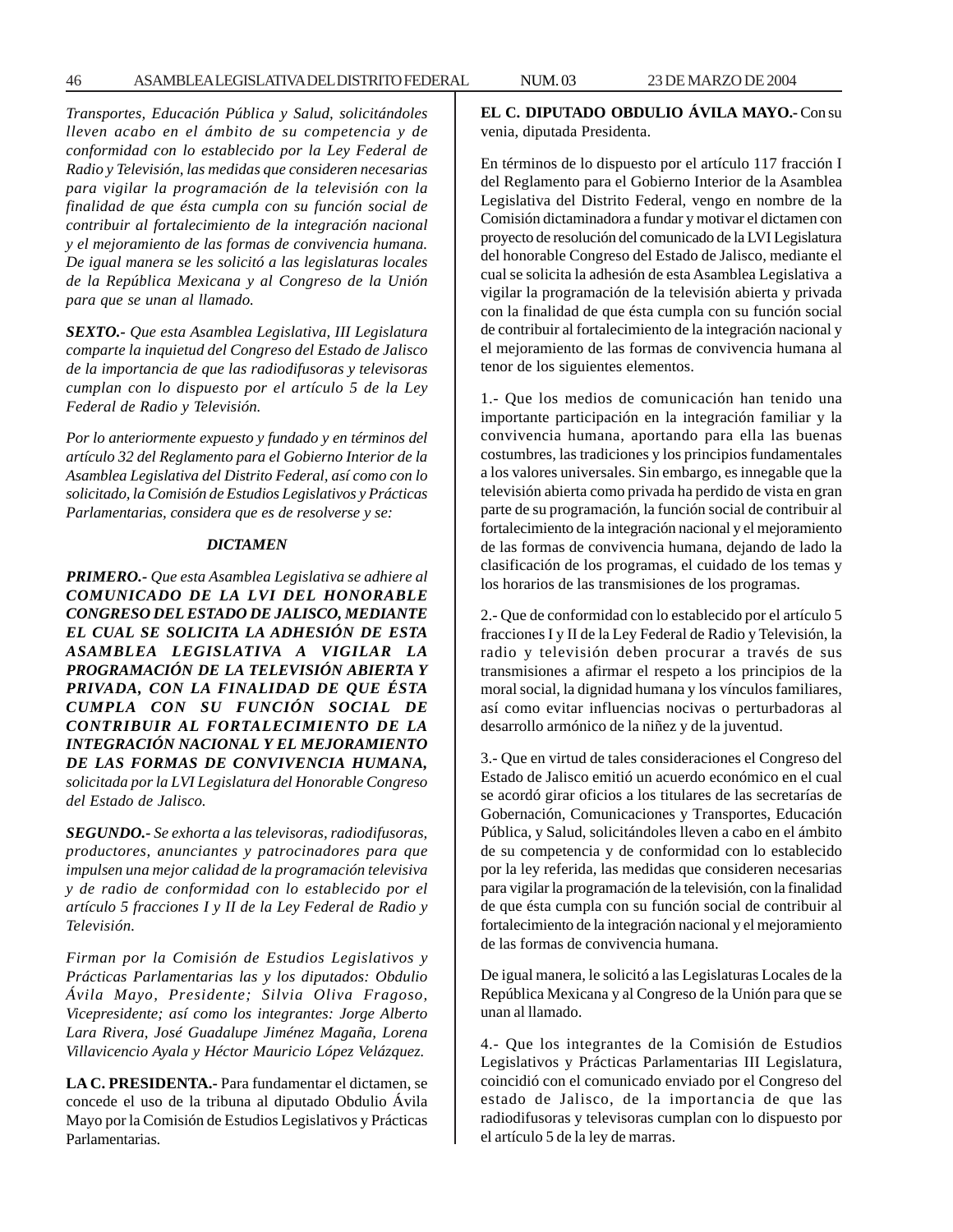*Transportes, Educación Pública y Salud, solicitándoles lleven acabo en el ámbito de su competencia y de conformidad con lo establecido por la Ley Federal de Radio y Televisión, las medidas que consideren necesarias para vigilar la programación de la televisión con la finalidad de que ésta cumpla con su función social de contribuir al fortalecimiento de la integración nacional y el mejoramiento de las formas de convivencia humana. De igual manera se les solicitó a las legislaturas locales de la República Mexicana y al Congreso de la Unión para que se unan al llamado.*

***SEXTO.-*** *Que esta Asamblea Legislativa, III Legislatura comparte la inquietud del Congreso del Estado de Jalisco de la importancia de que las radiodifusoras y televisoras cumplan con lo dispuesto por el artículo 5 de la Ley Federal de Radio y Televisión.*

*Por lo anteriormente expuesto y fundado y en términos del artículo 32 del Reglamento para el Gobierno Interior de la Asamblea Legislativa del Distrito Federal, así como con lo solicitado, la Comisión de Estudios Legislativos y Prácticas Parlamentarias, considera que es de resolverse y se:*

***DICTAMEN***

***PRIMERO.-*** *Que esta Asamblea Legislativa se adhiere al* ***COMUNICADO DE LA LVI DEL HONORABLE CONGRESO DEL ESTADO DE JALISCO, MEDIANTE EL CUAL SE SOLICITA LA ADHESIÓN DE ESTA ASAMBLEA LEGISLATIVA A VIGILAR LA PROGRAMACIÓN DE LA TELEVISIÓN ABIERTA Y PRIVADA, CON LA FINALIDAD DE QUE ÉSTA CUMPLA CON SU FUNCIÓN SOCIAL DE CONTRIBUIR AL FORTALECIMIENTO DE LA INTEGRACIÓN NACIONAL Y EL MEJORAMIENTO DE LAS FORMAS DE CONVIVENCIA HUMANA,*** *solicitada por la LVI Legislatura del Honorable Congreso del Estado de Jalisco.*

***SEGUNDO.-*** *Se exhorta a las televisoras, radiodifusoras, productores, anunciantes y patrocinadores para que impulsen una mejor calidad de la programación televisiva y de radio de conformidad con lo establecido por el artículo 5 fracciones I y II de la Ley Federal de Radio y Televisión.*

*Firman por la Comisión de Estudios Legislativos y Prácticas Parlamentarias las y los diputados: Obdulio Ávila Mayo, Presidente; Silvia Oliva Fragoso, Vicepresidente; así como los integrantes: Jorge Alberto Lara Rivera, José Guadalupe Jiménez Magaña, Lorena Villavicencio Ayala y Héctor Mauricio López Velázquez.*

**LA C. PRESIDENTA.-** Para fundamentar el dictamen, se concede el uso de la tribuna al diputado Obdulio Ávila Mayo por la Comisión de Estudios Legislativos y Prácticas Parlamentarias.

**EL C. DIPUTADO OBDULIO ÁVILA MAYO.-** Con su venia, diputada Presidenta.

En términos de lo dispuesto por el artículo 117 fracción I del Reglamento para el Gobierno Interior de la Asamblea Legislativa del Distrito Federal, vengo en nombre de la Comisión dictaminadora a fundar y motivar el dictamen con proyecto de resolución del comunicado de la LVI Legislatura del honorable Congreso del Estado de Jalisco, mediante el cual se solicita la adhesión de esta Asamblea Legislativa a vigilar la programación de la televisión abierta y privada con la finalidad de que ésta cumpla con su función social de contribuir al fortalecimiento de la integración nacional y el mejoramiento de las formas de convivencia humana al tenor de los siguientes elementos.

1.- Que los medios de comunicación han tenido una importante participación en la integración familiar y la convivencia humana, aportando para ella las buenas costumbres, las tradiciones y los principios fundamentales a los valores universales. Sin embargo, es innegable que la televisión abierta como privada ha perdido de vista en gran parte de su programación, la función social de contribuir al fortalecimiento de la integración nacional y el mejoramiento de las formas de convivencia humana, dejando de lado la clasificación de los programas, el cuidado de los temas y los horarios de las transmisiones de los programas.

2.- Que de conformidad con lo establecido por el artículo 5 fracciones I y II de la Ley Federal de Radio y Televisión, la radio y televisión deben procurar a través de sus transmisiones a afirmar el respeto a los principios de la moral social, la dignidad humana y los vínculos familiares, así como evitar influencias nocivas o perturbadoras al desarrollo armónico de la niñez y de la juventud.

3.- Que en virtud de tales consideraciones el Congreso del Estado de Jalisco emitió un acuerdo económico en el cual se acordó girar oficios a los titulares de las secretarías de Gobernación, Comunicaciones y Transportes, Educación Pública, y Salud, solicitándoles lleven a cabo en el ámbito de su competencia y de conformidad con lo establecido por la ley referida, las medidas que consideren necesarias para vigilar la programación de la televisión, con la finalidad de que ésta cumpla con su función social de contribuir al fortalecimiento de la integración nacional y el mejoramiento de las formas de convivencia humana.

De igual manera, le solicitó a las Legislaturas Locales de la República Mexicana y al Congreso de la Unión para que se unan al llamado.

4.- Que los integrantes de la Comisión de Estudios Legislativos y Prácticas Parlamentarias III Legislatura, coincidió con el comunicado enviado por el Congreso del estado de Jalisco, de la importancia de que las radiodifusoras y televisoras cumplan con lo dispuesto por el artículo 5 de la ley de marras.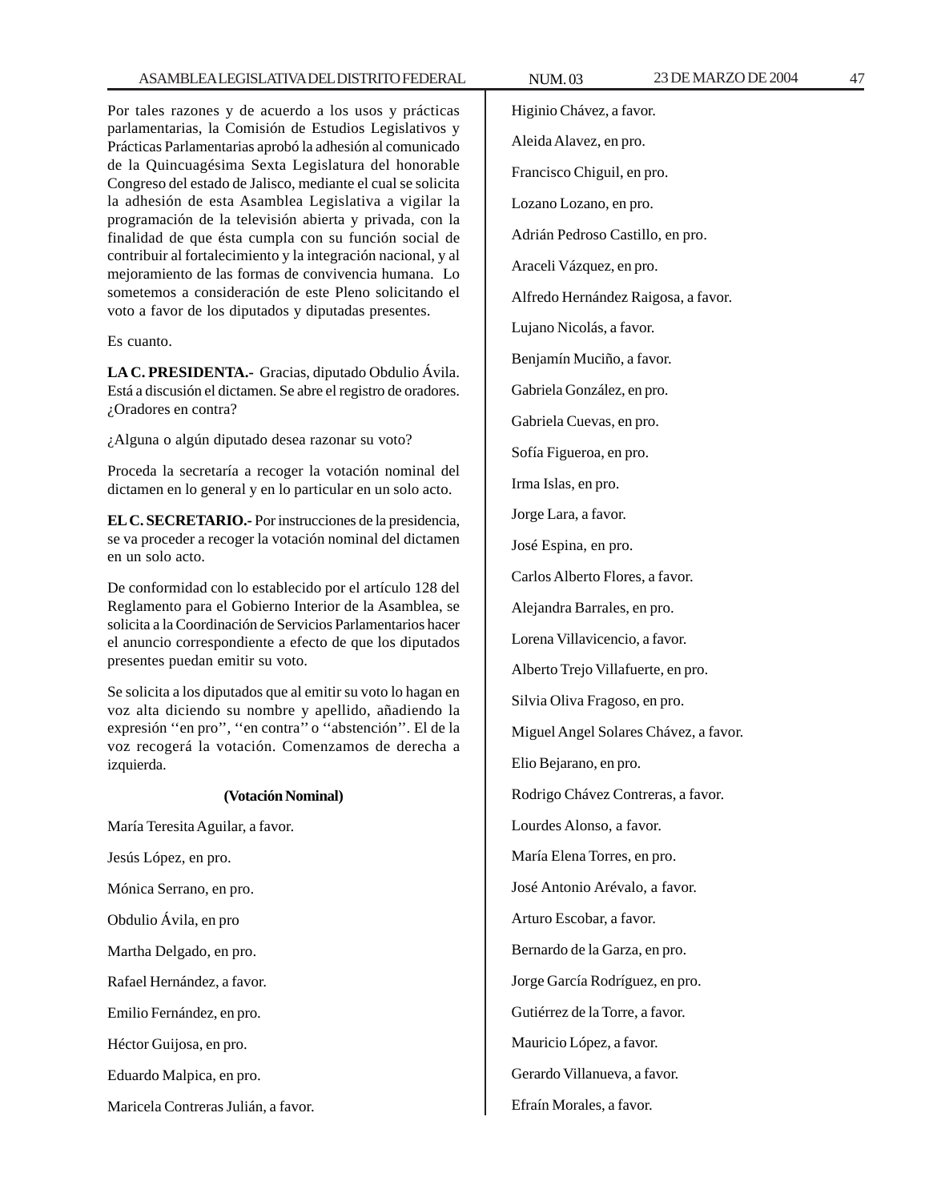Por tales razones y de acuerdo a los usos y prácticas parlamentarias, la Comisión de Estudios Legislativos y Prácticas Parlamentarias aprobó la adhesión al comunicado de la Quincuagésima Sexta Legislatura del honorable Congreso del estado de Jalisco, mediante el cual se solicita la adhesión de esta Asamblea Legislativa a vigilar la programación de la televisión abierta y privada, con la finalidad de que ésta cumpla con su función social de contribuir al fortalecimiento y la integración nacional, y al mejoramiento de las formas de convivencia humana. Lo sometemos a consideración de este Pleno solicitando el voto a favor de los diputados y diputadas presentes.

Es cuanto.

**LA C. PRESIDENTA.-** Gracias, diputado Obdulio Ávila. Está a discusión el dictamen. Se abre el registro de oradores. ¿Oradores en contra?

¿Alguna o algún diputado desea razonar su voto?

Proceda la secretaría a recoger la votación nominal del dictamen en lo general y en lo particular en un solo acto.

**EL C. SECRETARIO.-** Por instrucciones de la presidencia, se va proceder a recoger la votación nominal del dictamen en un solo acto.

De conformidad con lo establecido por el artículo 128 del Reglamento para el Gobierno Interior de la Asamblea, se solicita a la Coordinación de Servicios Parlamentarios hacer el anuncio correspondiente a efecto de que los diputados presentes puedan emitir su voto.

Se solicita a los diputados que al emitir su voto lo hagan en voz alta diciendo su nombre y apellido, añadiendo la expresión ''en pro'', ''en contra'' o ''abstención''. El de la voz recogerá la votación. Comenzamos de derecha a izquierda.

**(Votación Nominal)**

María Teresita Aguilar, a favor.

Jesús López, en pro.

Mónica Serrano, en pro.

Obdulio Ávila, en pro

Martha Delgado, en pro.

Rafael Hernández, a favor.

Emilio Fernández, en pro.

Héctor Guijosa, en pro.

Eduardo Malpica, en pro.

Maricela Contreras Julián, a favor.

Higinio Chávez, a favor.

Aleida Alavez, en pro.

Francisco Chiguil, en pro.

Lozano Lozano, en pro.

Adrián Pedroso Castillo, en pro.

Araceli Vázquez, en pro.

Alfredo Hernández Raigosa, a favor.

Lujano Nicolás, a favor.

Benjamín Muciño, a favor.

Gabriela González, en pro.

Gabriela Cuevas, en pro.

Sofía Figueroa, en pro.

Irma Islas, en pro.

Jorge Lara, a favor.

José Espina, en pro.

Carlos Alberto Flores, a favor.

Alejandra Barrales, en pro.

Lorena Villavicencio, a favor.

Alberto Trejo Villafuerte, en pro.

Silvia Oliva Fragoso, en pro.

Miguel Angel Solares Chávez, a favor.

Elio Bejarano, en pro.

Rodrigo Chávez Contreras, a favor.

Lourdes Alonso, a favor.

María Elena Torres, en pro.

José Antonio Arévalo, a favor.

Arturo Escobar, a favor.

Bernardo de la Garza, en pro.

Jorge García Rodríguez, en pro.

Gutiérrez de la Torre, a favor.

Mauricio López, a favor.

Gerardo Villanueva, a favor.

Efraín Morales, a favor.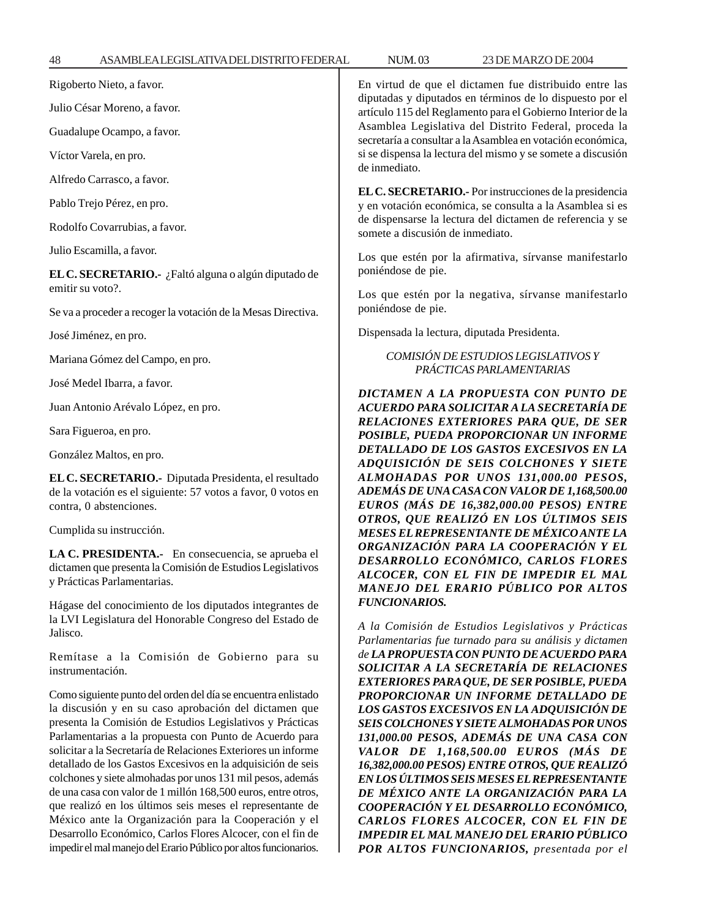Rigoberto Nieto, a favor.

Julio César Moreno, a favor.

Guadalupe Ocampo, a favor.

Víctor Varela, en pro.

Alfredo Carrasco, a favor.

Pablo Trejo Pérez, en pro.

Rodolfo Covarrubias, a favor.

Julio Escamilla, a favor.

**EL C. SECRETARIO.-** ¿Faltó alguna o algún diputado de emitir su voto?.

Se va a proceder a recoger la votación de la Mesas Directiva.

José Jiménez, en pro.

Mariana Gómez del Campo, en pro.

José Medel Ibarra, a favor.

Juan Antonio Arévalo López, en pro.

Sara Figueroa, en pro.

González Maltos, en pro.

**EL C. SECRETARIO.-** Diputada Presidenta, el resultado de la votación es el siguiente: 57 votos a favor, 0 votos en contra, 0 abstenciones.

Cumplida su instrucción.

**LA C. PRESIDENTA.-** En consecuencia, se aprueba el dictamen que presenta la Comisión de Estudios Legislativos y Prácticas Parlamentarias.

Hágase del conocimiento de los diputados integrantes de la LVI Legislatura del Honorable Congreso del Estado de Jalisco.

Remítase a la Comisión de Gobierno para su instrumentación.

Como siguiente punto del orden del día se encuentra enlistado la discusión y en su caso aprobación del dictamen que presenta la Comisión de Estudios Legislativos y Prácticas Parlamentarias a la propuesta con Punto de Acuerdo para solicitar a la Secretaría de Relaciones Exteriores un informe detallado de los Gastos Excesivos en la adquisición de seis colchones y siete almohadas por unos 131 mil pesos, además de una casa con valor de 1 millón 168,500 euros, entre otros, que realizó en los últimos seis meses el representante de México ante la Organización para la Cooperación y el Desarrollo Económico, Carlos Flores Alcocer, con el fin de impedir el mal manejo del Erario Público por altos funcionarios.

En virtud de que el dictamen fue distribuido entre las diputadas y diputados en términos de lo dispuesto por el artículo 115 del Reglamento para el Gobierno Interior de la Asamblea Legislativa del Distrito Federal, proceda la secretaría a consultar a la Asamblea en votación económica, si se dispensa la lectura del mismo y se somete a discusión de inmediato.

**EL C. SECRETARIO.-** Por instrucciones de la presidencia y en votación económica, se consulta a la Asamblea si es de dispensarse la lectura del dictamen de referencia y se somete a discusión de inmediato.

Los que estén por la afirmativa, sírvanse manifestarlo poniéndose de pie.

Los que estén por la negativa, sírvanse manifestarlo poniéndose de pie.

Dispensada la lectura, diputada Presidenta.

*COMISIÓN DE ESTUDIOS LEGISLATIVOS Y PRÁCTICAS PARLAMENTARIAS*

***DICTAMEN A LA PROPUESTA CON PUNTO DE ACUERDO PARA SOLICITAR A LA SECRETARÍA DE RELACIONES EXTERIORES PARA QUE, DE SER POSIBLE, PUEDA PROPORCIONAR UN INFORME DETALLADO DE LOS GASTOS EXCESIVOS EN LA ADQUISICIÓN DE SEIS COLCHONES Y SIETE ALMOHADAS POR UNOS 131,000.00 PESOS, ADEMÁS DE UNA CASA CON VALOR DE 1,168,500.00 EUROS (MÁS DE 16,382,000.00 PESOS) ENTRE OTROS, QUE REALIZÓ EN LOS ÚLTIMOS SEIS MESES EL REPRESENTANTE DE MÉXICO ANTE LA ORGANIZACIÓN PARA LA COOPERACIÓN Y EL DESARROLLO ECONÓMICO, CARLOS FLORES ALCOCER, CON EL FIN DE IMPEDIR EL MAL MANEJO DEL ERARIO PÚBLICO POR ALTOS FUNCIONARIOS.***

*A la Comisión de Estudios Legislativos y Prácticas Parlamentarias fue turnado para su análisis y dictamen de* ***LA PROPUESTA CON PUNTO DE ACUERDO PARA SOLICITAR A LA SECRETARÍA DE RELACIONES EXTERIORES PARA QUE, DE SER POSIBLE, PUEDA PROPORCIONAR UN INFORME DETALLADO DE LOS GASTOS EXCESIVOS EN LA ADQUISICIÓN DE SEIS COLCHONES Y SIETE ALMOHADAS POR UNOS 131,000.00 PESOS, ADEMÁS DE UNA CASA CON VALOR DE 1,168,500.00 EUROS (MÁS DE 16,382,000.00 PESOS) ENTRE OTROS, QUE REALIZÓ EN LOS ÚLTIMOS SEIS MESES EL REPRESENTANTE DE MÉXICO ANTE LA ORGANIZACIÓN PARA LA COOPERACIÓN Y EL DESARROLLO ECONÓMICO, CARLOS FLORES ALCOCER, CON EL FIN DE IMPEDIR EL MAL MANEJO DEL ERARIO PÚBLICO POR ALTOS FUNCIONARIOS,*** *presentada por el*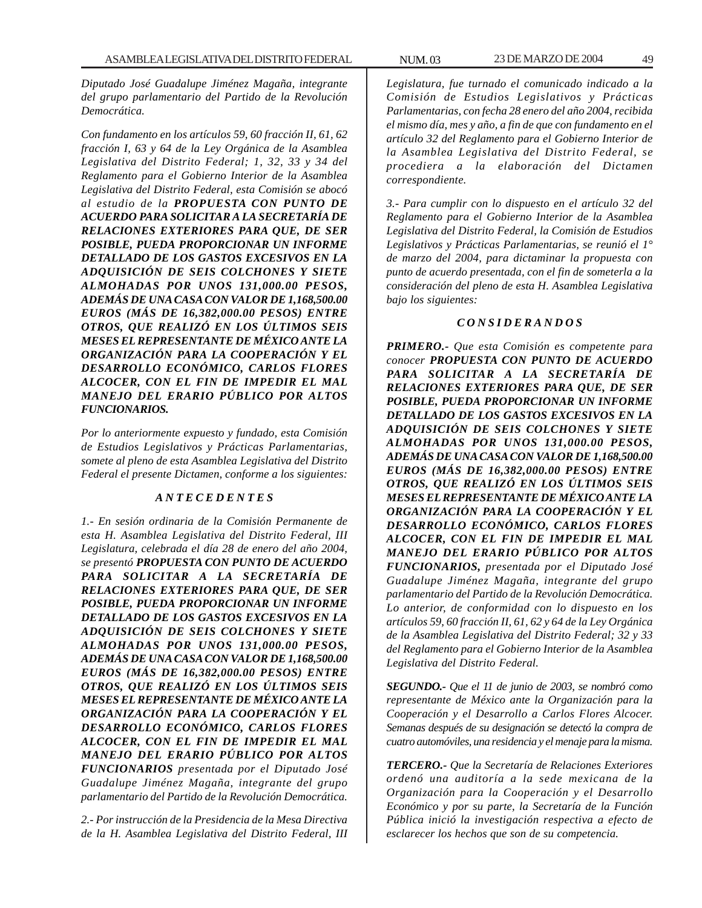*Diputado José Guadalupe Jiménez Magaña, integrante del grupo parlamentario del Partido de la Revolución Democrática.*

*Con fundamento en los artículos 59, 60 fracción II, 61, 62 fracción I, 63 y 64 de la Ley Orgánica de la Asamblea Legislativa del Distrito Federal; 1, 32, 33 y 34 del Reglamento para el Gobierno Interior de la Asamblea Legislativa del Distrito Federal, esta Comisión se abocó al estudio de la* ***PROPUESTA CON PUNTO DE ACUERDO PARA SOLICITAR A LA SECRETARÍA DE RELACIONES EXTERIORES PARA QUE, DE SER POSIBLE, PUEDA PROPORCIONAR UN INFORME DETALLADO DE LOS GASTOS EXCESIVOS EN LA ADQUISICIÓN DE SEIS COLCHONES Y SIETE ALMOHADAS POR UNOS 131,000.00 PESOS, ADEMÁS DE UNA CASA CON VALOR DE 1,168,500.00 EUROS (MÁS DE 16,382,000.00 PESOS) ENTRE OTROS, QUE REALIZÓ EN LOS ÚLTIMOS SEIS MESES EL REPRESENTANTE DE MÉXICO ANTE LA ORGANIZACIÓN PARA LA COOPERACIÓN Y EL DESARROLLO ECONÓMICO, CARLOS FLORES ALCOCER, CON EL FIN DE IMPEDIR EL MAL MANEJO DEL ERARIO PÚBLICO POR ALTOS FUNCIONARIOS.***

*Por lo anteriormente expuesto y fundado, esta Comisión de Estudios Legislativos y Prácticas Parlamentarias, somete al pleno de esta Asamblea Legislativa del Distrito Federal el presente Dictamen, conforme a los siguientes:*

### *A N T E C E D E N T E S*

*1.- En sesión ordinaria de la Comisión Permanente de esta H. Asamblea Legislativa del Distrito Federal, III Legislatura, celebrada el día 28 de enero del año 2004, se presentó* ***PROPUESTA CON PUNTO DE ACUERDO PARA SOLICITAR A LA SECRETARÍA DE RELACIONES EXTERIORES PARA QUE, DE SER POSIBLE, PUEDA PROPORCIONAR UN INFORME DETALLADO DE LOS GASTOS EXCESIVOS EN LA ADQUISICIÓN DE SEIS COLCHONES Y SIETE ALMOHADAS POR UNOS 131,000.00 PESOS, ADEMÁS DE UNA CASA CON VALOR DE 1,168,500.00 EUROS (MÁS DE 16,382,000.00 PESOS) ENTRE OTROS, QUE REALIZÓ EN LOS ÚLTIMOS SEIS MESES EL REPRESENTANTE DE MÉXICO ANTE LA ORGANIZACIÓN PARA LA COOPERACIÓN Y EL DESARROLLO ECONÓMICO, CARLOS FLORES ALCOCER, CON EL FIN DE IMPEDIR EL MAL MANEJO DEL ERARIO PÚBLICO POR ALTOS FUNCIONARIOS*** *presentada por el Diputado José Guadalupe Jiménez Magaña, integrante del grupo parlamentario del Partido de la Revolución Democrática.*

*2.- Por instrucción de la Presidencia de la Mesa Directiva de la H. Asamblea Legislativa del Distrito Federal, III Legislatura, fue turnado el comunicado indicado a la Comisión de Estudios Legislativos y Prácticas Parlamentarias, con fecha 28 enero del año 2004, recibida el mismo día, mes y año, a fin de que con fundamento en el artículo 32 del Reglamento para el Gobierno Interior de la Asamblea Legislativa del Distrito Federal, se procediera a la elaboración del Dictamen correspondiente.*

*3.- Para cumplir con lo dispuesto en el artículo 32 del Reglamento para el Gobierno Interior de la Asamblea Legislativa del Distrito Federal, la Comisión de Estudios Legislativos y Prácticas Parlamentarias, se reunió el 1° de marzo del 2004, para dictaminar la propuesta con punto de acuerdo presentada, con el fin de someterla a la consideración del pleno de esta H. Asamblea Legislativa bajo los siguientes:*

### *C O N S I D E R A N D O S*

***PRIMERO.-*** *Que esta Comisión es competente para conocer* ***PROPUESTA CON PUNTO DE ACUERDO PARA SOLICITAR A LA SECRETARÍA DE RELACIONES EXTERIORES PARA QUE, DE SER POSIBLE, PUEDA PROPORCIONAR UN INFORME DETALLADO DE LOS GASTOS EXCESIVOS EN LA ADQUISICIÓN DE SEIS COLCHONES Y SIETE ALMOHADAS POR UNOS 131,000.00 PESOS, ADEMÁS DE UNA CASA CON VALOR DE 1,168,500.00 EUROS (MÁS DE 16,382,000.00 PESOS) ENTRE OTROS, QUE REALIZÓ EN LOS ÚLTIMOS SEIS MESES EL REPRESENTANTE DE MÉXICO ANTE LA ORGANIZACIÓN PARA LA COOPERACIÓN Y EL DESARROLLO ECONÓMICO, CARLOS FLORES ALCOCER, CON EL FIN DE IMPEDIR EL MAL MANEJO DEL ERARIO PÚBLICO POR ALTOS FUNCIONARIOS,*** *presentada por el Diputado José Guadalupe Jiménez Magaña, integrante del grupo parlamentario del Partido de la Revolución Democrática. Lo anterior, de conformidad con lo dispuesto en los artículos 59, 60 fracción II, 61, 62 y 64 de la Ley Orgánica de la Asamblea Legislativa del Distrito Federal; 32 y 33 del Reglamento para el Gobierno Interior de la Asamblea Legislativa del Distrito Federal.*

***SEGUNDO.-*** *Que el 11 de junio de 2003, se nombró como representante de México ante la Organización para la Cooperación y el Desarrollo a Carlos Flores Alcocer. Semanas después de su designación se detectó la compra de cuatro automóviles, una residencia y el menaje para la misma.*

***TERCERO.-*** *Que la Secretaría de Relaciones Exteriores ordenó una auditoría a la sede mexicana de la Organización para la Cooperación y el Desarrollo Económico y por su parte, la Secretaría de la Función Pública inició la investigación respectiva a efecto de esclarecer los hechos que son de su competencia.*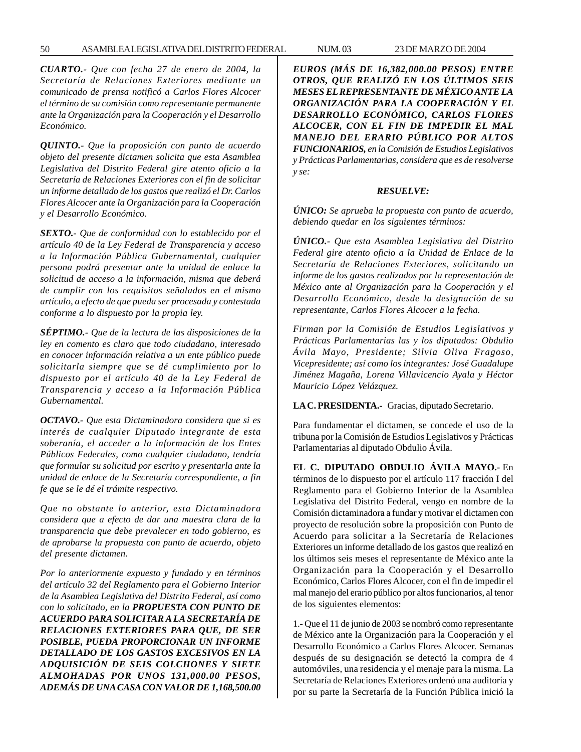***CUARTO.-*** *Que con fecha 27 de enero de 2004, la Secretaría de Relaciones Exteriores mediante un comunicado de prensa notificó a Carlos Flores Alcocer el término de su comisión como representante permanente ante la Organización para la Cooperación y el Desarrollo Económico.*

***QUINTO.-*** *Que la proposición con punto de acuerdo objeto del presente dictamen solicita que esta Asamblea Legislativa del Distrito Federal gire atento oficio a la Secretaría de Relaciones Exteriores con el fin de solicitar un informe detallado de los gastos que realizó el Dr. Carlos Flores Alcocer ante la Organización para la Cooperación y el Desarrollo Económico.*

***SEXTO.-*** *Que de conformidad con lo establecido por el artículo 40 de la Ley Federal de Transparencia y acceso a la Información Pública Gubernamental, cualquier persona podrá presentar ante la unidad de enlace la solicitud de acceso a la información, misma que deberá de cumplir con los requisitos señalados en el mismo artículo, a efecto de que pueda ser procesada y contestada conforme a lo dispuesto por la propia ley.*

***SÉPTIMO.-*** *Que de la lectura de las disposiciones de la ley en comento es claro que todo ciudadano, interesado en conocer información relativa a un ente público puede solicitarla siempre que se dé cumplimiento por lo dispuesto por el artículo 40 de la Ley Federal de Transparencia y acceso a la Información Pública Gubernamental.*

***OCTAVO.-*** *Que esta Dictaminadora considera que si es interés de cualquier Diputado integrante de esta soberanía, el acceder a la información de los Entes Públicos Federales, como cualquier ciudadano, tendría que formular su solicitud por escrito y presentarla ante la unidad de enlace de la Secretaría correspondiente, a fin fe que se le dé el trámite respectivo.*

*Que no obstante lo anterior, esta Dictaminadora considera que a efecto de dar una muestra clara de la transparencia que debe prevalecer en todo gobierno, es de aprobarse la propuesta con punto de acuerdo, objeto del presente dictamen.*

*Por lo anteriormente expuesto y fundado y en términos del artículo 32 del Reglamento para el Gobierno Interior de la Asamblea Legislativa del Distrito Federal, así como con lo solicitado, en la* ***PROPUESTA CON PUNTO DE ACUERDO PARA SOLICITAR A LA SECRETARÍA DE RELACIONES EXTERIORES PARA QUE, DE SER POSIBLE, PUEDA PROPORCIONAR UN INFORME DETALLADO DE LOS GASTOS EXCESIVOS EN LA ADQUISICIÓN DE SEIS COLCHONES Y SIETE ALMOHADAS POR UNOS 131,000.00 PESOS, ADEMÁS DE UNA CASA CON VALOR DE 1,168,500.00 EUROS (MÁS DE 16,382,000.00 PESOS) ENTRE OTROS, QUE REALIZÓ EN LOS ÚLTIMOS SEIS MESES EL REPRESENTANTE DE MÉXICO ANTE LA ORGANIZACIÓN PARA LA COOPERACIÓN Y EL DESARROLLO ECONÓMICO, CARLOS FLORES ALCOCER, CON EL FIN DE IMPEDIR EL MAL MANEJO DEL ERARIO PÚBLICO POR ALTOS FUNCIONARIOS,*** *en la Comisión de Estudios Legislativos y Prácticas Parlamentarias, considera que es de resolverse y se:*

***RESUELVE:***

***ÚNICO:*** *Se aprueba la propuesta con punto de acuerdo, debiendo quedar en los siguientes términos:*

***ÚNICO.-*** *Que esta Asamblea Legislativa del Distrito Federal gire atento oficio a la Unidad de Enlace de la Secretaría de Relaciones Exteriores, solicitando un informe de los gastos realizados por la representación de México ante al Organización para la Cooperación y el Desarrollo Económico, desde la designación de su representante, Carlos Flores Alcocer a la fecha.*

*Firman por la Comisión de Estudios Legislativos y Prácticas Parlamentarias las y los diputados: Obdulio Ávila Mayo, Presidente; Silvia Oliva Fragoso, Vicepresidente; así como los integrantes: José Guadalupe Jiménez Magaña, Lorena Villavicencio Ayala y Héctor Mauricio López Velázquez.*

**LA C. PRESIDENTA.-** Gracias, diputado Secretario.

Para fundamentar el dictamen, se concede el uso de la tribuna por la Comisión de Estudios Legislativos y Prácticas Parlamentarias al diputado Obdulio Ávila.

**EL C. DIPUTADO OBDULIO ÁVILA MAYO.-** En términos de lo dispuesto por el artículo 117 fracción I del Reglamento para el Gobierno Interior de la Asamblea Legislativa del Distrito Federal, vengo en nombre de la Comisión dictaminadora a fundar y motivar el dictamen con proyecto de resolución sobre la proposición con Punto de Acuerdo para solicitar a la Secretaría de Relaciones Exteriores un informe detallado de los gastos que realizó en los últimos seis meses el representante de México ante la Organización para la Cooperación y el Desarrollo Económico, Carlos Flores Alcocer, con el fin de impedir el mal manejo del erario público por altos funcionarios, al tenor de los siguientes elementos:

1.- Que el 11 de junio de 2003 se nombró como representante de México ante la Organización para la Cooperación y el Desarrollo Económico a Carlos Flores Alcocer. Semanas después de su designación se detectó la compra de 4 automóviles, una residencia y el menaje para la misma. La Secretaría de Relaciones Exteriores ordenó una auditoría y por su parte la Secretaría de la Función Pública inició la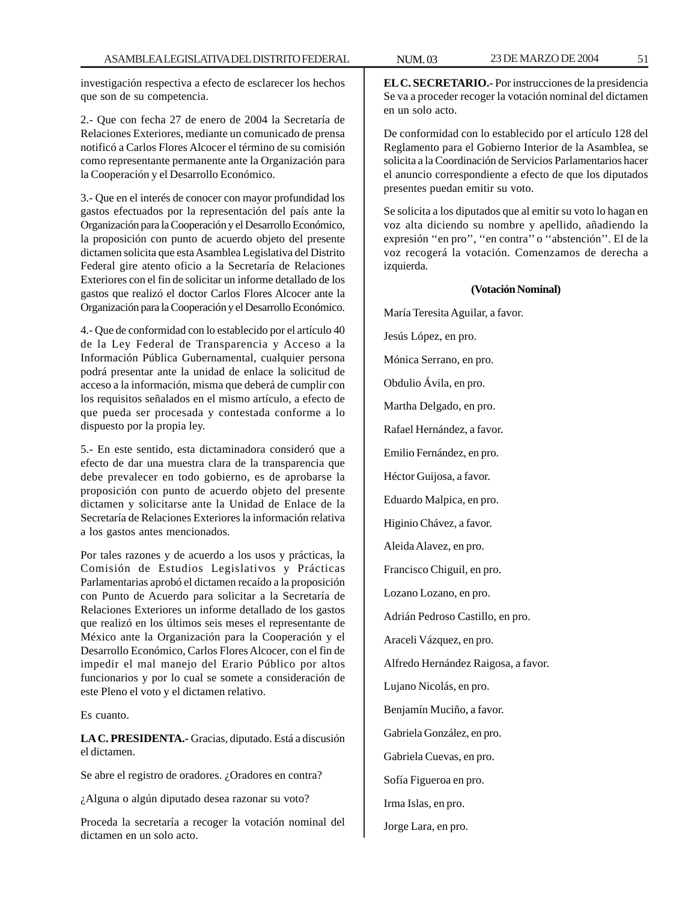investigación respectiva a efecto de esclarecer los hechos que son de su competencia.

2.- Que con fecha 27 de enero de 2004 la Secretaría de Relaciones Exteriores, mediante un comunicado de prensa notificó a Carlos Flores Alcocer el término de su comisión como representante permanente ante la Organización para la Cooperación y el Desarrollo Económico.

3.- Que en el interés de conocer con mayor profundidad los gastos efectuados por la representación del país ante la Organización para la Cooperación y el Desarrollo Económico, la proposición con punto de acuerdo objeto del presente dictamen solicita que esta Asamblea Legislativa del Distrito Federal gire atento oficio a la Secretaría de Relaciones Exteriores con el fin de solicitar un informe detallado de los gastos que realizó el doctor Carlos Flores Alcocer ante la Organización para la Cooperación y el Desarrollo Económico.

4.- Que de conformidad con lo establecido por el artículo 40 de la Ley Federal de Transparencia y Acceso a la Información Pública Gubernamental, cualquier persona podrá presentar ante la unidad de enlace la solicitud de acceso a la información, misma que deberá de cumplir con los requisitos señalados en el mismo artículo, a efecto de que pueda ser procesada y contestada conforme a lo dispuesto por la propia ley.

5.- En este sentido, esta dictaminadora consideró que a efecto de dar una muestra clara de la transparencia que debe prevalecer en todo gobierno, es de aprobarse la proposición con punto de acuerdo objeto del presente dictamen y solicitarse ante la Unidad de Enlace de la Secretaría de Relaciones Exteriores la información relativa a los gastos antes mencionados.

Por tales razones y de acuerdo a los usos y prácticas, la Comisión de Estudios Legislativos y Prácticas Parlamentarias aprobó el dictamen recaído a la proposición con Punto de Acuerdo para solicitar a la Secretaría de Relaciones Exteriores un informe detallado de los gastos que realizó en los últimos seis meses el representante de México ante la Organización para la Cooperación y el Desarrollo Económico, Carlos Flores Alcocer, con el fin de impedir el mal manejo del Erario Público por altos funcionarios y por lo cual se somete a consideración de este Pleno el voto y el dictamen relativo.

Es cuanto.

**LA C. PRESIDENTA.-** Gracias, diputado. Está a discusión el dictamen.

Se abre el registro de oradores. ¿Oradores en contra?

¿Alguna o algún diputado desea razonar su voto?

Proceda la secretaría a recoger la votación nominal del dictamen en un solo acto.

**EL C. SECRETARIO.-** Por instrucciones de la presidencia Se va a proceder recoger la votación nominal del dictamen en un solo acto.

De conformidad con lo establecido por el artículo 128 del Reglamento para el Gobierno Interior de la Asamblea, se solicita a la Coordinación de Servicios Parlamentarios hacer el anuncio correspondiente a efecto de que los diputados presentes puedan emitir su voto.

Se solicita a los diputados que al emitir su voto lo hagan en voz alta diciendo su nombre y apellido, añadiendo la expresión ''en pro'', ''en contra'' o ''abstención''. El de la voz recogerá la votación. Comenzamos de derecha a izquierda.

**(Votación Nominal)**

María Teresita Aguilar, a favor.

Jesús López, en pro.

Mónica Serrano, en pro.

Obdulio Ávila, en pro.

Martha Delgado, en pro.

Rafael Hernández, a favor.

Emilio Fernández, en pro.

Héctor Guijosa, a favor.

Eduardo Malpica, en pro.

Higinio Chávez, a favor.

Aleida Alavez, en pro.

Francisco Chiguil, en pro.

Lozano Lozano, en pro.

Adrián Pedroso Castillo, en pro.

Araceli Vázquez, en pro.

Alfredo Hernández Raigosa, a favor.

Lujano Nicolás, en pro.

Benjamín Muciño, a favor.

Gabriela González, en pro.

Gabriela Cuevas, en pro.

Sofía Figueroa en pro.

Irma Islas, en pro.

Jorge Lara, en pro.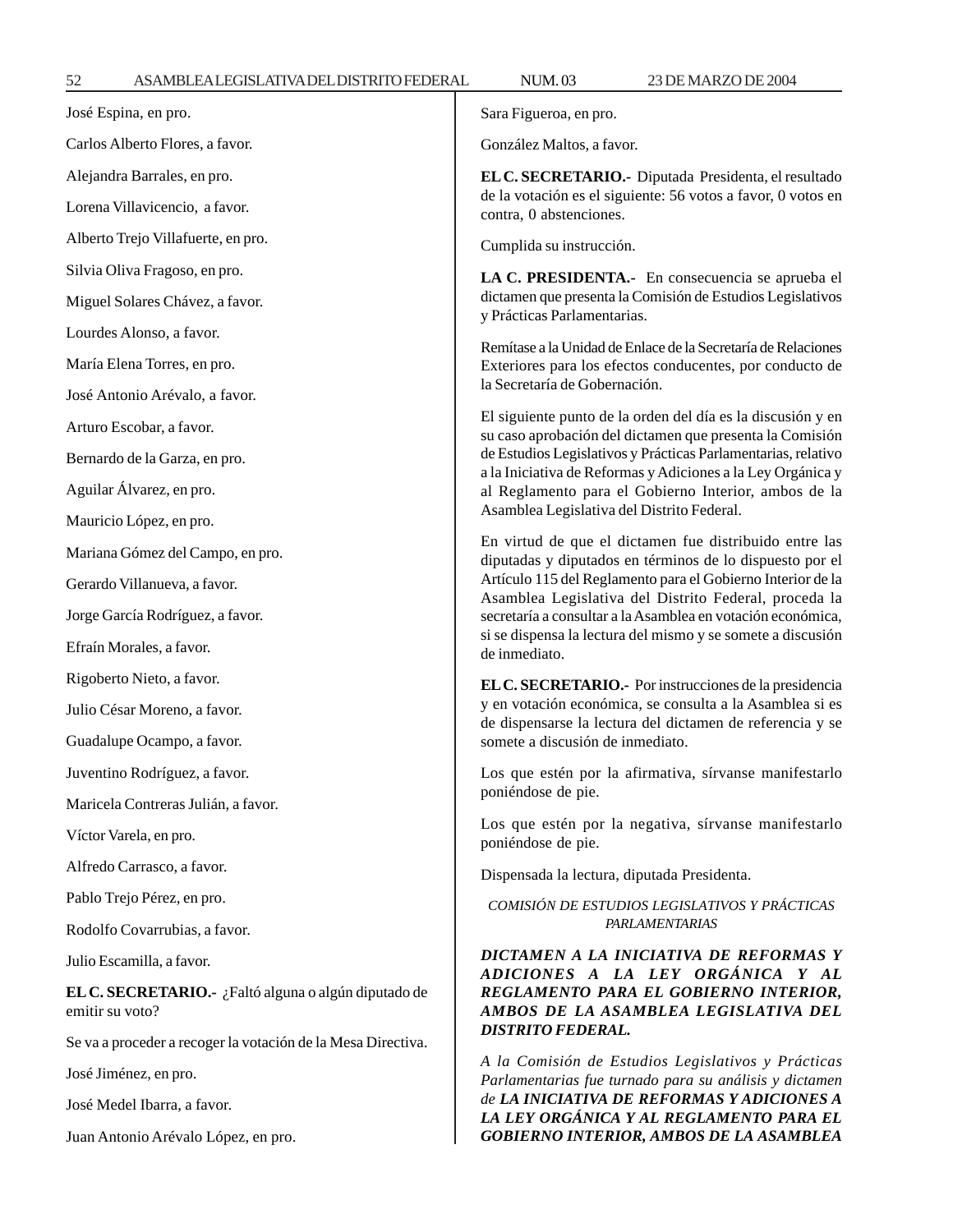José Espina, en pro.

Carlos Alberto Flores, a favor.

Alejandra Barrales, en pro.

Lorena Villavicencio, a favor.

Alberto Trejo Villafuerte, en pro.

Silvia Oliva Fragoso, en pro.

Miguel Solares Chávez, a favor.

Lourdes Alonso, a favor.

María Elena Torres, en pro.

José Antonio Arévalo, a favor.

Arturo Escobar, a favor.

Bernardo de la Garza, en pro.

Aguilar Álvarez, en pro.

Mauricio López, en pro.

Mariana Gómez del Campo, en pro.

Gerardo Villanueva, a favor.

Jorge García Rodríguez, a favor.

Efraín Morales, a favor.

Rigoberto Nieto, a favor.

Julio César Moreno, a favor.

Guadalupe Ocampo, a favor.

Juventino Rodríguez, a favor.

Maricela Contreras Julián, a favor.

Víctor Varela, en pro.

Alfredo Carrasco, a favor.

Pablo Trejo Pérez, en pro.

Rodolfo Covarrubias, a favor.

Julio Escamilla, a favor.

**EL C. SECRETARIO.-** ¿Faltó alguna o algún diputado de emitir su voto?

Se va a proceder a recoger la votación de la Mesa Directiva.

José Jiménez, en pro.

José Medel Ibarra, a favor.

Juan Antonio Arévalo López, en pro.

Sara Figueroa, en pro.

González Maltos, a favor.

**EL C. SECRETARIO.-** Diputada Presidenta, el resultado de la votación es el siguiente: 56 votos a favor, 0 votos en contra, 0 abstenciones.

Cumplida su instrucción.

**LA C. PRESIDENTA.-** En consecuencia se aprueba el dictamen que presenta la Comisión de Estudios Legislativos y Prácticas Parlamentarias.

Remítase a la Unidad de Enlace de la Secretaría de Relaciones Exteriores para los efectos conducentes, por conducto de la Secretaría de Gobernación.

El siguiente punto de la orden del día es la discusión y en su caso aprobación del dictamen que presenta la Comisión de Estudios Legislativos y Prácticas Parlamentarias, relativo a la Iniciativa de Reformas y Adiciones a la Ley Orgánica y al Reglamento para el Gobierno Interior, ambos de la Asamblea Legislativa del Distrito Federal.

En virtud de que el dictamen fue distribuido entre las diputadas y diputados en términos de lo dispuesto por el Artículo 115 del Reglamento para el Gobierno Interior de la Asamblea Legislativa del Distrito Federal, proceda la secretaría a consultar a la Asamblea en votación económica, si se dispensa la lectura del mismo y se somete a discusión de inmediato.

**EL C. SECRETARIO.-** Por instrucciones de la presidencia y en votación económica, se consulta a la Asamblea si es de dispensarse la lectura del dictamen de referencia y se somete a discusión de inmediato.

Los que estén por la afirmativa, sírvanse manifestarlo poniéndose de pie.

Los que estén por la negativa, sírvanse manifestarlo poniéndose de pie.

Dispensada la lectura, diputada Presidenta.

*COMISIÓN DE ESTUDIOS LEGISLATIVOS Y PRÁCTICAS PARLAMENTARIAS*

***DICTAMEN A LA INICIATIVA DE REFORMAS Y ADICIONES A LA LEY ORGÁNICA Y AL REGLAMENTO PARA EL GOBIERNO INTERIOR, AMBOS DE LA ASAMBLEA LEGISLATIVA DEL DISTRITO FEDERAL.***

*A la Comisión de Estudios Legislativos y Prácticas Parlamentarias fue turnado para su análisis y dictamen de* ***LA INICIATIVA DE REFORMAS Y ADICIONES A LA LEY ORGÁNICA Y AL REGLAMENTO PARA EL GOBIERNO INTERIOR, AMBOS DE LA ASAMBLEA***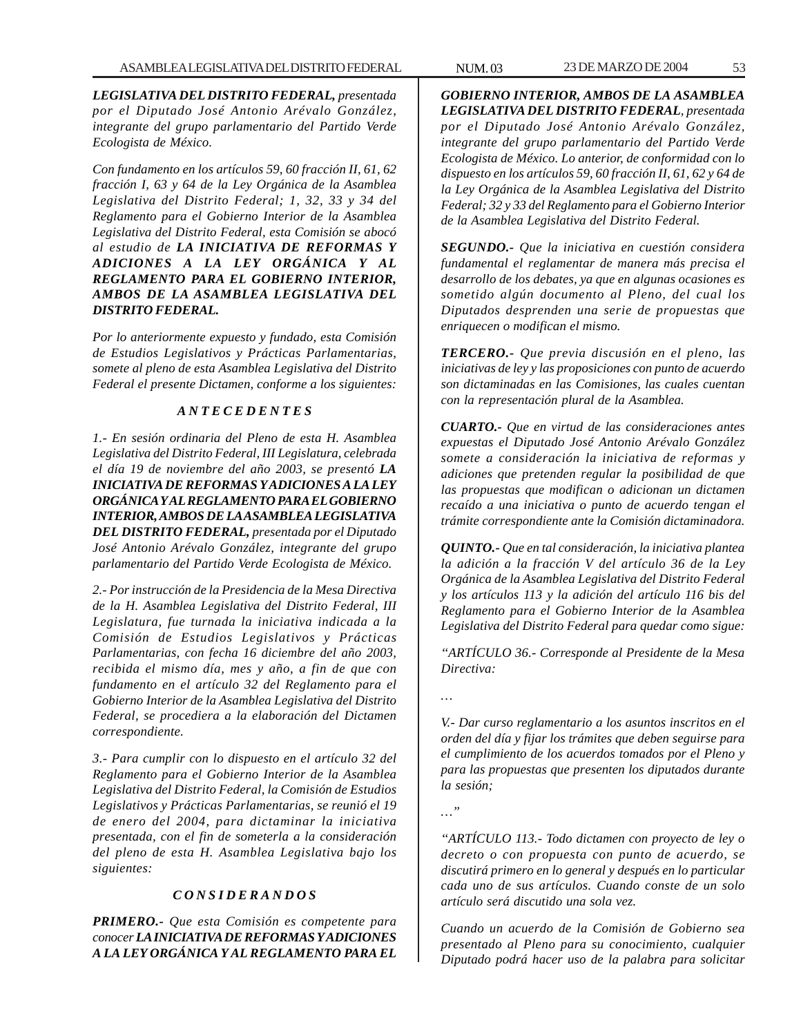*__LEGISLATIVA DEL DISTRITO FEDERAL,__ presentada por el Diputado José Antonio Arévalo González, integrante del grupo parlamentario del Partido Verde Ecologista de México.*

*Con fundamento en los artículos 59, 60 fracción II, 61, 62 fracción I, 63 y 64 de la Ley Orgánica de la Asamblea Legislativa del Distrito Federal; 1, 32, 33 y 34 del Reglamento para el Gobierno Interior de la Asamblea Legislativa del Distrito Federal, esta Comisión se abocó al estudio de __LA INICIATIVA DE REFORMAS Y ADICIONES A LA LEY ORGÁNICA Y AL REGLAMENTO PARA EL GOBIERNO INTERIOR, AMBOS DE LA ASAMBLEA LEGISLATIVA DEL DISTRITO FEDERAL.__*

*Por lo anteriormente expuesto y fundado, esta Comisión de Estudios Legislativos y Prácticas Parlamentarias, somete al pleno de esta Asamblea Legislativa del Distrito Federal el presente Dictamen, conforme a los siguientes:*

### *A N T E C E D E N T E S*

*1.- En sesión ordinaria del Pleno de esta H. Asamblea Legislativa del Distrito Federal, III Legislatura, celebrada el día 19 de noviembre del año 2003, se presentó __LA INICIATIVA DE REFORMAS Y ADICIONES A LA LEY ORGÁNICA Y AL REGLAMENTO PARA EL GOBIERNO INTERIOR, AMBOS DE LA ASAMBLEA LEGISLATIVA DEL DISTRITO FEDERAL,__ presentada por el Diputado José Antonio Arévalo González, integrante del grupo parlamentario del Partido Verde Ecologista de México.*

*2.- Por instrucción de la Presidencia de la Mesa Directiva de la H. Asamblea Legislativa del Distrito Federal, III Legislatura, fue turnada la iniciativa indicada a la Comisión de Estudios Legislativos y Prácticas Parlamentarias, con fecha 16 diciembre del año 2003, recibida el mismo día, mes y año, a fin de que con fundamento en el artículo 32 del Reglamento para el Gobierno Interior de la Asamblea Legislativa del Distrito Federal, se procediera a la elaboración del Dictamen correspondiente.*

*3.- Para cumplir con lo dispuesto en el artículo 32 del Reglamento para el Gobierno Interior de la Asamblea Legislativa del Distrito Federal, la Comisión de Estudios Legislativos y Prácticas Parlamentarias, se reunió el 19 de enero del 2004, para dictaminar la iniciativa presentada, con el fin de someterla a la consideración del pleno de esta H. Asamblea Legislativa bajo los siguientes:*

### *C O N S I D E R A N D O S*

*__PRIMERO.-__ Que esta Comisión es competente para conocer __LA INICIATIVA DE REFORMAS Y ADICIONES A LA LEY ORGÁNICA Y AL REGLAMENTO PARA EL GOBIERNO INTERIOR, AMBOS DE LA ASAMBLEA LEGISLATIVA DEL DISTRITO FEDERAL__, presentada por el Diputado José Antonio Arévalo González, integrante del grupo parlamentario del Partido Verde Ecologista de México. Lo anterior, de conformidad con lo dispuesto en los artículos 59, 60 fracción II, 61, 62 y 64 de la Ley Orgánica de la Asamblea Legislativa del Distrito Federal; 32 y 33 del Reglamento para el Gobierno Interior de la Asamblea Legislativa del Distrito Federal.*

*__SEGUNDO.-__ Que la iniciativa en cuestión considera fundamental el reglamentar de manera más precisa el desarrollo de los debates, ya que en algunas ocasiones es sometido algún documento al Pleno, del cual los Diputados desprenden una serie de propuestas que enriquecen o modifican el mismo.*

*__TERCERO.-__ Que previa discusión en el pleno, las iniciativas de ley y las proposiciones con punto de acuerdo son dictaminadas en las Comisiones, las cuales cuentan con la representación plural de la Asamblea.*

*__CUARTO.-__ Que en virtud de las consideraciones antes expuestas el Diputado José Antonio Arévalo González somete a consideración la iniciativa de reformas y adiciones que pretenden regular la posibilidad de que las propuestas que modifican o adicionan un dictamen recaído a una iniciativa o punto de acuerdo tengan el trámite correspondiente ante la Comisión dictaminadora.*

*__QUINTO.-__ Que en tal consideración, la iniciativa plantea la adición a la fracción V del artículo 36 de la Ley Orgánica de la Asamblea Legislativa del Distrito Federal y los artículos 113 y la adición del artículo 116 bis del Reglamento para el Gobierno Interior de la Asamblea Legislativa del Distrito Federal para quedar como sigue:*

*"ARTÍCULO 36.- Corresponde al Presidente de la Mesa Directiva:*

*…*

*V.- Dar curso reglamentario a los asuntos inscritos en el orden del día y fijar los trámites que deben seguirse para el cumplimiento de los acuerdos tomados por el Pleno y para las propuestas que presenten los diputados durante la sesión;*

*…"*

*"ARTÍCULO 113.- Todo dictamen con proyecto de ley o decreto o con propuesta con punto de acuerdo, se discutirá primero en lo general y después en lo particular cada uno de sus artículos. Cuando conste de un solo artículo será discutido una sola vez.*

*Cuando un acuerdo de la Comisión de Gobierno sea presentado al Pleno para su conocimiento, cualquier Diputado podrá hacer uso de la palabra para solicitar*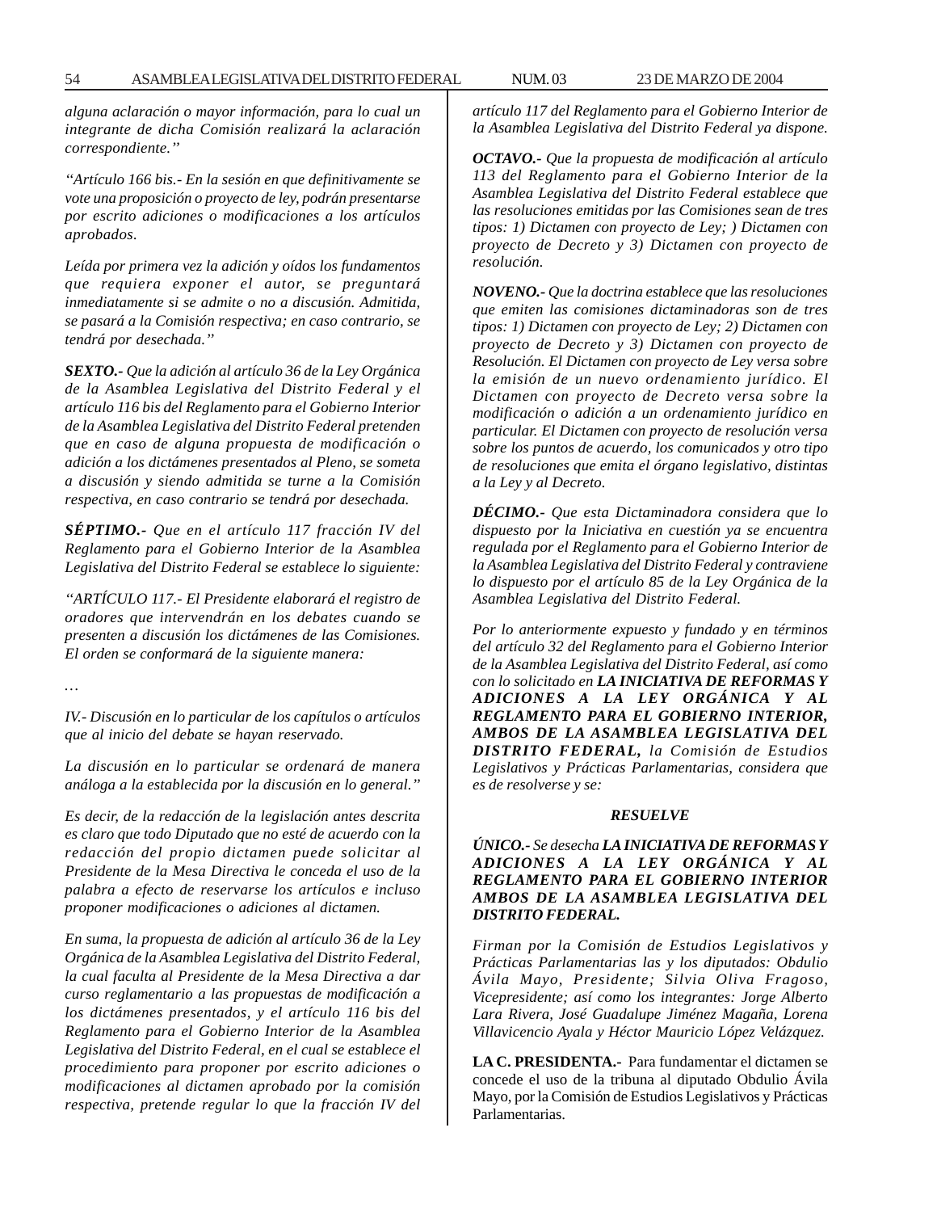*alguna aclaración o mayor información, para lo cual un integrante de dicha Comisión realizará la aclaración correspondiente."*

*"Artículo 166 bis.- En la sesión en que definitivamente se vote una proposición o proyecto de ley, podrán presentarse por escrito adiciones o modificaciones a los artículos aprobados.*

*Leída por primera vez la adición y oídos los fundamentos que requiera exponer el autor, se preguntará inmediatamente si se admite o no a discusión. Admitida, se pasará a la Comisión respectiva; en caso contrario, se tendrá por desechada."*

***SEXTO.-*** *Que la adición al artículo 36 de la Ley Orgánica de la Asamblea Legislativa del Distrito Federal y el artículo 116 bis del Reglamento para el Gobierno Interior de la Asamblea Legislativa del Distrito Federal pretenden que en caso de alguna propuesta de modificación o adición a los dictámenes presentados al Pleno, se someta a discusión y siendo admitida se turne a la Comisión respectiva, en caso contrario se tendrá por desechada.*

***SÉPTIMO.-*** *Que en el artículo 117 fracción IV del Reglamento para el Gobierno Interior de la Asamblea Legislativa del Distrito Federal se establece lo siguiente:*

*"ARTÍCULO 117.- El Presidente elaborará el registro de oradores que intervendrán en los debates cuando se presenten a discusión los dictámenes de las Comisiones. El orden se conformará de la siguiente manera:*

*…*

*IV.- Discusión en lo particular de los capítulos o artículos que al inicio del debate se hayan reservado.*

*La discusión en lo particular se ordenará de manera análoga a la establecida por la discusión en lo general."*

*Es decir, de la redacción de la legislación antes descrita es claro que todo Diputado que no esté de acuerdo con la redacción del propio dictamen puede solicitar al Presidente de la Mesa Directiva le conceda el uso de la palabra a efecto de reservarse los artículos e incluso proponer modificaciones o adiciones al dictamen.*

*En suma, la propuesta de adición al artículo 36 de la Ley Orgánica de la Asamblea Legislativa del Distrito Federal, la cual faculta al Presidente de la Mesa Directiva a dar curso reglamentario a las propuestas de modificación a los dictámenes presentados, y el artículo 116 bis del Reglamento para el Gobierno Interior de la Asamblea Legislativa del Distrito Federal, en el cual se establece el procedimiento para proponer por escrito adiciones o modificaciones al dictamen aprobado por la comisión respectiva, pretende regular lo que la fracción IV del artículo 117 del Reglamento para el Gobierno Interior de la Asamblea Legislativa del Distrito Federal ya dispone.*

***OCTAVO.-*** *Que la propuesta de modificación al artículo 113 del Reglamento para el Gobierno Interior de la Asamblea Legislativa del Distrito Federal establece que las resoluciones emitidas por las Comisiones sean de tres tipos: 1) Dictamen con proyecto de Ley; ) Dictamen con proyecto de Decreto y 3) Dictamen con proyecto de resolución.*

***NOVENO.-*** *Que la doctrina establece que las resoluciones que emiten las comisiones dictaminadoras son de tres tipos: 1) Dictamen con proyecto de Ley; 2) Dictamen con proyecto de Decreto y 3) Dictamen con proyecto de Resolución. El Dictamen con proyecto de Ley versa sobre la emisión de un nuevo ordenamiento jurídico. El Dictamen con proyecto de Decreto versa sobre la modificación o adición a un ordenamiento jurídico en particular. El Dictamen con proyecto de resolución versa sobre los puntos de acuerdo, los comunicados y otro tipo de resoluciones que emita el órgano legislativo, distintas a la Ley y al Decreto.*

***DÉCIMO.-*** *Que esta Dictaminadora considera que lo dispuesto por la Iniciativa en cuestión ya se encuentra regulada por el Reglamento para el Gobierno Interior de la Asamblea Legislativa del Distrito Federal y contraviene lo dispuesto por el artículo 85 de la Ley Orgánica de la Asamblea Legislativa del Distrito Federal.*

*Por lo anteriormente expuesto y fundado y en términos del artículo 32 del Reglamento para el Gobierno Interior de la Asamblea Legislativa del Distrito Federal, así como con lo solicitado en* ***LA INICIATIVA DE REFORMAS Y ADICIONES A LA LEY ORGÁNICA Y AL REGLAMENTO PARA EL GOBIERNO INTERIOR, AMBOS DE LA ASAMBLEA LEGISLATIVA DEL DISTRITO FEDERAL,*** *la Comisión de Estudios Legislativos y Prácticas Parlamentarias, considera que es de resolverse y se:*

***RESUELVE***

***ÚNICO.-*** *Se desecha* ***LA INICIATIVA DE REFORMAS Y ADICIONES A LA LEY ORGÁNICA Y AL REGLAMENTO PARA EL GOBIERNO INTERIOR AMBOS DE LA ASAMBLEA LEGISLATIVA DEL DISTRITO FEDERAL.***

*Firman por la Comisión de Estudios Legislativos y Prácticas Parlamentarias las y los diputados: Obdulio Ávila Mayo, Presidente; Silvia Oliva Fragoso, Vicepresidente; así como los integrantes: Jorge Alberto Lara Rivera, José Guadalupe Jiménez Magaña, Lorena Villavicencio Ayala y Héctor Mauricio López Velázquez.*

**LA C. PRESIDENTA.-** Para fundamentar el dictamen se concede el uso de la tribuna al diputado Obdulio Ávila Mayo, por la Comisión de Estudios Legislativos y Prácticas Parlamentarias.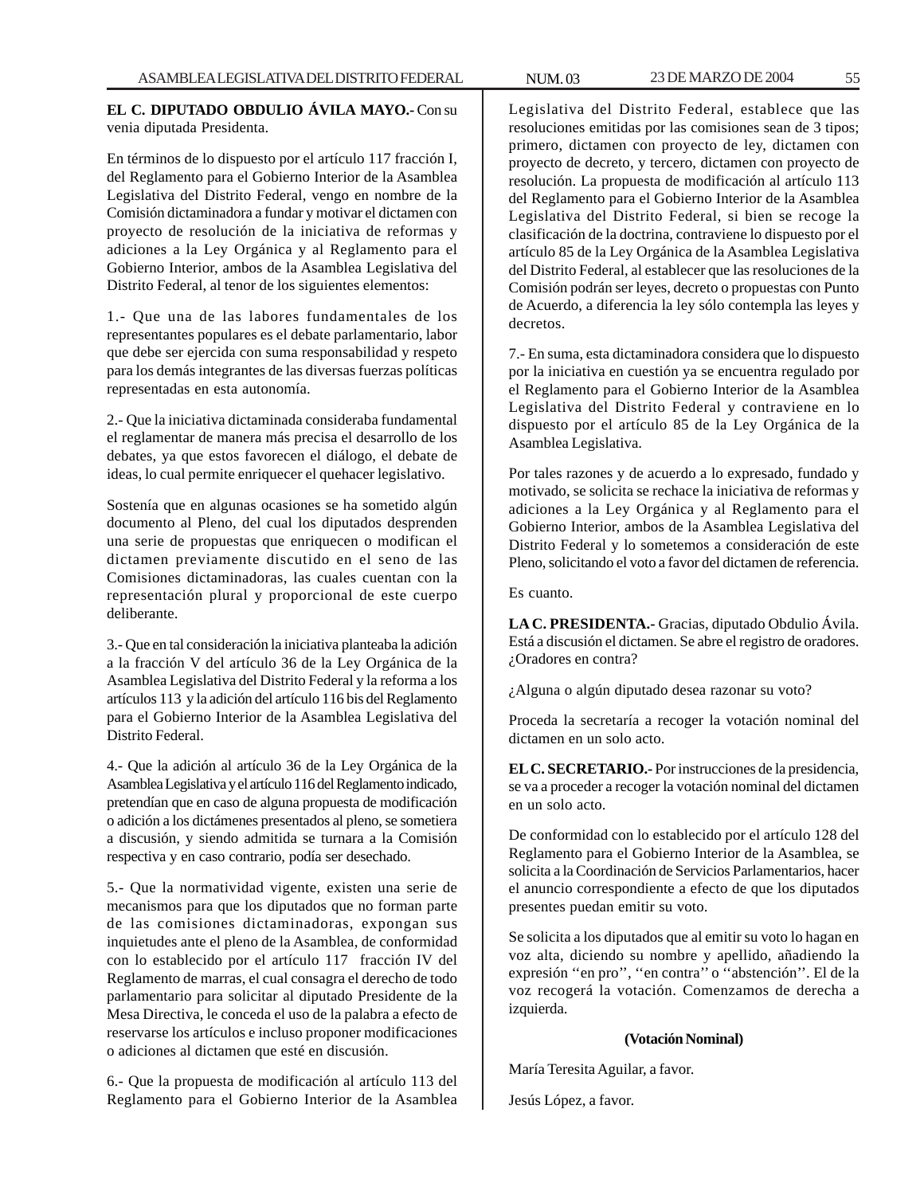**EL C. DIPUTADO OBDULIO ÁVILA MAYO.-** Con su venia diputada Presidenta.

En términos de lo dispuesto por el artículo 117 fracción I, del Reglamento para el Gobierno Interior de la Asamblea Legislativa del Distrito Federal, vengo en nombre de la Comisión dictaminadora a fundar y motivar el dictamen con proyecto de resolución de la iniciativa de reformas y adiciones a la Ley Orgánica y al Reglamento para el Gobierno Interior, ambos de la Asamblea Legislativa del Distrito Federal, al tenor de los siguientes elementos:

1.- Que una de las labores fundamentales de los representantes populares es el debate parlamentario, labor que debe ser ejercida con suma responsabilidad y respeto para los demás integrantes de las diversas fuerzas políticas representadas en esta autonomía.

2.- Que la iniciativa dictaminada consideraba fundamental el reglamentar de manera más precisa el desarrollo de los debates, ya que estos favorecen el diálogo, el debate de ideas, lo cual permite enriquecer el quehacer legislativo.

Sostenía que en algunas ocasiones se ha sometido algún documento al Pleno, del cual los diputados desprenden una serie de propuestas que enriquecen o modifican el dictamen previamente discutido en el seno de las Comisiones dictaminadoras, las cuales cuentan con la representación plural y proporcional de este cuerpo deliberante.

3.- Que en tal consideración la iniciativa planteaba la adición a la fracción V del artículo 36 de la Ley Orgánica de la Asamblea Legislativa del Distrito Federal y la reforma a los artículos 113 y la adición del artículo 116 bis del Reglamento para el Gobierno Interior de la Asamblea Legislativa del Distrito Federal.

4.- Que la adición al artículo 36 de la Ley Orgánica de la Asamblea Legislativa y el artículo 116 del Reglamento indicado, pretendían que en caso de alguna propuesta de modificación o adición a los dictámenes presentados al pleno, se sometiera a discusión, y siendo admitida se turnara a la Comisión respectiva y en caso contrario, podía ser desechado.

5.- Que la normatividad vigente, existen una serie de mecanismos para que los diputados que no forman parte de las comisiones dictaminadoras, expongan sus inquietudes ante el pleno de la Asamblea, de conformidad con lo establecido por el artículo 117 fracción IV del Reglamento de marras, el cual consagra el derecho de todo parlamentario para solicitar al diputado Presidente de la Mesa Directiva, le conceda el uso de la palabra a efecto de reservarse los artículos e incluso proponer modificaciones o adiciones al dictamen que esté en discusión.

6.- Que la propuesta de modificación al artículo 113 del Reglamento para el Gobierno Interior de la Asamblea Legislativa del Distrito Federal, establece que las resoluciones emitidas por las comisiones sean de 3 tipos; primero, dictamen con proyecto de ley, dictamen con proyecto de decreto, y tercero, dictamen con proyecto de resolución. La propuesta de modificación al artículo 113 del Reglamento para el Gobierno Interior de la Asamblea Legislativa del Distrito Federal, si bien se recoge la clasificación de la doctrina, contraviene lo dispuesto por el artículo 85 de la Ley Orgánica de la Asamblea Legislativa del Distrito Federal, al establecer que las resoluciones de la Comisión podrán ser leyes, decreto o propuestas con Punto de Acuerdo, a diferencia la ley sólo contempla las leyes y decretos.

7.- En suma, esta dictaminadora considera que lo dispuesto por la iniciativa en cuestión ya se encuentra regulado por el Reglamento para el Gobierno Interior de la Asamblea Legislativa del Distrito Federal y contraviene en lo dispuesto por el artículo 85 de la Ley Orgánica de la Asamblea Legislativa.

Por tales razones y de acuerdo a lo expresado, fundado y motivado, se solicita se rechace la iniciativa de reformas y adiciones a la Ley Orgánica y al Reglamento para el Gobierno Interior, ambos de la Asamblea Legislativa del Distrito Federal y lo sometemos a consideración de este Pleno, solicitando el voto a favor del dictamen de referencia.

Es cuanto.

**LA C. PRESIDENTA.-** Gracias, diputado Obdulio Ávila. Está a discusión el dictamen. Se abre el registro de oradores. ¿Oradores en contra?

¿Alguna o algún diputado desea razonar su voto?

Proceda la secretaría a recoger la votación nominal del dictamen en un solo acto.

**EL C. SECRETARIO.-** Por instrucciones de la presidencia, se va a proceder a recoger la votación nominal del dictamen en un solo acto.

De conformidad con lo establecido por el artículo 128 del Reglamento para el Gobierno Interior de la Asamblea, se solicita a la Coordinación de Servicios Parlamentarios, hacer el anuncio correspondiente a efecto de que los diputados presentes puedan emitir su voto.

Se solicita a los diputados que al emitir su voto lo hagan en voz alta, diciendo su nombre y apellido, añadiendo la expresión ''en pro'', ''en contra'' o ''abstención''. El de la voz recogerá la votación. Comenzamos de derecha a izquierda.

**(Votación Nominal)**

María Teresita Aguilar, a favor.

Jesús López, a favor.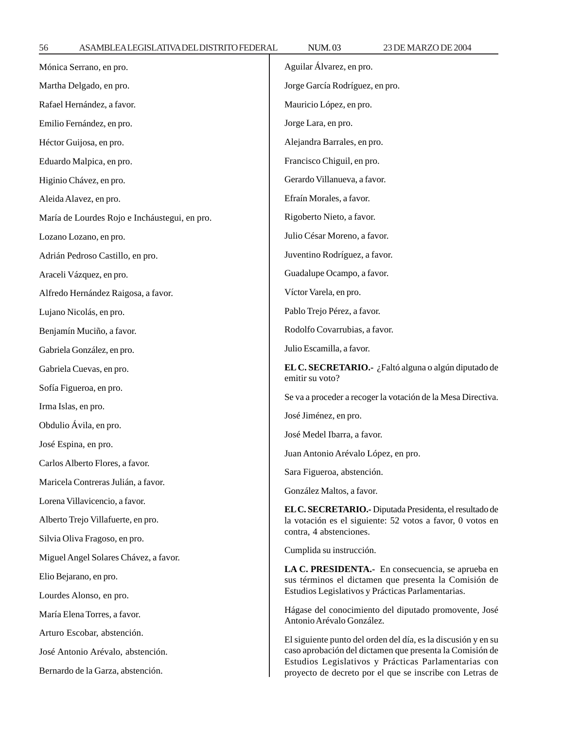Mónica Serrano, en pro.

Martha Delgado, en pro.

Rafael Hernández, a favor.

Emilio Fernández, en pro.

Héctor Guijosa, en pro.

Eduardo Malpica, en pro.

Higinio Chávez, en pro.

Aleida Alavez, en pro.

María de Lourdes Rojo e Incháustegui, en pro.

Lozano Lozano, en pro.

Adrián Pedroso Castillo, en pro.

Araceli Vázquez, en pro.

Alfredo Hernández Raigosa, a favor.

Lujano Nicolás, en pro.

Benjamín Muciño, a favor.

Gabriela González, en pro.

Gabriela Cuevas, en pro.

Sofía Figueroa, en pro.

Irma Islas, en pro.

Obdulio Ávila, en pro.

José Espina, en pro.

Carlos Alberto Flores, a favor.

Maricela Contreras Julián, a favor.

Lorena Villavicencio, a favor.

Alberto Trejo Villafuerte, en pro.

Silvia Oliva Fragoso, en pro.

Miguel Angel Solares Chávez, a favor.

Elio Bejarano, en pro.

Lourdes Alonso, en pro.

María Elena Torres, a favor.

Arturo Escobar, abstención.

José Antonio Arévalo, abstención.

Bernardo de la Garza, abstención.

Aguilar Álvarez, en pro.

Jorge García Rodríguez, en pro.

Mauricio López, en pro.

Jorge Lara, en pro.

Alejandra Barrales, en pro.

Francisco Chiguil, en pro.

Gerardo Villanueva, a favor.

Efraín Morales, a favor.

Rigoberto Nieto, a favor.

Julio César Moreno, a favor.

Juventino Rodríguez, a favor.

Guadalupe Ocampo, a favor.

Víctor Varela, en pro.

Pablo Trejo Pérez, a favor.

Rodolfo Covarrubias, a favor.

Julio Escamilla, a favor.

**EL C. SECRETARIO.-** ¿Faltó alguna o algún diputado de emitir su voto?

Se va a proceder a recoger la votación de la Mesa Directiva.

José Jiménez, en pro.

José Medel Ibarra, a favor.

Juan Antonio Arévalo López, en pro.

Sara Figueroa, abstención.

González Maltos, a favor.

**EL C. SECRETARIO.-** Diputada Presidenta, el resultado de la votación es el siguiente: 52 votos a favor, 0 votos en contra, 4 abstenciones.

Cumplida su instrucción.

**LA C. PRESIDENTA.-** En consecuencia, se aprueba en sus términos el dictamen que presenta la Comisión de Estudios Legislativos y Prácticas Parlamentarias.

Hágase del conocimiento del diputado promovente, José Antonio Arévalo González.

El siguiente punto del orden del día, es la discusión y en su caso aprobación del dictamen que presenta la Comisión de Estudios Legislativos y Prácticas Parlamentarias con proyecto de decreto por el que se inscribe con Letras de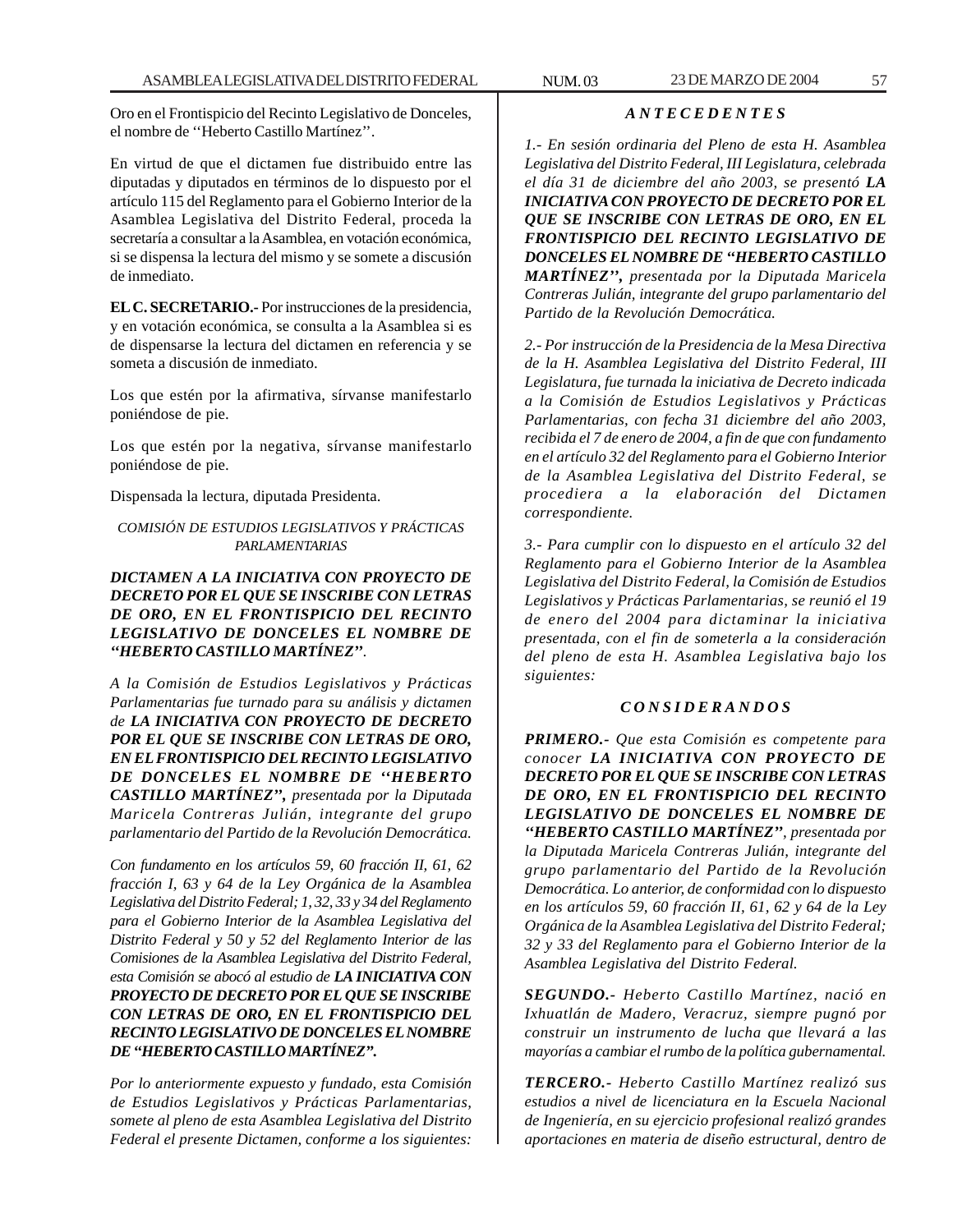Oro en el Frontispicio del Recinto Legislativo de Donceles, el nombre de ''Heberto Castillo Martínez''.

En virtud de que el dictamen fue distribuido entre las diputadas y diputados en términos de lo dispuesto por el artículo 115 del Reglamento para el Gobierno Interior de la Asamblea Legislativa del Distrito Federal, proceda la secretaría a consultar a la Asamblea, en votación económica, si se dispensa la lectura del mismo y se somete a discusión de inmediato.

**EL C. SECRETARIO.-** Por instrucciones de la presidencia, y en votación económica, se consulta a la Asamblea si es de dispensarse la lectura del dictamen en referencia y se someta a discusión de inmediato.

Los que estén por la afirmativa, sírvanse manifestarlo poniéndose de pie.

Los que estén por la negativa, sírvanse manifestarlo poniéndose de pie.

Dispensada la lectura, diputada Presidenta.

*COMISIÓN DE ESTUDIOS LEGISLATIVOS Y PRÁCTICAS PARLAMENTARIAS*

***DICTAMEN A LA INICIATIVA CON PROYECTO DE DECRETO POR EL QUE SE INSCRIBE CON LETRAS DE ORO, EN EL FRONTISPICIO DEL RECINTO LEGISLATIVO DE DONCELES EL NOMBRE DE "HEBERTO CASTILLO MARTÍNEZ"***.

*A la Comisión de Estudios Legislativos y Prácticas Parlamentarias fue turnado para su análisis y dictamen de **LA INICIATIVA CON PROYECTO DE DECRETO POR EL QUE SE INSCRIBE CON LETRAS DE ORO, EN EL FRONTISPICIO DEL RECINTO LEGISLATIVO DE DONCELES EL NOMBRE DE ''HEBERTO CASTILLO MARTÍNEZ",** presentada por la Diputada Maricela Contreras Julián, integrante del grupo parlamentario del Partido de la Revolución Democrática.*

*Con fundamento en los artículos 59, 60 fracción II, 61, 62 fracción I, 63 y 64 de la Ley Orgánica de la Asamblea Legislativa del Distrito Federal; 1, 32, 33 y 34 del Reglamento para el Gobierno Interior de la Asamblea Legislativa del Distrito Federal y 50 y 52 del Reglamento Interior de las Comisiones de la Asamblea Legislativa del Distrito Federal, esta Comisión se abocó al estudio de **LA INICIATIVA CON PROYECTO DE DECRETO POR EL QUE SE INSCRIBE CON LETRAS DE ORO, EN EL FRONTISPICIO DEL RECINTO LEGISLATIVO DE DONCELES EL NOMBRE DE "HEBERTO CASTILLO MARTÍNEZ".***

*Por lo anteriormente expuesto y fundado, esta Comisión de Estudios Legislativos y Prácticas Parlamentarias, somete al pleno de esta Asamblea Legislativa del Distrito Federal el presente Dictamen, conforme a los siguientes:*

***A N T E C E D E N T E S***

*1.- En sesión ordinaria del Pleno de esta H. Asamblea Legislativa del Distrito Federal, III Legislatura, celebrada el día 31 de diciembre del año 2003, se presentó **LA INICIATIVA CON PROYECTO DE DECRETO POR EL QUE SE INSCRIBE CON LETRAS DE ORO, EN EL FRONTISPICIO DEL RECINTO LEGISLATIVO DE DONCELES EL NOMBRE DE "HEBERTO CASTILLO MARTÍNEZ'',** presentada por la Diputada Maricela Contreras Julián, integrante del grupo parlamentario del Partido de la Revolución Democrática.*

*2.- Por instrucción de la Presidencia de la Mesa Directiva de la H. Asamblea Legislativa del Distrito Federal, III Legislatura, fue turnada la iniciativa de Decreto indicada a la Comisión de Estudios Legislativos y Prácticas Parlamentarias, con fecha 31 diciembre del año 2003, recibida el 7 de enero de 2004, a fin de que con fundamento en el artículo 32 del Reglamento para el Gobierno Interior de la Asamblea Legislativa del Distrito Federal, se procediera a la elaboración del Dictamen correspondiente.*

*3.- Para cumplir con lo dispuesto en el artículo 32 del Reglamento para el Gobierno Interior de la Asamblea Legislativa del Distrito Federal, la Comisión de Estudios Legislativos y Prácticas Parlamentarias, se reunió el 19 de enero del 2004 para dictaminar la iniciativa presentada, con el fin de someterla a la consideración del pleno de esta H. Asamblea Legislativa bajo los siguientes:*

***C O N S I D E R A N D O S***

***PRIMERO.-** Que esta Comisión es competente para conocer **LA INICIATIVA CON PROYECTO DE DECRETO POR EL QUE SE INSCRIBE CON LETRAS DE ORO, EN EL FRONTISPICIO DEL RECINTO LEGISLATIVO DE DONCELES EL NOMBRE DE "HEBERTO CASTILLO MARTÍNEZ"**, presentada por la Diputada Maricela Contreras Julián, integrante del grupo parlamentario del Partido de la Revolución Democrática. Lo anterior, de conformidad con lo dispuesto en los artículos 59, 60 fracción II, 61, 62 y 64 de la Ley Orgánica de la Asamblea Legislativa del Distrito Federal; 32 y 33 del Reglamento para el Gobierno Interior de la Asamblea Legislativa del Distrito Federal.*

***SEGUNDO.-** Heberto Castillo Martínez, nació en Ixhuatlán de Madero, Veracruz, siempre pugnó por construir un instrumento de lucha que llevará a las mayorías a cambiar el rumbo de la política gubernamental.*

***TERCERO.-** Heberto Castillo Martínez realizó sus estudios a nivel de licenciatura en la Escuela Nacional de Ingeniería, en su ejercicio profesional realizó grandes aportaciones en materia de diseño estructural, dentro de*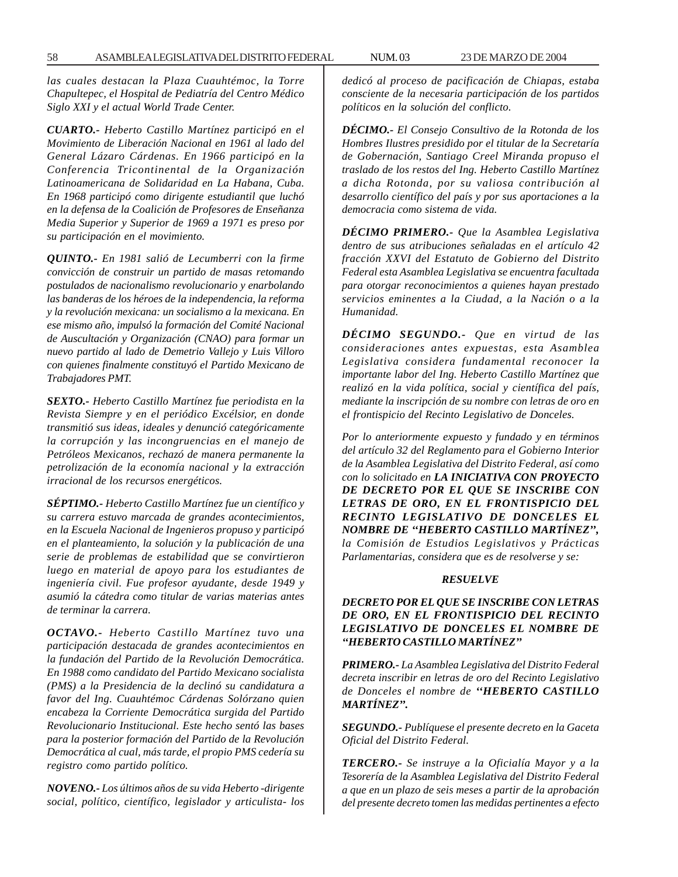*las cuales destacan la Plaza Cuauhtémoc, la Torre Chapultepec, el Hospital de Pediatría del Centro Médico Siglo XXI y el actual World Trade Center.*

***CUARTO.-*** *Heberto Castillo Martínez participó en el Movimiento de Liberación Nacional en 1961 al lado del General Lázaro Cárdenas. En 1966 participó en la Conferencia Tricontinental de la Organización Latinoamericana de Solidaridad en La Habana, Cuba. En 1968 participó como dirigente estudiantil que luchó en la defensa de la Coalición de Profesores de Enseñanza Media Superior y Superior de 1969 a 1971 es preso por su participación en el movimiento.*

***QUINTO.-*** *En 1981 salió de Lecumberri con la firme convicción de construir un partido de masas retomando postulados de nacionalismo revolucionario y enarbolando las banderas de los héroes de la independencia, la reforma y la revolución mexicana: un socialismo a la mexicana. En ese mismo año, impulsó la formación del Comité Nacional de Auscultación y Organización (CNAO) para formar un nuevo partido al lado de Demetrio Vallejo y Luis Villoro con quienes finalmente constituyó el Partido Mexicano de Trabajadores PMT.*

***SEXTO.-*** *Heberto Castillo Martínez fue periodista en la Revista Siempre y en el periódico Excélsior, en donde transmitió sus ideas, ideales y denunció categóricamente la corrupción y las incongruencias en el manejo de Petróleos Mexicanos, rechazó de manera permanente la petrolización de la economía nacional y la extracción irracional de los recursos energéticos.*

***SÉPTIMO.-*** *Heberto Castillo Martínez fue un científico y su carrera estuvo marcada de grandes acontecimientos, en la Escuela Nacional de Ingenieros propuso y participó en el planteamiento, la solución y la publicación de una serie de problemas de estabilidad que se convirtieron luego en material de apoyo para los estudiantes de ingeniería civil. Fue profesor ayudante, desde 1949 y asumió la cátedra como titular de varias materias antes de terminar la carrera.*

***OCTAVO.-*** *Heberto Castillo Martínez tuvo una participación destacada de grandes acontecimientos en la fundación del Partido de la Revolución Democrática. En 1988 como candidato del Partido Mexicano socialista (PMS) a la Presidencia de la declinó su candidatura a favor del Ing. Cuauhtémoc Cárdenas Solórzano quien encabeza la Corriente Democrática surgida del Partido Revolucionario Institucional. Este hecho sentó las bases para la posterior formación del Partido de la Revolución Democrática al cual, más tarde, el propio PMS cedería su registro como partido político.*

***NOVENO.-*** *Los últimos años de su vida Heberto -dirigente social, político, científico, legislador y articulista- los dedicó al proceso de pacificación de Chiapas, estaba consciente de la necesaria participación de los partidos políticos en la solución del conflicto.*

***DÉCIMO.-*** *El Consejo Consultivo de la Rotonda de los Hombres Ilustres presidido por el titular de la Secretaría de Gobernación, Santiago Creel Miranda propuso el traslado de los restos del Ing. Heberto Castillo Martínez a dicha Rotonda, por su valiosa contribución al desarrollo científico del país y por sus aportaciones a la democracia como sistema de vida.*

***DÉCIMO PRIMERO.-*** *Que la Asamblea Legislativa dentro de sus atribuciones señaladas en el artículo 42 fracción XXVI del Estatuto de Gobierno del Distrito Federal esta Asamblea Legislativa se encuentra facultada para otorgar reconocimientos a quienes hayan prestado servicios eminentes a la Ciudad, a la Nación o a la Humanidad.*

***DÉCIMO SEGUNDO.-*** *Que en virtud de las consideraciones antes expuestas, esta Asamblea Legislativa considera fundamental reconocer la importante labor del Ing. Heberto Castillo Martínez que realizó en la vida política, social y científica del país, mediante la inscripción de su nombre con letras de oro en el frontispicio del Recinto Legislativo de Donceles.*

*Por lo anteriormente expuesto y fundado y en términos del artículo 32 del Reglamento para el Gobierno Interior de la Asamblea Legislativa del Distrito Federal, así como con lo solicitado en* ***LA INICIATIVA CON PROYECTO DE DECRETO POR EL QUE SE INSCRIBE CON LETRAS DE ORO, EN EL FRONTISPICIO DEL RECINTO LEGISLATIVO DE DONCELES EL NOMBRE DE "HEBERTO CASTILLO MARTÍNEZ",*** *la Comisión de Estudios Legislativos y Prácticas Parlamentarias, considera que es de resolverse y se:*

***RESUELVE***

***DECRETO POR EL QUE SE INSCRIBE CON LETRAS DE ORO, EN EL FRONTISPICIO DEL RECINTO LEGISLATIVO DE DONCELES EL NOMBRE DE "HEBERTO CASTILLO MARTÍNEZ"***

***PRIMERO.-*** *La Asamblea Legislativa del Distrito Federal decreta inscribir en letras de oro del Recinto Legislativo de Donceles el nombre de* ***"HEBERTO CASTILLO MARTÍNEZ".***

***SEGUNDO.-*** *Publíquese el presente decreto en la Gaceta Oficial del Distrito Federal.*

***TERCERO.-*** *Se instruye a la Oficialía Mayor y a la Tesorería de la Asamblea Legislativa del Distrito Federal a que en un plazo de seis meses a partir de la aprobación del presente decreto tomen las medidas pertinentes a efecto*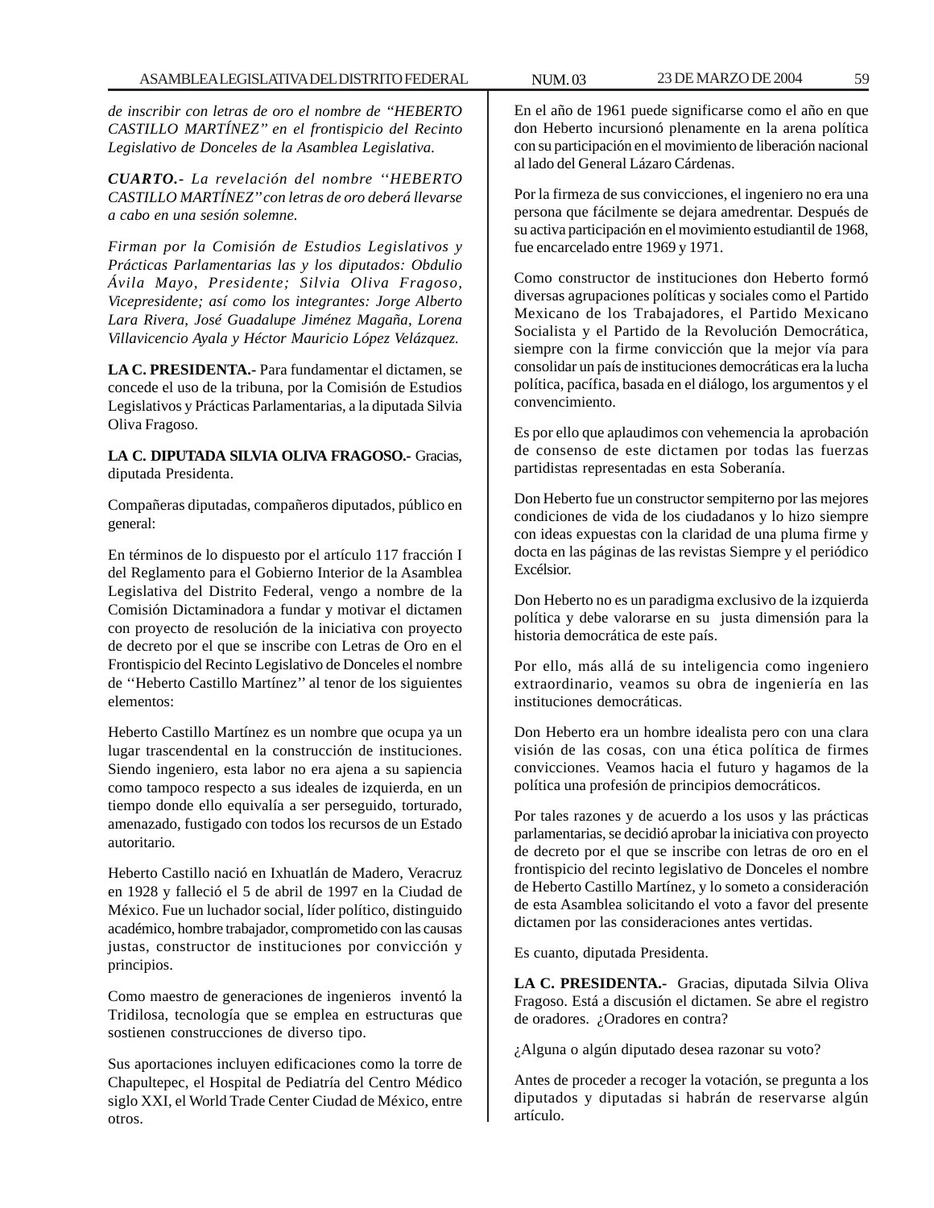*de inscribir con letras de oro el nombre de "HEBERTO CASTILLO MARTÍNEZ" en el frontispicio del Recinto Legislativo de Donceles de la Asamblea Legislativa.*

***CUARTO.-*** *La revelación del nombre "HEBERTO CASTILLO MARTÍNEZ" con letras de oro deberá llevarse a cabo en una sesión solemne.*

*Firman por la Comisión de Estudios Legislativos y Prácticas Parlamentarias las y los diputados: Obdulio Ávila Mayo, Presidente; Silvia Oliva Fragoso, Vicepresidente; así como los integrantes: Jorge Alberto Lara Rivera, José Guadalupe Jiménez Magaña, Lorena Villavicencio Ayala y Héctor Mauricio López Velázquez.*

**LA C. PRESIDENTA.-** Para fundamentar el dictamen, se concede el uso de la tribuna, por la Comisión de Estudios Legislativos y Prácticas Parlamentarias, a la diputada Silvia Oliva Fragoso.

**LA C. DIPUTADA SILVIA OLIVA FRAGOSO.-** Gracias, diputada Presidenta.

Compañeras diputadas, compañeros diputados, público en general:

En términos de lo dispuesto por el artículo 117 fracción I del Reglamento para el Gobierno Interior de la Asamblea Legislativa del Distrito Federal, vengo a nombre de la Comisión Dictaminadora a fundar y motivar el dictamen con proyecto de resolución de la iniciativa con proyecto de decreto por el que se inscribe con Letras de Oro en el Frontispicio del Recinto Legislativo de Donceles el nombre de "Heberto Castillo Martínez" al tenor de los siguientes elementos:

Heberto Castillo Martínez es un nombre que ocupa ya un lugar trascendental en la construcción de instituciones. Siendo ingeniero, esta labor no era ajena a su sapiencia como tampoco respecto a sus ideales de izquierda, en un tiempo donde ello equivalía a ser perseguido, torturado, amenazado, fustigado con todos los recursos de un Estado autoritario.

Heberto Castillo nació en Ixhuatlán de Madero, Veracruz en 1928 y falleció el 5 de abril de 1997 en la Ciudad de México. Fue un luchador social, líder político, distinguido académico, hombre trabajador, comprometido con las causas justas, constructor de instituciones por convicción y principios.

Como maestro de generaciones de ingenieros inventó la Tridilosa, tecnología que se emplea en estructuras que sostienen construcciones de diverso tipo.

Sus aportaciones incluyen edificaciones como la torre de Chapultepec, el Hospital de Pediatría del Centro Médico siglo XXI, el World Trade Center Ciudad de México, entre otros.

En el año de 1961 puede significarse como el año en que don Heberto incursionó plenamente en la arena política con su participación en el movimiento de liberación nacional al lado del General Lázaro Cárdenas.

Por la firmeza de sus convicciones, el ingeniero no era una persona que fácilmente se dejara amedrentar. Después de su activa participación en el movimiento estudiantil de 1968, fue encarcelado entre 1969 y 1971.

Como constructor de instituciones don Heberto formó diversas agrupaciones políticas y sociales como el Partido Mexicano de los Trabajadores, el Partido Mexicano Socialista y el Partido de la Revolución Democrática, siempre con la firme convicción que la mejor vía para consolidar un país de instituciones democráticas era la lucha política, pacífica, basada en el diálogo, los argumentos y el convencimiento.

Es por ello que aplaudimos con vehemencia la aprobación de consenso de este dictamen por todas las fuerzas partidistas representadas en esta Soberanía.

Don Heberto fue un constructor sempiterno por las mejores condiciones de vida de los ciudadanos y lo hizo siempre con ideas expuestas con la claridad de una pluma firme y docta en las páginas de las revistas Siempre y el periódico Excélsior.

Don Heberto no es un paradigma exclusivo de la izquierda política y debe valorarse en su justa dimensión para la historia democrática de este país.

Por ello, más allá de su inteligencia como ingeniero extraordinario, veamos su obra de ingeniería en las instituciones democráticas.

Don Heberto era un hombre idealista pero con una clara visión de las cosas, con una ética política de firmes convicciones. Veamos hacia el futuro y hagamos de la política una profesión de principios democráticos.

Por tales razones y de acuerdo a los usos y las prácticas parlamentarias, se decidió aprobar la iniciativa con proyecto de decreto por el que se inscribe con letras de oro en el frontispicio del recinto legislativo de Donceles el nombre de Heberto Castillo Martínez, y lo someto a consideración de esta Asamblea solicitando el voto a favor del presente dictamen por las consideraciones antes vertidas.

Es cuanto, diputada Presidenta.

**LA C. PRESIDENTA.-** Gracias, diputada Silvia Oliva Fragoso. Está a discusión el dictamen. Se abre el registro de oradores. ¿Oradores en contra?

¿Alguna o algún diputado desea razonar su voto?

Antes de proceder a recoger la votación, se pregunta a los diputados y diputadas si habrán de reservarse algún artículo.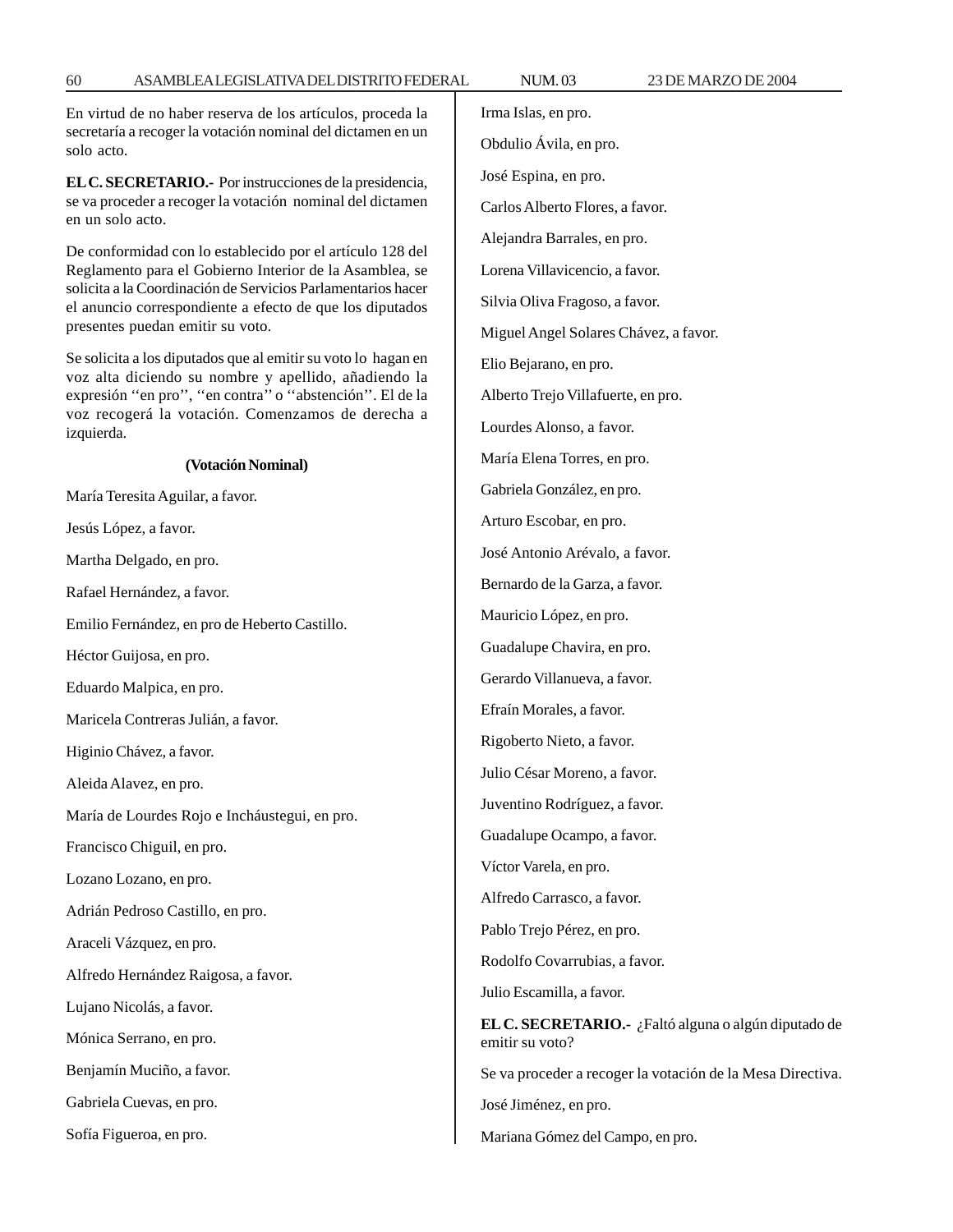En virtud de no haber reserva de los artículos, proceda la secretaría a recoger la votación nominal del dictamen en un solo acto.

**EL C. SECRETARIO.-** Por instrucciones de la presidencia, se va proceder a recoger la votación nominal del dictamen en un solo acto.

De conformidad con lo establecido por el artículo 128 del Reglamento para el Gobierno Interior de la Asamblea, se solicita a la Coordinación de Servicios Parlamentarios hacer el anuncio correspondiente a efecto de que los diputados presentes puedan emitir su voto.

Se solicita a los diputados que al emitir su voto lo hagan en voz alta diciendo su nombre y apellido, añadiendo la expresión ''en pro'', ''en contra'' o ''abstención''. El de la voz recogerá la votación. Comenzamos de derecha a izquierda.

**(Votación Nominal)**

María Teresita Aguilar, a favor.

Jesús López, a favor.

Martha Delgado, en pro.

Rafael Hernández, a favor.

Emilio Fernández, en pro de Heberto Castillo.

Héctor Guijosa, en pro.

Eduardo Malpica, en pro.

Maricela Contreras Julián, a favor.

Higinio Chávez, a favor.

Aleida Alavez, en pro.

María de Lourdes Rojo e Incháustegui, en pro.

Francisco Chiguil, en pro.

Lozano Lozano, en pro.

Adrián Pedroso Castillo, en pro.

Araceli Vázquez, en pro.

Alfredo Hernández Raigosa, a favor.

Lujano Nicolás, a favor.

Mónica Serrano, en pro.

Benjamín Muciño, a favor.

Gabriela Cuevas, en pro.

Sofía Figueroa, en pro.

Irma Islas, en pro.

Obdulio Ávila, en pro.

José Espina, en pro.

Carlos Alberto Flores, a favor.

Alejandra Barrales, en pro.

Lorena Villavicencio, a favor.

Silvia Oliva Fragoso, a favor.

Miguel Angel Solares Chávez, a favor.

Elio Bejarano, en pro.

Alberto Trejo Villafuerte, en pro.

Lourdes Alonso, a favor.

María Elena Torres, en pro.

Gabriela González, en pro.

Arturo Escobar, en pro.

José Antonio Arévalo, a favor.

Bernardo de la Garza, a favor.

Mauricio López, en pro.

Guadalupe Chavira, en pro.

Gerardo Villanueva, a favor.

Efraín Morales, a favor.

Rigoberto Nieto, a favor.

Julio César Moreno, a favor.

Juventino Rodríguez, a favor.

Guadalupe Ocampo, a favor.

Víctor Varela, en pro.

Alfredo Carrasco, a favor.

Pablo Trejo Pérez, en pro.

Rodolfo Covarrubias, a favor.

Julio Escamilla, a favor.

**EL C. SECRETARIO.-** ¿Faltó alguna o algún diputado de emitir su voto?

Se va proceder a recoger la votación de la Mesa Directiva.

José Jiménez, en pro.

Mariana Gómez del Campo, en pro.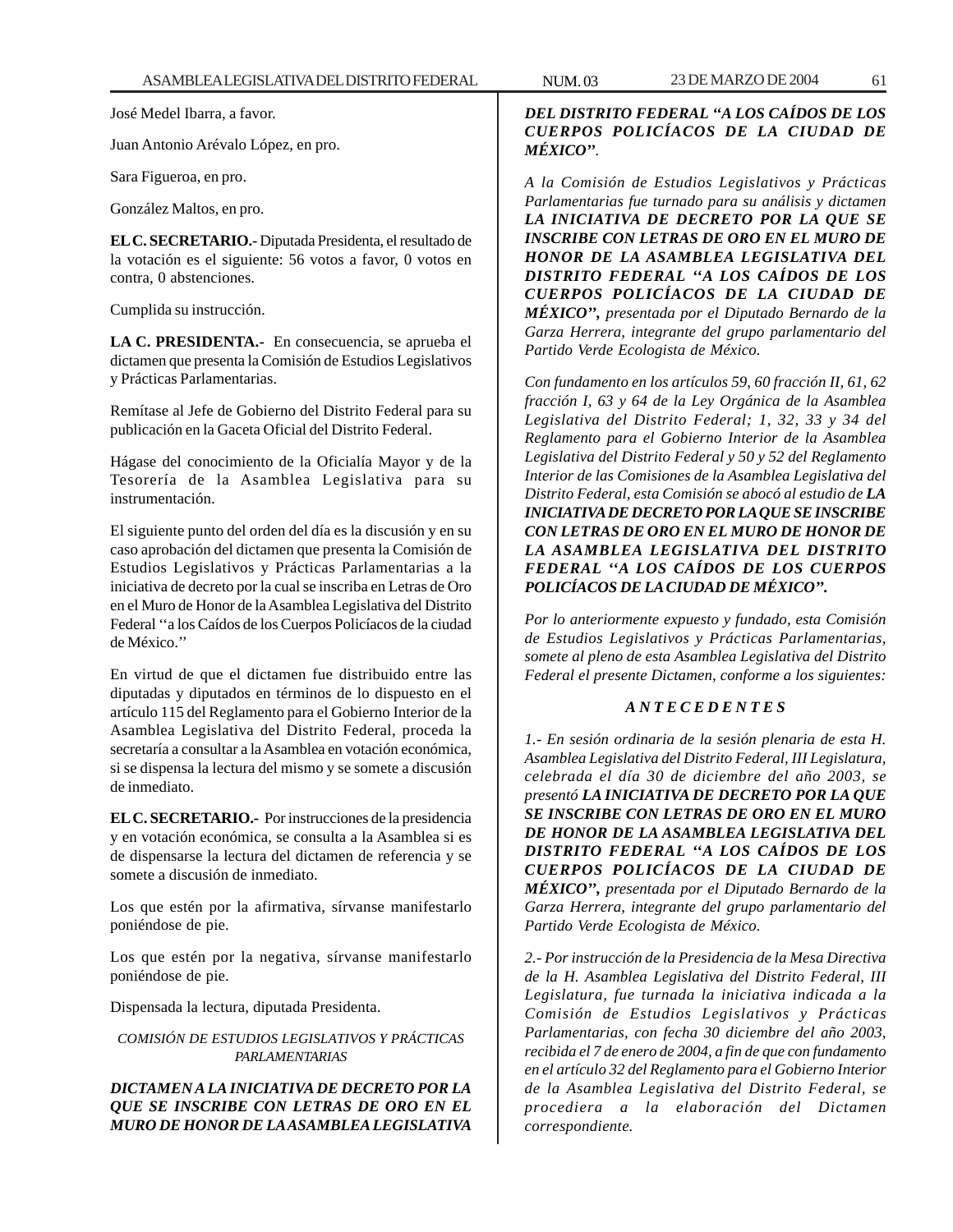José Medel Ibarra, a favor.

Juan Antonio Arévalo López, en pro.

Sara Figueroa, en pro.

González Maltos, en pro.

**EL C. SECRETARIO.-** Diputada Presidenta, el resultado de la votación es el siguiente: 56 votos a favor, 0 votos en contra, 0 abstenciones.

Cumplida su instrucción.

**LA C. PRESIDENTA.-** En consecuencia, se aprueba el dictamen que presenta la Comisión de Estudios Legislativos y Prácticas Parlamentarias.

Remítase al Jefe de Gobierno del Distrito Federal para su publicación en la Gaceta Oficial del Distrito Federal.

Hágase del conocimiento de la Oficialía Mayor y de la Tesorería de la Asamblea Legislativa para su instrumentación.

El siguiente punto del orden del día es la discusión y en su caso aprobación del dictamen que presenta la Comisión de Estudios Legislativos y Prácticas Parlamentarias a la iniciativa de decreto por la cual se inscriba en Letras de Oro en el Muro de Honor de la Asamblea Legislativa del Distrito Federal ''a los Caídos de los Cuerpos Policíacos de la ciudad de México.''

En virtud de que el dictamen fue distribuido entre las diputadas y diputados en términos de lo dispuesto en el artículo 115 del Reglamento para el Gobierno Interior de la Asamblea Legislativa del Distrito Federal, proceda la secretaría a consultar a la Asamblea en votación económica, si se dispensa la lectura del mismo y se somete a discusión de inmediato.

**EL C. SECRETARIO.-** Por instrucciones de la presidencia y en votación económica, se consulta a la Asamblea si es de dispensarse la lectura del dictamen de referencia y se somete a discusión de inmediato.

Los que estén por la afirmativa, sírvanse manifestarlo poniéndose de pie.

Los que estén por la negativa, sírvanse manifestarlo poniéndose de pie.

Dispensada la lectura, diputada Presidenta.

*COMISIÓN DE ESTUDIOS LEGISLATIVOS Y PRÁCTICAS PARLAMENTARIAS*

***DICTAMEN A LA INICIATIVA DE DECRETO POR LA QUE SE INSCRIBE CON LETRAS DE ORO EN EL MURO DE HONOR DE LA ASAMBLEA LEGISLATIVA DEL DISTRITO FEDERAL "A LOS CAÍDOS DE LOS CUERPOS POLICÍACOS DE LA CIUDAD DE MÉXICO".***

*A la Comisión de Estudios Legislativos y Prácticas Parlamentarias fue turnado para su análisis y dictamen* ***LA INICIATIVA DE DECRETO POR LA QUE SE INSCRIBE CON LETRAS DE ORO EN EL MURO DE HONOR DE LA ASAMBLEA LEGISLATIVA DEL DISTRITO FEDERAL "A LOS CAÍDOS DE LOS CUERPOS POLICÍACOS DE LA CIUDAD DE MÉXICO",*** *presentada por el Diputado Bernardo de la Garza Herrera, integrante del grupo parlamentario del Partido Verde Ecologista de México.*

*Con fundamento en los artículos 59, 60 fracción II, 61, 62 fracción I, 63 y 64 de la Ley Orgánica de la Asamblea Legislativa del Distrito Federal; 1, 32, 33 y 34 del Reglamento para el Gobierno Interior de la Asamblea Legislativa del Distrito Federal y 50 y 52 del Reglamento Interior de las Comisiones de la Asamblea Legislativa del Distrito Federal, esta Comisión se abocó al estudio de* ***LA INICIATIVA DE DECRETO POR LA QUE SE INSCRIBE CON LETRAS DE ORO EN EL MURO DE HONOR DE LA ASAMBLEA LEGISLATIVA DEL DISTRITO FEDERAL "A LOS CAÍDOS DE LOS CUERPOS POLICÍACOS DE LA CIUDAD DE MÉXICO".***

*Por lo anteriormente expuesto y fundado, esta Comisión de Estudios Legislativos y Prácticas Parlamentarias, somete al pleno de esta Asamblea Legislativa del Distrito Federal el presente Dictamen, conforme a los siguientes:*

***A N T E C E D E N T E S***

*1.- En sesión ordinaria de la sesión plenaria de esta H. Asamblea Legislativa del Distrito Federal, III Legislatura, celebrada el día 30 de diciembre del año 2003, se presentó* ***LA INICIATIVA DE DECRETO POR LA QUE SE INSCRIBE CON LETRAS DE ORO EN EL MURO DE HONOR DE LA ASAMBLEA LEGISLATIVA DEL DISTRITO FEDERAL "A LOS CAÍDOS DE LOS CUERPOS POLICÍACOS DE LA CIUDAD DE MÉXICO",*** *presentada por el Diputado Bernardo de la Garza Herrera, integrante del grupo parlamentario del Partido Verde Ecologista de México.*

*2.- Por instrucción de la Presidencia de la Mesa Directiva de la H. Asamblea Legislativa del Distrito Federal, III Legislatura, fue turnada la iniciativa indicada a la Comisión de Estudios Legislativos y Prácticas Parlamentarias, con fecha 30 diciembre del año 2003, recibida el 7 de enero de 2004, a fin de que con fundamento en el artículo 32 del Reglamento para el Gobierno Interior de la Asamblea Legislativa del Distrito Federal, se procediera a la elaboración del Dictamen correspondiente.*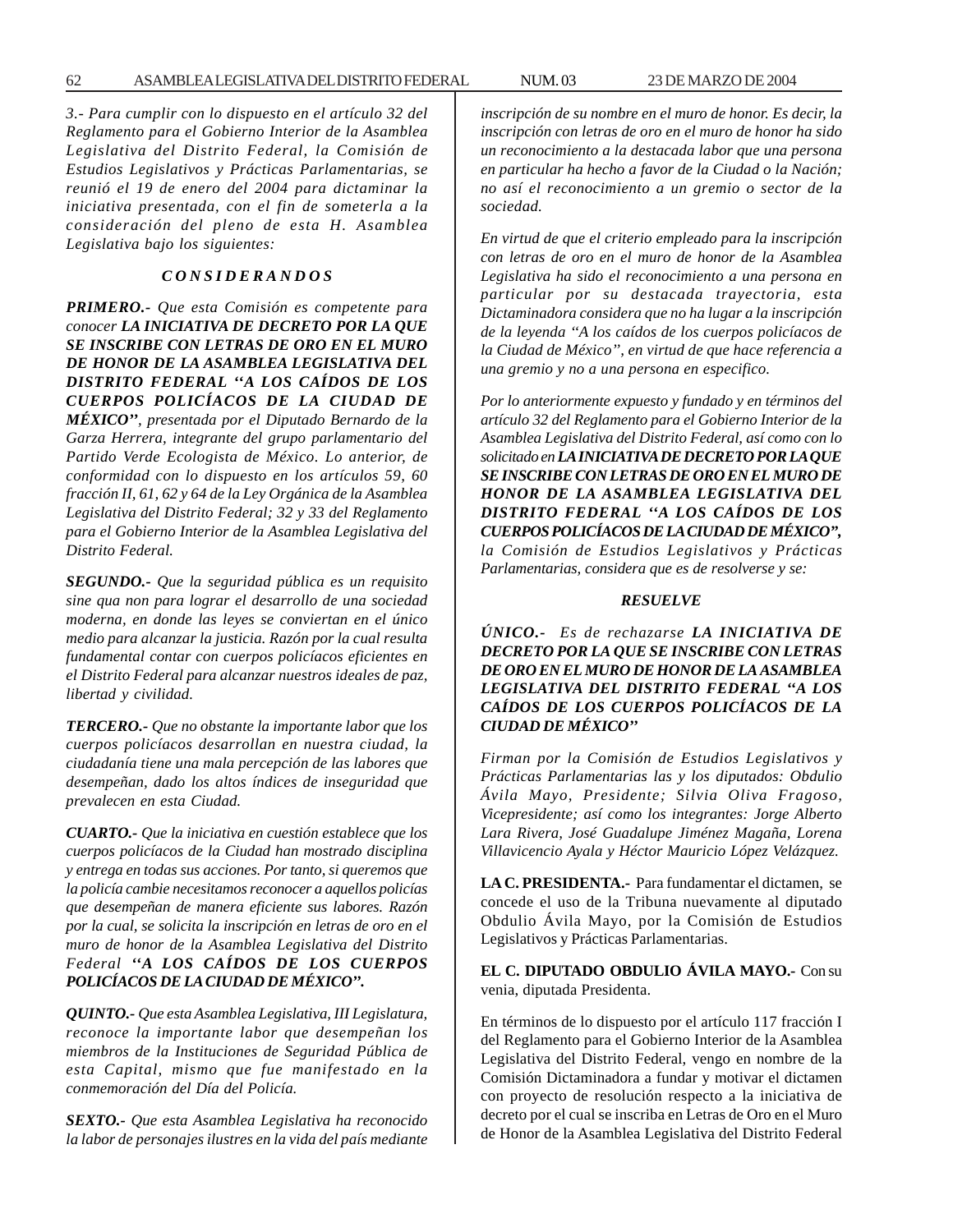*3.- Para cumplir con lo dispuesto en el artículo 32 del Reglamento para el Gobierno Interior de la Asamblea Legislativa del Distrito Federal, la Comisión de Estudios Legislativos y Prácticas Parlamentarias, se reunió el 19 de enero del 2004 para dictaminar la iniciativa presentada, con el fin de someterla a la consideración del pleno de esta H. Asamblea Legislativa bajo los siguientes:*

***C O N S I D E R A N D O S***

***PRIMERO.-*** *Que esta Comisión es competente para conocer* ***LA INICIATIVA DE DECRETO POR LA QUE SE INSCRIBE CON LETRAS DE ORO EN EL MURO DE HONOR DE LA ASAMBLEA LEGISLATIVA DEL DISTRITO FEDERAL ''A LOS CAÍDOS DE LOS CUERPOS POLICÍACOS DE LA CIUDAD DE MÉXICO''****, presentada por el Diputado Bernardo de la Garza Herrera, integrante del grupo parlamentario del Partido Verde Ecologista de México. Lo anterior, de conformidad con lo dispuesto en los artículos 59, 60 fracción II, 61, 62 y 64 de la Ley Orgánica de la Asamblea Legislativa del Distrito Federal; 32 y 33 del Reglamento para el Gobierno Interior de la Asamblea Legislativa del Distrito Federal.*

***SEGUNDO.-*** *Que la seguridad pública es un requisito sine qua non para lograr el desarrollo de una sociedad moderna, en donde las leyes se conviertan en el único medio para alcanzar la justicia. Razón por la cual resulta fundamental contar con cuerpos policíacos eficientes en el Distrito Federal para alcanzar nuestros ideales de paz, libertad y civilidad.*

***TERCERO.-*** *Que no obstante la importante labor que los cuerpos policíacos desarrollan en nuestra ciudad, la ciudadanía tiene una mala percepción de las labores que desempeñan, dado los altos índices de inseguridad que prevalecen en esta Ciudad.*

***CUARTO.-*** *Que la iniciativa en cuestión establece que los cuerpos policíacos de la Ciudad han mostrado disciplina y entrega en todas sus acciones. Por tanto, si queremos que la policía cambie necesitamos reconocer a aquellos policías que desempeñan de manera eficiente sus labores. Razón por la cual, se solicita la inscripción en letras de oro en el muro de honor de la Asamblea Legislativa del Distrito Federal* ***''A LOS CAÍDOS DE LOS CUERPOS POLICÍACOS DE LA CIUDAD DE MÉXICO''.***

***QUINTO.-*** *Que esta Asamblea Legislativa, III Legislatura, reconoce la importante labor que desempeñan los miembros de la Instituciones de Seguridad Pública de esta Capital, mismo que fue manifestado en la conmemoración del Día del Policía.*

***SEXTO.-*** *Que esta Asamblea Legislativa ha reconocido la labor de personajes ilustres en la vida del país mediante inscripción de su nombre en el muro de honor. Es decir, la inscripción con letras de oro en el muro de honor ha sido un reconocimiento a la destacada labor que una persona en particular ha hecho a favor de la Ciudad o la Nación; no así el reconocimiento a un gremio o sector de la sociedad.*

*En virtud de que el criterio empleado para la inscripción con letras de oro en el muro de honor de la Asamblea Legislativa ha sido el reconocimiento a una persona en particular por su destacada trayectoria, esta Dictaminadora considera que no ha lugar a la inscripción de la leyenda ''A los caídos de los cuerpos policíacos de la Ciudad de México'', en virtud de que hace referencia a una gremio y no a una persona en especifico.*

*Por lo anteriormente expuesto y fundado y en términos del artículo 32 del Reglamento para el Gobierno Interior de la Asamblea Legislativa del Distrito Federal, así como con lo solicitado en* ***LA INICIATIVA DE DECRETO POR LA QUE SE INSCRIBE CON LETRAS DE ORO EN EL MURO DE HONOR DE LA ASAMBLEA LEGISLATIVA DEL DISTRITO FEDERAL ''A LOS CAÍDOS DE LOS CUERPOS POLICÍACOS DE LA CIUDAD DE MÉXICO'',*** *la Comisión de Estudios Legislativos y Prácticas Parlamentarias, considera que es de resolverse y se:*

***RESUELVE***

***ÚNICO.-*** *Es de rechazarse* ***LA INICIATIVA DE DECRETO POR LA QUE SE INSCRIBE CON LETRAS DE ORO EN EL MURO DE HONOR DE LA ASAMBLEA LEGISLATIVA DEL DISTRITO FEDERAL ''A LOS CAÍDOS DE LOS CUERPOS POLICÍACOS DE LA CIUDAD DE MÉXICO''***

*Firman por la Comisión de Estudios Legislativos y Prácticas Parlamentarias las y los diputados: Obdulio Ávila Mayo, Presidente; Silvia Oliva Fragoso, Vicepresidente; así como los integrantes: Jorge Alberto Lara Rivera, José Guadalupe Jiménez Magaña, Lorena Villavicencio Ayala y Héctor Mauricio López Velázquez.*

**LA C. PRESIDENTA.-** Para fundamentar el dictamen, se concede el uso de la Tribuna nuevamente al diputado Obdulio Ávila Mayo, por la Comisión de Estudios Legislativos y Prácticas Parlamentarias.

**EL C. DIPUTADO OBDULIO ÁVILA MAYO.-** Con su venia, diputada Presidenta.

En términos de lo dispuesto por el artículo 117 fracción I del Reglamento para el Gobierno Interior de la Asamblea Legislativa del Distrito Federal, vengo en nombre de la Comisión Dictaminadora a fundar y motivar el dictamen con proyecto de resolución respecto a la iniciativa de decreto por el cual se inscriba en Letras de Oro en el Muro de Honor de la Asamblea Legislativa del Distrito Federal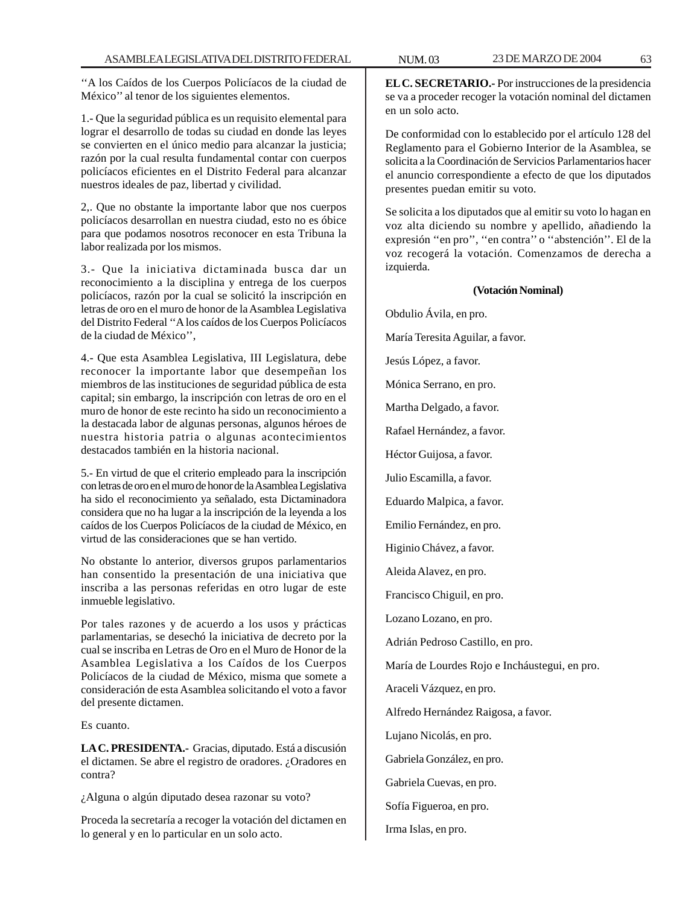''A los Caídos de los Cuerpos Policíacos de la ciudad de México'' al tenor de los siguientes elementos.

1.- Que la seguridad pública es un requisito elemental para lograr el desarrollo de todas su ciudad en donde las leyes se convierten en el único medio para alcanzar la justicia; razón por la cual resulta fundamental contar con cuerpos policíacos eficientes en el Distrito Federal para alcanzar nuestros ideales de paz, libertad y civilidad.

2,. Que no obstante la importante labor que nos cuerpos policíacos desarrollan en nuestra ciudad, esto no es óbice para que podamos nosotros reconocer en esta Tribuna la labor realizada por los mismos.

3.- Que la iniciativa dictaminada busca dar un reconocimiento a la disciplina y entrega de los cuerpos policíacos, razón por la cual se solicitó la inscripción en letras de oro en el muro de honor de la Asamblea Legislativa del Distrito Federal ''A los caídos de los Cuerpos Policíacos de la ciudad de México'',

4.- Que esta Asamblea Legislativa, III Legislatura, debe reconocer la importante labor que desempeñan los miembros de las instituciones de seguridad pública de esta capital; sin embargo, la inscripción con letras de oro en el muro de honor de este recinto ha sido un reconocimiento a la destacada labor de algunas personas, algunos héroes de nuestra historia patria o algunas acontecimientos destacados también en la historia nacional.

5.- En virtud de que el criterio empleado para la inscripción con letras de oro en el muro de honor de la Asamblea Legislativa ha sido el reconocimiento ya señalado, esta Dictaminadora considera que no ha lugar a la inscripción de la leyenda a los caídos de los Cuerpos Policíacos de la ciudad de México, en virtud de las consideraciones que se han vertido.

No obstante lo anterior, diversos grupos parlamentarios han consentido la presentación de una iniciativa que inscriba a las personas referidas en otro lugar de este inmueble legislativo.

Por tales razones y de acuerdo a los usos y prácticas parlamentarias, se desechó la iniciativa de decreto por la cual se inscriba en Letras de Oro en el Muro de Honor de la Asamblea Legislativa a los Caídos de los Cuerpos Policíacos de la ciudad de México, misma que somete a consideración de esta Asamblea solicitando el voto a favor del presente dictamen.

Es cuanto.

**LA C. PRESIDENTA.-** Gracias, diputado. Está a discusión el dictamen. Se abre el registro de oradores. ¿Oradores en contra?

¿Alguna o algún diputado desea razonar su voto?

Proceda la secretaría a recoger la votación del dictamen en lo general y en lo particular en un solo acto.

**EL C. SECRETARIO.-** Por instrucciones de la presidencia se va a proceder recoger la votación nominal del dictamen en un solo acto.

De conformidad con lo establecido por el artículo 128 del Reglamento para el Gobierno Interior de la Asamblea, se solicita a la Coordinación de Servicios Parlamentarios hacer el anuncio correspondiente a efecto de que los diputados presentes puedan emitir su voto.

Se solicita a los diputados que al emitir su voto lo hagan en voz alta diciendo su nombre y apellido, añadiendo la expresión ''en pro'', ''en contra'' o ''abstención''. El de la voz recogerá la votación. Comenzamos de derecha a izquierda.

**(Votación Nominal)**

Obdulio Ávila, en pro.

María Teresita Aguilar, a favor.

Jesús López, a favor.

Mónica Serrano, en pro.

Martha Delgado, a favor.

Rafael Hernández, a favor.

Héctor Guijosa, a favor.

Julio Escamilla, a favor.

Eduardo Malpica, a favor.

Emilio Fernández, en pro.

Higinio Chávez, a favor.

Aleida Alavez, en pro.

Francisco Chiguil, en pro.

Lozano Lozano, en pro.

Adrián Pedroso Castillo, en pro.

María de Lourdes Rojo e Incháustegui, en pro.

Araceli Vázquez, en pro.

Alfredo Hernández Raigosa, a favor.

Lujano Nicolás, en pro.

Gabriela González, en pro.

Gabriela Cuevas, en pro.

Sofía Figueroa, en pro.

Irma Islas, en pro.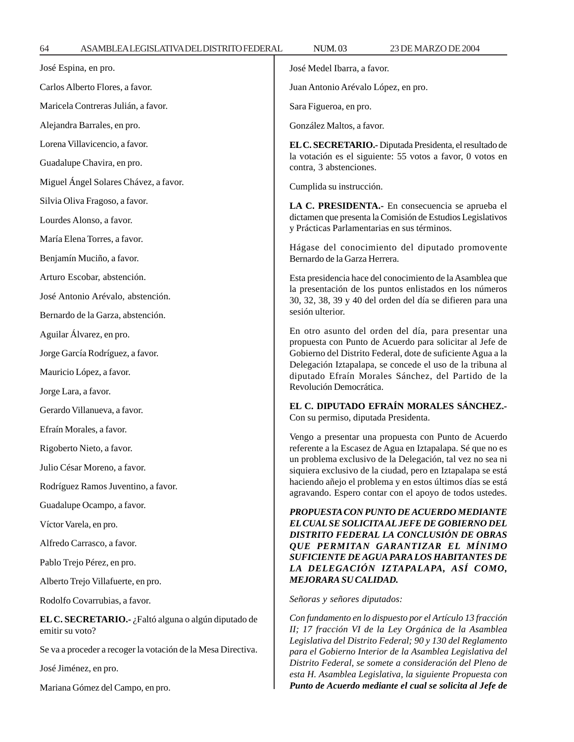José Espina, en pro.

Carlos Alberto Flores, a favor.

Maricela Contreras Julián, a favor.

Alejandra Barrales, en pro.

Lorena Villavicencio, a favor.

Guadalupe Chavira, en pro.

Miguel Ángel Solares Chávez, a favor.

Silvia Oliva Fragoso, a favor.

Lourdes Alonso, a favor.

María Elena Torres, a favor.

Benjamín Muciño, a favor.

Arturo Escobar, abstención.

José Antonio Arévalo, abstención.

Bernardo de la Garza, abstención.

Aguilar Álvarez, en pro.

Jorge García Rodríguez, a favor.

Mauricio López, a favor.

Jorge Lara, a favor.

Gerardo Villanueva, a favor.

Efraín Morales, a favor.

Rigoberto Nieto, a favor.

Julio César Moreno, a favor.

Rodríguez Ramos Juventino, a favor.

Guadalupe Ocampo, a favor.

Víctor Varela, en pro.

Alfredo Carrasco, a favor.

Pablo Trejo Pérez, en pro.

Alberto Trejo Villafuerte, en pro.

Rodolfo Covarrubias, a favor.

**EL C. SECRETARIO.-** ¿Faltó alguna o algún diputado de emitir su voto?

Se va a proceder a recoger la votación de la Mesa Directiva.

José Jiménez, en pro.

Mariana Gómez del Campo, en pro.

José Medel Ibarra, a favor.

Juan Antonio Arévalo López, en pro.

Sara Figueroa, en pro.

González Maltos, a favor.

**EL C. SECRETARIO.-** Diputada Presidenta, el resultado de la votación es el siguiente: 55 votos a favor, 0 votos en contra, 3 abstenciones.

Cumplida su instrucción.

**LA C. PRESIDENTA.-** En consecuencia se aprueba el dictamen que presenta la Comisión de Estudios Legislativos y Prácticas Parlamentarias en sus términos.

Hágase del conocimiento del diputado promovente Bernardo de la Garza Herrera.

Esta presidencia hace del conocimiento de la Asamblea que la presentación de los puntos enlistados en los números 30, 32, 38, 39 y 40 del orden del día se difieren para una sesión ulterior.

En otro asunto del orden del día, para presentar una propuesta con Punto de Acuerdo para solicitar al Jefe de Gobierno del Distrito Federal, dote de suficiente Agua a la Delegación Iztapalapa, se concede el uso de la tribuna al diputado Efraín Morales Sánchez, del Partido de la Revolución Democrática.

**EL C. DIPUTADO EFRAÍN MORALES SÁNCHEZ.-** Con su permiso, diputada Presidenta.

Vengo a presentar una propuesta con Punto de Acuerdo referente a la Escasez de Agua en Iztapalapa. Sé que no es un problema exclusivo de la Delegación, tal vez no sea ni siquiera exclusivo de la ciudad, pero en Iztapalapa se está haciendo añejo el problema y en estos últimos días se está agravando. Espero contar con el apoyo de todos ustedes.

***PROPUESTA CON PUNTO DE ACUERDO MEDIANTE EL CUAL SE SOLICITA AL JEFE DE GOBIERNO DEL DISTRITO FEDERAL LA CONCLUSIÓN DE OBRAS QUE PERMITAN GARANTIZAR EL MÍNIMO SUFICIENTE DE AGUA PARA LOS HABITANTES DE LA DELEGACIÓN IZTAPALAPA, ASÍ COMO, MEJORARA SU CALIDAD.***

*Señoras y señores diputados:*

*Con fundamento en lo dispuesto por el Artículo 13 fracción II; 17 fracción VI de la Ley Orgánica de la Asamblea Legislativa del Distrito Federal; 90 y 130 del Reglamento para el Gobierno Interior de la Asamblea Legislativa del Distrito Federal, se somete a consideración del Pleno de esta H. Asamblea Legislativa, la siguiente Propuesta con* ***Punto de Acuerdo mediante el cual se solicita al Jefe de***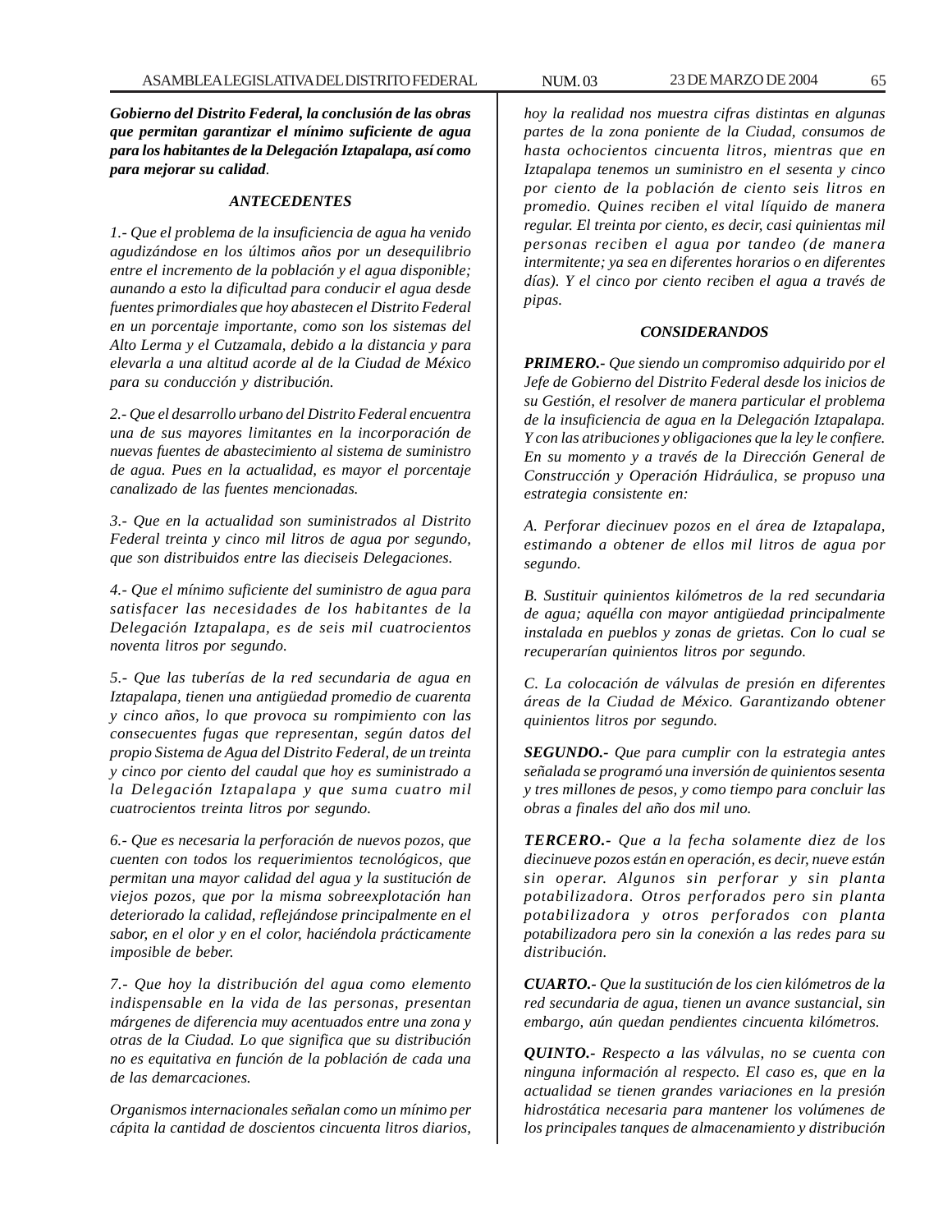***Gobierno del Distrito Federal, la conclusión de las obras que permitan garantizar el mínimo suficiente de agua para los habitantes de la Delegación Iztapalapa, así como para mejorar su calidad***.

***ANTECEDENTES***

*1.- Que el problema de la insuficiencia de agua ha venido agudizándose en los últimos años por un desequilibrio entre el incremento de la población y el agua disponible; aunando a esto la dificultad para conducir el agua desde fuentes primordiales que hoy abastecen el Distrito Federal en un porcentaje importante, como son los sistemas del Alto Lerma y el Cutzamala, debido a la distancia y para elevarla a una altitud acorde al de la Ciudad de México para su conducción y distribución.*

*2.- Que el desarrollo urbano del Distrito Federal encuentra una de sus mayores limitantes en la incorporación de nuevas fuentes de abastecimiento al sistema de suministro de agua. Pues en la actualidad, es mayor el porcentaje canalizado de las fuentes mencionadas.*

*3.- Que en la actualidad son suministrados al Distrito Federal treinta y cinco mil litros de agua por segundo, que son distribuidos entre las dieciseis Delegaciones.*

*4.- Que el mínimo suficiente del suministro de agua para satisfacer las necesidades de los habitantes de la Delegación Iztapalapa, es de seis mil cuatrocientos noventa litros por segundo.*

*5.- Que las tuberías de la red secundaria de agua en Iztapalapa, tienen una antigüedad promedio de cuarenta y cinco años, lo que provoca su rompimiento con las consecuentes fugas que representan, según datos del propio Sistema de Agua del Distrito Federal, de un treinta y cinco por ciento del caudal que hoy es suministrado a la Delegación Iztapalapa y que suma cuatro mil cuatrocientos treinta litros por segundo.*

*6.- Que es necesaria la perforación de nuevos pozos, que cuenten con todos los requerimientos tecnológicos, que permitan una mayor calidad del agua y la sustitución de viejos pozos, que por la misma sobreexplotación han deteriorado la calidad, reflejándose principalmente en el sabor, en el olor y en el color, haciéndola prácticamente imposible de beber.*

*7.- Que hoy la distribución del agua como elemento indispensable en la vida de las personas, presentan márgenes de diferencia muy acentuados entre una zona y otras de la Ciudad. Lo que significa que su distribución no es equitativa en función de la población de cada una de las demarcaciones.*

*Organismos internacionales señalan como un mínimo per cápita la cantidad de doscientos cincuenta litros diarios, hoy la realidad nos muestra cifras distintas en algunas partes de la zona poniente de la Ciudad, consumos de hasta ochocientos cincuenta litros, mientras que en Iztapalapa tenemos un suministro en el sesenta y cinco por ciento de la población de ciento seis litros en promedio. Quines reciben el vital líquido de manera regular. El treinta por ciento, es decir, casi quinientas mil personas reciben el agua por tandeo (de manera intermitente; ya sea en diferentes horarios o en diferentes días). Y el cinco por ciento reciben el agua a través de pipas.*

***CONSIDERANDOS***

***PRIMERO.-*** *Que siendo un compromiso adquirido por el Jefe de Gobierno del Distrito Federal desde los inicios de su Gestión, el resolver de manera particular el problema de la insuficiencia de agua en la Delegación Iztapalapa. Y con las atribuciones y obligaciones que la ley le confiere. En su momento y a través de la Dirección General de Construcción y Operación Hidráulica, se propuso una estrategia consistente en:*

*A. Perforar diecinuev pozos en el área de Iztapalapa, estimando a obtener de ellos mil litros de agua por segundo.*

*B. Sustituir quinientos kilómetros de la red secundaria de agua; aquélla con mayor antigüedad principalmente instalada en pueblos y zonas de grietas. Con lo cual se recuperarían quinientos litros por segundo.*

*C. La colocación de válvulas de presión en diferentes áreas de la Ciudad de México. Garantizando obtener quinientos litros por segundo.*

***SEGUNDO.-*** *Que para cumplir con la estrategia antes señalada se programó una inversión de quinientos sesenta y tres millones de pesos, y como tiempo para concluir las obras a finales del año dos mil uno.*

***TERCERO.-*** *Que a la fecha solamente diez de los diecinueve pozos están en operación, es decir, nueve están sin operar. Algunos sin perforar y sin planta potabilizadora. Otros perforados pero sin planta potabilizadora y otros perforados con planta potabilizadora pero sin la conexión a las redes para su distribución.*

***CUARTO.-*** *Que la sustitución de los cien kilómetros de la red secundaria de agua, tienen un avance sustancial, sin embargo, aún quedan pendientes cincuenta kilómetros.*

***QUINTO.-*** *Respecto a las válvulas, no se cuenta con ninguna información al respecto. El caso es, que en la actualidad se tienen grandes variaciones en la presión hidrostática necesaria para mantener los volúmenes de los principales tanques de almacenamiento y distribución*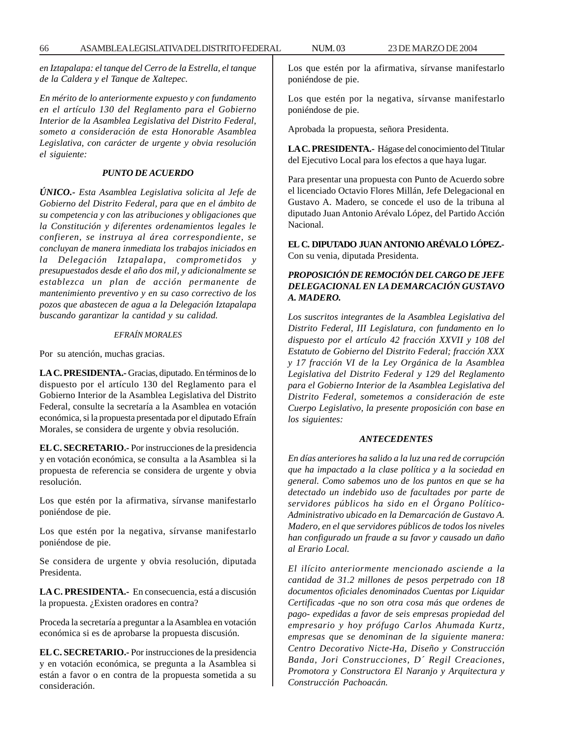*en Iztapalapa: el tanque del Cerro de la Estrella, el tanque de la Caldera y el Tanque de Xaltepec.*

*En mérito de lo anteriormente expuesto y con fundamento en el artículo 130 del Reglamento para el Gobierno Interior de la Asamblea Legislativa del Distrito Federal, someto a consideración de esta Honorable Asamblea Legislativa, con carácter de urgente y obvia resolución el siguiente:*

***PUNTO DE ACUERDO***

***ÚNICO.-*** *Esta Asamblea Legislativa solicita al Jefe de Gobierno del Distrito Federal, para que en el ámbito de su competencia y con las atribuciones y obligaciones que la Constitución y diferentes ordenamientos legales le confieren, se instruya al área correspondiente, se concluyan de manera inmediata los trabajos iniciados en la Delegación Iztapalapa, comprometidos y presupuestados desde el año dos mil, y adicionalmente se establezca un plan de acción permanente de mantenimiento preventivo y en su caso correctivo de los pozos que abastecen de agua a la Delegación Iztapalapa buscando garantizar la cantidad y su calidad.*

*EFRAÍN MORALES*

Por su atención, muchas gracias.

**LA C. PRESIDENTA.-** Gracias, diputado. En términos de lo dispuesto por el artículo 130 del Reglamento para el Gobierno Interior de la Asamblea Legislativa del Distrito Federal, consulte la secretaría a la Asamblea en votación económica, si la propuesta presentada por el diputado Efraín Morales, se considera de urgente y obvia resolución.

**EL C. SECRETARIO.-** Por instrucciones de la presidencia y en votación económica, se consulta a la Asamblea si la propuesta de referencia se considera de urgente y obvia resolución.

Los que estén por la afirmativa, sírvanse manifestarlo poniéndose de pie.

Los que estén por la negativa, sírvanse manifestarlo poniéndose de pie.

Se considera de urgente y obvia resolución, diputada Presidenta.

**LA C. PRESIDENTA.-** En consecuencia, está a discusión la propuesta. ¿Existen oradores en contra?

Proceda la secretaría a preguntar a la Asamblea en votación económica si es de aprobarse la propuesta discusión.

**EL C. SECRETARIO.-** Por instrucciones de la presidencia y en votación económica, se pregunta a la Asamblea si están a favor o en contra de la propuesta sometida a su consideración.

Los que estén por la afirmativa, sírvanse manifestarlo poniéndose de pie.

Los que estén por la negativa, sírvanse manifestarlo poniéndose de pie.

Aprobada la propuesta, señora Presidenta.

**LA C. PRESIDENTA.-** Hágase del conocimiento del Titular del Ejecutivo Local para los efectos a que haya lugar.

Para presentar una propuesta con Punto de Acuerdo sobre el licenciado Octavio Flores Millán, Jefe Delegacional en Gustavo A. Madero, se concede el uso de la tribuna al diputado Juan Antonio Arévalo López, del Partido Acción Nacional.

**EL C. DIPUTADO JUAN ANTONIO ARÉVALO LÓPEZ.-** Con su venia, diputada Presidenta.

***PROPOSICIÓN DE REMOCIÓN DEL CARGO DE JEFE DELEGACIONAL EN LA DEMARCACIÓN GUSTAVO A. MADERO.***

*Los suscritos integrantes de la Asamblea Legislativa del Distrito Federal, III Legislatura, con fundamento en lo dispuesto por el artículo 42 fracción XXVII y 108 del Estatuto de Gobierno del Distrito Federal; fracción XXX y 17 fracción VI de la Ley Orgánica de la Asamblea Legislativa del Distrito Federal y 129 del Reglamento para el Gobierno Interior de la Asamblea Legislativa del Distrito Federal, sometemos a consideración de este Cuerpo Legislativo, la presente proposición con base en los siguientes:*

***ANTECEDENTES***

*En días anteriores ha salido a la luz una red de corrupción que ha impactado a la clase política y a la sociedad en general. Como sabemos uno de los puntos en que se ha detectado un indebido uso de facultades por parte de servidores públicos ha sido en el Órgano Político-Administrativo ubicado en la Demarcación de Gustavo A. Madero, en el que servidores públicos de todos los niveles han configurado un fraude a su favor y causado un daño al Erario Local.*

*El ilícito anteriormente mencionado asciende a la cantidad de 31.2 millones de pesos perpetrado con 18 documentos oficiales denominados Cuentas por Liquidar Certificadas -que no son otra cosa más que ordenes de pago- expedidas a favor de seis empresas propiedad del empresario y hoy prófugo Carlos Ahumada Kurtz, empresas que se denominan de la siguiente manera: Centro Decorativo Nicte-Ha, Diseño y Construcción Banda, Jori Construcciones, D´ Regil Creaciones, Promotora y Constructora El Naranjo y Arquitectura y Construcción Pachoacán.*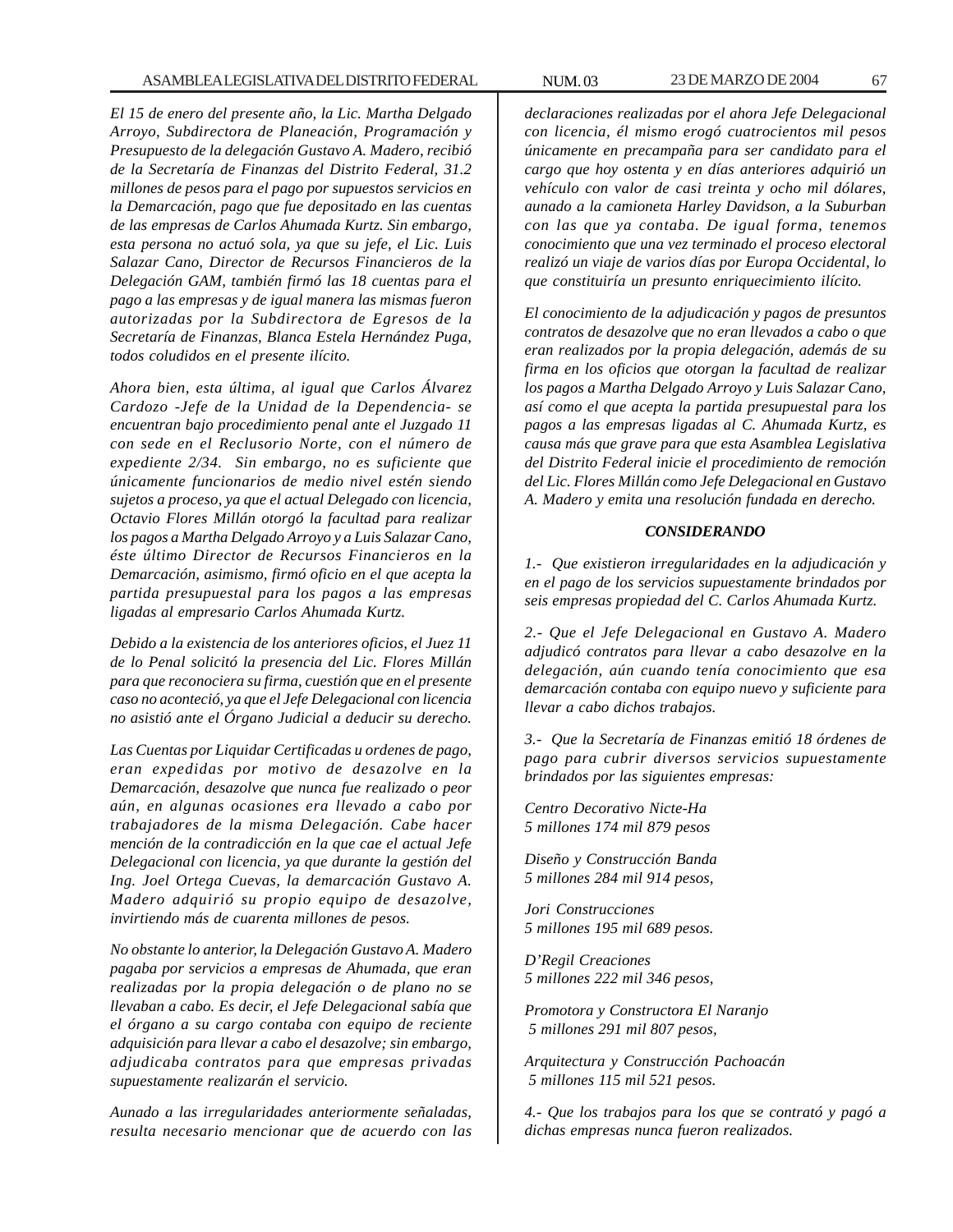*El 15 de enero del presente año, la Lic. Martha Delgado Arroyo, Subdirectora de Planeación, Programación y Presupuesto de la delegación Gustavo A. Madero, recibió de la Secretaría de Finanzas del Distrito Federal, 31.2 millones de pesos para el pago por supuestos servicios en la Demarcación, pago que fue depositado en las cuentas de las empresas de Carlos Ahumada Kurtz. Sin embargo, esta persona no actuó sola, ya que su jefe, el Lic. Luis Salazar Cano, Director de Recursos Financieros de la Delegación GAM, también firmó las 18 cuentas para el pago a las empresas y de igual manera las mismas fueron autorizadas por la Subdirectora de Egresos de la Secretaría de Finanzas, Blanca Estela Hernández Puga, todos coludidos en el presente ilícito.*

*Ahora bien, esta última, al igual que Carlos Álvarez Cardozo -Jefe de la Unidad de la Dependencia- se encuentran bajo procedimiento penal ante el Juzgado 11 con sede en el Reclusorio Norte, con el número de expediente 2/34. Sin embargo, no es suficiente que únicamente funcionarios de medio nivel estén siendo sujetos a proceso, ya que el actual Delegado con licencia, Octavio Flores Millán otorgó la facultad para realizar los pagos a Martha Delgado Arroyo y a Luis Salazar Cano, éste último Director de Recursos Financieros en la Demarcación, asimismo, firmó oficio en el que acepta la partida presupuestal para los pagos a las empresas ligadas al empresario Carlos Ahumada Kurtz.*

*Debido a la existencia de los anteriores oficios, el Juez 11 de lo Penal solicitó la presencia del Lic. Flores Millán para que reconociera su firma, cuestión que en el presente caso no aconteció, ya que el Jefe Delegacional con licencia no asistió ante el Órgano Judicial a deducir su derecho.*

*Las Cuentas por Liquidar Certificadas u ordenes de pago, eran expedidas por motivo de desazolve en la Demarcación, desazolve que nunca fue realizado o peor aún, en algunas ocasiones era llevado a cabo por trabajadores de la misma Delegación. Cabe hacer mención de la contradicción en la que cae el actual Jefe Delegacional con licencia, ya que durante la gestión del Ing. Joel Ortega Cuevas, la demarcación Gustavo A. Madero adquirió su propio equipo de desazolve, invirtiendo más de cuarenta millones de pesos.*

*No obstante lo anterior, la Delegación Gustavo A. Madero pagaba por servicios a empresas de Ahumada, que eran realizadas por la propia delegación o de plano no se llevaban a cabo. Es decir, el Jefe Delegacional sabía que el órgano a su cargo contaba con equipo de reciente adquisición para llevar a cabo el desazolve; sin embargo, adjudicaba contratos para que empresas privadas supuestamente realizarán el servicio.*

*Aunado a las irregularidades anteriormente señaladas, resulta necesario mencionar que de acuerdo con las declaraciones realizadas por el ahora Jefe Delegacional con licencia, él mismo erogó cuatrocientos mil pesos únicamente en precampaña para ser candidato para el cargo que hoy ostenta y en días anteriores adquirió un vehículo con valor de casi treinta y ocho mil dólares, aunado a la camioneta Harley Davidson, a la Suburban con las que ya contaba. De igual forma, tenemos conocimiento que una vez terminado el proceso electoral realizó un viaje de varios días por Europa Occidental, lo que constituiría un presunto enriquecimiento ilícito.*

*El conocimiento de la adjudicación y pagos de presuntos contratos de desazolve que no eran llevados a cabo o que eran realizados por la propia delegación, además de su firma en los oficios que otorgan la facultad de realizar los pagos a Martha Delgado Arroyo y Luis Salazar Cano, así como el que acepta la partida presupuestal para los pagos a las empresas ligadas al C. Ahumada Kurtz, es causa más que grave para que esta Asamblea Legislativa del Distrito Federal inicie el procedimiento de remoción del Lic. Flores Millán como Jefe Delegacional en Gustavo A. Madero y emita una resolución fundada en derecho.*

***CONSIDERANDO***

*1.- Que existieron irregularidades en la adjudicación y en el pago de los servicios supuestamente brindados por seis empresas propiedad del C. Carlos Ahumada Kurtz.*

*2.- Que el Jefe Delegacional en Gustavo A. Madero adjudicó contratos para llevar a cabo desazolve en la delegación, aún cuando tenía conocimiento que esa demarcación contaba con equipo nuevo y suficiente para llevar a cabo dichos trabajos.*

*3.- Que la Secretaría de Finanzas emitió 18 órdenes de pago para cubrir diversos servicios supuestamente brindados por las siguientes empresas:*

*Centro Decorativo Nicte-Ha*
*5 millones 174 mil 879 pesos*

*Diseño y Construcción Banda*
*5 millones 284 mil 914 pesos,*

*Jori Construcciones*
*5 millones 195 mil 689 pesos.*

*D'Regil Creaciones*
*5 millones 222 mil 346 pesos,*

*Promotora y Constructora El Naranjo*
*5 millones 291 mil 807 pesos,*

*Arquitectura y Construcción Pachoacán*
*5 millones 115 mil 521 pesos.*

*4.- Que los trabajos para los que se contrató y pagó a dichas empresas nunca fueron realizados.*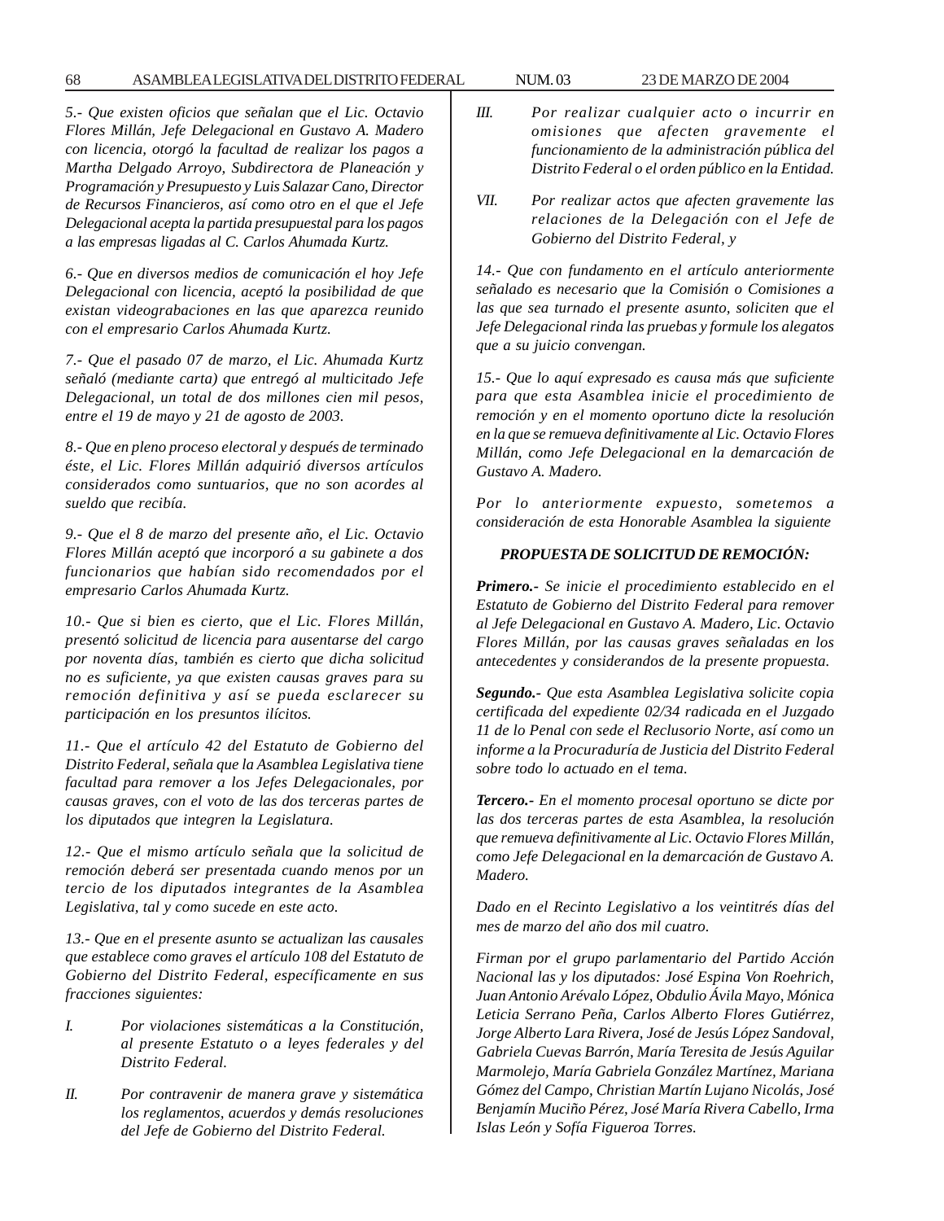*5.- Que existen oficios que señalan que el Lic. Octavio Flores Millán, Jefe Delegacional en Gustavo A. Madero con licencia, otorgó la facultad de realizar los pagos a Martha Delgado Arroyo, Subdirectora de Planeación y Programación y Presupuesto y Luis Salazar Cano, Director de Recursos Financieros, así como otro en el que el Jefe Delegacional acepta la partida presupuestal para los pagos a las empresas ligadas al C. Carlos Ahumada Kurtz.*

*6.- Que en diversos medios de comunicación el hoy Jefe Delegacional con licencia, aceptó la posibilidad de que existan videograbaciones en las que aparezca reunido con el empresario Carlos Ahumada Kurtz.*

*7.- Que el pasado 07 de marzo, el Lic. Ahumada Kurtz señaló (mediante carta) que entregó al multicitado Jefe Delegacional, un total de dos millones cien mil pesos, entre el 19 de mayo y 21 de agosto de 2003.*

*8.- Que en pleno proceso electoral y después de terminado éste, el Lic. Flores Millán adquirió diversos artículos considerados como suntuarios, que no son acordes al sueldo que recibía.*

*9.- Que el 8 de marzo del presente año, el Lic. Octavio Flores Millán aceptó que incorporó a su gabinete a dos funcionarios que habían sido recomendados por el empresario Carlos Ahumada Kurtz.*

*10.- Que si bien es cierto, que el Lic. Flores Millán, presentó solicitud de licencia para ausentarse del cargo por noventa días, también es cierto que dicha solicitud no es suficiente, ya que existen causas graves para su remoción definitiva y así se pueda esclarecer su participación en los presuntos ilícitos.*

*11.- Que el artículo 42 del Estatuto de Gobierno del Distrito Federal, señala que la Asamblea Legislativa tiene facultad para remover a los Jefes Delegacionales, por causas graves, con el voto de las dos terceras partes de los diputados que integren la Legislatura.*

*12.- Que el mismo artículo señala que la solicitud de remoción deberá ser presentada cuando menos por un tercio de los diputados integrantes de la Asamblea Legislativa, tal y como sucede en este acto.*

*13.- Que en el presente asunto se actualizan las causales que establece como graves el artículo 108 del Estatuto de Gobierno del Distrito Federal, específicamente en sus fracciones siguientes:*

*I. Por violaciones sistemáticas a la Constitución, al presente Estatuto o a leyes federales y del Distrito Federal.*

*II. Por contravenir de manera grave y sistemática los reglamentos, acuerdos y demás resoluciones del Jefe de Gobierno del Distrito Federal.*

*III. Por realizar cualquier acto o incurrir en omisiones que afecten gravemente el funcionamiento de la administración pública del Distrito Federal o el orden público en la Entidad.*

*VII. Por realizar actos que afecten gravemente las relaciones de la Delegación con el Jefe de Gobierno del Distrito Federal, y*

*14.- Que con fundamento en el artículo anteriormente señalado es necesario que la Comisión o Comisiones a las que sea turnado el presente asunto, soliciten que el Jefe Delegacional rinda las pruebas y formule los alegatos que a su juicio convengan.*

*15.- Que lo aquí expresado es causa más que suficiente para que esta Asamblea inicie el procedimiento de remoción y en el momento oportuno dicte la resolución en la que se remueva definitivamente al Lic. Octavio Flores Millán, como Jefe Delegacional en la demarcación de Gustavo A. Madero.*

*Por lo anteriormente expuesto, sometemos a consideración de esta Honorable Asamblea la siguiente*

***PROPUESTA DE SOLICITUD DE REMOCIÓN:***

***Primero.-*** *Se inicie el procedimiento establecido en el Estatuto de Gobierno del Distrito Federal para remover al Jefe Delegacional en Gustavo A. Madero, Lic. Octavio Flores Millán, por las causas graves señaladas en los antecedentes y considerandos de la presente propuesta.*

***Segundo.-*** *Que esta Asamblea Legislativa solicite copia certificada del expediente 02/34 radicada en el Juzgado 11 de lo Penal con sede el Reclusorio Norte, así como un informe a la Procuraduría de Justicia del Distrito Federal sobre todo lo actuado en el tema.*

***Tercero.-*** *En el momento procesal oportuno se dicte por las dos terceras partes de esta Asamblea, la resolución que remueva definitivamente al Lic. Octavio Flores Millán, como Jefe Delegacional en la demarcación de Gustavo A. Madero.*

*Dado en el Recinto Legislativo a los veintitrés días del mes de marzo del año dos mil cuatro.*

*Firman por el grupo parlamentario del Partido Acción Nacional las y los diputados: José Espina Von Roehrich, Juan Antonio Arévalo López, Obdulio Ávila Mayo, Mónica Leticia Serrano Peña, Carlos Alberto Flores Gutiérrez, Jorge Alberto Lara Rivera, José de Jesús López Sandoval, Gabriela Cuevas Barrón, María Teresita de Jesús Aguilar Marmolejo, María Gabriela González Martínez, Mariana Gómez del Campo, Christian Martín Lujano Nicolás, José Benjamín Muciño Pérez, José María Rivera Cabello, Irma Islas León y Sofía Figueroa Torres.*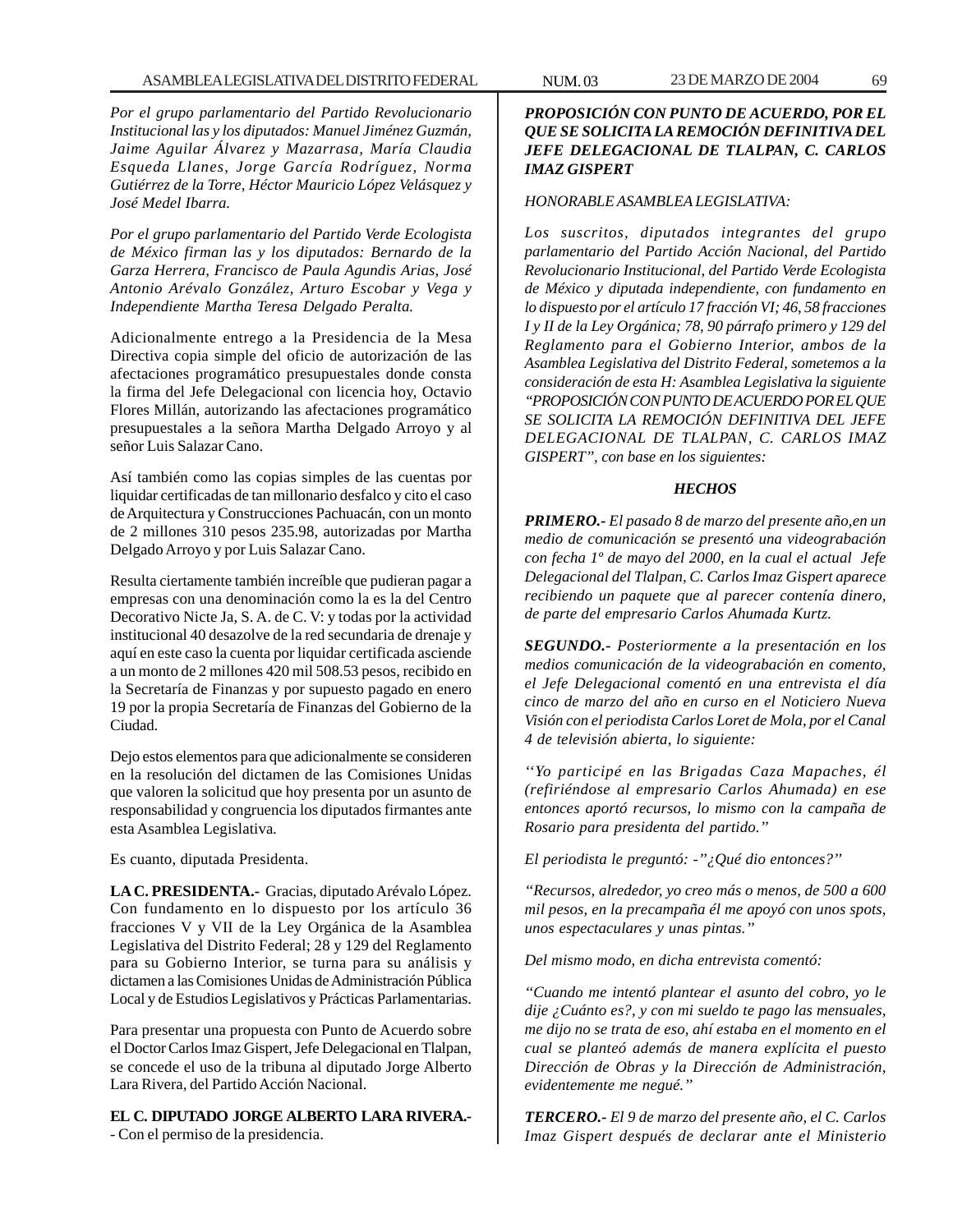*Por el grupo parlamentario del Partido Revolucionario Institucional las y los diputados: Manuel Jiménez Guzmán, Jaime Aguilar Álvarez y Mazarrasa, María Claudia Esqueda Llanes, Jorge García Rodríguez, Norma Gutiérrez de la Torre, Héctor Mauricio López Velásquez y José Medel Ibarra.*

*Por el grupo parlamentario del Partido Verde Ecologista de México firman las y los diputados: Bernardo de la Garza Herrera, Francisco de Paula Agundis Arias, José Antonio Arévalo González, Arturo Escobar y Vega y Independiente Martha Teresa Delgado Peralta.*

Adicionalmente entrego a la Presidencia de la Mesa Directiva copia simple del oficio de autorización de las afectaciones programático presupuestales donde consta la firma del Jefe Delegacional con licencia hoy, Octavio Flores Millán, autorizando las afectaciones programático presupuestales a la señora Martha Delgado Arroyo y al señor Luis Salazar Cano.

Así también como las copias simples de las cuentas por liquidar certificadas de tan millonario desfalco y cito el caso de Arquitectura y Construcciones Pachuacán, con un monto de 2 millones 310 pesos 235.98, autorizadas por Martha Delgado Arroyo y por Luis Salazar Cano.

Resulta ciertamente también increíble que pudieran pagar a empresas con una denominación como la es la del Centro Decorativo Nicte Ja, S. A. de C. V: y todas por la actividad institucional 40 desazolve de la red secundaria de drenaje y aquí en este caso la cuenta por liquidar certificada asciende a un monto de 2 millones 420 mil 508.53 pesos, recibido en la Secretaría de Finanzas y por supuesto pagado en enero 19 por la propia Secretaría de Finanzas del Gobierno de la Ciudad.

Dejo estos elementos para que adicionalmente se consideren en la resolución del dictamen de las Comisiones Unidas que valoren la solicitud que hoy presenta por un asunto de responsabilidad y congruencia los diputados firmantes ante esta Asamblea Legislativa.

Es cuanto, diputada Presidenta.

**LA C. PRESIDENTA.-** Gracias, diputado Arévalo López. Con fundamento en lo dispuesto por los artículo 36 fracciones V y VII de la Ley Orgánica de la Asamblea Legislativa del Distrito Federal; 28 y 129 del Reglamento para su Gobierno Interior, se turna para su análisis y dictamen a las Comisiones Unidas de Administración Pública Local y de Estudios Legislativos y Prácticas Parlamentarias.

Para presentar una propuesta con Punto de Acuerdo sobre el Doctor Carlos Imaz Gispert, Jefe Delegacional en Tlalpan, se concede el uso de la tribuna al diputado Jorge Alberto Lara Rivera, del Partido Acción Nacional.

**EL C. DIPUTADO JORGE ALBERTO LARA RIVERA.-** - Con el permiso de la presidencia.

***PROPOSICIÓN CON PUNTO DE ACUERDO, POR EL QUE SE SOLICITA LA REMOCIÓN DEFINITIVA DEL JEFE DELEGACIONAL DE TLALPAN, C. CARLOS IMAZ GISPERT***

*HONORABLE ASAMBLEA LEGISLATIVA:*

*Los suscritos, diputados integrantes del grupo parlamentario del Partido Acción Nacional, del Partido Revolucionario Institucional, del Partido Verde Ecologista de México y diputada independiente, con fundamento en lo dispuesto por el artículo 17 fracción VI; 46, 58 fracciones I y II de la Ley Orgánica; 78, 90 párrafo primero y 129 del Reglamento para el Gobierno Interior, ambos de la Asamblea Legislativa del Distrito Federal, sometemos a la consideración de esta H: Asamblea Legislativa la siguiente "PROPOSICIÓN CON PUNTO DE ACUERDO POR EL QUE SE SOLICITA LA REMOCIÓN DEFINITIVA DEL JEFE DELEGACIONAL DE TLALPAN, C. CARLOS IMAZ GISPERT", con base en los siguientes:*

***HECHOS***

***PRIMERO.-*** *El pasado 8 de marzo del presente año,en un medio de comunicación se presentó una videograbación con fecha 1º de mayo del 2000, en la cual el actual Jefe Delegacional del Tlalpan, C. Carlos Imaz Gispert aparece recibiendo un paquete que al parecer contenía dinero, de parte del empresario Carlos Ahumada Kurtz.*

***SEGUNDO.-*** *Posteriormente a la presentación en los medios comunicación de la videograbación en comento, el Jefe Delegacional comentó en una entrevista el día cinco de marzo del año en curso en el Noticiero Nueva Visión con el periodista Carlos Loret de Mola, por el Canal 4 de televisión abierta, lo siguiente:*

*''Yo participé en las Brigadas Caza Mapaches, él (refiriéndose al empresario Carlos Ahumada) en ese entonces aportó recursos, lo mismo con la campaña de Rosario para presidenta del partido."*

*El periodista le preguntó: -"¿Qué dio entonces?"*

*"Recursos, alrededor, yo creo más o menos, de 500 a 600 mil pesos, en la precampaña él me apoyó con unos spots, unos espectaculares y unas pintas."*

*Del mismo modo, en dicha entrevista comentó:*

*"Cuando me intentó plantear el asunto del cobro, yo le dije ¿Cuánto es?, y con mi sueldo te pago las mensuales, me dijo no se trata de eso, ahí estaba en el momento en el cual se planteó además de manera explícita el puesto Dirección de Obras y la Dirección de Administración, evidentemente me negué."*

***TERCERO.-*** *El 9 de marzo del presente año, el C. Carlos Imaz Gispert después de declarar ante el Ministerio*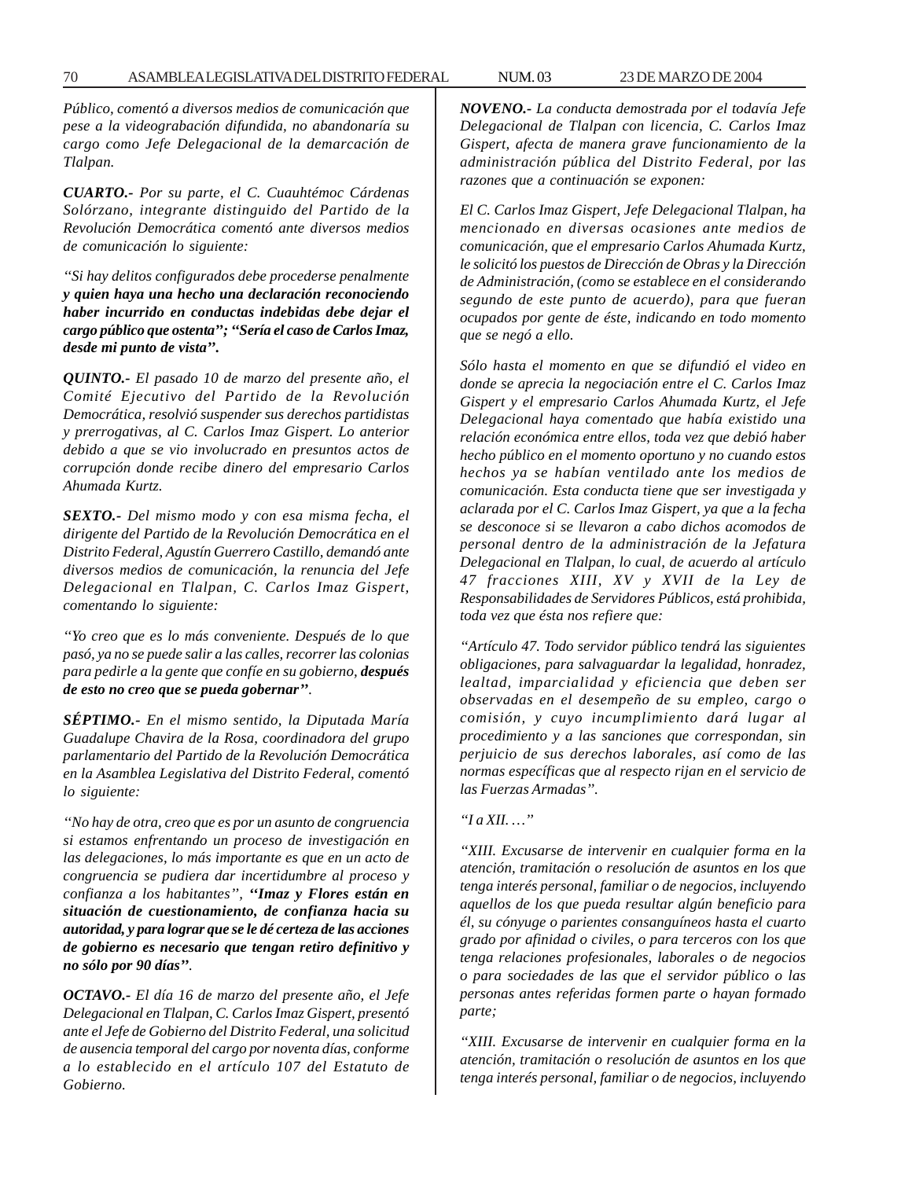*Público, comentó a diversos medios de comunicación que pese a la videograbación difundida, no abandonaría su cargo como Jefe Delegacional de la demarcación de Tlalpan.*

***CUARTO.-*** *Por su parte, el C. Cuauhtémoc Cárdenas Solórzano, integrante distinguido del Partido de la Revolución Democrática comentó ante diversos medios de comunicación lo siguiente:*

*"Si hay delitos configurados debe procederse penalmente* ***y quien haya una hecho una declaración reconociendo haber incurrido en conductas indebidas debe dejar el cargo público que ostenta"; "Sería el caso de Carlos Imaz, desde mi punto de vista".***

***QUINTO.-*** *El pasado 10 de marzo del presente año, el Comité Ejecutivo del Partido de la Revolución Democrática, resolvió suspender sus derechos partidistas y prerrogativas, al C. Carlos Imaz Gispert. Lo anterior debido a que se vio involucrado en presuntos actos de corrupción donde recibe dinero del empresario Carlos Ahumada Kurtz.*

***SEXTO.-*** *Del mismo modo y con esa misma fecha, el dirigente del Partido de la Revolución Democrática en el Distrito Federal, Agustín Guerrero Castillo, demandó ante diversos medios de comunicación, la renuncia del Jefe Delegacional en Tlalpan, C. Carlos Imaz Gispert, comentando lo siguiente:*

*"Yo creo que es lo más conveniente. Después de lo que pasó, ya no se puede salir a las calles, recorrer las colonias para pedirle a la gente que confíe en su gobierno,* ***después de esto no creo que se pueda gobernar"****.*

***SÉPTIMO.-*** *En el mismo sentido, la Diputada María Guadalupe Chavira de la Rosa, coordinadora del grupo parlamentario del Partido de la Revolución Democrática en la Asamblea Legislativa del Distrito Federal, comentó lo siguiente:*

*"No hay de otra, creo que es por un asunto de congruencia si estamos enfrentando un proceso de investigación en las delegaciones, lo más importante es que en un acto de congruencia se pudiera dar incertidumbre al proceso y confianza a los habitantes",* ***"Imaz y Flores están en situación de cuestionamiento, de confianza hacia su autoridad, y para lograr que se le dé certeza de las acciones de gobierno es necesario que tengan retiro definitivo y no sólo por 90 días"****.*

***OCTAVO.-*** *El día 16 de marzo del presente año, el Jefe Delegacional en Tlalpan, C. Carlos Imaz Gispert, presentó ante el Jefe de Gobierno del Distrito Federal, una solicitud de ausencia temporal del cargo por noventa días, conforme a lo establecido en el artículo 107 del Estatuto de Gobierno.*

***NOVENO.-*** *La conducta demostrada por el todavía Jefe Delegacional de Tlalpan con licencia, C. Carlos Imaz Gispert, afecta de manera grave funcionamiento de la administración pública del Distrito Federal, por las razones que a continuación se exponen:*

*El C. Carlos Imaz Gispert, Jefe Delegacional Tlalpan, ha mencionado en diversas ocasiones ante medios de comunicación, que el empresario Carlos Ahumada Kurtz, le solicitó los puestos de Dirección de Obras y la Dirección de Administración, (como se establece en el considerando segundo de este punto de acuerdo), para que fueran ocupados por gente de éste, indicando en todo momento que se negó a ello.*

*Sólo hasta el momento en que se difundió el video en donde se aprecia la negociación entre el C. Carlos Imaz Gispert y el empresario Carlos Ahumada Kurtz, el Jefe Delegacional haya comentado que había existido una relación económica entre ellos, toda vez que debió haber hecho público en el momento oportuno y no cuando estos hechos ya se habían ventilado ante los medios de comunicación. Esta conducta tiene que ser investigada y aclarada por el C. Carlos Imaz Gispert, ya que a la fecha se desconoce si se llevaron a cabo dichos acomodos de personal dentro de la administración de la Jefatura Delegacional en Tlalpan, lo cual, de acuerdo al artículo 47 fracciones XIII, XV y XVII de la Ley de Responsabilidades de Servidores Públicos, está prohibida, toda vez que ésta nos refiere que:*

*"Artículo 47. Todo servidor público tendrá las siguientes obligaciones, para salvaguardar la legalidad, honradez, lealtad, imparcialidad y eficiencia que deben ser observadas en el desempeño de su empleo, cargo o comisión, y cuyo incumplimiento dará lugar al procedimiento y a las sanciones que correspondan, sin perjuicio de sus derechos laborales, así como de las normas específicas que al respecto rijan en el servicio de las Fuerzas Armadas".*

*"I a XII. …"*

*"XIII. Excusarse de intervenir en cualquier forma en la atención, tramitación o resolución de asuntos en los que tenga interés personal, familiar o de negocios, incluyendo aquellos de los que pueda resultar algún beneficio para él, su cónyuge o parientes consanguíneos hasta el cuarto grado por afinidad o civiles, o para terceros con los que tenga relaciones profesionales, laborales o de negocios o para sociedades de las que el servidor público o las personas antes referidas formen parte o hayan formado parte;*

*"XIII. Excusarse de intervenir en cualquier forma en la atención, tramitación o resolución de asuntos en los que tenga interés personal, familiar o de negocios, incluyendo*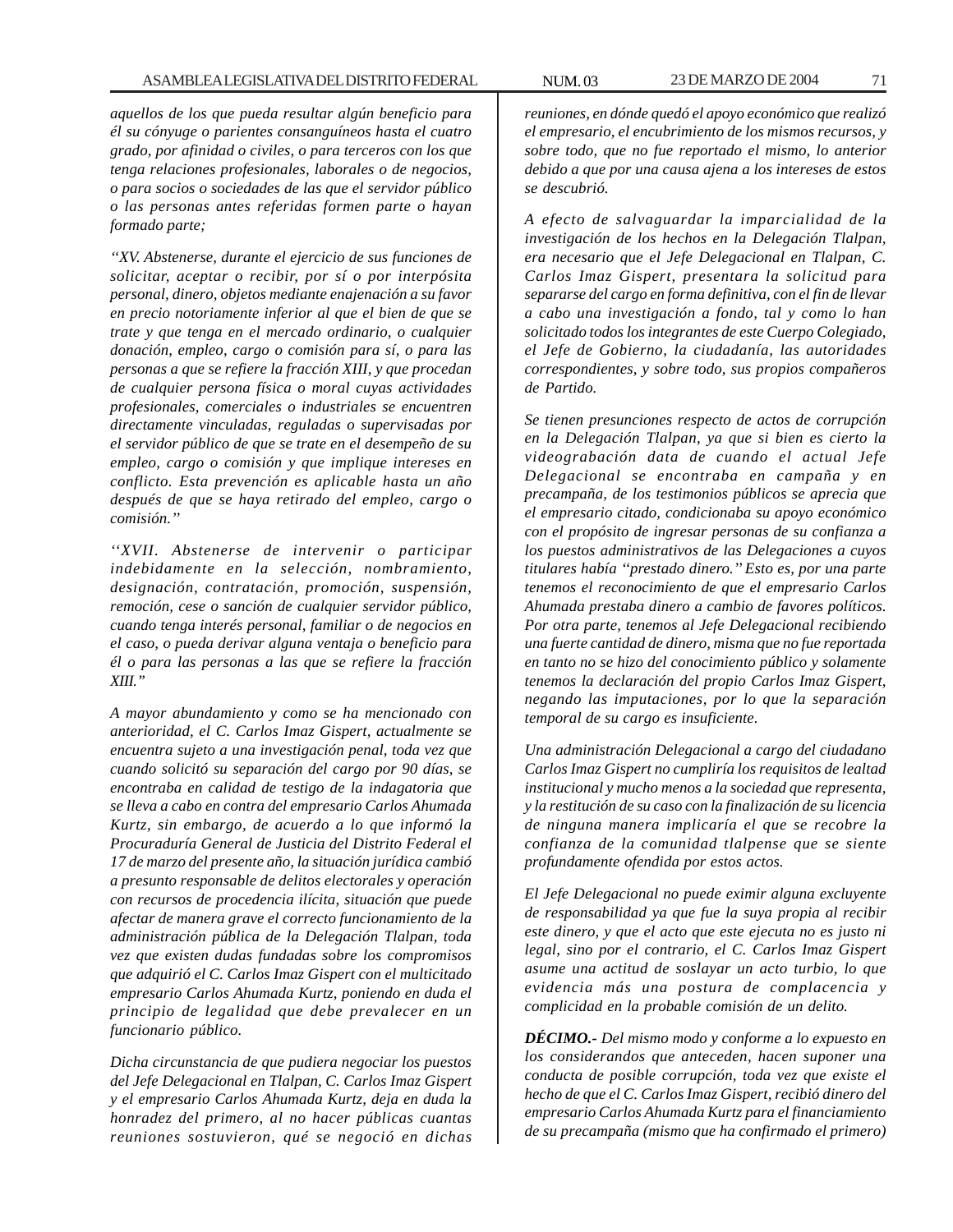*aquellos de los que pueda resultar algún beneficio para él su cónyuge o parientes consanguíneos hasta el cuatro grado, por afinidad o civiles, o para terceros con los que tenga relaciones profesionales, laborales o de negocios, o para socios o sociedades de las que el servidor público o las personas antes referidas formen parte o hayan formado parte;*

*"XV. Abstenerse, durante el ejercicio de sus funciones de solicitar, aceptar o recibir, por sí o por interpósita personal, dinero, objetos mediante enajenación a su favor en precio notoriamente inferior al que el bien de que se trate y que tenga en el mercado ordinario, o cualquier donación, empleo, cargo o comisión para sí, o para las personas a que se refiere la fracción XIII, y que procedan de cualquier persona física o moral cuyas actividades profesionales, comerciales o industriales se encuentren directamente vinculadas, reguladas o supervisadas por el servidor público de que se trate en el desempeño de su empleo, cargo o comisión y que implique intereses en conflicto. Esta prevención es aplicable hasta un año después de que se haya retirado del empleo, cargo o comisión."*

*"XVII. Abstenerse de intervenir o participar indebidamente en la selección, nombramiento, designación, contratación, promoción, suspensión, remoción, cese o sanción de cualquier servidor público, cuando tenga interés personal, familiar o de negocios en el caso, o pueda derivar alguna ventaja o beneficio para él o para las personas a las que se refiere la fracción XIII."*

*A mayor abundamiento y como se ha mencionado con anterioridad, el C. Carlos Imaz Gispert, actualmente se encuentra sujeto a una investigación penal, toda vez que cuando solicitó su separación del cargo por 90 días, se encontraba en calidad de testigo de la indagatoria que se lleva a cabo en contra del empresario Carlos Ahumada Kurtz, sin embargo, de acuerdo a lo que informó la Procuraduría General de Justicia del Distrito Federal el 17 de marzo del presente año, la situación jurídica cambió a presunto responsable de delitos electorales y operación con recursos de procedencia ilícita, situación que puede afectar de manera grave el correcto funcionamiento de la administración pública de la Delegación Tlalpan, toda vez que existen dudas fundadas sobre los compromisos que adquirió el C. Carlos Imaz Gispert con el multicitado empresario Carlos Ahumada Kurtz, poniendo en duda el principio de legalidad que debe prevalecer en un funcionario público.*

*Dicha circunstancia de que pudiera negociar los puestos del Jefe Delegacional en Tlalpan, C. Carlos Imaz Gispert y el empresario Carlos Ahumada Kurtz, deja en duda la honradez del primero, al no hacer públicas cuantas reuniones sostuvieron, qué se negoció en dichas reuniones, en dónde quedó el apoyo económico que realizó el empresario, el encubrimiento de los mismos recursos, y sobre todo, que no fue reportado el mismo, lo anterior debido a que por una causa ajena a los intereses de estos se descubrió.*

*A efecto de salvaguardar la imparcialidad de la investigación de los hechos en la Delegación Tlalpan, era necesario que el Jefe Delegacional en Tlalpan, C. Carlos Imaz Gispert, presentara la solicitud para separarse del cargo en forma definitiva, con el fin de llevar a cabo una investigación a fondo, tal y como lo han solicitado todos los integrantes de este Cuerpo Colegiado, el Jefe de Gobierno, la ciudadanía, las autoridades correspondientes, y sobre todo, sus propios compañeros de Partido.*

*Se tienen presunciones respecto de actos de corrupción en la Delegación Tlalpan, ya que si bien es cierto la videograbación data de cuando el actual Jefe Delegacional se encontraba en campaña y en precampaña, de los testimonios públicos se aprecia que el empresario citado, condicionaba su apoyo económico con el propósito de ingresar personas de su confianza a los puestos administrativos de las Delegaciones a cuyos titulares había "prestado dinero." Esto es, por una parte tenemos el reconocimiento de que el empresario Carlos Ahumada prestaba dinero a cambio de favores políticos. Por otra parte, tenemos al Jefe Delegacional recibiendo una fuerte cantidad de dinero, misma que no fue reportada en tanto no se hizo del conocimiento público y solamente tenemos la declaración del propio Carlos Imaz Gispert, negando las imputaciones, por lo que la separación temporal de su cargo es insuficiente.*

*Una administración Delegacional a cargo del ciudadano Carlos Imaz Gispert no cumpliría los requisitos de lealtad institucional y mucho menos a la sociedad que representa, y la restitución de su caso con la finalización de su licencia de ninguna manera implicaría el que se recobre la confianza de la comunidad tlalpense que se siente profundamente ofendida por estos actos.*

*El Jefe Delegacional no puede eximir alguna excluyente de responsabilidad ya que fue la suya propia al recibir este dinero, y que el acto que este ejecuta no es justo ni legal, sino por el contrario, el C. Carlos Imaz Gispert asume una actitud de soslayar un acto turbio, lo que evidencia más una postura de complacencia y complicidad en la probable comisión de un delito.*

***DÉCIMO.-*** *Del mismo modo y conforme a lo expuesto en los considerandos que anteceden, hacen suponer una conducta de posible corrupción, toda vez que existe el hecho de que el C. Carlos Imaz Gispert, recibió dinero del empresario Carlos Ahumada Kurtz para el financiamiento de su precampaña (mismo que ha confirmado el primero)*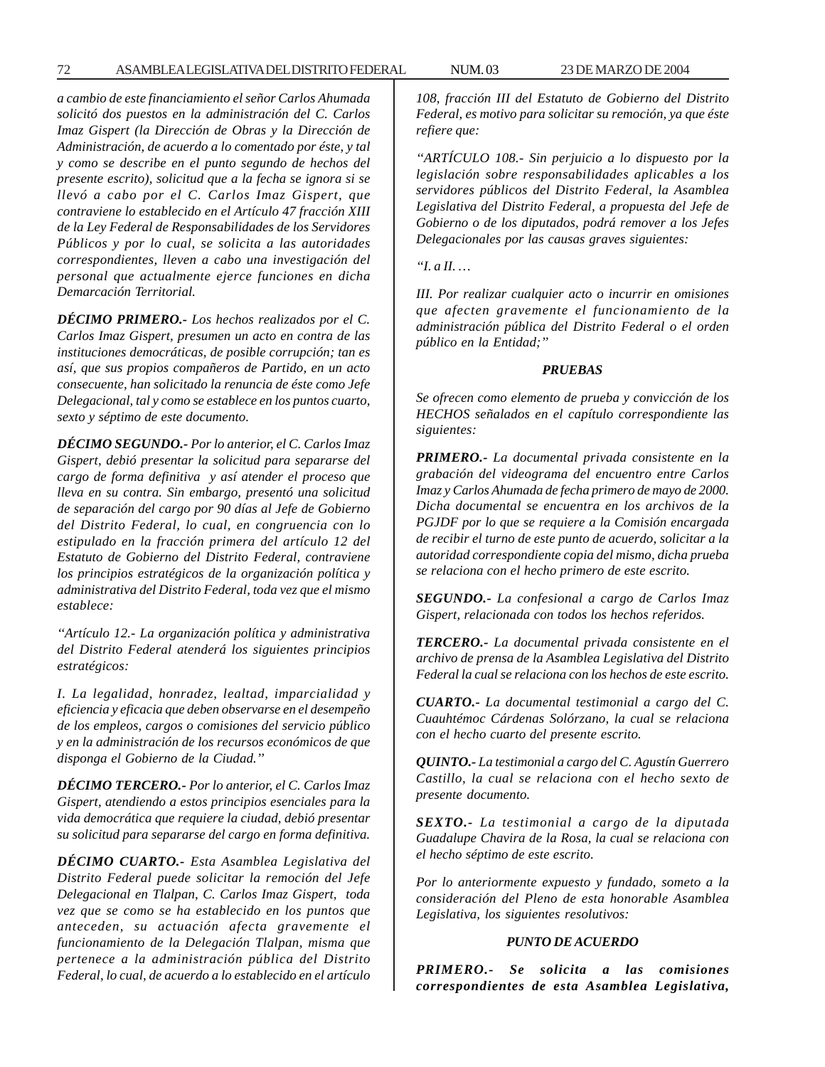*a cambio de este financiamiento el señor Carlos Ahumada solicitó dos puestos en la administración del C. Carlos Imaz Gispert (la Dirección de Obras y la Dirección de Administración, de acuerdo a lo comentado por éste, y tal y como se describe en el punto segundo de hechos del presente escrito), solicitud que a la fecha se ignora si se llevó a cabo por el C. Carlos Imaz Gispert, que contraviene lo establecido en el Artículo 47 fracción XIII de la Ley Federal de Responsabilidades de los Servidores Públicos y por lo cual, se solicita a las autoridades correspondientes, lleven a cabo una investigación del personal que actualmente ejerce funciones en dicha Demarcación Territorial.*

***DÉCIMO PRIMERO.-*** *Los hechos realizados por el C. Carlos Imaz Gispert, presumen un acto en contra de las instituciones democráticas, de posible corrupción; tan es así, que sus propios compañeros de Partido, en un acto consecuente, han solicitado la renuncia de éste como Jefe Delegacional, tal y como se establece en los puntos cuarto, sexto y séptimo de este documento.*

***DÉCIMO SEGUNDO.-*** *Por lo anterior, el C. Carlos Imaz Gispert, debió presentar la solicitud para separarse del cargo de forma definitiva y así atender el proceso que lleva en su contra. Sin embargo, presentó una solicitud de separación del cargo por 90 días al Jefe de Gobierno del Distrito Federal, lo cual, en congruencia con lo estipulado en la fracción primera del artículo 12 del Estatuto de Gobierno del Distrito Federal, contraviene los principios estratégicos de la organización política y administrativa del Distrito Federal, toda vez que el mismo establece:*

*"Artículo 12.- La organización política y administrativa del Distrito Federal atenderá los siguientes principios estratégicos:*

*I. La legalidad, honradez, lealtad, imparcialidad y eficiencia y eficacia que deben observarse en el desempeño de los empleos, cargos o comisiones del servicio público y en la administración de los recursos económicos de que disponga el Gobierno de la Ciudad."*

***DÉCIMO TERCERO.-*** *Por lo anterior, el C. Carlos Imaz Gispert, atendiendo a estos principios esenciales para la vida democrática que requiere la ciudad, debió presentar su solicitud para separarse del cargo en forma definitiva.*

***DÉCIMO CUARTO.-*** *Esta Asamblea Legislativa del Distrito Federal puede solicitar la remoción del Jefe Delegacional en Tlalpan, C. Carlos Imaz Gispert, toda vez que se como se ha establecido en los puntos que anteceden, su actuación afecta gravemente el funcionamiento de la Delegación Tlalpan, misma que pertenece a la administración pública del Distrito Federal, lo cual, de acuerdo a lo establecido en el artículo 108, fracción III del Estatuto de Gobierno del Distrito Federal, es motivo para solicitar su remoción, ya que éste refiere que:*

*"ARTÍCULO 108.- Sin perjuicio a lo dispuesto por la legislación sobre responsabilidades aplicables a los servidores públicos del Distrito Federal, la Asamblea Legislativa del Distrito Federal, a propuesta del Jefe de Gobierno o de los diputados, podrá remover a los Jefes Delegacionales por las causas graves siguientes:*

*"I. a II. …*

*III. Por realizar cualquier acto o incurrir en omisiones que afecten gravemente el funcionamiento de la administración pública del Distrito Federal o el orden público en la Entidad;"*

***PRUEBAS***

*Se ofrecen como elemento de prueba y convicción de los HECHOS señalados en el capítulo correspondiente las siguientes:*

***PRIMERO.-*** *La documental privada consistente en la grabación del videograma del encuentro entre Carlos Imaz y Carlos Ahumada de fecha primero de mayo de 2000. Dicha documental se encuentra en los archivos de la PGJDF por lo que se requiere a la Comisión encargada de recibir el turno de este punto de acuerdo, solicitar a la autoridad correspondiente copia del mismo, dicha prueba se relaciona con el hecho primero de este escrito.*

***SEGUNDO.-*** *La confesional a cargo de Carlos Imaz Gispert, relacionada con todos los hechos referidos.*

***TERCERO.-*** *La documental privada consistente en el archivo de prensa de la Asamblea Legislativa del Distrito Federal la cual se relaciona con los hechos de este escrito.*

***CUARTO.-*** *La documental testimonial a cargo del C. Cuauhtémoc Cárdenas Solórzano, la cual se relaciona con el hecho cuarto del presente escrito.*

***QUINTO.-*** *La testimonial a cargo del C. Agustín Guerrero Castillo, la cual se relaciona con el hecho sexto de presente documento.*

***SEXTO.-*** *La testimonial a cargo de la diputada Guadalupe Chavira de la Rosa, la cual se relaciona con el hecho séptimo de este escrito.*

*Por lo anteriormente expuesto y fundado, someto a la consideración del Pleno de esta honorable Asamblea Legislativa, los siguientes resolutivos:*

***PUNTO DE ACUERDO***

***PRIMERO.- Se solicita a las comisiones correspondientes de esta Asamblea Legislativa,***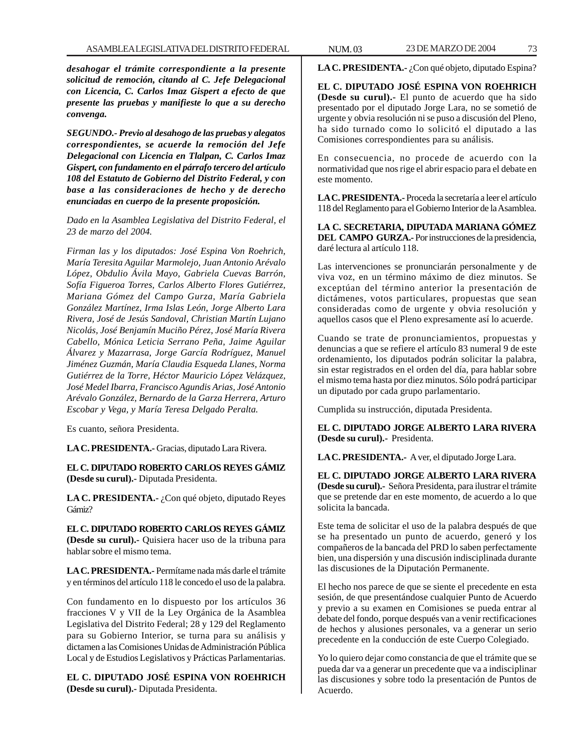*desahogar el trámite correspondiente a la presente solicitud de remoción, citando al C. Jefe Delegacional con Licencia, C. Carlos Imaz Gispert a efecto de que presente las pruebas y manifieste lo que a su derecho convenga.*

***SEGUNDO.-*** *Previo al desahogo de las pruebas y alegatos correspondientes, se acuerde la remoción del Jefe Delegacional con Licencia en Tlalpan, C. Carlos Imaz Gispert, con fundamento en el párrafo tercero del artículo 108 del Estatuto de Gobierno del Distrito Federal, y con base a las consideraciones de hecho y de derecho enunciadas en cuerpo de la presente proposición.*

*Dado en la Asamblea Legislativa del Distrito Federal, el 23 de marzo del 2004.*

*Firman las y los diputados: José Espina Von Roehrich, María Teresita Aguilar Marmolejo, Juan Antonio Arévalo López, Obdulio Ávila Mayo, Gabriela Cuevas Barrón, Sofía Figueroa Torres, Carlos Alberto Flores Gutiérrez, Mariana Gómez del Campo Gurza, María Gabriela González Martínez, Irma Islas León, Jorge Alberto Lara Rivera, José de Jesús Sandoval, Christian Martín Lujano Nicolás, José Benjamín Muciño Pérez, José María Rivera Cabello, Mónica Leticia Serrano Peña, Jaime Aguilar Álvarez y Mazarrasa, Jorge García Rodríguez, Manuel Jiménez Guzmán, María Claudia Esqueda Llanes, Norma Gutiérrez de la Torre, Héctor Mauricio López Velázquez, José Medel Ibarra, Francisco Agundis Arias, José Antonio Arévalo González, Bernardo de la Garza Herrera, Arturo Escobar y Vega, y María Teresa Delgado Peralta.*

Es cuanto, señora Presidenta.

**LA C. PRESIDENTA.-** Gracias, diputado Lara Rivera.

**EL C. DIPUTADO ROBERTO CARLOS REYES GÁMIZ (Desde su curul).-** Diputada Presidenta.

**LA C. PRESIDENTA.-** ¿Con qué objeto, diputado Reyes Gámiz?

**EL C. DIPUTADO ROBERTO CARLOS REYES GÁMIZ (Desde su curul).-** Quisiera hacer uso de la tribuna para hablar sobre el mismo tema.

**LA C. PRESIDENTA.-** Permítame nada más darle el trámite y en términos del artículo 118 le concedo el uso de la palabra.

Con fundamento en lo dispuesto por los artículos 36 fracciones V y VII de la Ley Orgánica de la Asamblea Legislativa del Distrito Federal; 28 y 129 del Reglamento para su Gobierno Interior, se turna para su análisis y dictamen a las Comisiones Unidas de Administración Pública Local y de Estudios Legislativos y Prácticas Parlamentarias.

**EL C. DIPUTADO JOSÉ ESPINA VON ROEHRICH (Desde su curul).-** Diputada Presidenta.

**LA C. PRESIDENTA.-** ¿Con qué objeto, diputado Espina?

**EL C. DIPUTADO JOSÉ ESPINA VON ROEHRICH (Desde su curul).-** El punto de acuerdo que ha sido presentado por el diputado Jorge Lara, no se sometió de urgente y obvia resolución ni se puso a discusión del Pleno, ha sido turnado como lo solicitó el diputado a las Comisiones correspondientes para su análisis.

En consecuencia, no procede de acuerdo con la normatividad que nos rige el abrir espacio para el debate en este momento.

**LA C. PRESIDENTA.-** Proceda la secretaría a leer el artículo 118 del Reglamento para el Gobierno Interior de la Asamblea.

**LA C. SECRETARIA, DIPUTADA MARIANA GÓMEZ DEL CAMPO GURZA.-** Por instrucciones de la presidencia, daré lectura al artículo 118.

Las intervenciones se pronunciarán personalmente y de viva voz, en un término máximo de diez minutos. Se exceptúan del término anterior la presentación de dictámenes, votos particulares, propuestas que sean consideradas como de urgente y obvia resolución y aquellos casos que el Pleno expresamente así lo acuerde.

Cuando se trate de pronunciamientos, propuestas y denuncias a que se refiere el artículo 83 numeral 9 de este ordenamiento, los diputados podrán solicitar la palabra, sin estar registrados en el orden del día, para hablar sobre el mismo tema hasta por diez minutos. Sólo podrá participar un diputado por cada grupo parlamentario.

Cumplida su instrucción, diputada Presidenta.

**EL C. DIPUTADO JORGE ALBERTO LARA RIVERA (Desde su curul).-** Presidenta.

**LA C. PRESIDENTA.-** A ver, el diputado Jorge Lara.

**EL C. DIPUTADO JORGE ALBERTO LARA RIVERA (Desde su curul).-** Señora Presidenta, para ilustrar el trámite que se pretende dar en este momento, de acuerdo a lo que solicita la bancada.

Este tema de solicitar el uso de la palabra después de que se ha presentado un punto de acuerdo, generó y los compañeros de la bancada del PRD lo saben perfectamente bien, una dispersión y una discusión indisciplinada durante las discusiones de la Diputación Permanente.

El hecho nos parece de que se siente el precedente en esta sesión, de que presentándose cualquier Punto de Acuerdo y previo a su examen en Comisiones se pueda entrar al debate del fondo, porque después van a venir rectificaciones de hechos y alusiones personales, va a generar un serio precedente en la conducción de este Cuerpo Colegiado.

Yo lo quiero dejar como constancia de que el trámite que se pueda dar va a generar un precedente que va a indisciplinar las discusiones y sobre todo la presentación de Puntos de Acuerdo.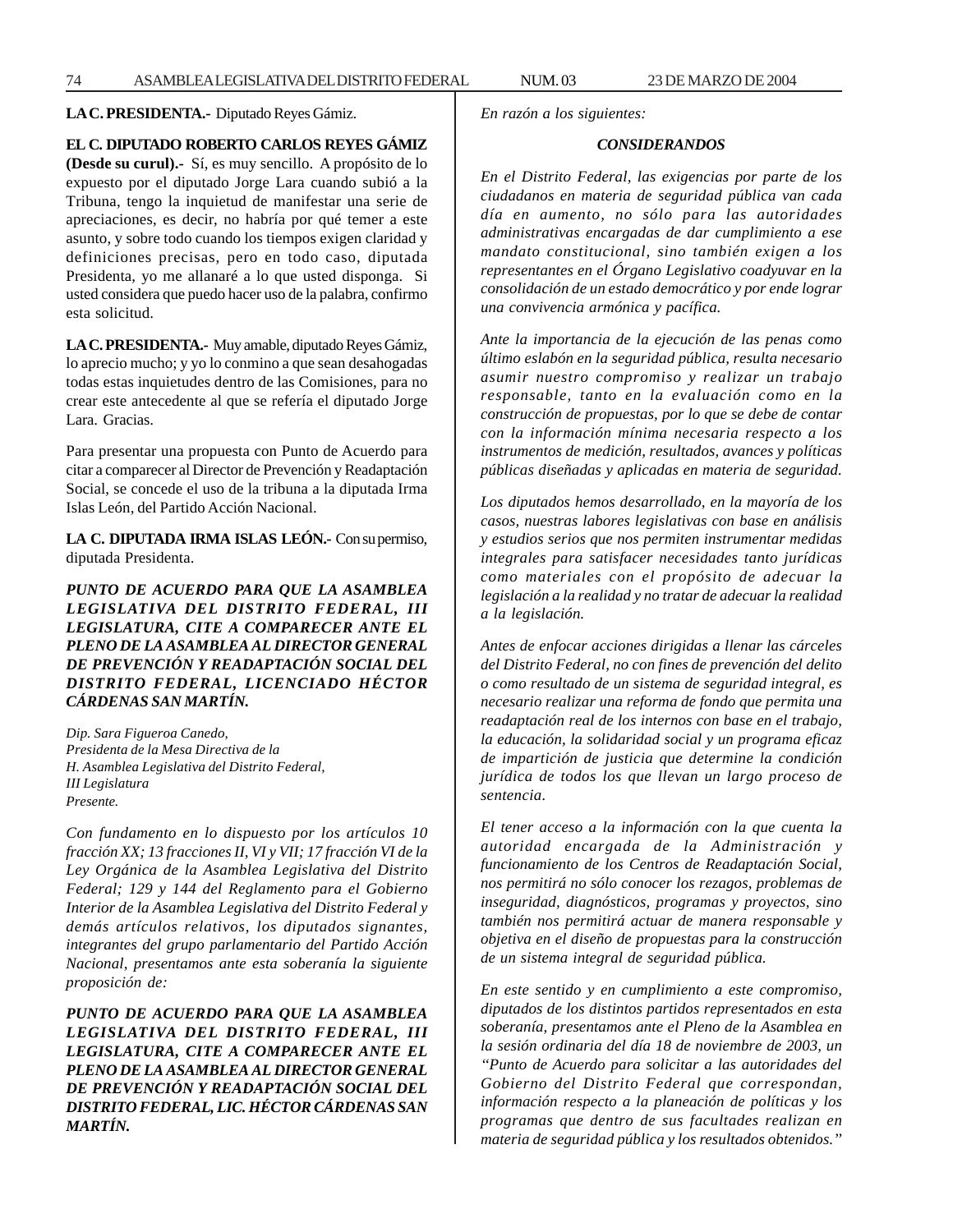**LA C. PRESIDENTA.-** Diputado Reyes Gámiz.

**EL C. DIPUTADO ROBERTO CARLOS REYES GÁMIZ (Desde su curul).-** Sí, es muy sencillo. A propósito de lo expuesto por el diputado Jorge Lara cuando subió a la Tribuna, tengo la inquietud de manifestar una serie de apreciaciones, es decir, no habría por qué temer a este asunto, y sobre todo cuando los tiempos exigen claridad y definiciones precisas, pero en todo caso, diputada Presidenta, yo me allanaré a lo que usted disponga. Si usted considera que puedo hacer uso de la palabra, confirmo esta solicitud.

**LA C. PRESIDENTA.-** Muy amable, diputado Reyes Gámiz, lo aprecio mucho; y yo lo conmino a que sean desahogadas todas estas inquietudes dentro de las Comisiones, para no crear este antecedente al que se refería el diputado Jorge Lara. Gracias.

Para presentar una propuesta con Punto de Acuerdo para citar a comparecer al Director de Prevención y Readaptación Social, se concede el uso de la tribuna a la diputada Irma Islas León, del Partido Acción Nacional.

**LA C. DIPUTADA IRMA ISLAS LEÓN.-** Con su permiso, diputada Presidenta.

***PUNTO DE ACUERDO PARA QUE LA ASAMBLEA LEGISLATIVA DEL DISTRITO FEDERAL, III LEGISLATURA, CITE A COMPARECER ANTE EL PLENO DE LA ASAMBLEA AL DIRECTOR GENERAL DE PREVENCIÓN Y READAPTACIÓN SOCIAL DEL DISTRITO FEDERAL, LICENCIADO HÉCTOR CÁRDENAS SAN MARTÍN.***

*Dip. Sara Figueroa Canedo,*
*Presidenta de la Mesa Directiva de la*
*H. Asamblea Legislativa del Distrito Federal,*
*III Legislatura*
*Presente.*

*Con fundamento en lo dispuesto por los artículos 10 fracción XX; 13 fracciones II, VI y VII; 17 fracción VI de la Ley Orgánica de la Asamblea Legislativa del Distrito Federal; 129 y 144 del Reglamento para el Gobierno Interior de la Asamblea Legislativa del Distrito Federal y demás artículos relativos, los diputados signantes, integrantes del grupo parlamentario del Partido Acción Nacional, presentamos ante esta soberanía la siguiente proposición de:*

***PUNTO DE ACUERDO PARA QUE LA ASAMBLEA LEGISLATIVA DEL DISTRITO FEDERAL, III LEGISLATURA, CITE A COMPARECER ANTE EL PLENO DE LA ASAMBLEA AL DIRECTOR GENERAL DE PREVENCIÓN Y READAPTACIÓN SOCIAL DEL DISTRITO FEDERAL, LIC. HÉCTOR CÁRDENAS SAN MARTÍN.***

*En razón a los siguientes:*

***CONSIDERANDOS***

*En el Distrito Federal, las exigencias por parte de los ciudadanos en materia de seguridad pública van cada día en aumento, no sólo para las autoridades administrativas encargadas de dar cumplimiento a ese mandato constitucional, sino también exigen a los representantes en el Órgano Legislativo coadyuvar en la consolidación de un estado democrático y por ende lograr una convivencia armónica y pacífica.*

*Ante la importancia de la ejecución de las penas como último eslabón en la seguridad pública, resulta necesario asumir nuestro compromiso y realizar un trabajo responsable, tanto en la evaluación como en la construcción de propuestas, por lo que se debe de contar con la información mínima necesaria respecto a los instrumentos de medición, resultados, avances y políticas públicas diseñadas y aplicadas en materia de seguridad.*

*Los diputados hemos desarrollado, en la mayoría de los casos, nuestras labores legislativas con base en análisis y estudios serios que nos permiten instrumentar medidas integrales para satisfacer necesidades tanto jurídicas como materiales con el propósito de adecuar la legislación a la realidad y no tratar de adecuar la realidad a la legislación.*

*Antes de enfocar acciones dirigidas a llenar las cárceles del Distrito Federal, no con fines de prevención del delito o como resultado de un sistema de seguridad integral, es necesario realizar una reforma de fondo que permita una readaptación real de los internos con base en el trabajo, la educación, la solidaridad social y un programa eficaz de impartición de justicia que determine la condición jurídica de todos los que llevan un largo proceso de sentencia.*

*El tener acceso a la información con la que cuenta la autoridad encargada de la Administración y funcionamiento de los Centros de Readaptación Social, nos permitirá no sólo conocer los rezagos, problemas de inseguridad, diagnósticos, programas y proyectos, sino también nos permitirá actuar de manera responsable y objetiva en el diseño de propuestas para la construcción de un sistema integral de seguridad pública.*

*En este sentido y en cumplimiento a este compromiso, diputados de los distintos partidos representados en esta soberanía, presentamos ante el Pleno de la Asamblea en la sesión ordinaria del día 18 de noviembre de 2003, un "Punto de Acuerdo para solicitar a las autoridades del Gobierno del Distrito Federal que correspondan, información respecto a la planeación de políticas y los programas que dentro de sus facultades realizan en materia de seguridad pública y los resultados obtenidos."*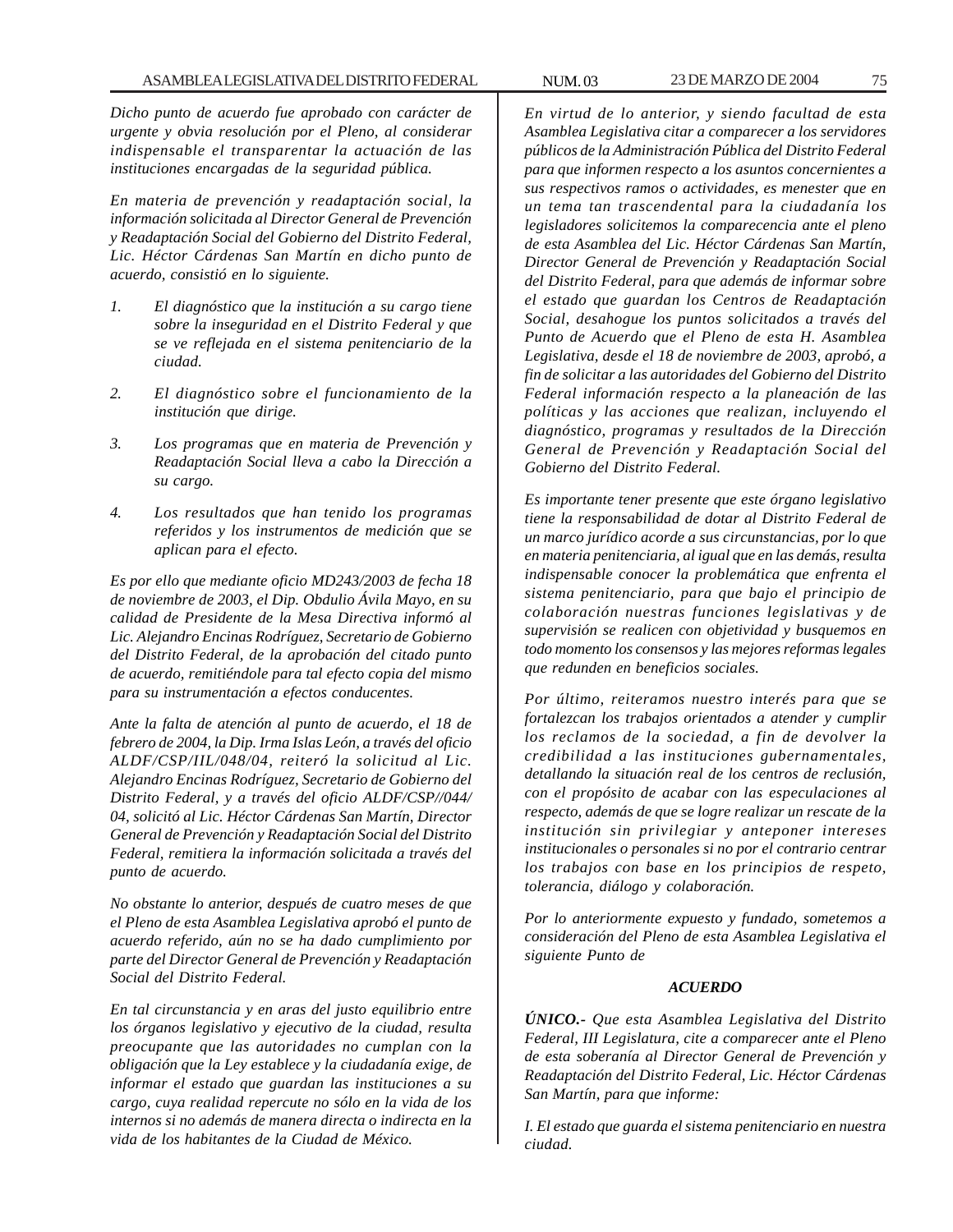*Dicho punto de acuerdo fue aprobado con carácter de urgente y obvia resolución por el Pleno, al considerar indispensable el transparentar la actuación de las instituciones encargadas de la seguridad pública.*

*En materia de prevención y readaptación social, la información solicitada al Director General de Prevención y Readaptación Social del Gobierno del Distrito Federal, Lic. Héctor Cárdenas San Martín en dicho punto de acuerdo, consistió en lo siguiente.*

1. *El diagnóstico que la institución a su cargo tiene sobre la inseguridad en el Distrito Federal y que se ve reflejada en el sistema penitenciario de la ciudad.*

2. *El diagnóstico sobre el funcionamiento de la institución que dirige.*

3. *Los programas que en materia de Prevención y Readaptación Social lleva a cabo la Dirección a su cargo.*

4. *Los resultados que han tenido los programas referidos y los instrumentos de medición que se aplican para el efecto.*

*Es por ello que mediante oficio MD243/2003 de fecha 18 de noviembre de 2003, el Dip. Obdulio Ávila Mayo, en su calidad de Presidente de la Mesa Directiva informó al Lic. Alejandro Encinas Rodríguez, Secretario de Gobierno del Distrito Federal, de la aprobación del citado punto de acuerdo, remitiéndole para tal efecto copia del mismo para su instrumentación a efectos conducentes.*

*Ante la falta de atención al punto de acuerdo, el 18 de febrero de 2004, la Dip. Irma Islas León, a través del oficio ALDF/CSP/IIL/048/04, reiteró la solicitud al Lic. Alejandro Encinas Rodríguez, Secretario de Gobierno del Distrito Federal, y a través del oficio ALDF/CSP//044/04, solicitó al Lic. Héctor Cárdenas San Martín, Director General de Prevención y Readaptación Social del Distrito Federal, remitiera la información solicitada a través del punto de acuerdo.*

*No obstante lo anterior, después de cuatro meses de que el Pleno de esta Asamblea Legislativa aprobó el punto de acuerdo referido, aún no se ha dado cumplimiento por parte del Director General de Prevención y Readaptación Social del Distrito Federal.*

*En tal circunstancia y en aras del justo equilibrio entre los órganos legislativo y ejecutivo de la ciudad, resulta preocupante que las autoridades no cumplan con la obligación que la Ley establece y la ciudadanía exige, de informar el estado que guardan las instituciones a su cargo, cuya realidad repercute no sólo en la vida de los internos si no además de manera directa o indirecta en la vida de los habitantes de la Ciudad de México.*

*En virtud de lo anterior, y siendo facultad de esta Asamblea Legislativa citar a comparecer a los servidores públicos de la Administración Pública del Distrito Federal para que informen respecto a los asuntos concernientes a sus respectivos ramos o actividades, es menester que en un tema tan trascendental para la ciudadanía los legisladores solicitemos la comparecencia ante el pleno de esta Asamblea del Lic. Héctor Cárdenas San Martín, Director General de Prevención y Readaptación Social del Distrito Federal, para que además de informar sobre el estado que guardan los Centros de Readaptación Social, desahogue los puntos solicitados a través del Punto de Acuerdo que el Pleno de esta H. Asamblea Legislativa, desde el 18 de noviembre de 2003, aprobó, a fin de solicitar a las autoridades del Gobierno del Distrito Federal información respecto a la planeación de las políticas y las acciones que realizan, incluyendo el diagnóstico, programas y resultados de la Dirección General de Prevención y Readaptación Social del Gobierno del Distrito Federal.*

*Es importante tener presente que este órgano legislativo tiene la responsabilidad de dotar al Distrito Federal de un marco jurídico acorde a sus circunstancias, por lo que en materia penitenciaria, al igual que en las demás, resulta indispensable conocer la problemática que enfrenta el sistema penitenciario, para que bajo el principio de colaboración nuestras funciones legislativas y de supervisión se realicen con objetividad y busquemos en todo momento los consensos y las mejores reformas legales que redunden en beneficios sociales.*

*Por último, reiteramos nuestro interés para que se fortalezcan los trabajos orientados a atender y cumplir los reclamos de la sociedad, a fin de devolver la credibilidad a las instituciones gubernamentales, detallando la situación real de los centros de reclusión, con el propósito de acabar con las especulaciones al respecto, además de que se logre realizar un rescate de la institución sin privilegiar y anteponer intereses institucionales o personales si no por el contrario centrar los trabajos con base en los principios de respeto, tolerancia, diálogo y colaboración.*

*Por lo anteriormente expuesto y fundado, sometemos a consideración del Pleno de esta Asamblea Legislativa el siguiente Punto de*

***ACUERDO***

***ÚNICO.-*** *Que esta Asamblea Legislativa del Distrito Federal, III Legislatura, cite a comparecer ante el Pleno de esta soberanía al Director General de Prevención y Readaptación del Distrito Federal, Lic. Héctor Cárdenas San Martín, para que informe:*

*I. El estado que guarda el sistema penitenciario en nuestra ciudad.*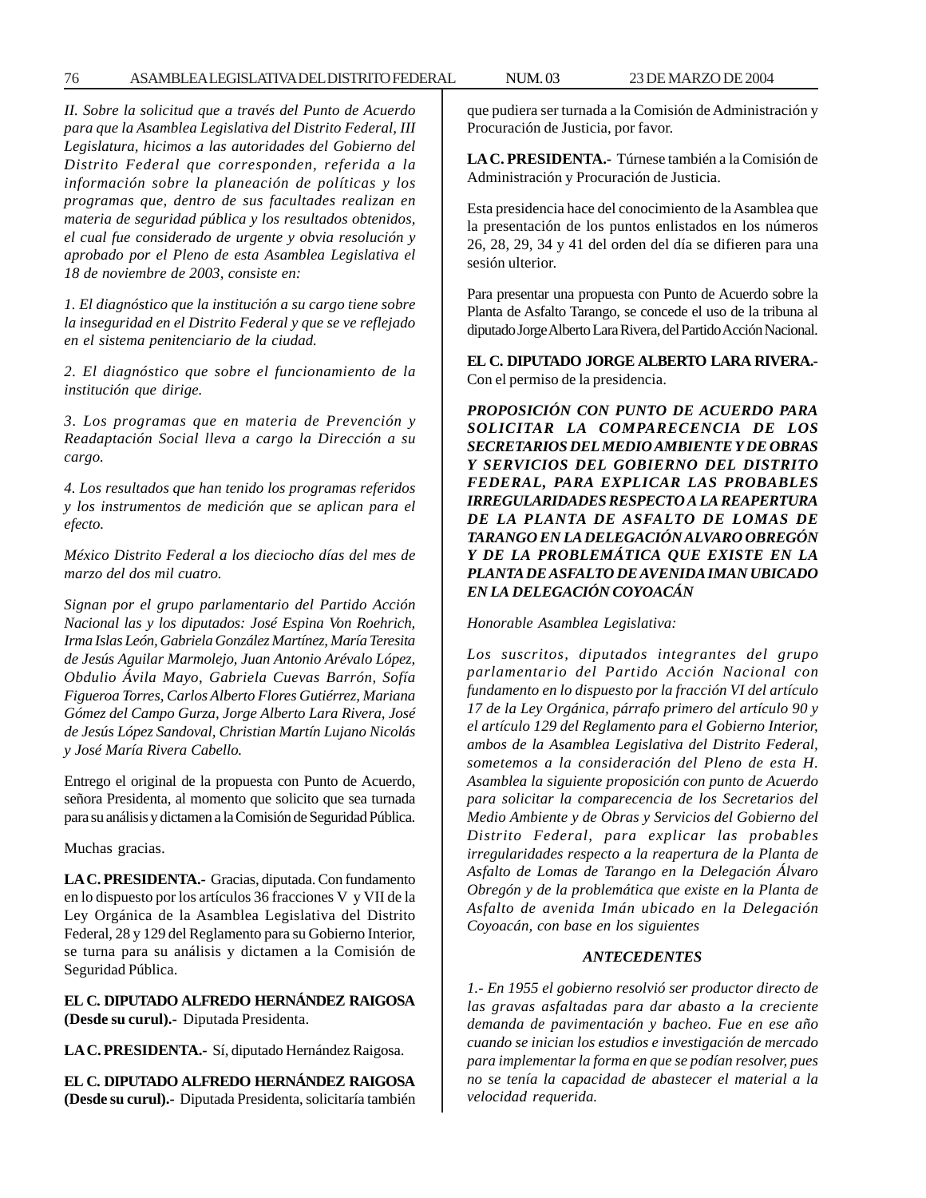*II. Sobre la solicitud que a través del Punto de Acuerdo para que la Asamblea Legislativa del Distrito Federal, III Legislatura, hicimos a las autoridades del Gobierno del Distrito Federal que corresponden, referida a la información sobre la planeación de políticas y los programas que, dentro de sus facultades realizan en materia de seguridad pública y los resultados obtenidos, el cual fue considerado de urgente y obvia resolución y aprobado por el Pleno de esta Asamblea Legislativa el 18 de noviembre de 2003, consiste en:*

*1. El diagnóstico que la institución a su cargo tiene sobre la inseguridad en el Distrito Federal y que se ve reflejado en el sistema penitenciario de la ciudad.*

*2. El diagnóstico que sobre el funcionamiento de la institución que dirige.*

*3. Los programas que en materia de Prevención y Readaptación Social lleva a cargo la Dirección a su cargo.*

*4. Los resultados que han tenido los programas referidos y los instrumentos de medición que se aplican para el efecto.*

*México Distrito Federal a los dieciocho días del mes de marzo del dos mil cuatro.*

*Signan por el grupo parlamentario del Partido Acción Nacional las y los diputados: José Espina Von Roehrich, Irma Islas León, Gabriela González Martínez, María Teresita de Jesús Aguilar Marmolejo, Juan Antonio Arévalo López, Obdulio Ávila Mayo, Gabriela Cuevas Barrón, Sofía Figueroa Torres, Carlos Alberto Flores Gutiérrez, Mariana Gómez del Campo Gurza, Jorge Alberto Lara Rivera, José de Jesús López Sandoval, Christian Martín Lujano Nicolás y José María Rivera Cabello.*

Entrego el original de la propuesta con Punto de Acuerdo, señora Presidenta, al momento que solicito que sea turnada para su análisis y dictamen a la Comisión de Seguridad Pública.

Muchas gracias.

**LA C. PRESIDENTA.-** Gracias, diputada. Con fundamento en lo dispuesto por los artículos 36 fracciones V y VII de la Ley Orgánica de la Asamblea Legislativa del Distrito Federal, 28 y 129 del Reglamento para su Gobierno Interior, se turna para su análisis y dictamen a la Comisión de Seguridad Pública.

**EL C. DIPUTADO ALFREDO HERNÁNDEZ RAIGOSA (Desde su curul).-** Diputada Presidenta.

**LA C. PRESIDENTA.-** Sí, diputado Hernández Raigosa.

**EL C. DIPUTADO ALFREDO HERNÁNDEZ RAIGOSA (Desde su curul).-** Diputada Presidenta, solicitaría también que pudiera ser turnada a la Comisión de Administración y Procuración de Justicia, por favor.

**LA C. PRESIDENTA.-** Túrnese también a la Comisión de Administración y Procuración de Justicia.

Esta presidencia hace del conocimiento de la Asamblea que la presentación de los puntos enlistados en los números 26, 28, 29, 34 y 41 del orden del día se difieren para una sesión ulterior.

Para presentar una propuesta con Punto de Acuerdo sobre la Planta de Asfalto Tarango, se concede el uso de la tribuna al diputado Jorge Alberto Lara Rivera, del Partido Acción Nacional.

**EL C. DIPUTADO JORGE ALBERTO LARA RIVERA.-** Con el permiso de la presidencia.

***PROPOSICIÓN CON PUNTO DE ACUERDO PARA SOLICITAR LA COMPARECENCIA DE LOS SECRETARIOS DEL MEDIO AMBIENTE Y DE OBRAS Y SERVICIOS DEL GOBIERNO DEL DISTRITO FEDERAL, PARA EXPLICAR LAS PROBABLES IRREGULARIDADES RESPECTO A LA REAPERTURA DE LA PLANTA DE ASFALTO DE LOMAS DE TARANGO EN LA DELEGACIÓN ALVARO OBREGÓN Y DE LA PROBLEMÁTICA QUE EXISTE EN LA PLANTA DE ASFALTO DE AVENIDA IMAN UBICADO EN LA DELEGACIÓN COYOACÁN***

*Honorable Asamblea Legislativa:*

*Los suscritos, diputados integrantes del grupo parlamentario del Partido Acción Nacional con fundamento en lo dispuesto por la fracción VI del artículo 17 de la Ley Orgánica, párrafo primero del artículo 90 y el artículo 129 del Reglamento para el Gobierno Interior, ambos de la Asamblea Legislativa del Distrito Federal, sometemos a la consideración del Pleno de esta H. Asamblea la siguiente proposición con punto de Acuerdo para solicitar la comparecencia de los Secretarios del Medio Ambiente y de Obras y Servicios del Gobierno del Distrito Federal, para explicar las probables irregularidades respecto a la reapertura de la Planta de Asfalto de Lomas de Tarango en la Delegación Álvaro Obregón y de la problemática que existe en la Planta de Asfalto de avenida Imán ubicado en la Delegación Coyoacán, con base en los siguientes*

***ANTECEDENTES***

*1.- En 1955 el gobierno resolvió ser productor directo de las gravas asfaltadas para dar abasto a la creciente demanda de pavimentación y bacheo. Fue en ese año cuando se inician los estudios e investigación de mercado para implementar la forma en que se podían resolver, pues no se tenía la capacidad de abastecer el material a la velocidad requerida.*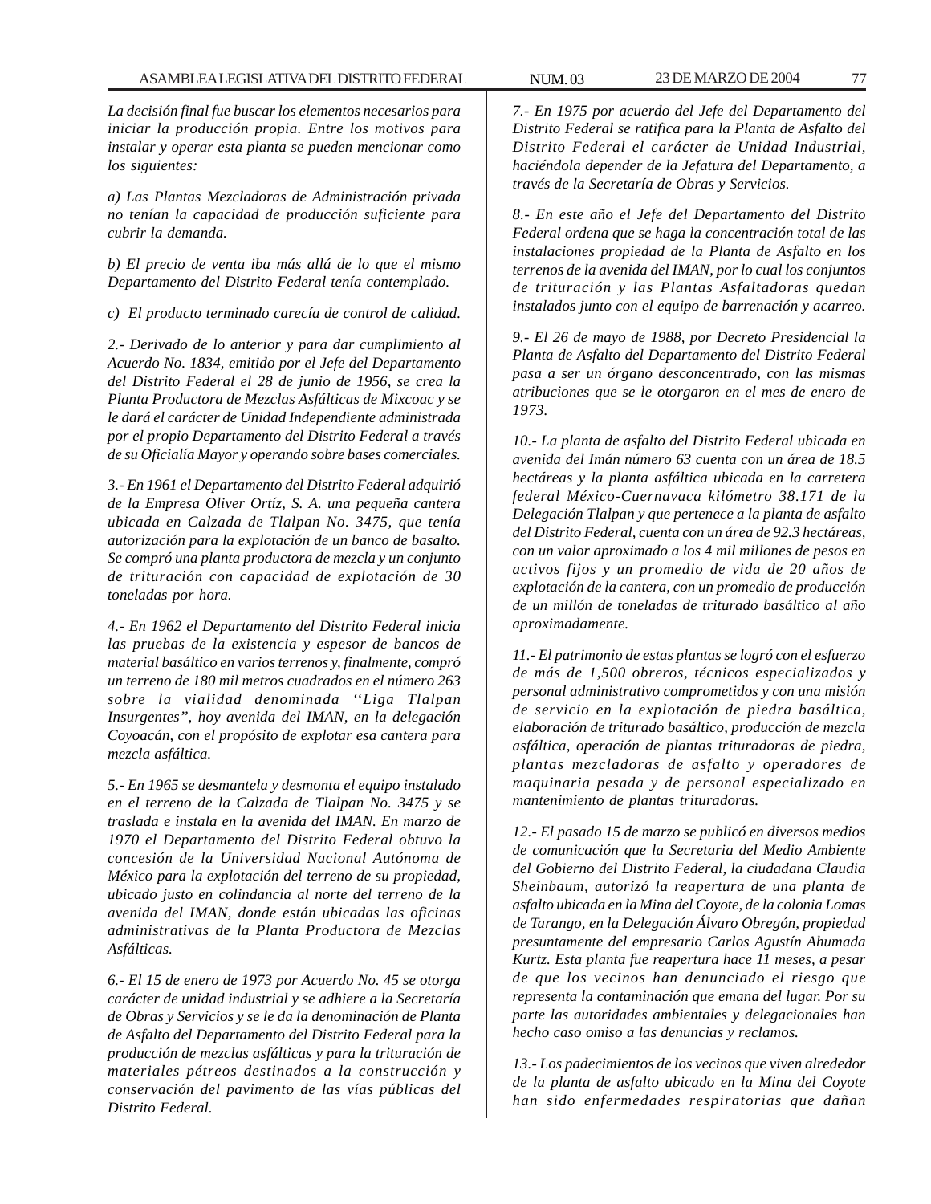*La decisión final fue buscar los elementos necesarios para iniciar la producción propia. Entre los motivos para instalar y operar esta planta se pueden mencionar como los siguientes:*

*a) Las Plantas Mezcladoras de Administración privada no tenían la capacidad de producción suficiente para cubrir la demanda.*

*b) El precio de venta iba más allá de lo que el mismo Departamento del Distrito Federal tenía contemplado.*

*c) El producto terminado carecía de control de calidad.*

*2.- Derivado de lo anterior y para dar cumplimiento al Acuerdo No. 1834, emitido por el Jefe del Departamento del Distrito Federal el 28 de junio de 1956, se crea la Planta Productora de Mezclas Asfálticas de Mixcoac y se le dará el carácter de Unidad Independiente administrada por el propio Departamento del Distrito Federal a través de su Oficialía Mayor y operando sobre bases comerciales.*

*3.- En 1961 el Departamento del Distrito Federal adquirió de la Empresa Oliver Ortíz, S. A. una pequeña cantera ubicada en Calzada de Tlalpan No. 3475, que tenía autorización para la explotación de un banco de basalto. Se compró una planta productora de mezcla y un conjunto de trituración con capacidad de explotación de 30 toneladas por hora.*

*4.- En 1962 el Departamento del Distrito Federal inicia las pruebas de la existencia y espesor de bancos de material basáltico en varios terrenos y, finalmente, compró un terreno de 180 mil metros cuadrados en el número 263 sobre la vialidad denominada ''Liga Tlalpan Insurgentes'', hoy avenida del IMAN, en la delegación Coyoacán, con el propósito de explotar esa cantera para mezcla asfáltica.*

*5.- En 1965 se desmantela y desmonta el equipo instalado en el terreno de la Calzada de Tlalpan No. 3475 y se traslada e instala en la avenida del IMAN. En marzo de 1970 el Departamento del Distrito Federal obtuvo la concesión de la Universidad Nacional Autónoma de México para la explotación del terreno de su propiedad, ubicado justo en colindancia al norte del terreno de la avenida del IMAN, donde están ubicadas las oficinas administrativas de la Planta Productora de Mezclas Asfálticas.*

*6.- El 15 de enero de 1973 por Acuerdo No. 45 se otorga carácter de unidad industrial y se adhiere a la Secretaría de Obras y Servicios y se le da la denominación de Planta de Asfalto del Departamento del Distrito Federal para la producción de mezclas asfálticas y para la trituración de materiales pétreos destinados a la construcción y conservación del pavimento de las vías públicas del Distrito Federal.*

*7.- En 1975 por acuerdo del Jefe del Departamento del Distrito Federal se ratifica para la Planta de Asfalto del Distrito Federal el carácter de Unidad Industrial, haciéndola depender de la Jefatura del Departamento, a través de la Secretaría de Obras y Servicios.*

*8.- En este año el Jefe del Departamento del Distrito Federal ordena que se haga la concentración total de las instalaciones propiedad de la Planta de Asfalto en los terrenos de la avenida del IMAN, por lo cual los conjuntos de trituración y las Plantas Asfaltadoras quedan instalados junto con el equipo de barrenación y acarreo.*

*9.- El 26 de mayo de 1988, por Decreto Presidencial la Planta de Asfalto del Departamento del Distrito Federal pasa a ser un órgano desconcentrado, con las mismas atribuciones que se le otorgaron en el mes de enero de 1973.*

*10.- La planta de asfalto del Distrito Federal ubicada en avenida del Imán número 63 cuenta con un área de 18.5 hectáreas y la planta asfáltica ubicada en la carretera federal México-Cuernavaca kilómetro 38.171 de la Delegación Tlalpan y que pertenece a la planta de asfalto del Distrito Federal, cuenta con un área de 92.3 hectáreas, con un valor aproximado a los 4 mil millones de pesos en activos fijos y un promedio de vida de 20 años de explotación de la cantera, con un promedio de producción de un millón de toneladas de triturado basáltico al año aproximadamente.*

*11.- El patrimonio de estas plantas se logró con el esfuerzo de más de 1,500 obreros, técnicos especializados y personal administrativo comprometidos y con una misión de servicio en la explotación de piedra basáltica, elaboración de triturado basáltico, producción de mezcla asfáltica, operación de plantas trituradoras de piedra, plantas mezcladoras de asfalto y operadores de maquinaria pesada y de personal especializado en mantenimiento de plantas trituradoras.*

*12.- El pasado 15 de marzo se publicó en diversos medios de comunicación que la Secretaria del Medio Ambiente del Gobierno del Distrito Federal, la ciudadana Claudia Sheinbaum, autorizó la reapertura de una planta de asfalto ubicada en la Mina del Coyote, de la colonia Lomas de Tarango, en la Delegación Álvaro Obregón, propiedad presuntamente del empresario Carlos Agustín Ahumada Kurtz. Esta planta fue reapertura hace 11 meses, a pesar de que los vecinos han denunciado el riesgo que representa la contaminación que emana del lugar. Por su parte las autoridades ambientales y delegacionales han hecho caso omiso a las denuncias y reclamos.*

*13.- Los padecimientos de los vecinos que viven alrededor de la planta de asfalto ubicado en la Mina del Coyote han sido enfermedades respiratorias que dañan*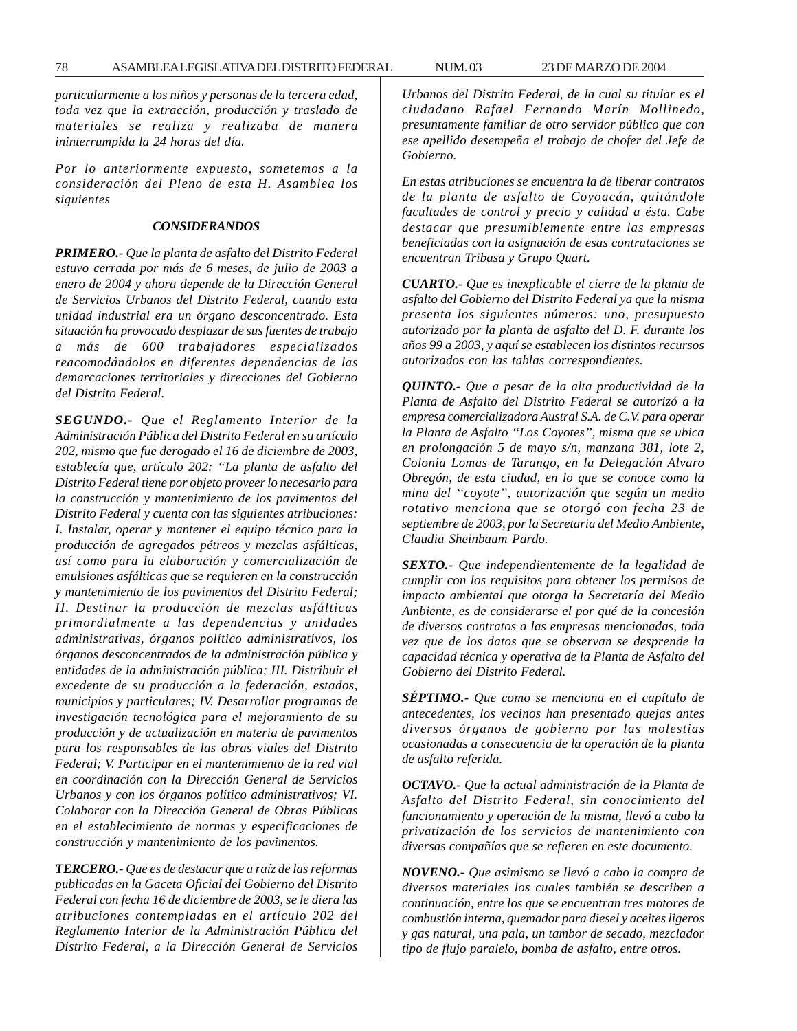*particularmente a los niños y personas de la tercera edad, toda vez que la extracción, producción y traslado de materiales se realiza y realizaba de manera ininterrumpida la 24 horas del día.*

*Por lo anteriormente expuesto, sometemos a la consideración del Pleno de esta H. Asamblea los siguientes*

**CONSIDERANDOS**

***PRIMERO.-*** *Que la planta de asfalto del Distrito Federal estuvo cerrada por más de 6 meses, de julio de 2003 a enero de 2004 y ahora depende de la Dirección General de Servicios Urbanos del Distrito Federal, cuando esta unidad industrial era un órgano desconcentrado. Esta situación ha provocado desplazar de sus fuentes de trabajo a más de 600 trabajadores especializados reacomodándolos en diferentes dependencias de las demarcaciones territoriales y direcciones del Gobierno del Distrito Federal.*

***SEGUNDO.-*** *Que el Reglamento Interior de la Administración Pública del Distrito Federal en su artículo 202, mismo que fue derogado el 16 de diciembre de 2003, establecía que, artículo 202: "La planta de asfalto del Distrito Federal tiene por objeto proveer lo necesario para la construcción y mantenimiento de los pavimentos del Distrito Federal y cuenta con las siguientes atribuciones: I. Instalar, operar y mantener el equipo técnico para la producción de agregados pétreos y mezclas asfálticas, así como para la elaboración y comercialización de emulsiones asfálticas que se requieren en la construcción y mantenimiento de los pavimentos del Distrito Federal; II. Destinar la producción de mezclas asfálticas primordialmente a las dependencias y unidades administrativas, órganos político administrativos, los órganos desconcentrados de la administración pública y entidades de la administración pública; III. Distribuir el excedente de su producción a la federación, estados, municipios y particulares; IV. Desarrollar programas de investigación tecnológica para el mejoramiento de su producción y de actualización en materia de pavimentos para los responsables de las obras viales del Distrito Federal; V. Participar en el mantenimiento de la red vial en coordinación con la Dirección General de Servicios Urbanos y con los órganos político administrativos; VI. Colaborar con la Dirección General de Obras Públicas en el establecimiento de normas y especificaciones de construcción y mantenimiento de los pavimentos.*

***TERCERO.-*** *Que es de destacar que a raíz de las reformas publicadas en la Gaceta Oficial del Gobierno del Distrito Federal con fecha 16 de diciembre de 2003, se le diera las atribuciones contempladas en el artículo 202 del Reglamento Interior de la Administración Pública del Distrito Federal, a la Dirección General de Servicios Urbanos del Distrito Federal, de la cual su titular es el ciudadano Rafael Fernando Marín Mollinedo, presuntamente familiar de otro servidor público que con ese apellido desempeña el trabajo de chofer del Jefe de Gobierno.*

*En estas atribuciones se encuentra la de liberar contratos de la planta de asfalto de Coyoacán, quitándole facultades de control y precio y calidad a ésta. Cabe destacar que presumiblemente entre las empresas beneficiadas con la asignación de esas contrataciones se encuentran Tribasa y Grupo Quart.*

***CUARTO.-*** *Que es inexplicable el cierre de la planta de asfalto del Gobierno del Distrito Federal ya que la misma presenta los siguientes números: uno, presupuesto autorizado por la planta de asfalto del D. F. durante los años 99 a 2003, y aquí se establecen los distintos recursos autorizados con las tablas correspondientes.*

***QUINTO.-*** *Que a pesar de la alta productividad de la Planta de Asfalto del Distrito Federal se autorizó a la empresa comercializadora Austral S.A. de C.V. para operar la Planta de Asfalto "Los Coyotes", misma que se ubica en prolongación 5 de mayo s/n, manzana 381, lote 2, Colonia Lomas de Tarango, en la Delegación Alvaro Obregón, de esta ciudad, en lo que se conoce como la mina del "coyote", autorización que según un medio rotativo menciona que se otorgó con fecha 23 de septiembre de 2003, por la Secretaria del Medio Ambiente, Claudia Sheinbaum Pardo.*

***SEXTO.-*** *Que independientemente de la legalidad de cumplir con los requisitos para obtener los permisos de impacto ambiental que otorga la Secretaría del Medio Ambiente, es de considerarse el por qué de la concesión de diversos contratos a las empresas mencionadas, toda vez que de los datos que se observan se desprende la capacidad técnica y operativa de la Planta de Asfalto del Gobierno del Distrito Federal.*

***SÉPTIMO.-*** *Que como se menciona en el capítulo de antecedentes, los vecinos han presentado quejas antes diversos órganos de gobierno por las molestias ocasionadas a consecuencia de la operación de la planta de asfalto referida.*

***OCTAVO.-*** *Que la actual administración de la Planta de Asfalto del Distrito Federal, sin conocimiento del funcionamiento y operación de la misma, llevó a cabo la privatización de los servicios de mantenimiento con diversas compañías que se refieren en este documento.*

***NOVENO.-*** *Que asimismo se llevó a cabo la compra de diversos materiales los cuales también se describen a continuación, entre los que se encuentran tres motores de combustión interna, quemador para diesel y aceites ligeros y gas natural, una pala, un tambor de secado, mezclador tipo de flujo paralelo, bomba de asfalto, entre otros.*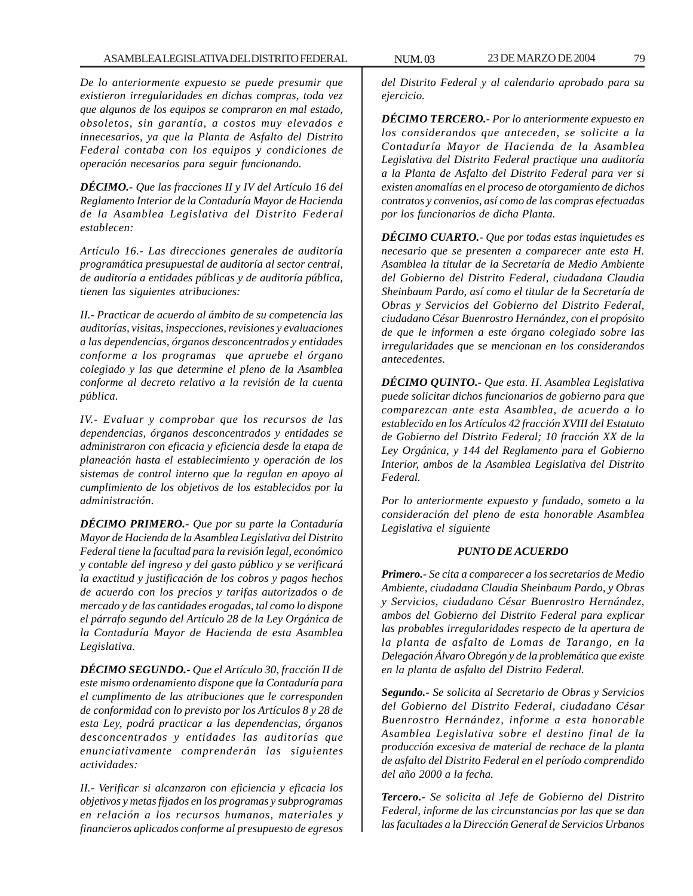*De lo anteriormente expuesto se puede presumir que existieron irregularidades en dichas compras, toda vez que algunos de los equipos se compraron en mal estado, obsoletos, sin garantía, a costos muy elevados e innecesarios, ya que la Planta de Asfalto del Distrito Federal contaba con los equipos y condiciones de operación necesarios para seguir funcionando.*

***DÉCIMO.-*** *Que las fracciones II y IV del Artículo 16 del Reglamento Interior de la Contaduría Mayor de Hacienda de la Asamblea Legislativa del Distrito Federal establecen:*

*Artículo 16.- Las direcciones generales de auditoría programática presupuestal de auditoría al sector central, de auditoría a entidades públicas y de auditoría pública, tienen las siguientes atribuciones:*

*II.- Practicar de acuerdo al ámbito de su competencia las auditorías, visitas, inspecciones, revisiones y evaluaciones a las dependencias, órganos desconcentrados y entidades conforme a los programas que apruebe el órgano colegiado y las que determine el pleno de la Asamblea conforme al decreto relativo a la revisión de la cuenta pública.*

*IV.- Evaluar y comprobar que los recursos de las dependencias, órganos desconcentrados y entidades se administraron con eficacia y eficiencia desde la etapa de planeación hasta el establecimiento y operación de los sistemas de control interno que la regulan en apoyo al cumplimiento de los objetivos de los establecidos por la administración.*

***DÉCIMO PRIMERO.-*** *Que por su parte la Contaduría Mayor de Hacienda de la Asamblea Legislativa del Distrito Federal tiene la facultad para la revisión legal, económico y contable del ingreso y del gasto público y se verificará la exactitud y justificación de los cobros y pagos hechos de acuerdo con los precios y tarifas autorizados o de mercado y de las cantidades erogadas, tal como lo dispone el párrafo segundo del Artículo 28 de la Ley Orgánica de la Contaduría Mayor de Hacienda de esta Asamblea Legislativa.*

***DÉCIMO SEGUNDO.-*** *Que el Artículo 30, fracción II de este mismo ordenamiento dispone que la Contaduría para el cumplimento de las atribuciones que le corresponden de conformidad con lo previsto por los Artículos 8 y 28 de esta Ley, podrá practicar a las dependencias, órganos desconcentrados y entidades las auditorías que enunciativamente comprenderán las siguientes actividades:*

*II.- Verificar si alcanzaron con eficiencia y eficacia los objetivos y metas fijados en los programas y subprogramas en relación a los recursos humanos, materiales y financieros aplicados conforme al presupuesto de egresos del Distrito Federal y al calendario aprobado para su ejercicio.*

***DÉCIMO TERCERO.-*** *Por lo anteriormente expuesto en los considerandos que anteceden, se solicite a la Contaduría Mayor de Hacienda de la Asamblea Legislativa del Distrito Federal practique una auditoría a la Planta de Asfalto del Distrito Federal para ver si existen anomalías en el proceso de otorgamiento de dichos contratos y convenios, así como de las compras efectuadas por los funcionarios de dicha Planta.*

***DÉCIMO CUARTO.-*** *Que por todas estas inquietudes es necesario que se presenten a comparecer ante esta H. Asamblea la titular de la Secretaría de Medio Ambiente del Gobierno del Distrito Federal, ciudadana Claudia Sheinbaum Pardo, así como el titular de la Secretaría de Obras y Servicios del Gobierno del Distrito Federal, ciudadano César Buenrostro Hernández, con el propósito de que le informen a este órgano colegiado sobre las irregularidades que se mencionan en los considerandos antecedentes.*

***DÉCIMO QUINTO.-*** *Que esta. H. Asamblea Legislativa puede solicitar dichos funcionarios de gobierno para que comparezcan ante esta Asamblea, de acuerdo a lo establecido en los Artículos 42 fracción XVIII del Estatuto de Gobierno del Distrito Federal; 10 fracción XX de la Ley Orgánica, y 144 del Reglamento para el Gobierno Interior, ambos de la Asamblea Legislativa del Distrito Federal.*

*Por lo anteriormente expuesto y fundado, someto a la consideración del pleno de esta honorable Asamblea Legislativa el siguiente*

***PUNTO DE ACUERDO***

***Primero.-*** *Se cita a comparecer a los secretarios de Medio Ambiente, ciudadana Claudia Sheinbaum Pardo, y Obras y Servicios, ciudadano César Buenrostro Hernández, ambos del Gobierno del Distrito Federal para explicar las probables irregularidades respecto de la apertura de la planta de asfalto de Lomas de Tarango, en la Delegación Álvaro Obregón y de la problemática que existe en la planta de asfalto del Distrito Federal.*

***Segundo.-*** *Se solicita al Secretario de Obras y Servicios del Gobierno del Distrito Federal, ciudadano César Buenrostro Hernández, informe a esta honorable Asamblea Legislativa sobre el destino final de la producción excesiva de material de rechace de la planta de asfalto del Distrito Federal en el período comprendido del año 2000 a la fecha.*

***Tercero.-*** *Se solicita al Jefe de Gobierno del Distrito Federal, informe de las circunstancias por las que se dan las facultades a la Dirección General de Servicios Urbanos*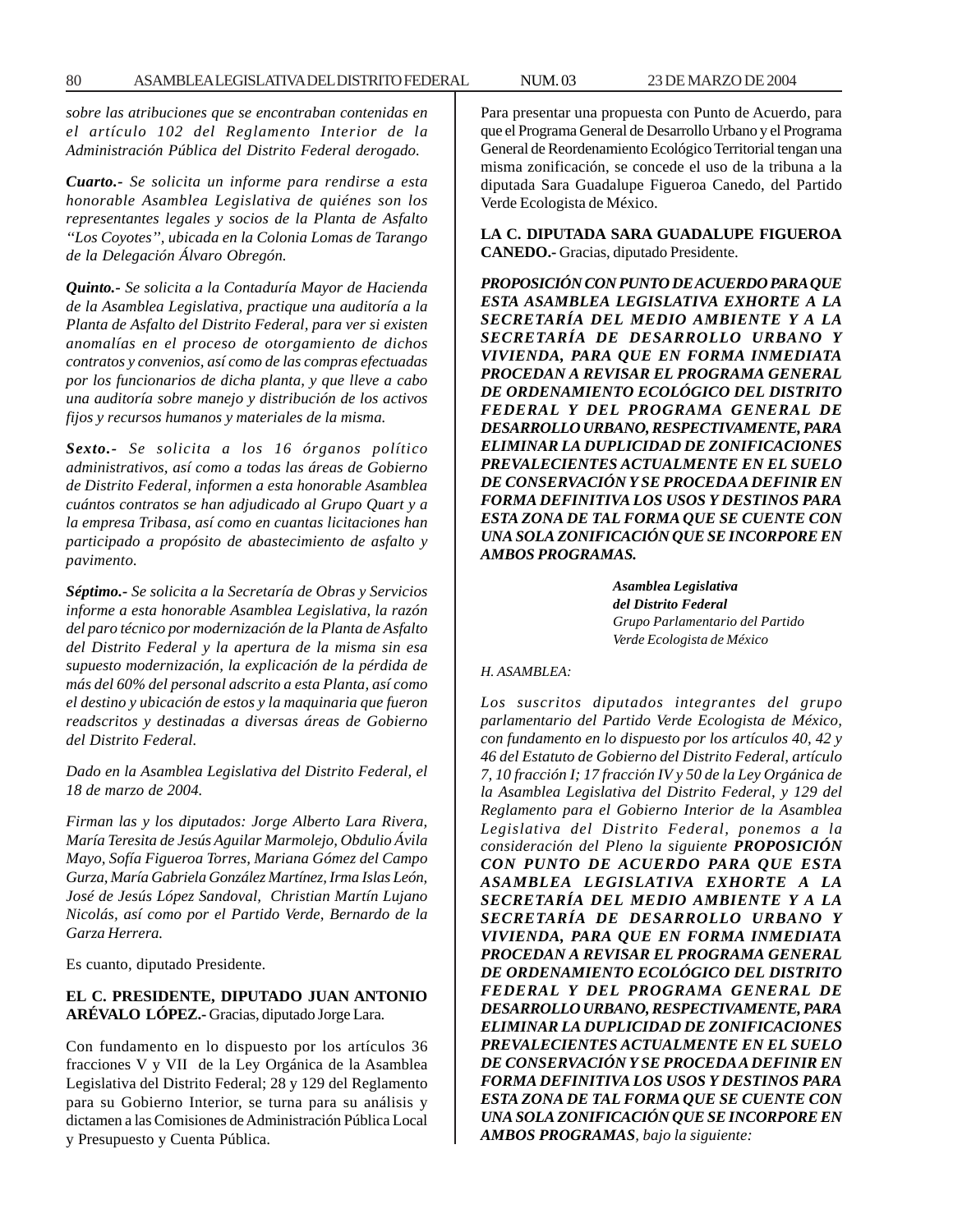*sobre las atribuciones que se encontraban contenidas en el artículo 102 del Reglamento Interior de la Administración Pública del Distrito Federal derogado.*

***Cuarto.-*** *Se solicita un informe para rendirse a esta honorable Asamblea Legislativa de quiénes son los representantes legales y socios de la Planta de Asfalto ''Los Coyotes'', ubicada en la Colonia Lomas de Tarango de la Delegación Álvaro Obregón.*

***Quinto.-*** *Se solicita a la Contaduría Mayor de Hacienda de la Asamblea Legislativa, practique una auditoría a la Planta de Asfalto del Distrito Federal, para ver si existen anomalías en el proceso de otorgamiento de dichos contratos y convenios, así como de las compras efectuadas por los funcionarios de dicha planta, y que lleve a cabo una auditoría sobre manejo y distribución de los activos fijos y recursos humanos y materiales de la misma.*

***Sexto.-*** *Se solicita a los 16 órganos político administrativos, así como a todas las áreas de Gobierno de Distrito Federal, informen a esta honorable Asamblea cuántos contratos se han adjudicado al Grupo Quart y a la empresa Tribasa, así como en cuantas licitaciones han participado a propósito de abastecimiento de asfalto y pavimento.*

***Séptimo.-*** *Se solicita a la Secretaría de Obras y Servicios informe a esta honorable Asamblea Legislativa, la razón del paro técnico por modernización de la Planta de Asfalto del Distrito Federal y la apertura de la misma sin esa supuesto modernización, la explicación de la pérdida de más del 60% del personal adscrito a esta Planta, así como el destino y ubicación de estos y la maquinaria que fueron readscritos y destinadas a diversas áreas de Gobierno del Distrito Federal.*

*Dado en la Asamblea Legislativa del Distrito Federal, el 18 de marzo de 2004.*

*Firman las y los diputados: Jorge Alberto Lara Rivera, María Teresita de Jesús Aguilar Marmolejo, Obdulio Ávila Mayo, Sofía Figueroa Torres, Mariana Gómez del Campo Gurza, María Gabriela González Martínez, Irma Islas León, José de Jesús López Sandoval, Christian Martín Lujano Nicolás, así como por el Partido Verde, Bernardo de la Garza Herrera.*

Es cuanto, diputado Presidente.

**EL C. PRESIDENTE, DIPUTADO JUAN ANTONIO ARÉVALO LÓPEZ.-** Gracias, diputado Jorge Lara.

Con fundamento en lo dispuesto por los artículos 36 fracciones V y VII de la Ley Orgánica de la Asamblea Legislativa del Distrito Federal; 28 y 129 del Reglamento para su Gobierno Interior, se turna para su análisis y dictamen a las Comisiones de Administración Pública Local y Presupuesto y Cuenta Pública.

Para presentar una propuesta con Punto de Acuerdo, para que el Programa General de Desarrollo Urbano y el Programa General de Reordenamiento Ecológico Territorial tengan una misma zonificación, se concede el uso de la tribuna a la diputada Sara Guadalupe Figueroa Canedo, del Partido Verde Ecologista de México.

**LA C. DIPUTADA SARA GUADALUPE FIGUEROA CANEDO.-** Gracias, diputado Presidente.

***PROPOSICIÓN CON PUNTO DE ACUERDO PARA QUE ESTA ASAMBLEA LEGISLATIVA EXHORTE A LA SECRETARÍA DEL MEDIO AMBIENTE Y A LA SECRETARÍA DE DESARROLLO URBANO Y VIVIENDA, PARA QUE EN FORMA INMEDIATA PROCEDAN A REVISAR EL PROGRAMA GENERAL DE ORDENAMIENTO ECOLÓGICO DEL DISTRITO FEDERAL Y DEL PROGRAMA GENERAL DE DESARROLLO URBANO, RESPECTIVAMENTE, PARA ELIMINAR LA DUPLICIDAD DE ZONIFICACIONES PREVALECIENTES ACTUALMENTE EN EL SUELO DE CONSERVACIÓN Y SE PROCEDA A DEFINIR EN FORMA DEFINITIVA LOS USOS Y DESTINOS PARA ESTA ZONA DE TAL FORMA QUE SE CUENTE CON UNA SOLA ZONIFICACIÓN QUE SE INCORPORE EN AMBOS PROGRAMAS.***

***Asamblea Legislativa***
***del Distrito Federal***
*Grupo Parlamentario del Partido*
*Verde Ecologista de México*

*H. ASAMBLEA:*

*Los suscritos diputados integrantes del grupo parlamentario del Partido Verde Ecologista de México, con fundamento en lo dispuesto por los artículos 40, 42 y 46 del Estatuto de Gobierno del Distrito Federal, artículo 7, 10 fracción I; 17 fracción IV y 50 de la Ley Orgánica de la Asamblea Legislativa del Distrito Federal, y 129 del Reglamento para el Gobierno Interior de la Asamblea Legislativa del Distrito Federal, ponemos a la consideración del Pleno la siguiente **PROPOSICIÓN CON PUNTO DE ACUERDO PARA QUE ESTA ASAMBLEA LEGISLATIVA EXHORTE A LA SECRETARÍA DEL MEDIO AMBIENTE Y A LA SECRETARÍA DE DESARROLLO URBANO Y VIVIENDA, PARA QUE EN FORMA INMEDIATA PROCEDAN A REVISAR EL PROGRAMA GENERAL DE ORDENAMIENTO ECOLÓGICO DEL DISTRITO FEDERAL Y DEL PROGRAMA GENERAL DE DESARROLLO URBANO, RESPECTIVAMENTE, PARA ELIMINAR LA DUPLICIDAD DE ZONIFICACIONES PREVALECIENTES ACTUALMENTE EN EL SUELO DE CONSERVACIÓN Y SE PROCEDA A DEFINIR EN FORMA DEFINITIVA LOS USOS Y DESTINOS PARA ESTA ZONA DE TAL FORMA QUE SE CUENTE CON UNA SOLA ZONIFICACIÓN QUE SE INCORPORE EN AMBOS PROGRAMAS**, bajo la siguiente:*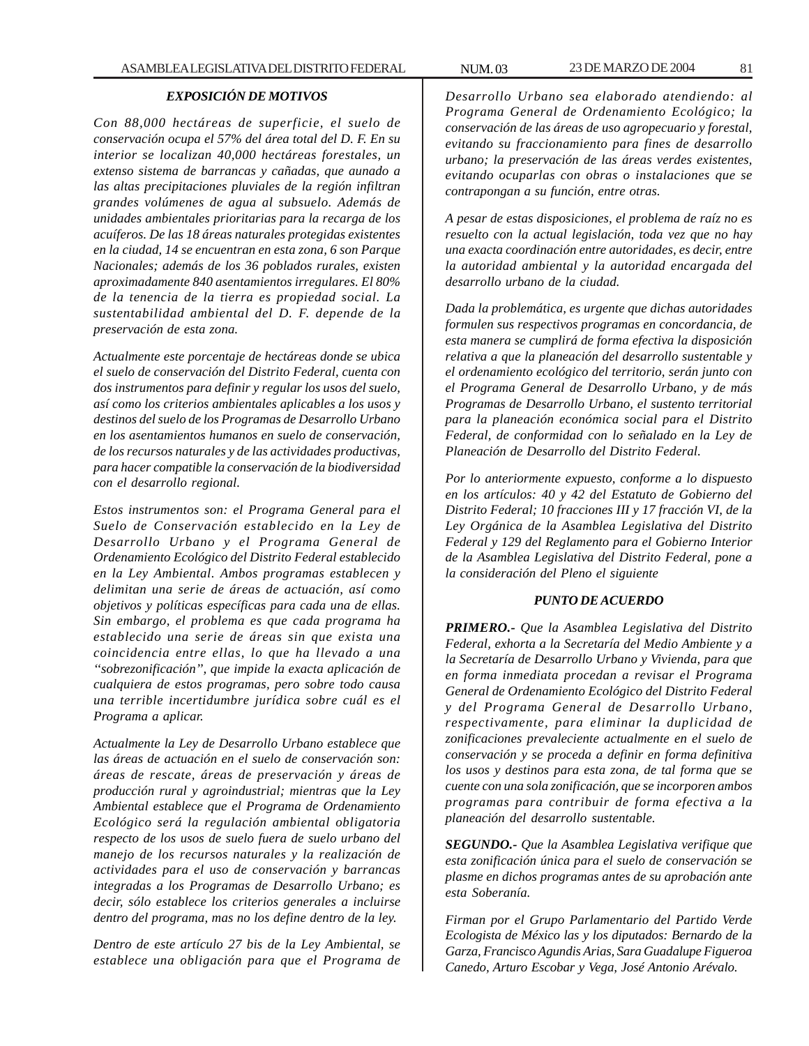### *EXPOSICIÓN DE MOTIVOS*

*Con 88,000 hectáreas de superficie, el suelo de conservación ocupa el 57% del área total del D. F. En su interior se localizan 40,000 hectáreas forestales, un extenso sistema de barrancas y cañadas, que aunado a las altas precipitaciones pluviales de la región infiltran grandes volúmenes de agua al subsuelo. Además de unidades ambientales prioritarias para la recarga de los acuíferos. De las 18 áreas naturales protegidas existentes en la ciudad, 14 se encuentran en esta zona, 6 son Parque Nacionales; además de los 36 poblados rurales, existen aproximadamente 840 asentamientos irregulares. El 80% de la tenencia de la tierra es propiedad social. La sustentabilidad ambiental del D. F. depende de la preservación de esta zona.*

*Actualmente este porcentaje de hectáreas donde se ubica el suelo de conservación del Distrito Federal, cuenta con dos instrumentos para definir y regular los usos del suelo, así como los criterios ambientales aplicables a los usos y destinos del suelo de los Programas de Desarrollo Urbano en los asentamientos humanos en suelo de conservación, de los recursos naturales y de las actividades productivas, para hacer compatible la conservación de la biodiversidad con el desarrollo regional.*

*Estos instrumentos son: el Programa General para el Suelo de Conservación establecido en la Ley de Desarrollo Urbano y el Programa General de Ordenamiento Ecológico del Distrito Federal establecido en la Ley Ambiental. Ambos programas establecen y delimitan una serie de áreas de actuación, así como objetivos y políticas específicas para cada una de ellas. Sin embargo, el problema es que cada programa ha establecido una serie de áreas sin que exista una coincidencia entre ellas, lo que ha llevado a una "sobrezonificación", que impide la exacta aplicación de cualquiera de estos programas, pero sobre todo causa una terrible incertidumbre jurídica sobre cuál es el Programa a aplicar.*

*Actualmente la Ley de Desarrollo Urbano establece que las áreas de actuación en el suelo de conservación son: áreas de rescate, áreas de preservación y áreas de producción rural y agroindustrial; mientras que la Ley Ambiental establece que el Programa de Ordenamiento Ecológico será la regulación ambiental obligatoria respecto de los usos de suelo fuera de suelo urbano del manejo de los recursos naturales y la realización de actividades para el uso de conservación y barrancas integradas a los Programas de Desarrollo Urbano; es decir, sólo establece los criterios generales a incluirse dentro del programa, mas no los define dentro de la ley.*

*Dentro de este artículo 27 bis de la Ley Ambiental, se establece una obligación para que el Programa de Desarrollo Urbano sea elaborado atendiendo: al Programa General de Ordenamiento Ecológico; la conservación de las áreas de uso agropecuario y forestal, evitando su fraccionamiento para fines de desarrollo urbano; la preservación de las áreas verdes existentes, evitando ocuparlas con obras o instalaciones que se contrapongan a su función, entre otras.*

*A pesar de estas disposiciones, el problema de raíz no es resuelto con la actual legislación, toda vez que no hay una exacta coordinación entre autoridades, es decir, entre la autoridad ambiental y la autoridad encargada del desarrollo urbano de la ciudad.*

*Dada la problemática, es urgente que dichas autoridades formulen sus respectivos programas en concordancia, de esta manera se cumplirá de forma efectiva la disposición relativa a que la planeación del desarrollo sustentable y el ordenamiento ecológico del territorio, serán junto con el Programa General de Desarrollo Urbano, y de más Programas de Desarrollo Urbano, el sustento territorial para la planeación económica social para el Distrito Federal, de conformidad con lo señalado en la Ley de Planeación de Desarrollo del Distrito Federal.*

*Por lo anteriormente expuesto, conforme a lo dispuesto en los artículos: 40 y 42 del Estatuto de Gobierno del Distrito Federal; 10 fracciones III y 17 fracción VI, de la Ley Orgánica de la Asamblea Legislativa del Distrito Federal y 129 del Reglamento para el Gobierno Interior de la Asamblea Legislativa del Distrito Federal, pone a la consideración del Pleno el siguiente*

### *PUNTO DE ACUERDO*

***PRIMERO.-*** *Que la Asamblea Legislativa del Distrito Federal, exhorta a la Secretaría del Medio Ambiente y a la Secretaría de Desarrollo Urbano y Vivienda, para que en forma inmediata procedan a revisar el Programa General de Ordenamiento Ecológico del Distrito Federal y del Programa General de Desarrollo Urbano, respectivamente, para eliminar la duplicidad de zonificaciones prevaleciente actualmente en el suelo de conservación y se proceda a definir en forma definitiva los usos y destinos para esta zona, de tal forma que se cuente con una sola zonificación, que se incorporen ambos programas para contribuir de forma efectiva a la planeación del desarrollo sustentable.*

***SEGUNDO.-*** *Que la Asamblea Legislativa verifique que esta zonificación única para el suelo de conservación se plasme en dichos programas antes de su aprobación ante esta Soberanía.*

*Firman por el Grupo Parlamentario del Partido Verde Ecologista de México las y los diputados: Bernardo de la Garza, Francisco Agundis Arias, Sara Guadalupe Figueroa Canedo, Arturo Escobar y Vega, José Antonio Arévalo.*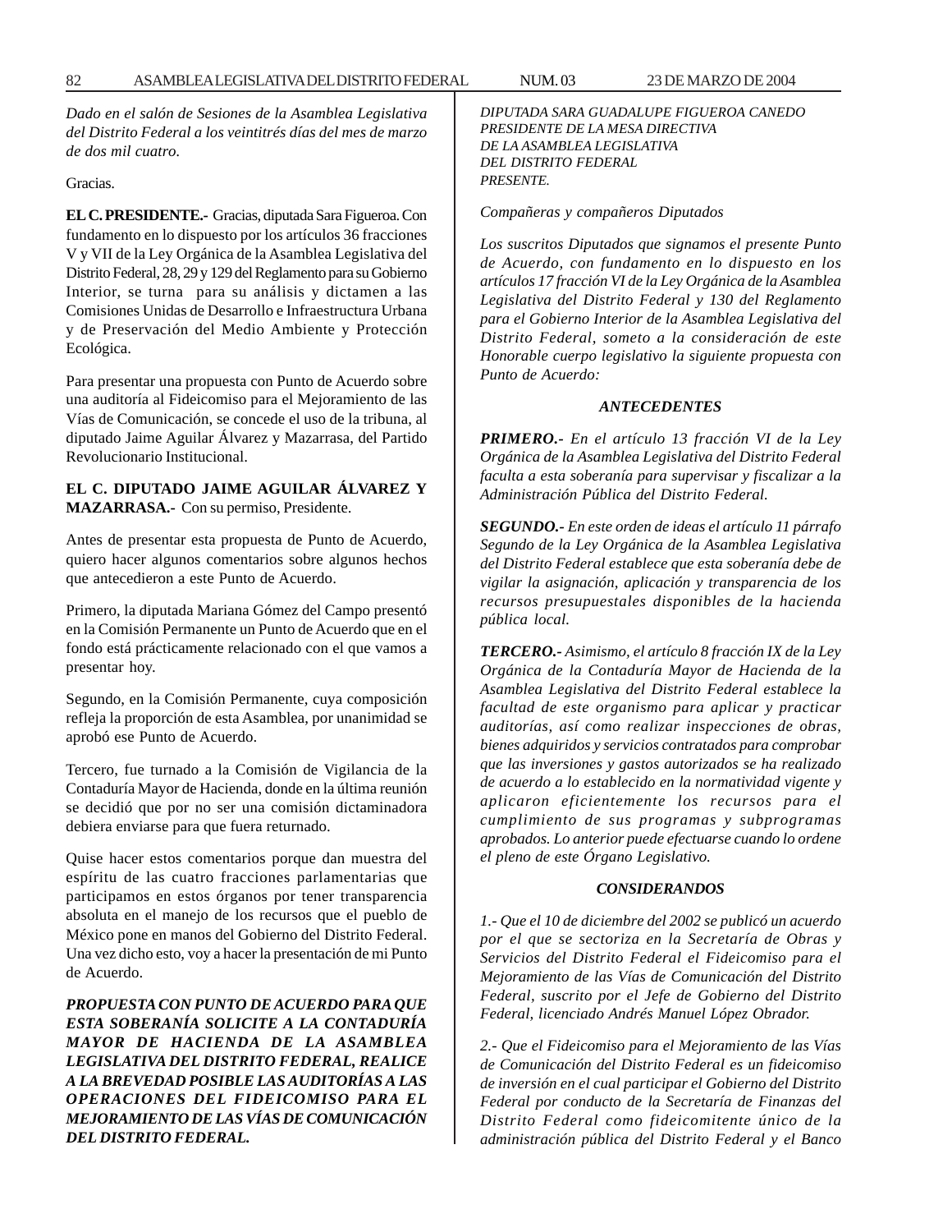*Dado en el salón de Sesiones de la Asamblea Legislativa del Distrito Federal a los veintitrés días del mes de marzo de dos mil cuatro.*

Gracias.

**EL C. PRESIDENTE.-** Gracias, diputada Sara Figueroa. Con fundamento en lo dispuesto por los artículos 36 fracciones V y VII de la Ley Orgánica de la Asamblea Legislativa del Distrito Federal, 28, 29 y 129 del Reglamento para su Gobierno Interior, se turna para su análisis y dictamen a las Comisiones Unidas de Desarrollo e Infraestructura Urbana y de Preservación del Medio Ambiente y Protección Ecológica.

Para presentar una propuesta con Punto de Acuerdo sobre una auditoría al Fideicomiso para el Mejoramiento de las Vías de Comunicación, se concede el uso de la tribuna, al diputado Jaime Aguilar Álvarez y Mazarrasa, del Partido Revolucionario Institucional.

**EL C. DIPUTADO JAIME AGUILAR ÁLVAREZ Y MAZARRASA.-** Con su permiso, Presidente.

Antes de presentar esta propuesta de Punto de Acuerdo, quiero hacer algunos comentarios sobre algunos hechos que antecedieron a este Punto de Acuerdo.

Primero, la diputada Mariana Gómez del Campo presentó en la Comisión Permanente un Punto de Acuerdo que en el fondo está prácticamente relacionado con el que vamos a presentar hoy.

Segundo, en la Comisión Permanente, cuya composición refleja la proporción de esta Asamblea, por unanimidad se aprobó ese Punto de Acuerdo.

Tercero, fue turnado a la Comisión de Vigilancia de la Contaduría Mayor de Hacienda, donde en la última reunión se decidió que por no ser una comisión dictaminadora debiera enviarse para que fuera returnado.

Quise hacer estos comentarios porque dan muestra del espíritu de las cuatro fracciones parlamentarias que participamos en estos órganos por tener transparencia absoluta en el manejo de los recursos que el pueblo de México pone en manos del Gobierno del Distrito Federal. Una vez dicho esto, voy a hacer la presentación de mi Punto de Acuerdo.

***PROPUESTA CON PUNTO DE ACUERDO PARA QUE ESTA SOBERANÍA SOLICITE A LA CONTADURÍA MAYOR DE HACIENDA DE LA ASAMBLEA LEGISLATIVA DEL DISTRITO FEDERAL, REALICE A LA BREVEDAD POSIBLE LAS AUDITORÍAS A LAS OPERACIONES DEL FIDEICOMISO PARA EL MEJORAMIENTO DE LAS VÍAS DE COMUNICACIÓN DEL DISTRITO FEDERAL.***

*DIPUTADA SARA GUADALUPE FIGUEROA CANEDO*
*PRESIDENTE DE LA MESA DIRECTIVA*
*DE LA ASAMBLEA LEGISLATIVA*
*DEL DISTRITO FEDERAL*
*PRESENTE.*

*Compañeras y compañeros Diputados*

*Los suscritos Diputados que signamos el presente Punto de Acuerdo, con fundamento en lo dispuesto en los artículos 17 fracción VI de la Ley Orgánica de la Asamblea Legislativa del Distrito Federal y 130 del Reglamento para el Gobierno Interior de la Asamblea Legislativa del Distrito Federal, someto a la consideración de este Honorable cuerpo legislativo la siguiente propuesta con Punto de Acuerdo:*

***ANTECEDENTES***

***PRIMERO.-*** *En el artículo 13 fracción VI de la Ley Orgánica de la Asamblea Legislativa del Distrito Federal faculta a esta soberanía para supervisar y fiscalizar a la Administración Pública del Distrito Federal.*

***SEGUNDO.-*** *En este orden de ideas el artículo 11 párrafo Segundo de la Ley Orgánica de la Asamblea Legislativa del Distrito Federal establece que esta soberanía debe de vigilar la asignación, aplicación y transparencia de los recursos presupuestales disponibles de la hacienda pública local.*

***TERCERO.-*** *Asimismo, el artículo 8 fracción IX de la Ley Orgánica de la Contaduría Mayor de Hacienda de la Asamblea Legislativa del Distrito Federal establece la facultad de este organismo para aplicar y practicar auditorías, así como realizar inspecciones de obras, bienes adquiridos y servicios contratados para comprobar que las inversiones y gastos autorizados se ha realizado de acuerdo a lo establecido en la normatividad vigente y aplicaron eficientemente los recursos para el cumplimiento de sus programas y subprogramas aprobados. Lo anterior puede efectuarse cuando lo ordene el pleno de este Órgano Legislativo.*

***CONSIDERANDOS***

*1.- Que el 10 de diciembre del 2002 se publicó un acuerdo por el que se sectoriza en la Secretaría de Obras y Servicios del Distrito Federal el Fideicomiso para el Mejoramiento de las Vías de Comunicación del Distrito Federal, suscrito por el Jefe de Gobierno del Distrito Federal, licenciado Andrés Manuel López Obrador.*

*2.- Que el Fideicomiso para el Mejoramiento de las Vías de Comunicación del Distrito Federal es un fideicomiso de inversión en el cual participar el Gobierno del Distrito Federal por conducto de la Secretaría de Finanzas del Distrito Federal como fideicomitente único de la administración pública del Distrito Federal y el Banco*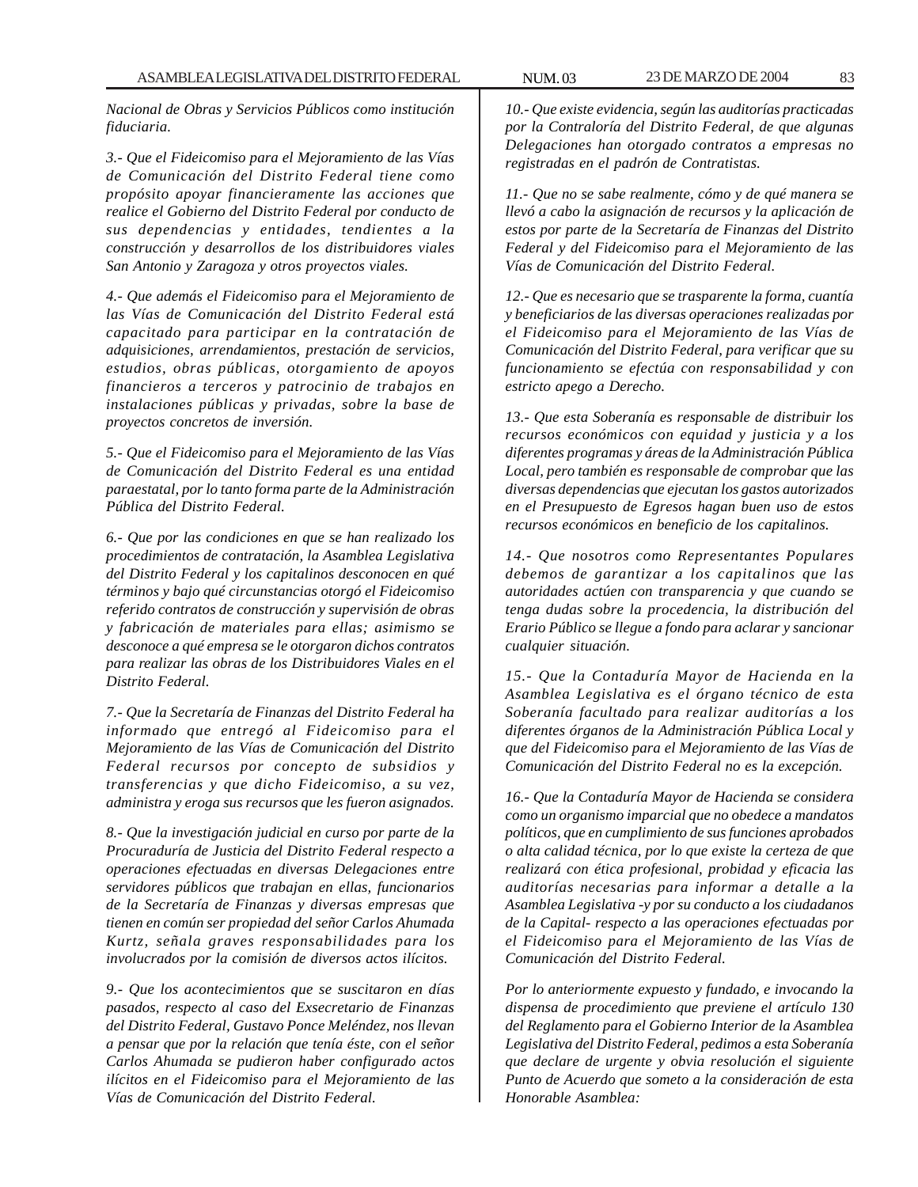*Nacional de Obras y Servicios Públicos como institución fiduciaria.*

*3.- Que el Fideicomiso para el Mejoramiento de las Vías de Comunicación del Distrito Federal tiene como propósito apoyar financieramente las acciones que realice el Gobierno del Distrito Federal por conducto de sus dependencias y entidades, tendientes a la construcción y desarrollos de los distribuidores viales San Antonio y Zaragoza y otros proyectos viales.*

*4.- Que además el Fideicomiso para el Mejoramiento de las Vías de Comunicación del Distrito Federal está capacitado para participar en la contratación de adquisiciones, arrendamientos, prestación de servicios, estudios, obras públicas, otorgamiento de apoyos financieros a terceros y patrocinio de trabajos en instalaciones públicas y privadas, sobre la base de proyectos concretos de inversión.*

*5.- Que el Fideicomiso para el Mejoramiento de las Vías de Comunicación del Distrito Federal es una entidad paraestatal, por lo tanto forma parte de la Administración Pública del Distrito Federal.*

*6.- Que por las condiciones en que se han realizado los procedimientos de contratación, la Asamblea Legislativa del Distrito Federal y los capitalinos desconocen en qué términos y bajo qué circunstancias otorgó el Fideicomiso referido contratos de construcción y supervisión de obras y fabricación de materiales para ellas; asimismo se desconoce a qué empresa se le otorgaron dichos contratos para realizar las obras de los Distribuidores Viales en el Distrito Federal.*

*7.- Que la Secretaría de Finanzas del Distrito Federal ha informado que entregó al Fideicomiso para el Mejoramiento de las Vías de Comunicación del Distrito Federal recursos por concepto de subsidios y transferencias y que dicho Fideicomiso, a su vez, administra y eroga sus recursos que les fueron asignados.*

*8.- Que la investigación judicial en curso por parte de la Procuraduría de Justicia del Distrito Federal respecto a operaciones efectuadas en diversas Delegaciones entre servidores públicos que trabajan en ellas, funcionarios de la Secretaría de Finanzas y diversas empresas que tienen en común ser propiedad del señor Carlos Ahumada Kurtz, señala graves responsabilidades para los involucrados por la comisión de diversos actos ilícitos.*

*9.- Que los acontecimientos que se suscitaron en días pasados, respecto al caso del Exsecretario de Finanzas del Distrito Federal, Gustavo Ponce Meléndez, nos llevan a pensar que por la relación que tenía éste, con el señor Carlos Ahumada se pudieron haber configurado actos ilícitos en el Fideicomiso para el Mejoramiento de las Vías de Comunicación del Distrito Federal.*

*10.- Que existe evidencia, según las auditorías practicadas por la Contraloría del Distrito Federal, de que algunas Delegaciones han otorgado contratos a empresas no registradas en el padrón de Contratistas.*

*11.- Que no se sabe realmente, cómo y de qué manera se llevó a cabo la asignación de recursos y la aplicación de estos por parte de la Secretaría de Finanzas del Distrito Federal y del Fideicomiso para el Mejoramiento de las Vías de Comunicación del Distrito Federal.*

*12.- Que es necesario que se trasparente la forma, cuantía y beneficiarios de las diversas operaciones realizadas por el Fideicomiso para el Mejoramiento de las Vías de Comunicación del Distrito Federal, para verificar que su funcionamiento se efectúa con responsabilidad y con estricto apego a Derecho.*

*13.- Que esta Soberanía es responsable de distribuir los recursos económicos con equidad y justicia y a los diferentes programas y áreas de la Administración Pública Local, pero también es responsable de comprobar que las diversas dependencias que ejecutan los gastos autorizados en el Presupuesto de Egresos hagan buen uso de estos recursos económicos en beneficio de los capitalinos.*

*14.- Que nosotros como Representantes Populares debemos de garantizar a los capitalinos que las autoridades actúen con transparencia y que cuando se tenga dudas sobre la procedencia, la distribución del Erario Público se llegue a fondo para aclarar y sancionar cualquier situación.*

*15.- Que la Contaduría Mayor de Hacienda en la Asamblea Legislativa es el órgano técnico de esta Soberanía facultado para realizar auditorías a los diferentes órganos de la Administración Pública Local y que del Fideicomiso para el Mejoramiento de las Vías de Comunicación del Distrito Federal no es la excepción.*

*16.- Que la Contaduría Mayor de Hacienda se considera como un organismo imparcial que no obedece a mandatos políticos, que en cumplimiento de sus funciones aprobados o alta calidad técnica, por lo que existe la certeza de que realizará con ética profesional, probidad y eficacia las auditorías necesarias para informar a detalle a la Asamblea Legislativa -y por su conducto a los ciudadanos de la Capital- respecto a las operaciones efectuadas por el Fideicomiso para el Mejoramiento de las Vías de Comunicación del Distrito Federal.*

*Por lo anteriormente expuesto y fundado, e invocando la dispensa de procedimiento que previene el artículo 130 del Reglamento para el Gobierno Interior de la Asamblea Legislativa del Distrito Federal, pedimos a esta Soberanía que declare de urgente y obvia resolución el siguiente Punto de Acuerdo que someto a la consideración de esta Honorable Asamblea:*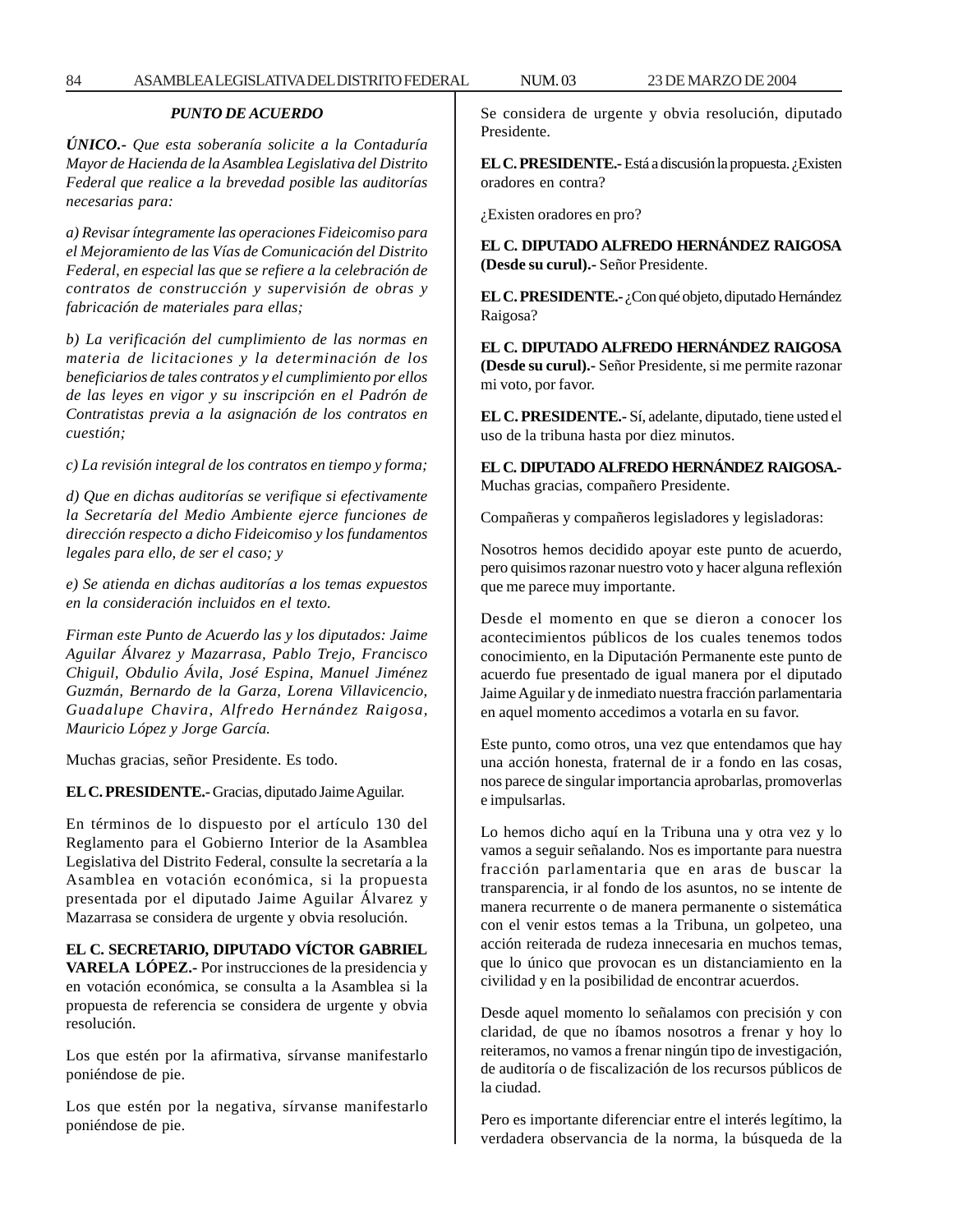***PUNTO DE ACUERDO***

***ÚNICO.-** Que esta soberanía solicite a la Contaduría Mayor de Hacienda de la Asamblea Legislativa del Distrito Federal que realice a la brevedad posible las auditorías necesarias para:*

*a) Revisar íntegramente las operaciones Fideicomiso para el Mejoramiento de las Vías de Comunicación del Distrito Federal, en especial las que se refiere a la celebración de contratos de construcción y supervisión de obras y fabricación de materiales para ellas;*

*b) La verificación del cumplimiento de las normas en materia de licitaciones y la determinación de los beneficiarios de tales contratos y el cumplimiento por ellos de las leyes en vigor y su inscripción en el Padrón de Contratistas previa a la asignación de los contratos en cuestión;*

*c) La revisión integral de los contratos en tiempo y forma;*

*d) Que en dichas auditorías se verifique si efectivamente la Secretaría del Medio Ambiente ejerce funciones de dirección respecto a dicho Fideicomiso y los fundamentos legales para ello, de ser el caso; y*

*e) Se atienda en dichas auditorías a los temas expuestos en la consideración incluidos en el texto.*

*Firman este Punto de Acuerdo las y los diputados: Jaime Aguilar Álvarez y Mazarrasa, Pablo Trejo, Francisco Chiguil, Obdulio Ávila, José Espina, Manuel Jiménez Guzmán, Bernardo de la Garza, Lorena Villavicencio, Guadalupe Chavira, Alfredo Hernández Raigosa, Mauricio López y Jorge García.*

Muchas gracias, señor Presidente. Es todo.

**EL C. PRESIDENTE.-** Gracias, diputado Jaime Aguilar.

En términos de lo dispuesto por el artículo 130 del Reglamento para el Gobierno Interior de la Asamblea Legislativa del Distrito Federal, consulte la secretaría a la Asamblea en votación económica, si la propuesta presentada por el diputado Jaime Aguilar Álvarez y Mazarrasa se considera de urgente y obvia resolución.

**EL C. SECRETARIO, DIPUTADO VÍCTOR GABRIEL VARELA LÓPEZ.-** Por instrucciones de la presidencia y en votación económica, se consulta a la Asamblea si la propuesta de referencia se considera de urgente y obvia resolución.

Los que estén por la afirmativa, sírvanse manifestarlo poniéndose de pie.

Los que estén por la negativa, sírvanse manifestarlo poniéndose de pie.

Se considera de urgente y obvia resolución, diputado Presidente.

**EL C. PRESIDENTE.-** Está a discusión la propuesta. ¿Existen oradores en contra?

¿Existen oradores en pro?

**EL C. DIPUTADO ALFREDO HERNÁNDEZ RAIGOSA (Desde su curul).-** Señor Presidente.

**EL C. PRESIDENTE.-** ¿Con qué objeto, diputado Hernández Raigosa?

**EL C. DIPUTADO ALFREDO HERNÁNDEZ RAIGOSA (Desde su curul).-** Señor Presidente, si me permite razonar mi voto, por favor.

**EL C. PRESIDENTE.-** Sí, adelante, diputado, tiene usted el uso de la tribuna hasta por diez minutos.

**EL C. DIPUTADO ALFREDO HERNÁNDEZ RAIGOSA.-** Muchas gracias, compañero Presidente.

Compañeras y compañeros legisladores y legisladoras:

Nosotros hemos decidido apoyar este punto de acuerdo, pero quisimos razonar nuestro voto y hacer alguna reflexión que me parece muy importante.

Desde el momento en que se dieron a conocer los acontecimientos públicos de los cuales tenemos todos conocimiento, en la Diputación Permanente este punto de acuerdo fue presentado de igual manera por el diputado Jaime Aguilar y de inmediato nuestra fracción parlamentaria en aquel momento accedimos a votarla en su favor.

Este punto, como otros, una vez que entendamos que hay una acción honesta, fraternal de ir a fondo en las cosas, nos parece de singular importancia aprobarlas, promoverlas e impulsarlas.

Lo hemos dicho aquí en la Tribuna una y otra vez y lo vamos a seguir señalando. Nos es importante para nuestra fracción parlamentaria que en aras de buscar la transparencia, ir al fondo de los asuntos, no se intente de manera recurrente o de manera permanente o sistemática con el venir estos temas a la Tribuna, un golpeteo, una acción reiterada de rudeza innecesaria en muchos temas, que lo único que provocan es un distanciamiento en la civilidad y en la posibilidad de encontrar acuerdos.

Desde aquel momento lo señalamos con precisión y con claridad, de que no íbamos nosotros a frenar y hoy lo reiteramos, no vamos a frenar ningún tipo de investigación, de auditoría o de fiscalización de los recursos públicos de la ciudad.

Pero es importante diferenciar entre el interés legítimo, la verdadera observancia de la norma, la búsqueda de la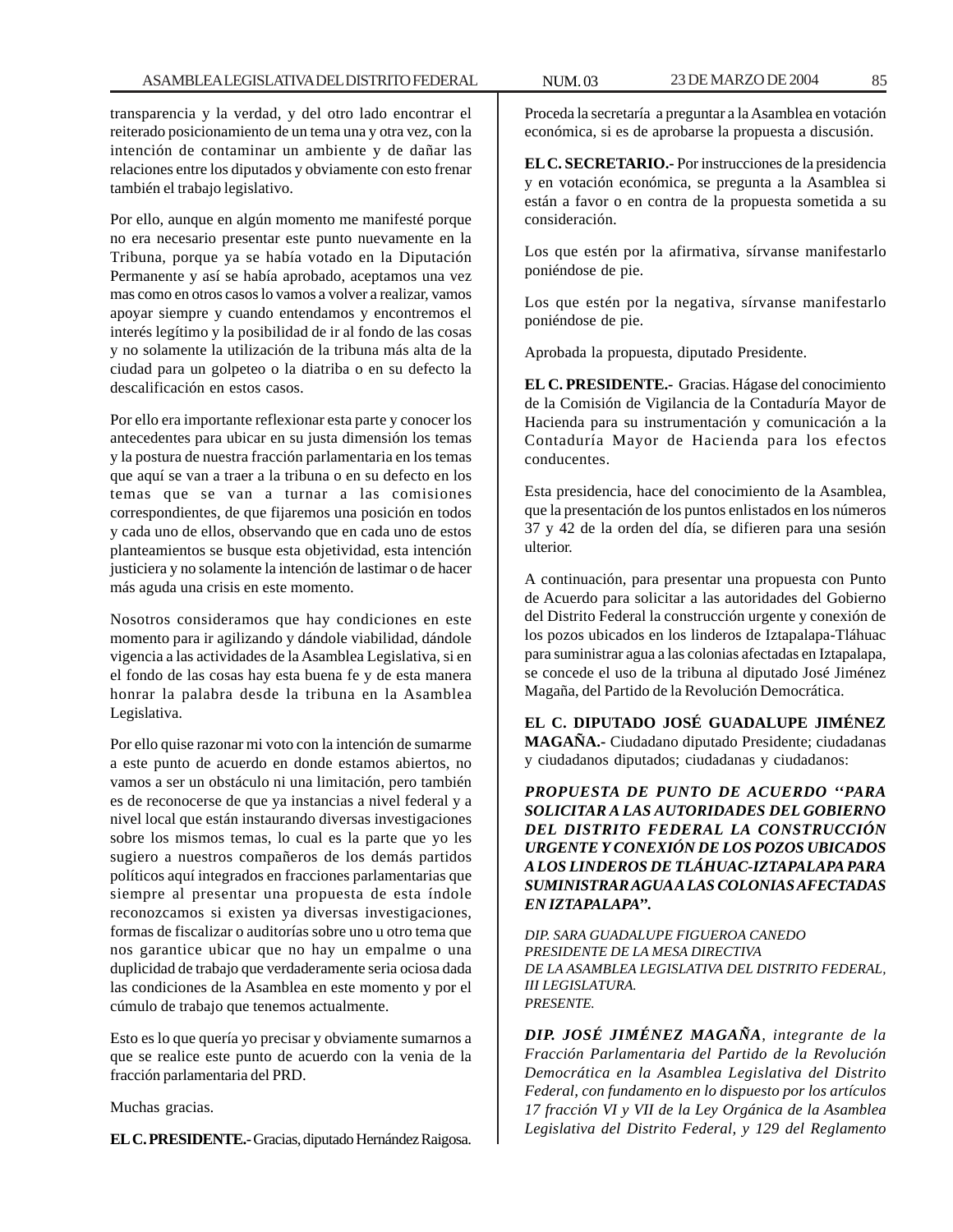transparencia y la verdad, y del otro lado encontrar el reiterado posicionamiento de un tema una y otra vez, con la intención de contaminar un ambiente y de dañar las relaciones entre los diputados y obviamente con esto frenar también el trabajo legislativo.

Por ello, aunque en algún momento me manifesté porque no era necesario presentar este punto nuevamente en la Tribuna, porque ya se había votado en la Diputación Permanente y así se había aprobado, aceptamos una vez mas como en otros casos lo vamos a volver a realizar, vamos apoyar siempre y cuando entendamos y encontremos el interés legítimo y la posibilidad de ir al fondo de las cosas y no solamente la utilización de la tribuna más alta de la ciudad para un golpeteo o la diatriba o en su defecto la descalificación en estos casos.

Por ello era importante reflexionar esta parte y conocer los antecedentes para ubicar en su justa dimensión los temas y la postura de nuestra fracción parlamentaria en los temas que aquí se van a traer a la tribuna o en su defecto en los temas que se van a turnar a las comisiones correspondientes, de que fijaremos una posición en todos y cada uno de ellos, observando que en cada uno de estos planteamientos se busque esta objetividad, esta intención justiciera y no solamente la intención de lastimar o de hacer más aguda una crisis en este momento.

Nosotros consideramos que hay condiciones en este momento para ir agilizando y dándole viabilidad, dándole vigencia a las actividades de la Asamblea Legislativa, si en el fondo de las cosas hay esta buena fe y de esta manera honrar la palabra desde la tribuna en la Asamblea Legislativa.

Por ello quise razonar mi voto con la intención de sumarme a este punto de acuerdo en donde estamos abiertos, no vamos a ser un obstáculo ni una limitación, pero también es de reconocerse de que ya instancias a nivel federal y a nivel local que están instaurando diversas investigaciones sobre los mismos temas, lo cual es la parte que yo les sugiero a nuestros compañeros de los demás partidos políticos aquí integrados en fracciones parlamentarias que siempre al presentar una propuesta de esta índole reconozcamos si existen ya diversas investigaciones, formas de fiscalizar o auditorías sobre uno u otro tema que nos garantice ubicar que no hay un empalme o una duplicidad de trabajo que verdaderamente seria ociosa dada las condiciones de la Asamblea en este momento y por el cúmulo de trabajo que tenemos actualmente.

Esto es lo que quería yo precisar y obviamente sumarnos a que se realice este punto de acuerdo con la venia de la fracción parlamentaria del PRD.

Muchas gracias.

**EL C. PRESIDENTE.-** Gracias, diputado Hernández Raigosa.

Proceda la secretaría a preguntar a la Asamblea en votación económica, si es de aprobarse la propuesta a discusión.

**EL C. SECRETARIO.-** Por instrucciones de la presidencia y en votación económica, se pregunta a la Asamblea si están a favor o en contra de la propuesta sometida a su consideración.

Los que estén por la afirmativa, sírvanse manifestarlo poniéndose de pie.

Los que estén por la negativa, sírvanse manifestarlo poniéndose de pie.

Aprobada la propuesta, diputado Presidente.

**EL C. PRESIDENTE.-** Gracias. Hágase del conocimiento de la Comisión de Vigilancia de la Contaduría Mayor de Hacienda para su instrumentación y comunicación a la Contaduría Mayor de Hacienda para los efectos conducentes.

Esta presidencia, hace del conocimiento de la Asamblea, que la presentación de los puntos enlistados en los números 37 y 42 de la orden del día, se difieren para una sesión ulterior.

A continuación, para presentar una propuesta con Punto de Acuerdo para solicitar a las autoridades del Gobierno del Distrito Federal la construcción urgente y conexión de los pozos ubicados en los linderos de Iztapalapa-Tláhuac para suministrar agua a las colonias afectadas en Iztapalapa, se concede el uso de la tribuna al diputado José Jiménez Magaña, del Partido de la Revolución Democrática.

**EL C. DIPUTADO JOSÉ GUADALUPE JIMÉNEZ MAGAÑA.-** Ciudadano diputado Presidente; ciudadanas y ciudadanos diputados; ciudadanas y ciudadanos:

***PROPUESTA DE PUNTO DE ACUERDO ''PARA SOLICITAR A LAS AUTORIDADES DEL GOBIERNO DEL DISTRITO FEDERAL LA CONSTRUCCIÓN URGENTE Y CONEXIÓN DE LOS POZOS UBICADOS A LOS LINDEROS DE TLÁHUAC-IZTAPALAPA PARA SUMINISTRAR AGUA A LAS COLONIAS AFECTADAS EN IZTAPALAPA''.***

*DIP. SARA GUADALUPE FIGUEROA CANEDO*
*PRESIDENTE DE LA MESA DIRECTIVA*
*DE LA ASAMBLEA LEGISLATIVA DEL DISTRITO FEDERAL,*
*III LEGISLATURA.*
*PRESENTE.*

***DIP. JOSÉ JIMÉNEZ MAGAÑA**, integrante de la Fracción Parlamentaria del Partido de la Revolución Democrática en la Asamblea Legislativa del Distrito Federal, con fundamento en lo dispuesto por los artículos 17 fracción VI y VII de la Ley Orgánica de la Asamblea Legislativa del Distrito Federal, y 129 del Reglamento*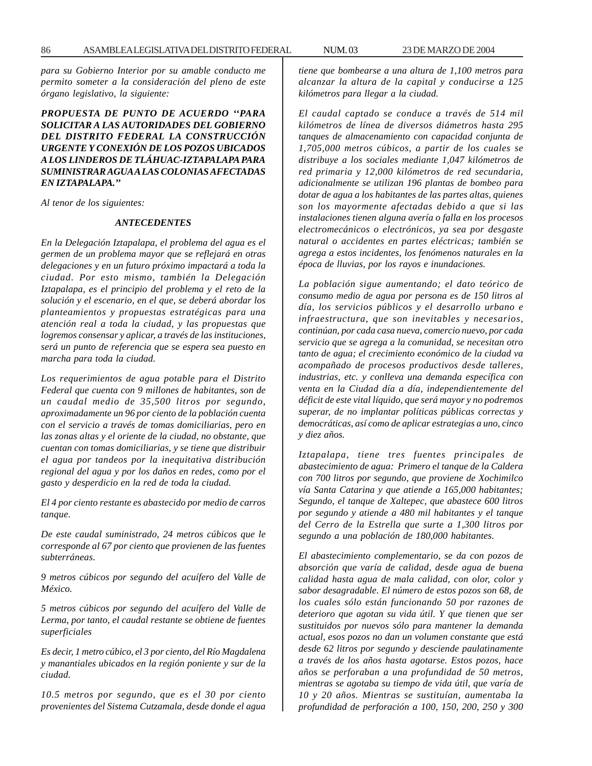*para su Gobierno Interior por su amable conducto me permito someter a la consideración del pleno de este órgano legislativo, la siguiente:*

***PROPUESTA DE PUNTO DE ACUERDO ''PARA SOLICITAR A LAS AUTORIDADES DEL GOBIERNO DEL DISTRITO FEDERAL LA CONSTRUCCIÓN URGENTE Y CONEXIÓN DE LOS POZOS UBICADOS A LOS LINDEROS DE TLÁHUAC-IZTAPALAPA PARA SUMINISTRAR AGUA A LAS COLONIAS AFECTADAS EN IZTAPALAPA.''***

*Al tenor de los siguientes:*

***ANTECEDENTES***

*En la Delegación Iztapalapa, el problema del agua es el germen de un problema mayor que se reflejará en otras delegaciones y en un futuro próximo impactará a toda la ciudad. Por esto mismo, también la Delegación Iztapalapa, es el principio del problema y el reto de la solución y el escenario, en el que, se deberá abordar los planteamientos y propuestas estratégicas para una atención real a toda la ciudad, y las propuestas que logremos consensar y aplicar, a través de las instituciones, será un punto de referencia que se espera sea puesto en marcha para toda la ciudad.*

*Los requerimientos de agua potable para el Distrito Federal que cuenta con 9 millones de habitantes, son de un caudal medio de 35,500 litros por segundo, aproximadamente un 96 por ciento de la población cuenta con el servicio a través de tomas domiciliarias, pero en las zonas altas y el oriente de la ciudad, no obstante, que cuentan con tomas domiciliarias, y se tiene que distribuir el agua por tandeos por la inequitativa distribución regional del agua y por los daños en redes, como por el gasto y desperdicio en la red de toda la ciudad.*

*El 4 por ciento restante es abastecido por medio de carros tanque.*

*De este caudal suministrado, 24 metros cúbicos que le corresponde al 67 por ciento que provienen de las fuentes subterráneas.*

*9 metros cúbicos por segundo del acuífero del Valle de México.*

*5 metros cúbicos por segundo del acuífero del Valle de Lerma, por tanto, el caudal restante se obtiene de fuentes superficiales*

*Es decir, 1 metro cúbico, el 3 por ciento, del Río Magdalena y manantiales ubicados en la región poniente y sur de la ciudad.*

*10.5 metros por segundo, que es el 30 por ciento provenientes del Sistema Cutzamala, desde donde el agua tiene que bombearse a una altura de 1,100 metros para alcanzar la altura de la capital y conducirse a 125 kilómetros para llegar a la ciudad.*

*El caudal captado se conduce a través de 514 mil kilómetros de línea de diversos diámetros hasta 295 tanques de almacenamiento con capacidad conjunta de 1,705,000 metros cúbicos, a partir de los cuales se distribuye a los sociales mediante 1,047 kilómetros de red primaria y 12,000 kilómetros de red secundaria, adicionalmente se utilizan 196 plantas de bombeo para dotar de agua a los habitantes de las partes altas, quienes son los mayormente afectadas debido a que si las instalaciones tienen alguna avería o falla en los procesos electromecánicos o electrónicos, ya sea por desgaste natural o accidentes en partes eléctricas; también se agrega a estos incidentes, los fenómenos naturales en la época de lluvias, por los rayos e inundaciones.*

*La población sigue aumentando; el dato teórico de consumo medio de agua por persona es de 150 litros al día, los servicios públicos y el desarrollo urbano e infraestructura, que son inevitables y necesarios, continúan, por cada casa nueva, comercio nuevo, por cada servicio que se agrega a la comunidad, se necesitan otro tanto de agua; el crecimiento económico de la ciudad va acompañado de procesos productivos desde talleres, industrias, etc. y conlleva una demanda específica con venta en la Ciudad día a día, independientemente del déficit de este vital líquido, que será mayor y no podremos superar, de no implantar políticas públicas correctas y democráticas, así como de aplicar estrategias a uno, cinco y diez años.*

*Iztapalapa, tiene tres fuentes principales de abastecimiento de agua: Primero el tanque de la Caldera con 700 litros por segundo, que proviene de Xochimilco vía Santa Catarina y que atiende a 165,000 habitantes; Segundo, el tanque de Xaltepec, que abastece 600 litros por segundo y atiende a 480 mil habitantes y el tanque del Cerro de la Estrella que surte a 1,300 litros por segundo a una población de 180,000 habitantes.*

*El abastecimiento complementario, se da con pozos de absorción que varía de calidad, desde agua de buena calidad hasta agua de mala calidad, con olor, color y sabor desagradable. El número de estos pozos son 68, de los cuales sólo están funcionando 50 por razones de deterioro que agotan su vida útil. Y que tienen que ser sustituidos por nuevos sólo para mantener la demanda actual, esos pozos no dan un volumen constante que está desde 62 litros por segundo y desciende paulatinamente a través de los años hasta agotarse. Estos pozos, hace años se perforaban a una profundidad de 50 metros, mientras se agotaba su tiempo de vida útil, que varía de 10 y 20 años. Mientras se sustituían, aumentaba la profundidad de perforación a 100, 150, 200, 250 y 300*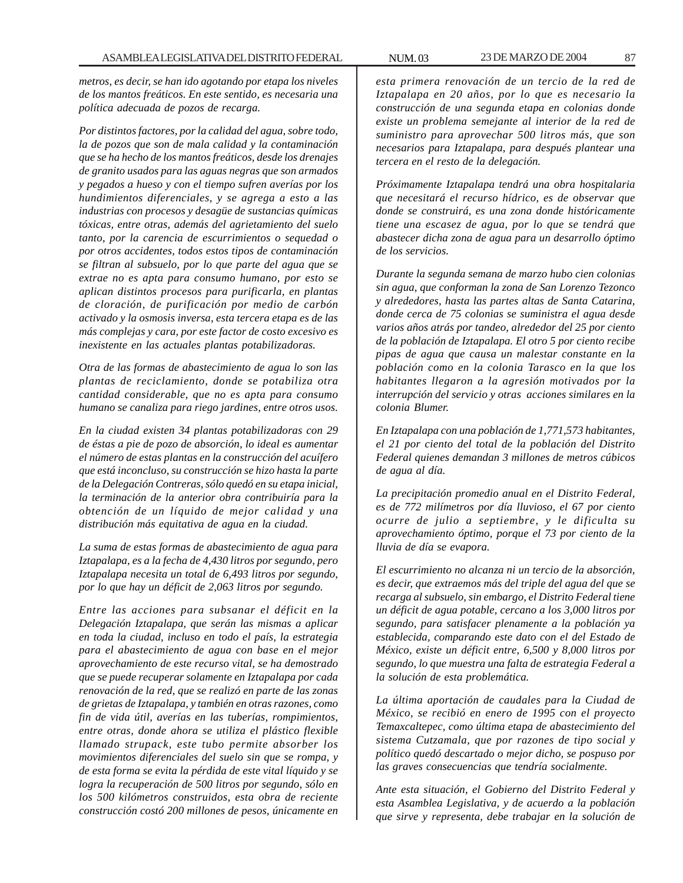*metros, es decir, se han ido agotando por etapa los niveles de los mantos freáticos. En este sentido, es necesaria una política adecuada de pozos de recarga.*

*Por distintos factores, por la calidad del agua, sobre todo, la de pozos que son de mala calidad y la contaminación que se ha hecho de los mantos freáticos, desde los drenajes de granito usados para las aguas negras que son armados y pegados a hueso y con el tiempo sufren averías por los hundimientos diferenciales, y se agrega a esto a las industrias con procesos y desagüe de sustancias químicas tóxicas, entre otras, además del agrietamiento del suelo tanto, por la carencia de escurrimientos o sequedad o por otros accidentes, todos estos tipos de contaminación se filtran al subsuelo, por lo que parte del agua que se extrae no es apta para consumo humano, por esto se aplican distintos procesos para purificarla, en plantas de cloración, de purificación por medio de carbón activado y la osmosis inversa, esta tercera etapa es de las más complejas y cara, por este factor de costo excesivo es inexistente en las actuales plantas potabilizadoras.*

*Otra de las formas de abastecimiento de agua lo son las plantas de reciclamiento, donde se potabiliza otra cantidad considerable, que no es apta para consumo humano se canaliza para riego jardines, entre otros usos.*

*En la ciudad existen 34 plantas potabilizadoras con 29 de éstas a pie de pozo de absorción, lo ideal es aumentar el número de estas plantas en la construcción del acuífero que está inconcluso, su construcción se hizo hasta la parte de la Delegación Contreras, sólo quedó en su etapa inicial, la terminación de la anterior obra contribuiría para la obtención de un líquido de mejor calidad y una distribución más equitativa de agua en la ciudad.*

*La suma de estas formas de abastecimiento de agua para Iztapalapa, es a la fecha de 4,430 litros por segundo, pero Iztapalapa necesita un total de 6,493 litros por segundo, por lo que hay un déficit de 2,063 litros por segundo.*

*Entre las acciones para subsanar el déficit en la Delegación Iztapalapa, que serán las mismas a aplicar en toda la ciudad, incluso en todo el país, la estrategia para el abastecimiento de agua con base en el mejor aprovechamiento de este recurso vital, se ha demostrado que se puede recuperar solamente en Iztapalapa por cada renovación de la red, que se realizó en parte de las zonas de grietas de Iztapalapa, y también en otras razones, como fin de vida útil, averías en las tuberías, rompimientos, entre otras, donde ahora se utiliza el plástico flexible llamado strupack, este tubo permite absorber los movimientos diferenciales del suelo sin que se rompa, y de esta forma se evita la pérdida de este vital líquido y se logra la recuperación de 500 litros por segundo, sólo en los 500 kilómetros construidos, esta obra de reciente construcción costó 200 millones de pesos, únicamente en esta primera renovación de un tercio de la red de Iztapalapa en 20 años, por lo que es necesario la construcción de una segunda etapa en colonias donde existe un problema semejante al interior de la red de suministro para aprovechar 500 litros más, que son necesarios para Iztapalapa, para después plantear una tercera en el resto de la delegación.*

*Próximamente Iztapalapa tendrá una obra hospitalaria que necesitará el recurso hídrico, es de observar que donde se construirá, es una zona donde históricamente tiene una escasez de agua, por lo que se tendrá que abastecer dicha zona de agua para un desarrollo óptimo de los servicios.*

*Durante la segunda semana de marzo hubo cien colonias sin agua, que conforman la zona de San Lorenzo Tezonco y alrededores, hasta las partes altas de Santa Catarina, donde cerca de 75 colonias se suministra el agua desde varios años atrás por tandeo, alrededor del 25 por ciento de la población de Iztapalapa. El otro 5 por ciento recibe pipas de agua que causa un malestar constante en la población como en la colonia Tarasco en la que los habitantes llegaron a la agresión motivados por la interrupción del servicio y otras acciones similares en la colonia Blumer.*

*En Iztapalapa con una población de 1,771,573 habitantes, el 21 por ciento del total de la población del Distrito Federal quienes demandan 3 millones de metros cúbicos de agua al día.*

*La precipitación promedio anual en el Distrito Federal, es de 772 milímetros por día lluvioso, el 67 por ciento ocurre de julio a septiembre, y le dificulta su aprovechamiento óptimo, porque el 73 por ciento de la lluvia de día se evapora.*

*El escurrimiento no alcanza ni un tercio de la absorción, es decir, que extraemos más del triple del agua del que se recarga al subsuelo, sin embargo, el Distrito Federal tiene un déficit de agua potable, cercano a los 3,000 litros por segundo, para satisfacer plenamente a la población ya establecida, comparando este dato con el del Estado de México, existe un déficit entre, 6,500 y 8,000 litros por segundo, lo que muestra una falta de estrategia Federal a la solución de esta problemática.*

*La última aportación de caudales para la Ciudad de México, se recibió en enero de 1995 con el proyecto Temaxcaltepec, como última etapa de abastecimiento del sistema Cutzamala, que por razones de tipo social y político quedó descartado o mejor dicho, se pospuso por las graves consecuencias que tendría socialmente.*

*Ante esta situación, el Gobierno del Distrito Federal y esta Asamblea Legislativa, y de acuerdo a la población que sirve y representa, debe trabajar en la solución de*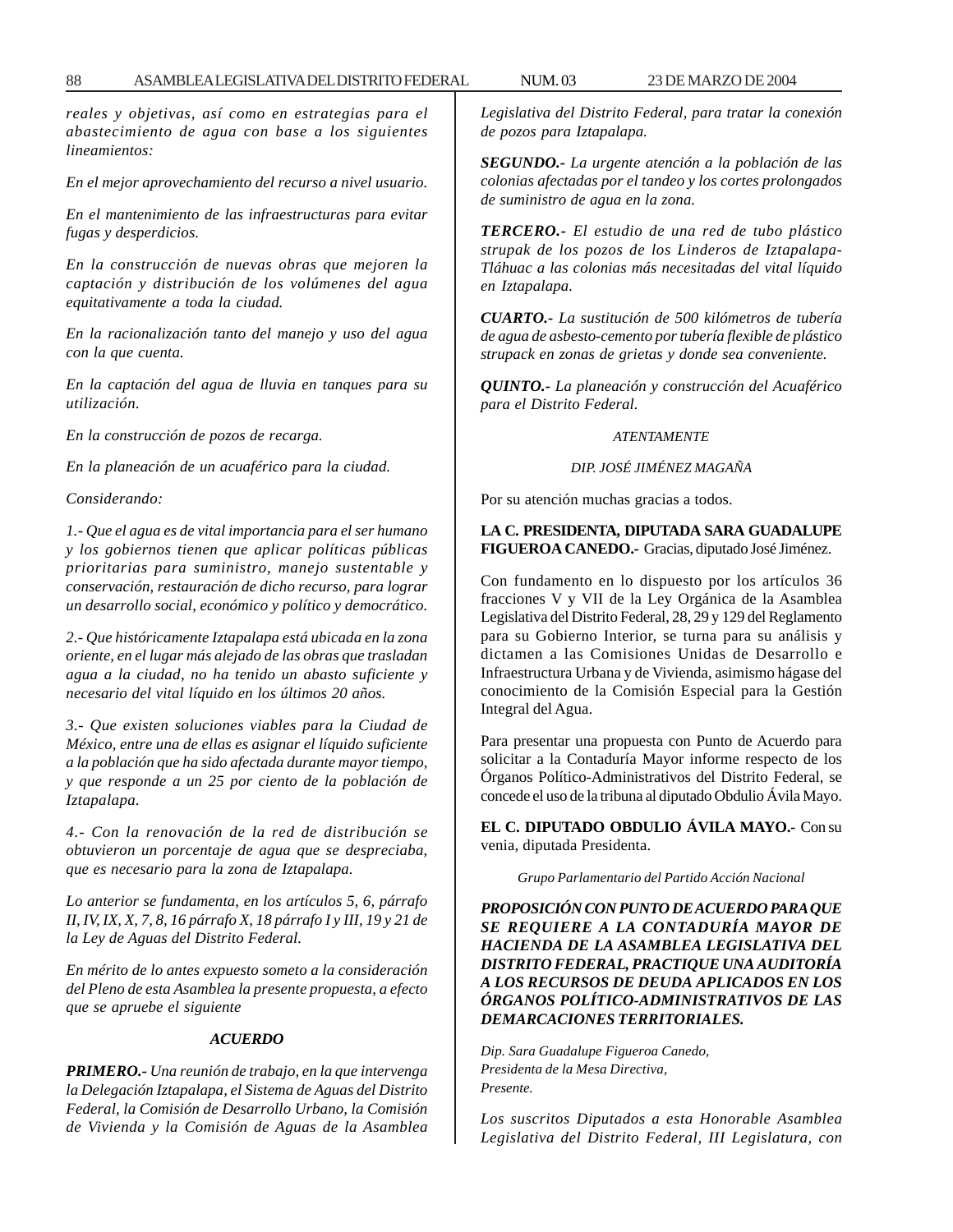*reales y objetivas, así como en estrategias para el abastecimiento de agua con base a los siguientes lineamientos:*

*En el mejor aprovechamiento del recurso a nivel usuario.*

*En el mantenimiento de las infraestructuras para evitar fugas y desperdicios.*

*En la construcción de nuevas obras que mejoren la captación y distribución de los volúmenes del agua equitativamente a toda la ciudad.*

*En la racionalización tanto del manejo y uso del agua con la que cuenta.*

*En la captación del agua de lluvia en tanques para su utilización.*

*En la construcción de pozos de recarga.*

*En la planeación de un acuaférico para la ciudad.*

*Considerando:*

*1.- Que el agua es de vital importancia para el ser humano y los gobiernos tienen que aplicar políticas públicas prioritarias para suministro, manejo sustentable y conservación, restauración de dicho recurso, para lograr un desarrollo social, económico y político y democrático.*

*2.- Que históricamente Iztapalapa está ubicada en la zona oriente, en el lugar más alejado de las obras que trasladan agua a la ciudad, no ha tenido un abasto suficiente y necesario del vital líquido en los últimos 20 años.*

*3.- Que existen soluciones viables para la Ciudad de México, entre una de ellas es asignar el líquido suficiente a la población que ha sido afectada durante mayor tiempo, y que responde a un 25 por ciento de la población de Iztapalapa.*

*4.- Con la renovación de la red de distribución se obtuvieron un porcentaje de agua que se despreciaba, que es necesario para la zona de Iztapalapa.*

*Lo anterior se fundamenta, en los artículos 5, 6, párrafo II, IV, IX, X, 7, 8, 16 párrafo X, 18 párrafo I y III, 19 y 21 de la Ley de Aguas del Distrito Federal.*

*En mérito de lo antes expuesto someto a la consideración del Pleno de esta Asamblea la presente propuesta, a efecto que se apruebe el siguiente*

***ACUERDO***

***PRIMERO.-*** *Una reunión de trabajo, en la que intervenga la Delegación Iztapalapa, el Sistema de Aguas del Distrito Federal, la Comisión de Desarrollo Urbano, la Comisión de Vivienda y la Comisión de Aguas de la Asamblea Legislativa del Distrito Federal, para tratar la conexión de pozos para Iztapalapa.*

***SEGUNDO.-*** *La urgente atención a la población de las colonias afectadas por el tandeo y los cortes prolongados de suministro de agua en la zona.*

***TERCERO.-*** *El estudio de una red de tubo plástico strupak de los pozos de los Linderos de Iztapalapa-Tláhuac a las colonias más necesitadas del vital líquido en Iztapalapa.*

***CUARTO.-*** *La sustitución de 500 kilómetros de tubería de agua de asbesto-cemento por tubería flexible de plástico strupack en zonas de grietas y donde sea conveniente.*

***QUINTO.-*** *La planeación y construcción del Acuaférico para el Distrito Federal.*

*ATENTAMENTE*

*DIP. JOSÉ JIMÉNEZ MAGAÑA*

Por su atención muchas gracias a todos.

**LA C. PRESIDENTA, DIPUTADA SARA GUADALUPE FIGUEROA CANEDO.-** Gracias, diputado José Jiménez.

Con fundamento en lo dispuesto por los artículos 36 fracciones V y VII de la Ley Orgánica de la Asamblea Legislativa del Distrito Federal, 28, 29 y 129 del Reglamento para su Gobierno Interior, se turna para su análisis y dictamen a las Comisiones Unidas de Desarrollo e Infraestructura Urbana y de Vivienda, asimismo hágase del conocimiento de la Comisión Especial para la Gestión Integral del Agua.

Para presentar una propuesta con Punto de Acuerdo para solicitar a la Contaduría Mayor informe respecto de los Órganos Político-Administrativos del Distrito Federal, se concede el uso de la tribuna al diputado Obdulio Ávila Mayo.

**EL C. DIPUTADO OBDULIO ÁVILA MAYO.-** Con su venia, diputada Presidenta.

*Grupo Parlamentario del Partido Acción Nacional*

***PROPOSICIÓN CON PUNTO DE ACUERDO PARA QUE SE REQUIERE A LA CONTADURÍA MAYOR DE HACIENDA DE LA ASAMBLEA LEGISLATIVA DEL DISTRITO FEDERAL, PRACTIQUE UNA AUDITORÍA A LOS RECURSOS DE DEUDA APLICADOS EN LOS ÓRGANOS POLÍTICO-ADMINISTRATIVOS DE LAS DEMARCACIONES TERRITORIALES.***

*Dip. Sara Guadalupe Figueroa Canedo,*
*Presidenta de la Mesa Directiva,*
*Presente.*

*Los suscritos Diputados a esta Honorable Asamblea Legislativa del Distrito Federal, III Legislatura, con*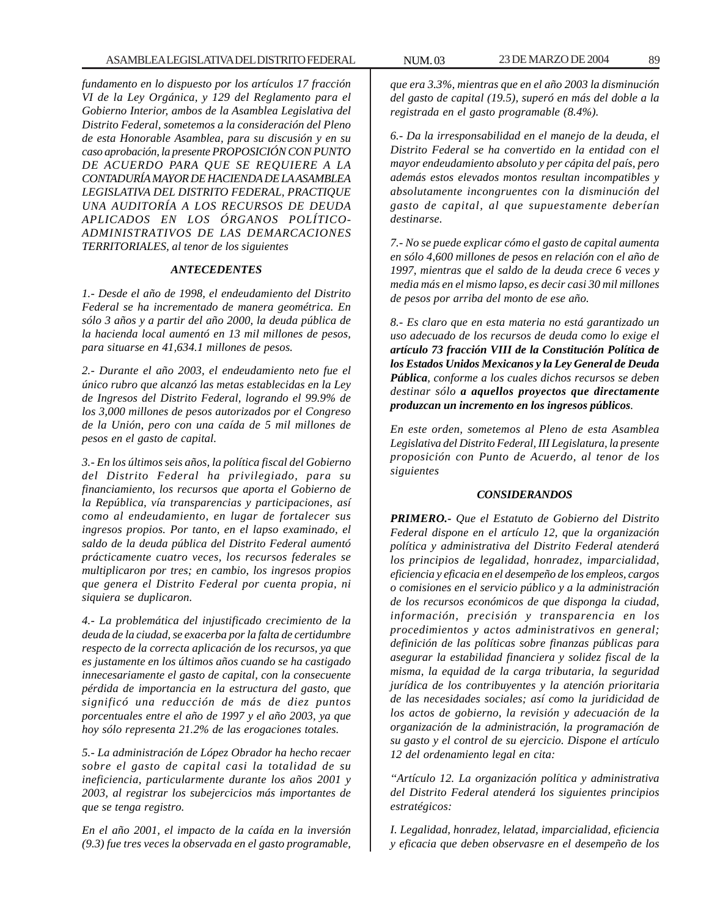*fundamento en lo dispuesto por los artículos 17 fracción VI de la Ley Orgánica, y 129 del Reglamento para el Gobierno Interior, ambos de la Asamblea Legislativa del Distrito Federal, sometemos a la consideración del Pleno de esta Honorable Asamblea, para su discusión y en su caso aprobación, la presente PROPOSICIÓN CON PUNTO DE ACUERDO PARA QUE SE REQUIERE A LA CONTADURÍA MAYOR DE HACIENDA DE LA ASAMBLEA LEGISLATIVA DEL DISTRITO FEDERAL, PRACTIQUE UNA AUDITORÍA A LOS RECURSOS DE DEUDA APLICADOS EN LOS ÓRGANOS POLÍTICO-ADMINISTRATIVOS DE LAS DEMARCACIONES TERRITORIALES, al tenor de los siguientes*

### *ANTECEDENTES*

*1.- Desde el año de 1998, el endeudamiento del Distrito Federal se ha incrementado de manera geométrica. En sólo 3 años y a partir del año 2000, la deuda pública de la hacienda local aumentó en 13 mil millones de pesos, para situarse en 41,634.1 millones de pesos.*

*2.- Durante el año 2003, el endeudamiento neto fue el único rubro que alcanzó las metas establecidas en la Ley de Ingresos del Distrito Federal, logrando el 99.9% de los 3,000 millones de pesos autorizados por el Congreso de la Unión, pero con una caída de 5 mil millones de pesos en el gasto de capital.*

*3.- En los últimos seis años, la política fiscal del Gobierno del Distrito Federal ha privilegiado, para su financiamiento, los recursos que aporta el Gobierno de la República, vía transparencias y participaciones, así como al endeudamiento, en lugar de fortalecer sus ingresos propios. Por tanto, en el lapso examinado, el saldo de la deuda pública del Distrito Federal aumentó prácticamente cuatro veces, los recursos federales se multiplicaron por tres; en cambio, los ingresos propios que genera el Distrito Federal por cuenta propia, ni siquiera se duplicaron.*

*4.- La problemática del injustificado crecimiento de la deuda de la ciudad, se exacerba por la falta de certidumbre respecto de la correcta aplicación de los recursos, ya que es justamente en los últimos años cuando se ha castigado innecesariamente el gasto de capital, con la consecuente pérdida de importancia en la estructura del gasto, que significó una reducción de más de diez puntos porcentuales entre el año de 1997 y el año 2003, ya que hoy sólo representa 21.2% de las erogaciones totales.*

*5.- La administración de López Obrador ha hecho recaer sobre el gasto de capital casi la totalidad de su ineficiencia, particularmente durante los años 2001 y 2003, al registrar los subejercicios más importantes de que se tenga registro.*

*En el año 2001, el impacto de la caída en la inversión (9.3) fue tres veces la observada en el gasto programable, que era 3.3%, mientras que en el año 2003 la disminución del gasto de capital (19.5), superó en más del doble a la registrada en el gasto programable (8.4%).*

*6.- Da la irresponsabilidad en el manejo de la deuda, el Distrito Federal se ha convertido en la entidad con el mayor endeudamiento absoluto y per cápita del país, pero además estos elevados montos resultan incompatibles y absolutamente incongruentes con la disminución del gasto de capital, al que supuestamente deberían destinarse.*

*7.- No se puede explicar cómo el gasto de capital aumenta en sólo 4,600 millones de pesos en relación con el año de 1997, mientras que el saldo de la deuda crece 6 veces y media más en el mismo lapso, es decir casi 30 mil millones de pesos por arriba del monto de ese año.*

*8.- Es claro que en esta materia no está garantizado un uso adecuado de los recursos de deuda como lo exige el **artículo 73 fracción VIII de la Constitución Política de los Estados Unidos Mexicanos y la Ley General de Deuda Pública**, conforme a los cuales dichos recursos se deben destinar sólo **a aquellos proyectos que directamente produzcan un incremento en los ingresos públicos**.*

*En este orden, sometemos al Pleno de esta Asamblea Legislativa del Distrito Federal, III Legislatura, la presente proposición con Punto de Acuerdo, al tenor de los siguientes*

### *CONSIDERANDOS*

***PRIMERO.-** Que el Estatuto de Gobierno del Distrito Federal dispone en el artículo 12, que la organización política y administrativa del Distrito Federal atenderá los principios de legalidad, honradez, imparcialidad, eficiencia y eficacia en el desempeño de los empleos, cargos o comisiones en el servicio público y a la administración de los recursos económicos de que disponga la ciudad, información, precisión y transparencia en los procedimientos y actos administrativos en general; definición de las políticas sobre finanzas públicas para asegurar la estabilidad financiera y solidez fiscal de la misma, la equidad de la carga tributaria, la seguridad jurídica de los contribuyentes y la atención prioritaria de las necesidades sociales; así como la juridicidad de los actos de gobierno, la revisión y adecuación de la organización de la administración, la programación de su gasto y el control de su ejercicio. Dispone el artículo 12 del ordenamiento legal en cita:*

*"Artículo 12. La organización política y administrativa del Distrito Federal atenderá los siguientes principios estratégicos:*

*I. Legalidad, honradez, lelatad, imparcialidad, eficiencia y eficacia que deben observasre en el desempeño de los*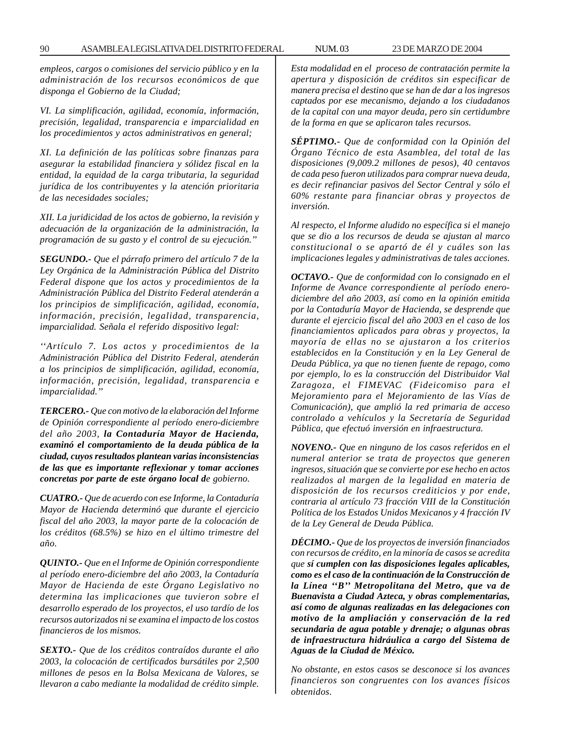*empleos, cargos o comisiones del servicio público y en la administración de los recursos económicos de que disponga el Gobierno de la Ciudad;*

*VI. La simplificación, agilidad, economía, información, precisión, legalidad, transparencia e imparcialidad en los procedimientos y actos administrativos en general;*

*XI. La definición de las políticas sobre finanzas para asegurar la estabilidad financiera y sólidez fiscal en la entidad, la equidad de la carga tributaria, la seguridad jurídica de los contribuyentes y la atención prioritaria de las necesidades sociales;*

*XII. La juridicidad de los actos de gobierno, la revisión y adecuación de la organización de la administración, la programación de su gasto y el control de su ejecución.''*

***SEGUNDO.-*** *Que el párrafo primero del artículo 7 de la Ley Orgánica de la Administración Pública del Distrito Federal dispone que los actos y procedimientos de la Administración Pública del Distrito Federal atenderán a los principios de simplificación, agilidad, economía, información, precisión, legalidad, transparencia, imparcialidad. Señala el referido dispositivo legal:*

*''Artículo 7. Los actos y procedimientos de la Administración Pública del Distrito Federal, atenderán a los principios de simplificación, agilidad, economía, información, precisión, legalidad, transparencia e imparcialidad.''*

***TERCERO.-*** *Que con motivo de la elaboración del Informe de Opinión correspondiente al período enero-diciembre del año 2003,* ***la Contaduría Mayor de Hacienda, examinó el comportamiento de la deuda pública de la ciudad, cuyos resultados plantean varias inconsistencias de las que es importante reflexionar y tomar acciones concretas por parte de este órgano local d****e gobierno.*

***CUATRO.-*** *Que de acuerdo con ese Informe, la Contaduría Mayor de Hacienda determinó que durante el ejercicio fiscal del año 2003, la mayor parte de la colocación de los créditos (68.5%) se hizo en el último trimestre del año.*

***QUINTO.-*** *Que en el Informe de Opinión correspondiente al período enero-diciembre del año 2003, la Contaduría Mayor de Hacienda de este Órgano Legislativo no determina las implicaciones que tuvieron sobre el desarrollo esperado de los proyectos, el uso tardío de los recursos autorizados ni se examina el impacto de los costos financieros de los mismos.*

***SEXTO.-*** *Que de los créditos contraídos durante el año 2003, la colocación de certificados bursátiles por 2,500 millones de pesos en la Bolsa Mexicana de Valores, se llevaron a cabo mediante la modalidad de crédito simple.*

*Esta modalidad en el proceso de contratación permite la apertura y disposición de créditos sin especificar de manera precisa el destino que se han de dar a los ingresos captados por ese mecanismo, dejando a los ciudadanos de la capital con una mayor deuda, pero sin certidumbre de la forma en que se aplicaron tales recursos.*

***SÉPTIMO.-*** *Que de conformidad con la Opinión del Órgano Técnico de esta Asamblea, del total de las disposiciones (9,009.2 millones de pesos), 40 centavos de cada peso fueron utilizados para comprar nueva deuda, es decir refinanciar pasivos del Sector Central y sólo el 60% restante para financiar obras y proyectos de inversión.*

*Al respecto, el Informe aludido no específica si el manejo que se dio a los recursos de deuda se ajustan al marco constitucional o se apartó de él y cuáles son las implicaciones legales y administrativas de tales acciones.*

***OCTAVO.-*** *Que de conformidad con lo consignado en el Informe de Avance correspondiente al período enero-diciembre del año 2003, así como en la opinión emitida por la Contaduría Mayor de Hacienda, se desprende que durante el ejercicio fiscal del año 2003 en el caso de los financiamientos aplicados para obras y proyectos, la mayoría de ellas no se ajustaron a los criterios establecidos en la Constitución y en la Ley General de Deuda Pública, ya que no tienen fuente de repago, como por ejemplo, lo es la construcción del Distribuidor Vial Zaragoza, el FIMEVAC (Fideicomiso para el Mejoramiento para el Mejoramiento de las Vías de Comunicación), que amplió la red primaria de acceso controlado a vehículos y la Secretaría de Seguridad Pública, que efectuó inversión en infraestructura.*

***NOVENO.-*** *Que en ninguno de los casos referidos en el numeral anterior se trata de proyectos que generen ingresos, situación que se convierte por ese hecho en actos realizados al margen de la legalidad en materia de disposición de los recursos crediticios y por ende, contraria al artículo 73 fracción VIII de la Constitución Política de los Estados Unidos Mexicanos y 4 fracción IV de la Ley General de Deuda Pública.*

***DÉCIMO.-*** *Que de los proyectos de inversión financiados con recursos de crédito, en la minoría de casos se acredita que* ***sí cumplen con las disposiciones legales aplicables, como es el caso de la continuación de la Construcción de la Línea ''B'' Metropolitana del Metro, que va de Buenavista a Ciudad Azteca, y obras complementarias, así como de algunas realizadas en las delegaciones con motivo de la ampliación y conservación de la red secundaria de agua potable y drenaje; o algunas obras de infraestructura hidráulica a cargo del Sistema de Aguas de la Ciudad de México.***

*No obstante, en estos casos se desconoce si los avances financieros son congruentes con los avances físicos obtenidos.*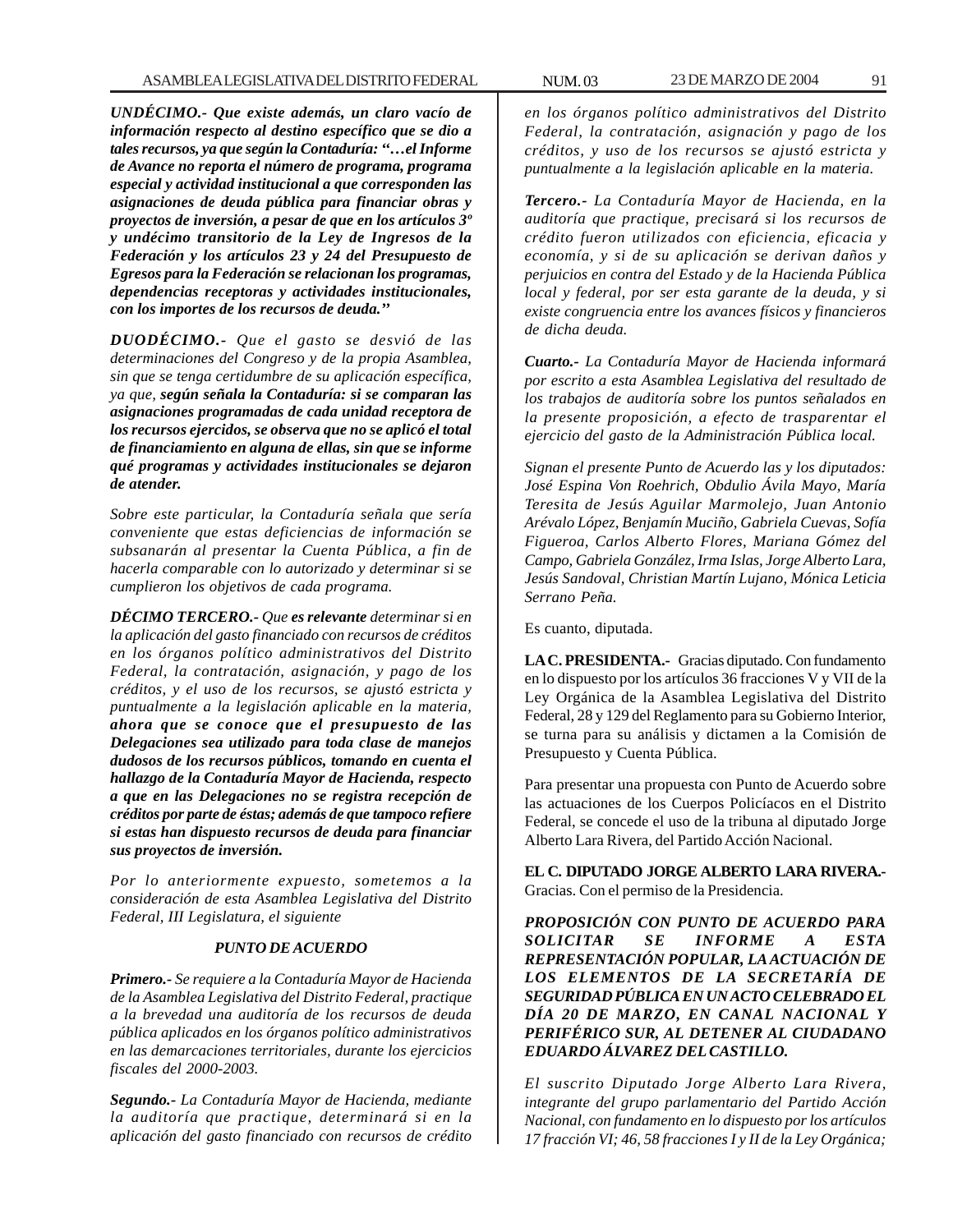***UNDÉCIMO.- Que existe además, un claro vacío de información respecto al destino específico que se dio a tales recursos, ya que según la Contaduría: "…el Informe de Avance no reporta el número de programa, programa especial y actividad institucional a que corresponden las asignaciones de deuda pública para financiar obras y proyectos de inversión, a pesar de que en los artículos 3º y undécimo transitorio de la Ley de Ingresos de la Federación y los artículos 23 y 24 del Presupuesto de Egresos para la Federación se relacionan los programas, dependencias receptoras y actividades institucionales, con los importes de los recursos de deuda."***

***DUODÉCIMO.-*** *Que el gasto se desvió de las determinaciones del Congreso y de la propia Asamblea, sin que se tenga certidumbre de su aplicación específica, ya que,* ***según señala la Contaduría: si se comparan las asignaciones programadas de cada unidad receptora de los recursos ejercidos, se observa que no se aplicó el total de financiamiento en alguna de ellas, sin que se informe qué programas y actividades institucionales se dejaron de atender.***

*Sobre este particular, la Contaduría señala que sería conveniente que estas deficiencias de información se subsanarán al presentar la Cuenta Pública, a fin de hacerla comparable con lo autorizado y determinar si se cumplieron los objetivos de cada programa.*

***DÉCIMO TERCERO.-*** *Que* ***es relevante*** *determinar si en la aplicación del gasto financiado con recursos de créditos en los órganos político administrativos del Distrito Federal, la contratación, asignación, y pago de los créditos, y el uso de los recursos, se ajustó estricta y puntualmente a la legislación aplicable en la materia,* ***ahora que se conoce que el presupuesto de las Delegaciones sea utilizado para toda clase de manejos dudosos de los recursos públicos, tomando en cuenta el hallazgo de la Contaduría Mayor de Hacienda, respecto a que en las Delegaciones no se registra recepción de créditos por parte de éstas; además de que tampoco refiere si estas han dispuesto recursos de deuda para financiar sus proyectos de inversión.***

*Por lo anteriormente expuesto, sometemos a la consideración de esta Asamblea Legislativa del Distrito Federal, III Legislatura, el siguiente*

***PUNTO DE ACUERDO***

***Primero.-*** *Se requiere a la Contaduría Mayor de Hacienda de la Asamblea Legislativa del Distrito Federal, practique a la brevedad una auditoría de los recursos de deuda pública aplicados en los órganos político administrativos en las demarcaciones territoriales, durante los ejercicios fiscales del 2000-2003.*

***Segundo.-*** *La Contaduría Mayor de Hacienda, mediante la auditoría que practique, determinará si en la aplicación del gasto financiado con recursos de crédito en los órganos político administrativos del Distrito Federal, la contratación, asignación y pago de los créditos, y uso de los recursos se ajustó estricta y puntualmente a la legislación aplicable en la materia.*

***Tercero.-*** *La Contaduría Mayor de Hacienda, en la auditoría que practique, precisará si los recursos de crédito fueron utilizados con eficiencia, eficacia y economía, y si de su aplicación se derivan daños y perjuicios en contra del Estado y de la Hacienda Pública local y federal, por ser esta garante de la deuda, y si existe congruencia entre los avances físicos y financieros de dicha deuda.*

***Cuarto.-*** *La Contaduría Mayor de Hacienda informará por escrito a esta Asamblea Legislativa del resultado de los trabajos de auditoría sobre los puntos señalados en la presente proposición, a efecto de trasparentar el ejercicio del gasto de la Administración Pública local.*

*Signan el presente Punto de Acuerdo las y los diputados: José Espina Von Roehrich, Obdulio Ávila Mayo, María Teresita de Jesús Aguilar Marmolejo, Juan Antonio Arévalo López, Benjamín Muciño, Gabriela Cuevas, Sofía Figueroa, Carlos Alberto Flores, Mariana Gómez del Campo, Gabriela González, Irma Islas, Jorge Alberto Lara, Jesús Sandoval, Christian Martín Lujano, Mónica Leticia Serrano Peña.*

Es cuanto, diputada.

**LA C. PRESIDENTA.-** Gracias diputado. Con fundamento en lo dispuesto por los artículos 36 fracciones V y VII de la Ley Orgánica de la Asamblea Legislativa del Distrito Federal, 28 y 129 del Reglamento para su Gobierno Interior, se turna para su análisis y dictamen a la Comisión de Presupuesto y Cuenta Pública.

Para presentar una propuesta con Punto de Acuerdo sobre las actuaciones de los Cuerpos Policíacos en el Distrito Federal, se concede el uso de la tribuna al diputado Jorge Alberto Lara Rivera, del Partido Acción Nacional.

**EL C. DIPUTADO JORGE ALBERTO LARA RIVERA.-** Gracias. Con el permiso de la Presidencia.

***PROPOSICIÓN CON PUNTO DE ACUERDO PARA SOLICITAR SE INFORME A ESTA REPRESENTACIÓN POPULAR, LA ACTUACIÓN DE LOS ELEMENTOS DE LA SECRETARÍA DE SEGURIDAD PÚBLICA EN UN ACTO CELEBRADO EL DÍA 20 DE MARZO, EN CANAL NACIONAL Y PERIFÉRICO SUR, AL DETENER AL CIUDADANO EDUARDO ÁLVAREZ DEL CASTILLO.***

*El suscrito Diputado Jorge Alberto Lara Rivera, integrante del grupo parlamentario del Partido Acción Nacional, con fundamento en lo dispuesto por los artículos 17 fracción VI; 46, 58 fracciones I y II de la Ley Orgánica;*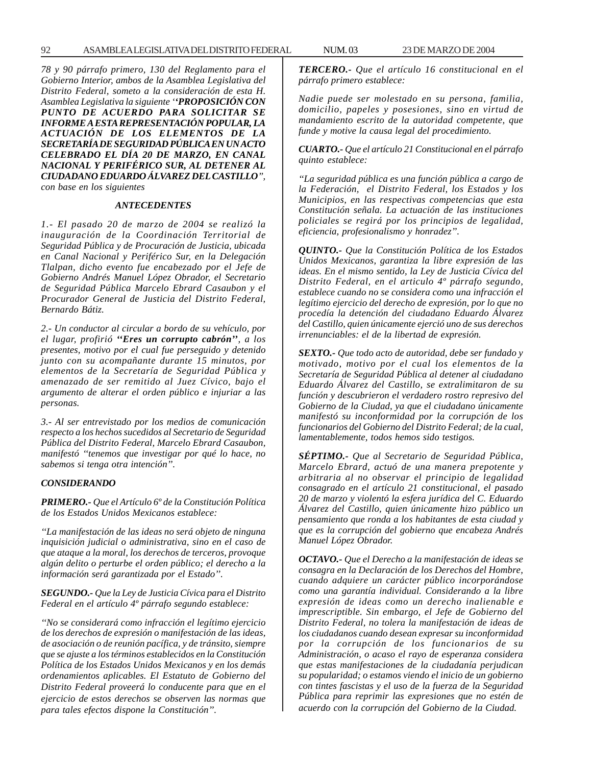*78 y 90 párrafo primero, 130 del Reglamento para el Gobierno Interior, ambos de la Asamblea Legislativa del Distrito Federal, someto a la consideración de esta H. Asamblea Legislativa la siguiente '**'PROPOSICIÓN CON PUNTO DE ACUERDO PARA SOLICITAR SE INFORME A ESTA REPRESENTACIÓN POPULAR, LA ACTUACIÓN DE LOS ELEMENTOS DE LA SECRETARÍA DE SEGURIDAD PÚBLICA EN UN ACTO CELEBRADO EL DÍA 20 DE MARZO, EN CANAL NACIONAL Y PERIFÉRICO SUR, AL DETENER AL CIUDADANO EDUARDO ÁLVAREZ DEL CASTILLO**", con base en los siguientes*

### *ANTECEDENTES*

*1.- El pasado 20 de marzo de 2004 se realizó la inauguración de la Coordinación Territorial de Seguridad Pública y de Procuración de Justicia, ubicada en Canal Nacional y Periférico Sur, en la Delegación Tlalpan, dicho evento fue encabezado por el Jefe de Gobierno Andrés Manuel López Obrador, el Secretario de Seguridad Pública Marcelo Ebrard Casaubon y el Procurador General de Justicia del Distrito Federal, Bernardo Bátiz.*

*2.- Un conductor al circular a bordo de su vehículo, por el lugar, profirió **''Eres un corrupto cabrón''**, a los presentes, motivo por el cual fue perseguido y detenido junto con su acompañante durante 15 minutos, por elementos de la Secretaría de Seguridad Pública y amenazado de ser remitido al Juez Cívico, bajo el argumento de alterar el orden público e injuriar a las personas.*

*3.- Al ser entrevistado por los medios de comunicación respecto a los hechos sucedidos al Secretario de Seguridad Pública del Distrito Federal, Marcelo Ebrard Casaubon, manifestó ''tenemos que investigar por qué lo hace, no sabemos si tenga otra intención''.*

### *CONSIDERANDO*

***PRIMERO.-** Que el Artículo 6º de la Constitución Política de los Estados Unidos Mexicanos establece:*

*''La manifestación de las ideas no será objeto de ninguna inquisición judicial o administrativa, sino en el caso de que ataque a la moral, los derechos de terceros, provoque algún delito o perturbe el orden público; el derecho a la información será garantizada por el Estado''.*

***SEGUNDO.-** Que la Ley de Justicia Cívica para el Distrito Federal en el artículo 4º párrafo segundo establece:*

*''No se considerará como infracción el legítimo ejercicio de los derechos de expresión o manifestación de las ideas, de asociación o de reunión pacífica, y de tránsito, siempre que se ajuste a los términos establecidos en la Constitución Política de los Estados Unidos Mexicanos y en los demás ordenamientos aplicables. El Estatuto de Gobierno del Distrito Federal proveerá lo conducente para que en el ejercicio de estos derechos se observen las normas que para tales efectos dispone la Constitución''.*

***TERCERO.-** Que el artículo 16 constitucional en el párrafo primero establece:*

*Nadie puede ser molestado en su persona, familia, domicilio, papeles y posesiones, sino en virtud de mandamiento escrito de la autoridad competente, que funde y motive la causa legal del procedimiento.*

***CUARTO.-** Que el artículo 21 Constitucional en el párrafo quinto establece:*

*''La seguridad pública es una función pública a cargo de la Federación, el Distrito Federal, los Estados y los Municipios, en las respectivas competencias que esta Constitución señala. La actuación de las instituciones policiales se regirá por los principios de legalidad, eficiencia, profesionalismo y honradez''.*

***QUINTO.-** Que la Constitución Política de los Estados Unidos Mexicanos, garantiza la libre expresión de las ideas. En el mismo sentido, la Ley de Justicia Cívica del Distrito Federal, en el articulo 4º párrafo segundo, establece cuando no se considera como una infracción el legítimo ejercicio del derecho de expresión, por lo que no procedía la detención del ciudadano Eduardo Álvarez del Castillo, quien únicamente ejerció uno de sus derechos irrenunciables: el de la libertad de expresión.*

***SEXTO.-** Que todo acto de autoridad, debe ser fundado y motivado, motivo por el cual los elementos de la Secretaría de Seguridad Pública al detener al ciudadano Eduardo Álvarez del Castillo, se extralimitaron de su función y descubrieron el verdadero rostro represivo del Gobierno de la Ciudad, ya que el ciudadano únicamente manifestó su inconformidad por la corrupción de los funcionarios del Gobierno del Distrito Federal; de la cual, lamentablemente, todos hemos sido testigos.*

***SÉPTIMO.-** Que al Secretario de Seguridad Pública, Marcelo Ebrard, actuó de una manera prepotente y arbitraria al no observar el principio de legalidad consagrado en el artículo 21 constitucional, el pasado 20 de marzo y violentó la esfera jurídica del C. Eduardo Álvarez del Castillo, quien únicamente hizo público un pensamiento que ronda a los habitantes de esta ciudad y que es la corrupción del gobierno que encabeza Andrés Manuel López Obrador.*

***OCTAVO.-** Que el Derecho a la manifestación de ideas se consagra en la Declaración de los Derechos del Hombre, cuando adquiere un carácter público incorporándose como una garantía individual. Considerando a la libre expresión de ideas como un derecho inalienable e imprescriptible. Sin embargo, el Jefe de Gobierno del Distrito Federal, no tolera la manifestación de ideas de los ciudadanos cuando desean expresar su inconformidad por la corrupción de los funcionarios de su Administración, o acaso el rayo de esperanza considera que estas manifestaciones de la ciudadanía perjudican su popularidad; o estamos viendo el inicio de un gobierno con tintes fascistas y el uso de la fuerza de la Seguridad Pública para reprimir las expresiones que no estén de acuerdo con la corrupción del Gobierno de la Ciudad.*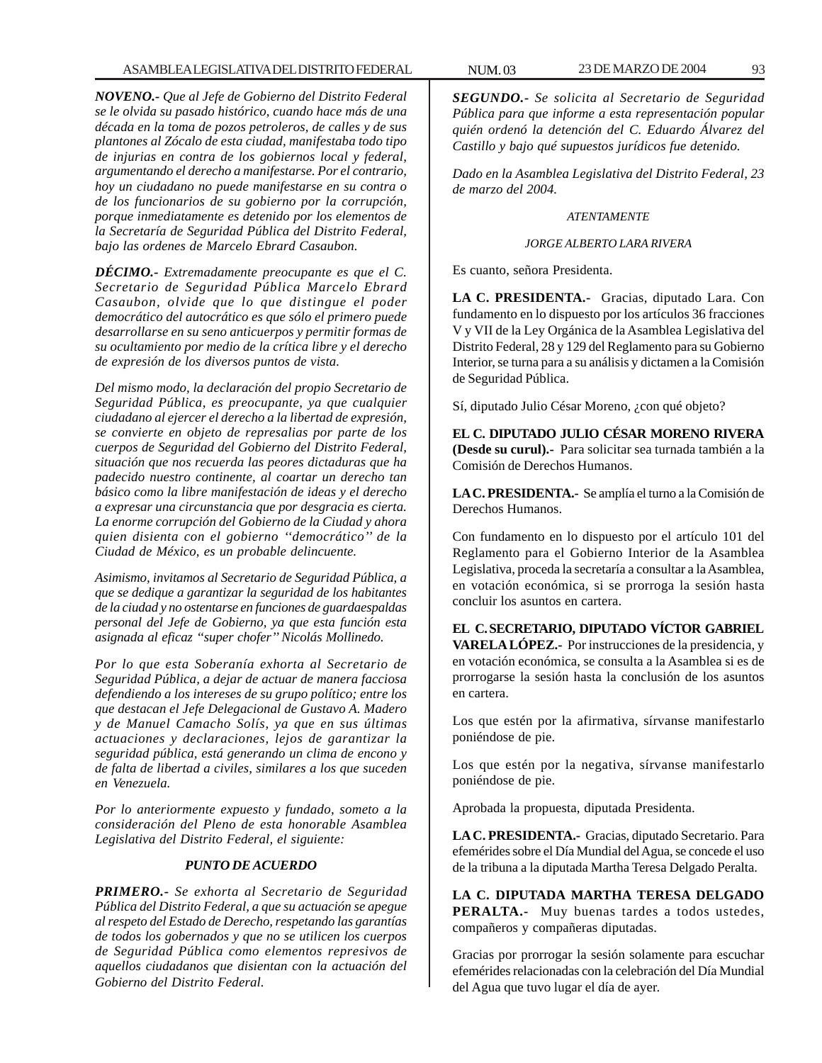***NOVENO.-*** *Que al Jefe de Gobierno del Distrito Federal se le olvida su pasado histórico, cuando hace más de una década en la toma de pozos petroleros, de calles y de sus plantones al Zócalo de esta ciudad, manifestaba todo tipo de injurias en contra de los gobiernos local y federal, argumentando el derecho a manifestarse. Por el contrario, hoy un ciudadano no puede manifestarse en su contra o de los funcionarios de su gobierno por la corrupción, porque inmediatamente es detenido por los elementos de la Secretaría de Seguridad Pública del Distrito Federal, bajo las ordenes de Marcelo Ebrard Casaubon.*

***DÉCIMO.-*** *Extremadamente preocupante es que el C. Secretario de Seguridad Pública Marcelo Ebrard Casaubon, olvide que lo que distingue el poder democrático del autocrático es que sólo el primero puede desarrollarse en su seno anticuerpos y permitir formas de su ocultamiento por medio de la crítica libre y el derecho de expresión de los diversos puntos de vista.*

*Del mismo modo, la declaración del propio Secretario de Seguridad Pública, es preocupante, ya que cualquier ciudadano al ejercer el derecho a la libertad de expresión, se convierte en objeto de represalias por parte de los cuerpos de Seguridad del Gobierno del Distrito Federal, situación que nos recuerda las peores dictaduras que ha padecido nuestro continente, al coartar un derecho tan básico como la libre manifestación de ideas y el derecho a expresar una circunstancia que por desgracia es cierta. La enorme corrupción del Gobierno de la Ciudad y ahora quien disienta con el gobierno ''democrático'' de la Ciudad de México, es un probable delincuente.*

*Asimismo, invitamos al Secretario de Seguridad Pública, a que se dedique a garantizar la seguridad de los habitantes de la ciudad y no ostentarse en funciones de guardaespaldas personal del Jefe de Gobierno, ya que esta función esta asignada al eficaz "super chofer" Nicolás Mollinedo.*

*Por lo que esta Soberanía exhorta al Secretario de Seguridad Pública, a dejar de actuar de manera facciosa defendiendo a los intereses de su grupo político; entre los que destacan el Jefe Delegacional de Gustavo A. Madero y de Manuel Camacho Solís, ya que en sus últimas actuaciones y declaraciones, lejos de garantizar la seguridad pública, está generando un clima de encono y de falta de libertad a civiles, similares a los que suceden en Venezuela.*

*Por lo anteriormente expuesto y fundado, someto a la consideración del Pleno de esta honorable Asamblea Legislativa del Distrito Federal, el siguiente:*

***PUNTO DE ACUERDO***

***PRIMERO.-*** *Se exhorta al Secretario de Seguridad Pública del Distrito Federal, a que su actuación se apegue al respeto del Estado de Derecho, respetando las garantías de todos los gobernados y que no se utilicen los cuerpos de Seguridad Pública como elementos represivos de aquellos ciudadanos que disienten con la actuación del Gobierno del Distrito Federal.*

***SEGUNDO.-*** *Se solicita al Secretario de Seguridad Pública para que informe a esta representación popular quién ordenó la detención del C. Eduardo Álvarez del Castillo y bajo qué supuestos jurídicos fue detenido.*

*Dado en la Asamblea Legislativa del Distrito Federal, 23 de marzo del 2004.*

*ATENTAMENTE*

*JORGE ALBERTO LARA RIVERA*

Es cuanto, señora Presidenta.

**LA C. PRESIDENTA.-** Gracias, diputado Lara. Con fundamento en lo dispuesto por los artículos 36 fracciones V y VII de la Ley Orgánica de la Asamblea Legislativa del Distrito Federal, 28 y 129 del Reglamento para su Gobierno Interior, se turna para a su análisis y dictamen a la Comisión de Seguridad Pública.

Sí, diputado Julio César Moreno, ¿con qué objeto?

**EL C. DIPUTADO JULIO CÉSAR MORENO RIVERA (Desde su curul).-** Para solicitar sea turnada también a la Comisión de Derechos Humanos.

**LA C. PRESIDENTA.-** Se amplía el turno a la Comisión de Derechos Humanos.

Con fundamento en lo dispuesto por el artículo 101 del Reglamento para el Gobierno Interior de la Asamblea Legislativa, proceda la secretaría a consultar a la Asamblea, en votación económica, si se prorroga la sesión hasta concluir los asuntos en cartera.

**EL C. SECRETARIO, DIPUTADO VÍCTOR GABRIEL VARELA LÓPEZ.-** Por instrucciones de la presidencia, y en votación económica, se consulta a la Asamblea si es de prorrogarse la sesión hasta la conclusión de los asuntos en cartera.

Los que estén por la afirmativa, sírvanse manifestarlo poniéndose de pie.

Los que estén por la negativa, sírvanse manifestarlo poniéndose de pie.

Aprobada la propuesta, diputada Presidenta.

**LA C. PRESIDENTA.-** Gracias, diputado Secretario. Para efemérides sobre el Día Mundial del Agua, se concede el uso de la tribuna a la diputada Martha Teresa Delgado Peralta.

**LA C. DIPUTADA MARTHA TERESA DELGADO PERALTA.-** Muy buenas tardes a todos ustedes, compañeros y compañeras diputadas.

Gracias por prorrogar la sesión solamente para escuchar efemérides relacionadas con la celebración del Día Mundial del Agua que tuvo lugar el día de ayer.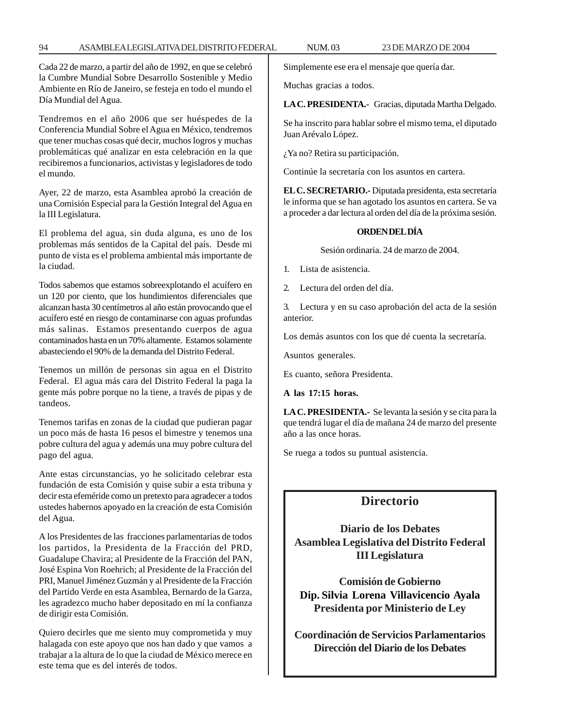Cada 22 de marzo, a partir del año de 1992, en que se celebró la Cumbre Mundial Sobre Desarrollo Sostenible y Medio Ambiente en Río de Janeiro, se festeja en todo el mundo el Día Mundial del Agua.

Tendremos en el año 2006 que ser huéspedes de la Conferencia Mundial Sobre el Agua en México, tendremos que tener muchas cosas qué decir, muchos logros y muchas problemáticas qué analizar en esta celebración en la que recibiremos a funcionarios, activistas y legisladores de todo el mundo.

Ayer, 22 de marzo, esta Asamblea aprobó la creación de una Comisión Especial para la Gestión Integral del Agua en la III Legislatura.

El problema del agua, sin duda alguna, es uno de los problemas más sentidos de la Capital del país. Desde mi punto de vista es el problema ambiental más importante de la ciudad.

Todos sabemos que estamos sobreexplotando el acuífero en un 120 por ciento, que los hundimientos diferenciales que alcanzan hasta 30 centímetros al año están provocando que el acuífero esté en riesgo de contaminarse con aguas profundas más salinas. Estamos presentando cuerpos de agua contaminados hasta en un 70% altamente. Estamos solamente abasteciendo el 90% de la demanda del Distrito Federal.

Tenemos un millón de personas sin agua en el Distrito Federal. El agua más cara del Distrito Federal la paga la gente más pobre porque no la tiene, a través de pipas y de tandeos.

Tenemos tarifas en zonas de la ciudad que pudieran pagar un poco más de hasta 16 pesos el bimestre y tenemos una pobre cultura del agua y además una muy pobre cultura del pago del agua.

Ante estas circunstancias, yo he solicitado celebrar esta fundación de esta Comisión y quise subir a esta tribuna y decir esta efeméride como un pretexto para agradecer a todos ustedes habernos apoyado en la creación de esta Comisión del Agua.

A los Presidentes de las fracciones parlamentarias de todos los partidos, la Presidenta de la Fracción del PRD, Guadalupe Chavira; al Presidente de la Fracción del PAN, José Espina Von Roehrich; al Presidente de la Fracción del PRI, Manuel Jiménez Guzmán y al Presidente de la Fracción del Partido Verde en esta Asamblea, Bernardo de la Garza, les agradezco mucho haber depositado en mí la confianza de dirigir esta Comisión.

Quiero decirles que me siento muy comprometida y muy halagada con este apoyo que nos han dado y que vamos a trabajar a la altura de lo que la ciudad de México merece en este tema que es del interés de todos.

Simplemente ese era el mensaje que quería dar.

Muchas gracias a todos.

**LA C. PRESIDENTA.-** Gracias, diputada Martha Delgado.

Se ha inscrito para hablar sobre el mismo tema, el diputado Juan Arévalo López.

¿Ya no? Retira su participación.

Continúe la secretaría con los asuntos en cartera.

**EL C. SECRETARIO.-** Diputada presidenta, esta secretaría le informa que se han agotado los asuntos en cartera. Se va a proceder a dar lectura al orden del día de la próxima sesión.

**ORDEN DEL DÍA**

Sesión ordinaria. 24 de marzo de 2004.

1. Lista de asistencia.
2. Lectura del orden del día.
3. Lectura y en su caso aprobación del acta de la sesión anterior.

Los demás asuntos con los que dé cuenta la secretaría.

Asuntos generales.

Es cuanto, señora Presidenta.

**A las 17:15 horas.**

**LA C. PRESIDENTA.-** Se levanta la sesión y se cita para la que tendrá lugar el día de mañana 24 de marzo del presente año a las once horas.

Se ruega a todos su puntual asistencia.

## Directorio

**Diario de los Debates**
**Asamblea Legislativa del Distrito Federal**
**III Legislatura**

**Comisión de Gobierno**
**Dip. Silvia Lorena Villavicencio Ayala**
**Presidenta por Ministerio de Ley**

**Coordinación de Servicios Parlamentarios**
**Dirección del Diario de los Debates**